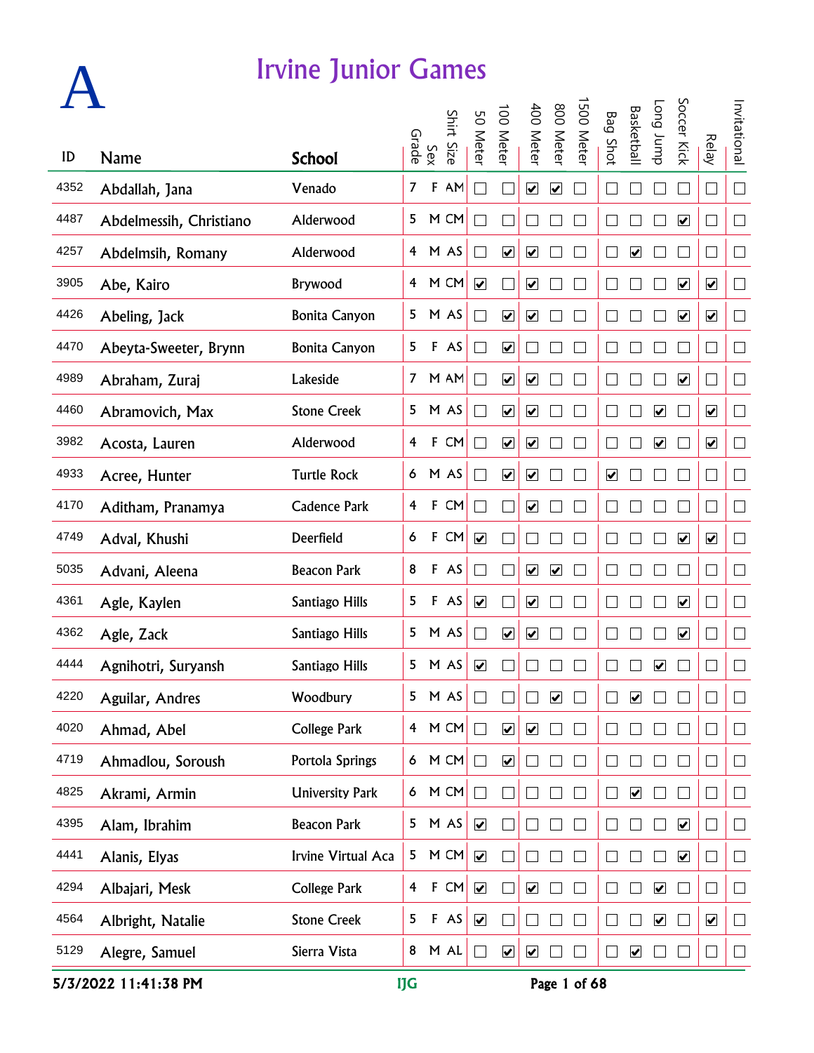# A

## Irvine Junior Games

| ID | Name | School | Grade | Sex | Shirt Size | 50 Meter | 100 Meter | 400 Meter | 800 Meter | 1500 Meter | Bag Shot | Basketball | Long Jump | Soccer Kick | Relay | Invitational |
|---|---|---|---|---|---|---|---|---|---|---|---|---|---|---|---|---|
| 4352 | Abdallah, Jana | Venado | 7 | F | AM | ☐ | ☐ | ☑ | ☑ | ☐ | ☐ | ☐ | ☐ | ☐ | ☐ | ☐ |
| 4487 | Abdelmessih, Christiano | Alderwood | 5 | M | CM | ☐ | ☐ | ☐ | ☐ | ☐ | ☐ | ☐ | ☐ | ☑ | ☐ | ☐ |
| 4257 | Abdelmsih, Romany | Alderwood | 4 | M | AS | ☐ | ☑ | ☑ | ☐ | ☐ | ☐ | ☑ | ☐ | ☐ | ☐ | ☐ |
| 3905 | Abe, Kairo | Brywood | 4 | M | CM | ☑ | ☐ | ☑ | ☐ | ☐ | ☐ | ☐ | ☐ | ☑ | ☑ | ☐ |
| 4426 | Abeling, Jack | Bonita Canyon | 5 | M | AS | ☐ | ☑ | ☑ | ☐ | ☐ | ☐ | ☐ | ☐ | ☑ | ☑ | ☐ |
| 4470 | Abeyta-Sweeter, Brynn | Bonita Canyon | 5 | F | AS | ☐ | ☑ | ☐ | ☐ | ☐ | ☐ | ☐ | ☐ | ☐ | ☐ | ☐ |
| 4989 | Abraham, Zuraj | Lakeside | 7 | M | AM | ☐ | ☑ | ☑ | ☐ | ☐ | ☐ | ☐ | ☐ | ☑ | ☐ | ☐ |
| 4460 | Abramovich, Max | Stone Creek | 5 | M | AS | ☐ | ☑ | ☑ | ☐ | ☐ | ☐ | ☐ | ☑ | ☐ | ☑ | ☐ |
| 3982 | Acosta, Lauren | Alderwood | 4 | F | CM | ☐ | ☑ | ☑ | ☐ | ☐ | ☐ | ☐ | ☑ | ☐ | ☑ | ☐ |
| 4933 | Acree, Hunter | Turtle Rock | 6 | M | AS | ☐ | ☑ | ☑ | ☐ | ☐ | ☑ | ☐ | ☐ | ☐ | ☐ | ☐ |
| 4170 | Aditham, Pranamya | Cadence Park | 4 | F | CM | ☐ | ☐ | ☑ | ☐ | ☐ | ☐ | ☐ | ☐ | ☐ | ☐ | ☐ |
| 4749 | Adval, Khushi | Deerfield | 6 | F | CM | ☑ | ☐ | ☐ | ☐ | ☐ | ☐ | ☐ | ☐ | ☑ | ☑ | ☐ |
| 5035 | Advani, Aleena | Beacon Park | 8 | F | AS | ☐ | ☐ | ☑ | ☑ | ☐ | ☐ | ☐ | ☐ | ☐ | ☐ | ☐ |
| 4361 | Agle, Kaylen | Santiago Hills | 5 | F | AS | ☑ | ☐ | ☑ | ☐ | ☐ | ☐ | ☐ | ☐ | ☑ | ☐ | ☐ |
| 4362 | Agle, Zack | Santiago Hills | 5 | M | AS | ☐ | ☑ | ☑ | ☐ | ☐ | ☐ | ☐ | ☐ | ☑ | ☐ | ☐ |
| 4444 | Agnihotri, Suryansh | Santiago Hills | 5 | M | AS | ☑ | ☐ | ☐ | ☐ | ☐ | ☐ | ☐ | ☑ | ☐ | ☐ | ☐ |
| 4220 | Aguilar, Andres | Woodbury | 5 | M | AS | ☐ | ☐ | ☐ | ☑ | ☐ | ☐ | ☑ | ☐ | ☐ | ☐ | ☐ |
| 4020 | Ahmad, Abel | College Park | 4 | M | CM | ☐ | ☑ | ☑ | ☐ | ☐ | ☐ | ☐ | ☐ | ☐ | ☐ | ☐ |
| 4719 | Ahmadlou, Soroush | Portola Springs | 6 | M | CM | ☐ | ☑ | ☐ | ☐ | ☐ | ☐ | ☐ | ☐ | ☐ | ☐ | ☐ |
| 4825 | Akrami, Armin | University Park | 6 | M | CM | ☐ | ☐ | ☐ | ☐ | ☐ | ☐ | ☑ | ☐ | ☐ | ☐ | ☐ |
| 4395 | Alam, Ibrahim | Beacon Park | 5 | M | AS | ☑ | ☐ | ☐ | ☐ | ☐ | ☐ | ☐ | ☐ | ☑ | ☐ | ☐ |
| 4441 | Alanis, Elyas | Irvine Virtual Aca | 5 | M | CM | ☑ | ☐ | ☐ | ☐ | ☐ | ☐ | ☐ | ☐ | ☑ | ☐ | ☐ |
| 4294 | Albajari, Mesk | College Park | 4 | F | CM | ☑ | ☐ | ☑ | ☐ | ☐ | ☐ | ☐ | ☑ | ☐ | ☐ | ☐ |
| 4564 | Albright, Natalie | Stone Creek | 5 | F | AS | ☑ | ☐ | ☐ | ☐ | ☐ | ☐ | ☐ | ☑ | ☐ | ☑ | ☐ |
| 5129 | Alegre, Samuel | Sierra Vista | 8 | M | AL | ☐ | ☑ | ☑ | ☐ | ☐ | ☐ | ☑ | ☐ | ☐ | ☐ | ☐ |

5/3/2022 11:41:38 PM IJG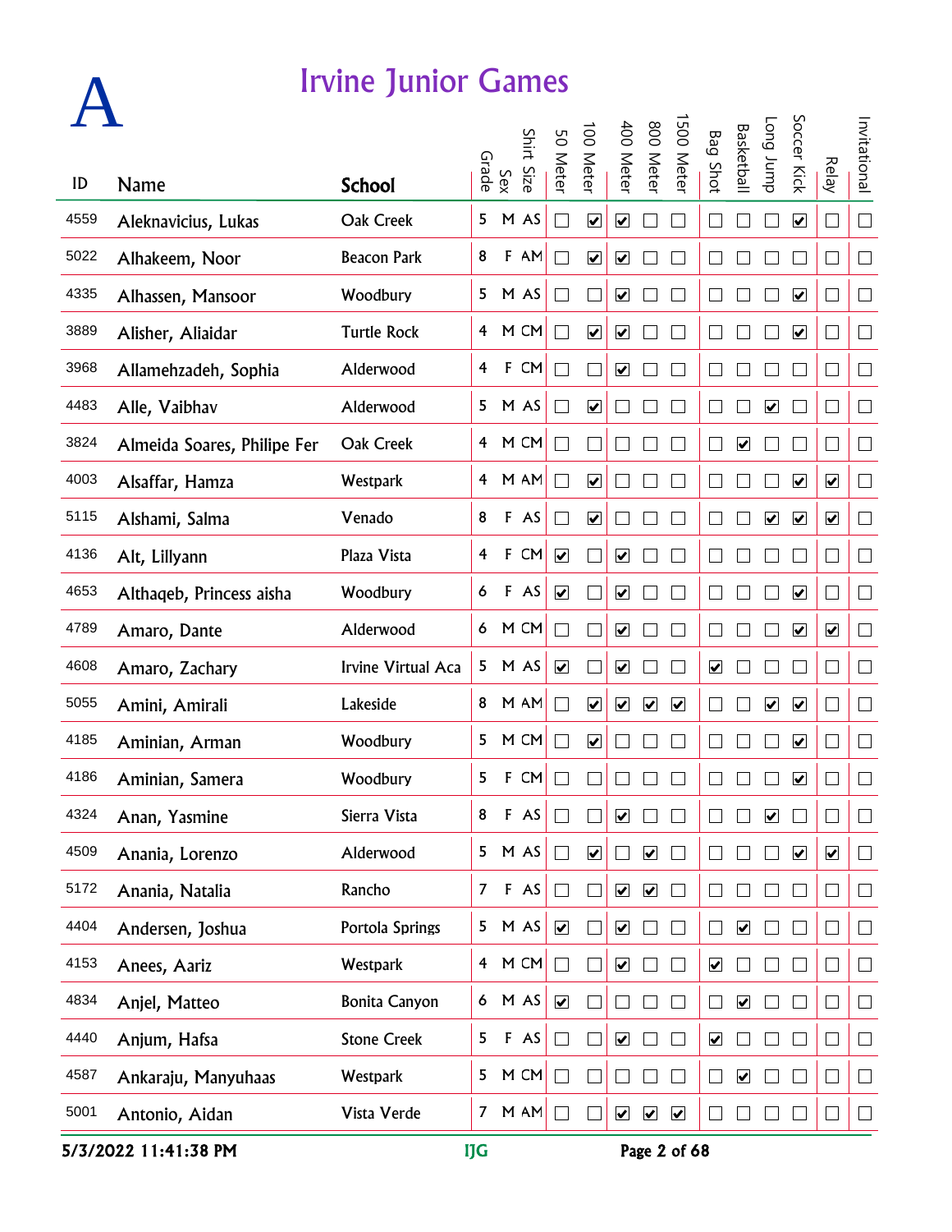# A

## Irvine Junior Games

| ID | Name | School | Grade | Sex | Shirt Size | 50 Meter | 100 Meter | 400 Meter | 800 Meter | 1500 Meter | Bag Shot | Basketball | Long Jump | Soccer Kick | Relay | Invitational |
|---|---|---|---|---|---|---|---|---|---|---|---|---|---|---|---|---|
| 4559 | Aleknavicius, Lukas | Oak Creek | 5 | M | AS | ☐ | ☑ | ☑ | ☐ | ☐ | ☐ | ☐ | ☐ | ☑ | ☐ | ☐ |
| 5022 | Alhakeem, Noor | Beacon Park | 8 | F | AM | ☐ | ☑ | ☑ | ☐ | ☐ | ☐ | ☐ | ☐ | ☐ | ☐ | ☐ |
| 4335 | Alhassen, Mansoor | Woodbury | 5 | M | AS | ☐ | ☐ | ☑ | ☐ | ☐ | ☐ | ☐ | ☐ | ☑ | ☐ | ☐ |
| 3889 | Alisher, Aliaidar | Turtle Rock | 4 | M | CM | ☐ | ☑ | ☑ | ☐ | ☐ | ☐ | ☐ | ☐ | ☑ | ☐ | ☐ |
| 3968 | Allamehzadeh, Sophia | Alderwood | 4 | F | CM | ☐ | ☐ | ☑ | ☐ | ☐ | ☐ | ☐ | ☐ | ☐ | ☐ | ☐ |
| 4483 | Alle, Vaibhav | Alderwood | 5 | M | AS | ☐ | ☑ | ☐ | ☐ | ☐ | ☐ | ☐ | ☑ | ☐ | ☐ | ☐ |
| 3824 | Almeida Soares, Philipe Fer | Oak Creek | 4 | M | CM | ☐ | ☐ | ☐ | ☐ | ☐ | ☐ | ☑ | ☐ | ☐ | ☐ | ☐ |
| 4003 | Alsaffar, Hamza | Westpark | 4 | M | AM | ☐ | ☑ | ☐ | ☐ | ☐ | ☐ | ☐ | ☐ | ☑ | ☑ | ☐ |
| 5115 | Alshami, Salma | Venado | 8 | F | AS | ☐ | ☑ | ☐ | ☐ | ☐ | ☐ | ☐ | ☑ | ☑ | ☑ | ☐ |
| 4136 | Alt, Lillyann | Plaza Vista | 4 | F | CM | ☑ | ☐ | ☑ | ☐ | ☐ | ☐ | ☐ | ☐ | ☐ | ☐ | ☐ |
| 4653 | Althaqeb, Princess aisha | Woodbury | 6 | F | AS | ☑ | ☐ | ☑ | ☐ | ☐ | ☐ | ☐ | ☐ | ☑ | ☐ | ☐ |
| 4789 | Amaro, Dante | Alderwood | 6 | M | CM | ☐ | ☐ | ☑ | ☐ | ☐ | ☐ | ☐ | ☐ | ☑ | ☑ | ☐ |
| 4608 | Amaro, Zachary | Irvine Virtual Aca | 5 | M | AS | ☑ | ☐ | ☑ | ☐ | ☐ | ☑ | ☐ | ☐ | ☐ | ☐ | ☐ |
| 5055 | Amini, Amirali | Lakeside | 8 | M | AM | ☐ | ☑ | ☑ | ☑ | ☑ | ☐ | ☐ | ☑ | ☑ | ☐ | ☐ |
| 4185 | Aminian, Arman | Woodbury | 5 | M | CM | ☐ | ☑ | ☐ | ☐ | ☐ | ☐ | ☐ | ☐ | ☑ | ☐ | ☐ |
| 4186 | Aminian, Samera | Woodbury | 5 | F | CM | ☐ | ☐ | ☐ | ☐ | ☐ | ☐ | ☐ | ☐ | ☑ | ☐ | ☐ |
| 4324 | Anan, Yasmine | Sierra Vista | 8 | F | AS | ☐ | ☐ | ☑ | ☐ | ☐ | ☐ | ☐ | ☑ | ☐ | ☐ | ☐ |
| 4509 | Anania, Lorenzo | Alderwood | 5 | M | AS | ☐ | ☑ | ☐ | ☑ | ☐ | ☐ | ☐ | ☐ | ☑ | ☑ | ☐ |
| 5172 | Anania, Natalia | Rancho | 7 | F | AS | ☐ | ☐ | ☑ | ☑ | ☐ | ☐ | ☐ | ☐ | ☐ | ☐ | ☐ |
| 4404 | Andersen, Joshua | Portola Springs | 5 | M | AS | ☑ | ☐ | ☑ | ☐ | ☐ | ☐ | ☑ | ☐ | ☐ | ☐ | ☐ |
| 4153 | Anees, Aariz | Westpark | 4 | M | CM | ☐ | ☐ | ☑ | ☐ | ☐ | ☑ | ☐ | ☐ | ☐ | ☐ | ☐ |
| 4834 | Anjel, Matteo | Bonita Canyon | 6 | M | AS | ☑ | ☐ | ☐ | ☐ | ☐ | ☐ | ☑ | ☐ | ☐ | ☐ | ☐ |
| 4440 | Anjum, Hafsa | Stone Creek | 5 | F | AS | ☐ | ☐ | ☑ | ☐ | ☐ | ☑ | ☐ | ☐ | ☐ | ☐ | ☐ |
| 4587 | Ankaraju, Manyuhaas | Westpark | 5 | M | CM | ☐ | ☐ | ☐ | ☐ | ☐ | ☐ | ☑ | ☐ | ☐ | ☐ | ☐ |
| 5001 | Antonio, Aidan | Vista Verde | 7 | M | AM | ☐ | ☐ | ☑ | ☑ | ☑ | ☐ | ☐ | ☐ | ☐ | ☐ | ☐ |

5/3/2022 11:41:38 PM — IJG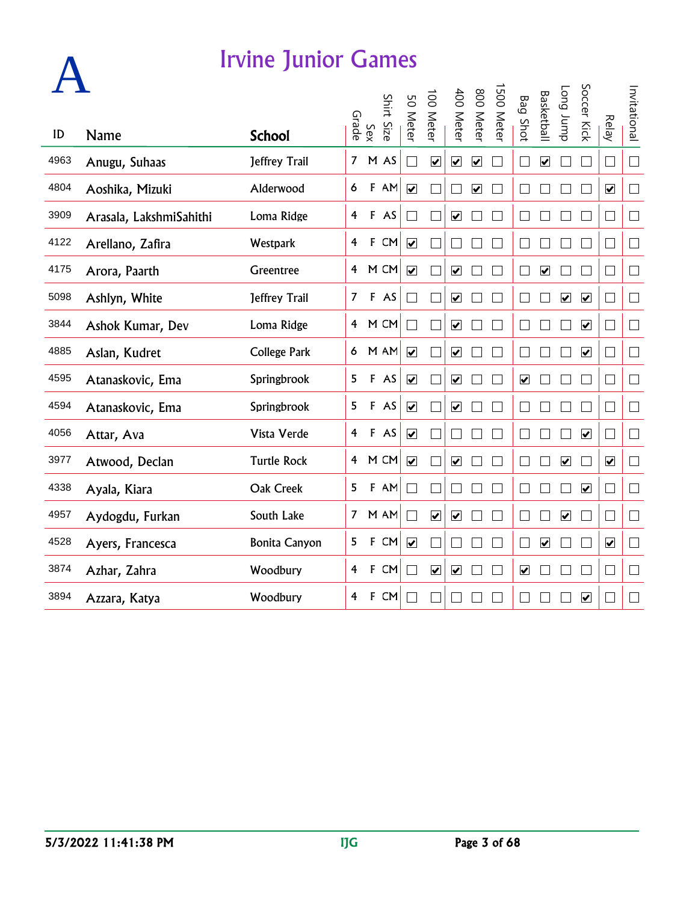# A

## Irvine Junior Games

| ID | Name | School | Grade | Sex | Shirt Size | 50 Meter | 100 Meter | 400 Meter | 800 Meter | 1500 Meter | Bag Shot | Basketball | Long Jump | Soccer Kick | Relay | Invitational |
|---|---|---|---|---|---|---|---|---|---|---|---|---|---|---|---|---|
| 4963 | Anugu, Suhaas | Jeffrey Trail | 7 | M | AS | ☐ | ☑ | ☑ | ☑ | ☐ | ☐ | ☑ | ☐ | ☐ | ☐ | ☐ |
| 4804 | Aoshika, Mizuki | Alderwood | 6 | F | AM | ☑ | ☐ | ☐ | ☑ | ☐ | ☐ | ☐ | ☐ | ☐ | ☑ | ☐ |
| 3909 | Arasala, LakshmiSahithi | Loma Ridge | 4 | F | AS | ☐ | ☐ | ☑ | ☐ | ☐ | ☐ | ☐ | ☐ | ☐ | ☐ | ☐ |
| 4122 | Arellano, Zafira | Westpark | 4 | F | CM | ☑ | ☐ | ☐ | ☐ | ☐ | ☐ | ☐ | ☐ | ☐ | ☐ | ☐ |
| 4175 | Arora, Paarth | Greentree | 4 | M | CM | ☑ | ☐ | ☑ | ☐ | ☐ | ☐ | ☑ | ☐ | ☐ | ☐ | ☐ |
| 5098 | Ashlyn, White | Jeffrey Trail | 7 | F | AS | ☐ | ☐ | ☑ | ☐ | ☐ | ☐ | ☐ | ☑ | ☑ | ☐ | ☐ |
| 3844 | Ashok Kumar, Dev | Loma Ridge | 4 | M | CM | ☐ | ☐ | ☑ | ☐ | ☐ | ☐ | ☐ | ☐ | ☑ | ☐ | ☐ |
| 4885 | Aslan, Kudret | College Park | 6 | M | AM | ☑ | ☐ | ☑ | ☐ | ☐ | ☐ | ☐ | ☐ | ☑ | ☐ | ☐ |
| 4595 | Atanaskovic, Ema | Springbrook | 5 | F | AS | ☑ | ☐ | ☑ | ☐ | ☐ | ☑ | ☐ | ☐ | ☐ | ☐ | ☐ |
| 4594 | Atanaskovic, Ema | Springbrook | 5 | F | AS | ☑ | ☐ | ☑ | ☐ | ☐ | ☐ | ☐ | ☐ | ☐ | ☐ | ☐ |
| 4056 | Attar, Ava | Vista Verde | 4 | F | AS | ☑ | ☐ | ☐ | ☐ | ☐ | ☐ | ☐ | ☐ | ☑ | ☐ | ☐ |
| 3977 | Atwood, Declan | Turtle Rock | 4 | M | CM | ☑ | ☐ | ☑ | ☐ | ☐ | ☐ | ☐ | ☑ | ☐ | ☑ | ☐ |
| 4338 | Ayala, Kiara | Oak Creek | 5 | F | AM | ☐ | ☐ | ☐ | ☐ | ☐ | ☐ | ☐ | ☐ | ☑ | ☐ | ☐ |
| 4957 | Aydogdu, Furkan | South Lake | 7 | M | AM | ☐ | ☑ | ☑ | ☐ | ☐ | ☐ | ☐ | ☑ | ☐ | ☐ | ☐ |
| 4528 | Ayers, Francesca | Bonita Canyon | 5 | F | CM | ☑ | ☐ | ☐ | ☐ | ☐ | ☐ | ☑ | ☐ | ☐ | ☑ | ☐ |
| 3874 | Azhar, Zahra | Woodbury | 4 | F | CM | ☐ | ☑ | ☑ | ☐ | ☐ | ☑ | ☐ | ☐ | ☐ | ☐ | ☐ |
| 3894 | Azzara, Katya | Woodbury | 4 | F | CM | ☐ | ☐ | ☐ | ☐ | ☐ | ☐ | ☐ | ☐ | ☑ | ☐ | ☐ |

5/3/2022 11:41:38 PM IJG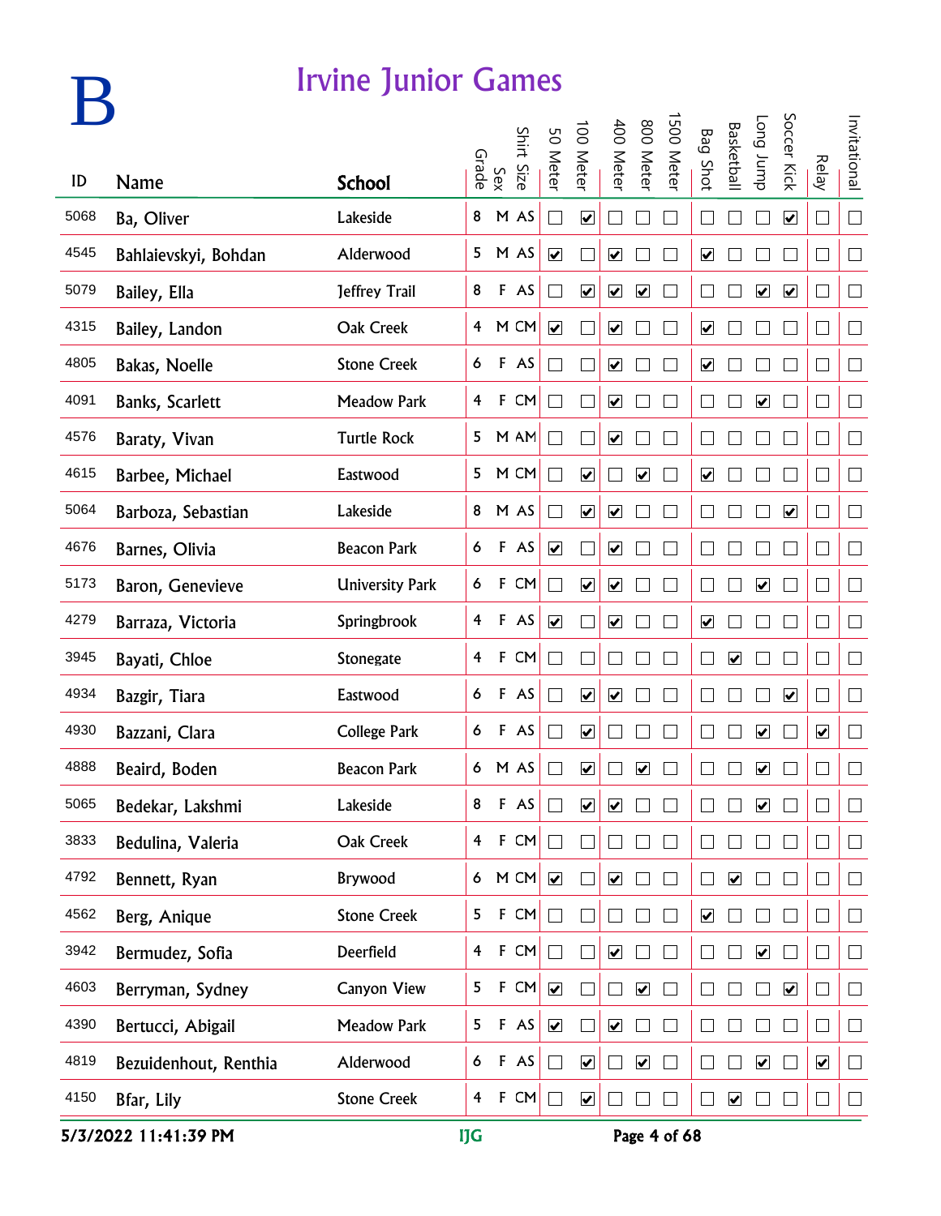# B

## Irvine Junior Games

| ID | Name | School | Grade | Sex | Shirt Size | 50 Meter | 100 Meter | 400 Meter | 800 Meter | 1500 Meter | Bag Shot | Basketball | Long Jump | Soccer Kick | Relay | Invitational |
|---|---|---|---|---|---|---|---|---|---|---|---|---|---|---|---|---|
| 5068 | Ba, Oliver | Lakeside | 8 | M | AS | ☐ | ☑ | ☐ | ☐ | ☐ | ☐ | ☐ | ☐ | ☑ | ☐ | ☐ |
| 4545 | Bahlaievskyi, Bohdan | Alderwood | 5 | M | AS | ☑ | ☐ | ☑ | ☐ | ☐ | ☑ | ☐ | ☐ | ☐ | ☐ | ☐ |
| 5079 | Bailey, Ella | Jeffrey Trail | 8 | F | AS | ☐ | ☑ | ☑ | ☑ | ☐ | ☐ | ☐ | ☑ | ☑ | ☐ | ☐ |
| 4315 | Bailey, Landon | Oak Creek | 4 | M | CM | ☑ | ☐ | ☑ | ☐ | ☐ | ☑ | ☐ | ☐ | ☐ | ☐ | ☐ |
| 4805 | Bakas, Noelle | Stone Creek | 6 | F | AS | ☐ | ☐ | ☑ | ☐ | ☐ | ☑ | ☐ | ☐ | ☐ | ☐ | ☐ |
| 4091 | Banks, Scarlett | Meadow Park | 4 | F | CM | ☐ | ☐ | ☑ | ☐ | ☐ | ☐ | ☐ | ☑ | ☐ | ☐ | ☐ |
| 4576 | Baraty, Vivan | Turtle Rock | 5 | M | AM | ☐ | ☐ | ☑ | ☐ | ☐ | ☐ | ☐ | ☐ | ☐ | ☐ | ☐ |
| 4615 | Barbee, Michael | Eastwood | 5 | M | CM | ☐ | ☑ | ☐ | ☑ | ☐ | ☑ | ☐ | ☐ | ☐ | ☐ | ☐ |
| 5064 | Barboza, Sebastian | Lakeside | 8 | M | AS | ☐ | ☑ | ☑ | ☐ | ☐ | ☐ | ☐ | ☐ | ☑ | ☐ | ☐ |
| 4676 | Barnes, Olivia | Beacon Park | 6 | F | AS | ☑ | ☐ | ☑ | ☐ | ☐ | ☐ | ☐ | ☐ | ☐ | ☐ | ☐ |
| 5173 | Baron, Genevieve | University Park | 6 | F | CM | ☐ | ☑ | ☑ | ☐ | ☐ | ☐ | ☐ | ☑ | ☐ | ☐ | ☐ |
| 4279 | Barraza, Victoria | Springbrook | 4 | F | AS | ☑ | ☐ | ☑ | ☐ | ☐ | ☑ | ☐ | ☐ | ☐ | ☐ | ☐ |
| 3945 | Bayati, Chloe | Stonegate | 4 | F | CM | ☐ | ☐ | ☐ | ☐ | ☐ | ☐ | ☑ | ☐ | ☐ | ☐ | ☐ |
| 4934 | Bazgir, Tiara | Eastwood | 6 | F | AS | ☐ | ☑ | ☑ | ☐ | ☐ | ☐ | ☐ | ☐ | ☑ | ☐ | ☐ |
| 4930 | Bazzani, Clara | College Park | 6 | F | AS | ☐ | ☑ | ☐ | ☐ | ☐ | ☐ | ☐ | ☑ | ☐ | ☑ | ☐ |
| 4888 | Beaird, Boden | Beacon Park | 6 | M | AS | ☐ | ☑ | ☐ | ☑ | ☐ | ☐ | ☐ | ☑ | ☐ | ☐ | ☐ |
| 5065 | Bedekar, Lakshmi | Lakeside | 8 | F | AS | ☐ | ☑ | ☑ | ☐ | ☐ | ☐ | ☐ | ☑ | ☐ | ☐ | ☐ |
| 3833 | Bedulina, Valeria | Oak Creek | 4 | F | CM | ☐ | ☐ | ☐ | ☐ | ☐ | ☐ | ☐ | ☐ | ☐ | ☐ | ☐ |
| 4792 | Bennett, Ryan | Brywood | 6 | M | CM | ☑ | ☐ | ☑ | ☐ | ☐ | ☐ | ☑ | ☐ | ☐ | ☐ | ☐ |
| 4562 | Berg, Anique | Stone Creek | 5 | F | CM | ☐ | ☐ | ☐ | ☐ | ☐ | ☑ | ☐ | ☐ | ☐ | ☐ | ☐ |
| 3942 | Bermudez, Sofia | Deerfield | 4 | F | CM | ☐ | ☐ | ☑ | ☐ | ☐ | ☐ | ☐ | ☑ | ☐ | ☐ | ☐ |
| 4603 | Berryman, Sydney | Canyon View | 5 | F | CM | ☑ | ☐ | ☐ | ☑ | ☐ | ☐ | ☐ | ☐ | ☑ | ☐ | ☐ |
| 4390 | Bertucci, Abigail | Meadow Park | 5 | F | AS | ☑ | ☐ | ☑ | ☐ | ☐ | ☐ | ☐ | ☐ | ☐ | ☐ | ☐ |
| 4819 | Bezuidenhout, Renthia | Alderwood | 6 | F | AS | ☐ | ☑ | ☐ | ☑ | ☐ | ☐ | ☐ | ☑ | ☐ | ☑ | ☐ |
| 4150 | Bfar, Lily | Stone Creek | 4 | F | CM | ☐ | ☑ | ☐ | ☐ | ☐ | ☐ | ☑ | ☐ | ☐ | ☐ | ☐ |

5/3/2022 11:41:39 PM IJG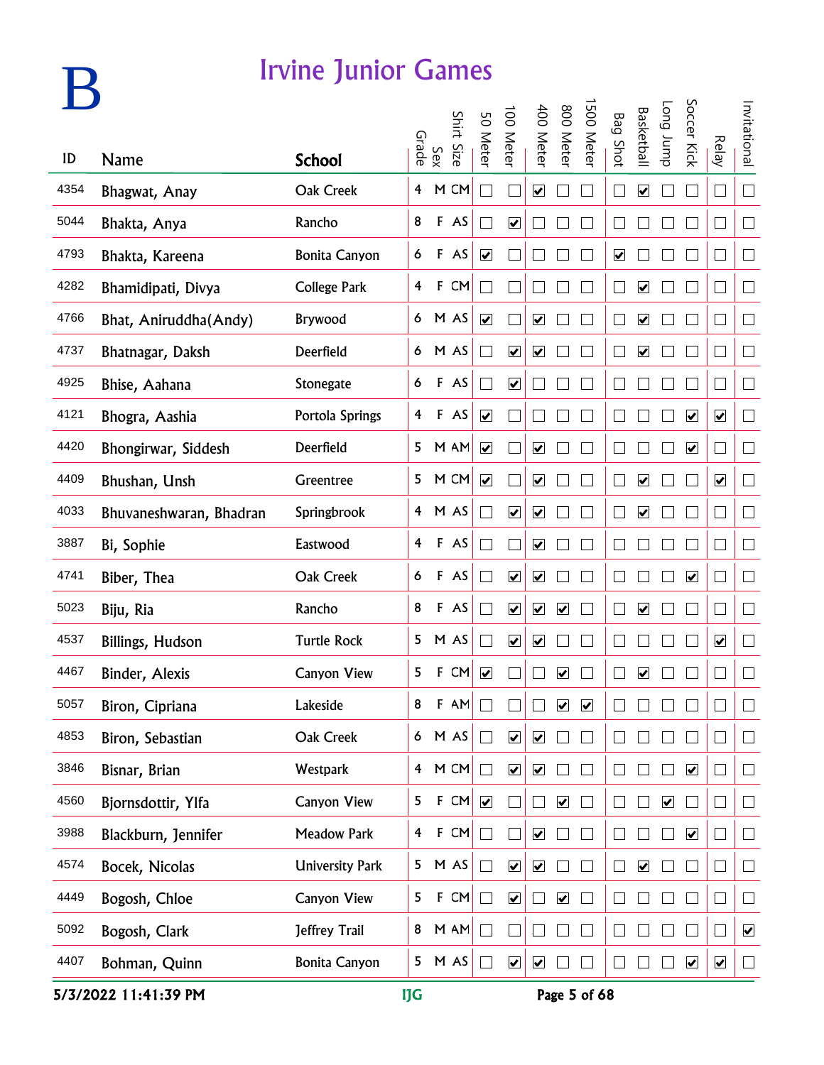# B

## Irvine Junior Games

| ID | Name | School | Grade | Sex | Shirt Size | 50 Meter | 100 Meter | 400 Meter | 800 Meter | 1500 Meter | Bag Shot | Basketball | Long Jump | Soccer Kick | Relay | Invitational |
|---|---|---|---|---|---|---|---|---|---|---|---|---|---|---|---|---|
| 4354 | Bhagwat, Anay | Oak Creek | 4 | M | CM | ☐ | ☐ | ☑ | ☐ | ☐ | ☐ | ☑ | ☐ | ☐ | ☐ | ☐ |
| 5044 | Bhakta, Anya | Rancho | 8 | F | AS | ☐ | ☑ | ☐ | ☐ | ☐ | ☐ | ☐ | ☐ | ☐ | ☐ | ☐ |
| 4793 | Bhakta, Kareena | Bonita Canyon | 6 | F | AS | ☑ | ☐ | ☐ | ☐ | ☐ | ☑ | ☐ | ☐ | ☐ | ☐ | ☐ |
| 4282 | Bhamidipati, Divya | College Park | 4 | F | CM | ☐ | ☐ | ☐ | ☐ | ☐ | ☐ | ☑ | ☐ | ☐ | ☐ | ☐ |
| 4766 | Bhat, Aniruddha(Andy) | Brywood | 6 | M | AS | ☑ | ☐ | ☑ | ☐ | ☐ | ☐ | ☑ | ☐ | ☐ | ☐ | ☐ |
| 4737 | Bhatnagar, Daksh | Deerfield | 6 | M | AS | ☐ | ☑ | ☑ | ☐ | ☐ | ☐ | ☑ | ☐ | ☐ | ☐ | ☐ |
| 4925 | Bhise, Aahana | Stonegate | 6 | F | AS | ☐ | ☑ | ☐ | ☐ | ☐ | ☐ | ☐ | ☐ | ☐ | ☐ | ☐ |
| 4121 | Bhogra, Aashia | Portola Springs | 4 | F | AS | ☑ | ☐ | ☐ | ☐ | ☐ | ☐ | ☐ | ☐ | ☑ | ☑ | ☐ |
| 4420 | Bhongirwar, Siddesh | Deerfield | 5 | M | AM | ☑ | ☐ | ☑ | ☐ | ☐ | ☐ | ☐ | ☐ | ☑ | ☐ | ☐ |
| 4409 | Bhushan, Unsh | Greentree | 5 | M | CM | ☑ | ☐ | ☑ | ☐ | ☐ | ☐ | ☑ | ☐ | ☐ | ☑ | ☐ |
| 4033 | Bhuvaneshwaran, Bhadran | Springbrook | 4 | M | AS | ☐ | ☑ | ☑ | ☐ | ☐ | ☐ | ☑ | ☐ | ☐ | ☐ | ☐ |
| 3887 | Bi, Sophie | Eastwood | 4 | F | AS | ☐ | ☐ | ☑ | ☐ | ☐ | ☐ | ☐ | ☐ | ☐ | ☐ | ☐ |
| 4741 | Biber, Thea | Oak Creek | 6 | F | AS | ☐ | ☑ | ☑ | ☐ | ☐ | ☐ | ☐ | ☐ | ☑ | ☐ | ☐ |
| 5023 | Biju, Ria | Rancho | 8 | F | AS | ☐ | ☑ | ☑ | ☑ | ☐ | ☐ | ☑ | ☐ | ☐ | ☐ | ☐ |
| 4537 | Billings, Hudson | Turtle Rock | 5 | M | AS | ☐ | ☑ | ☑ | ☐ | ☐ | ☐ | ☐ | ☐ | ☐ | ☑ | ☐ |
| 4467 | Binder, Alexis | Canyon View | 5 | F | CM | ☑ | ☐ | ☐ | ☑ | ☐ | ☐ | ☑ | ☐ | ☐ | ☐ | ☐ |
| 5057 | Biron, Cipriana | Lakeside | 8 | F | AM | ☐ | ☐ | ☐ | ☑ | ☑ | ☐ | ☐ | ☐ | ☐ | ☐ | ☐ |
| 4853 | Biron, Sebastian | Oak Creek | 6 | M | AS | ☐ | ☑ | ☑ | ☐ | ☐ | ☐ | ☐ | ☐ | ☐ | ☐ | ☐ |
| 3846 | Bisnar, Brian | Westpark | 4 | M | CM | ☐ | ☑ | ☑ | ☐ | ☐ | ☐ | ☐ | ☐ | ☑ | ☐ | ☐ |
| 4560 | Bjornsdottir, Ylfa | Canyon View | 5 | F | CM | ☑ | ☐ | ☐ | ☑ | ☐ | ☐ | ☐ | ☑ | ☐ | ☐ | ☐ |
| 3988 | Blackburn, Jennifer | Meadow Park | 4 | F | CM | ☐ | ☐ | ☑ | ☐ | ☐ | ☐ | ☐ | ☐ | ☑ | ☐ | ☐ |
| 4574 | Bocek, Nicolas | University Park | 5 | M | AS | ☐ | ☑ | ☑ | ☐ | ☐ | ☐ | ☑ | ☐ | ☐ | ☐ | ☐ |
| 4449 | Bogosh, Chloe | Canyon View | 5 | F | CM | ☐ | ☑ | ☐ | ☑ | ☐ | ☐ | ☐ | ☐ | ☐ | ☐ | ☐ |
| 5092 | Bogosh, Clark | Jeffrey Trail | 8 | M | AM | ☐ | ☐ | ☐ | ☐ | ☐ | ☐ | ☐ | ☐ | ☐ | ☐ | ☑ |
| 4407 | Bohman, Quinn | Bonita Canyon | 5 | M | AS | ☐ | ☑ | ☑ | ☐ | ☐ | ☐ | ☐ | ☐ | ☑ | ☑ | ☐ |

5/3/2022 11:41:39 PM IJG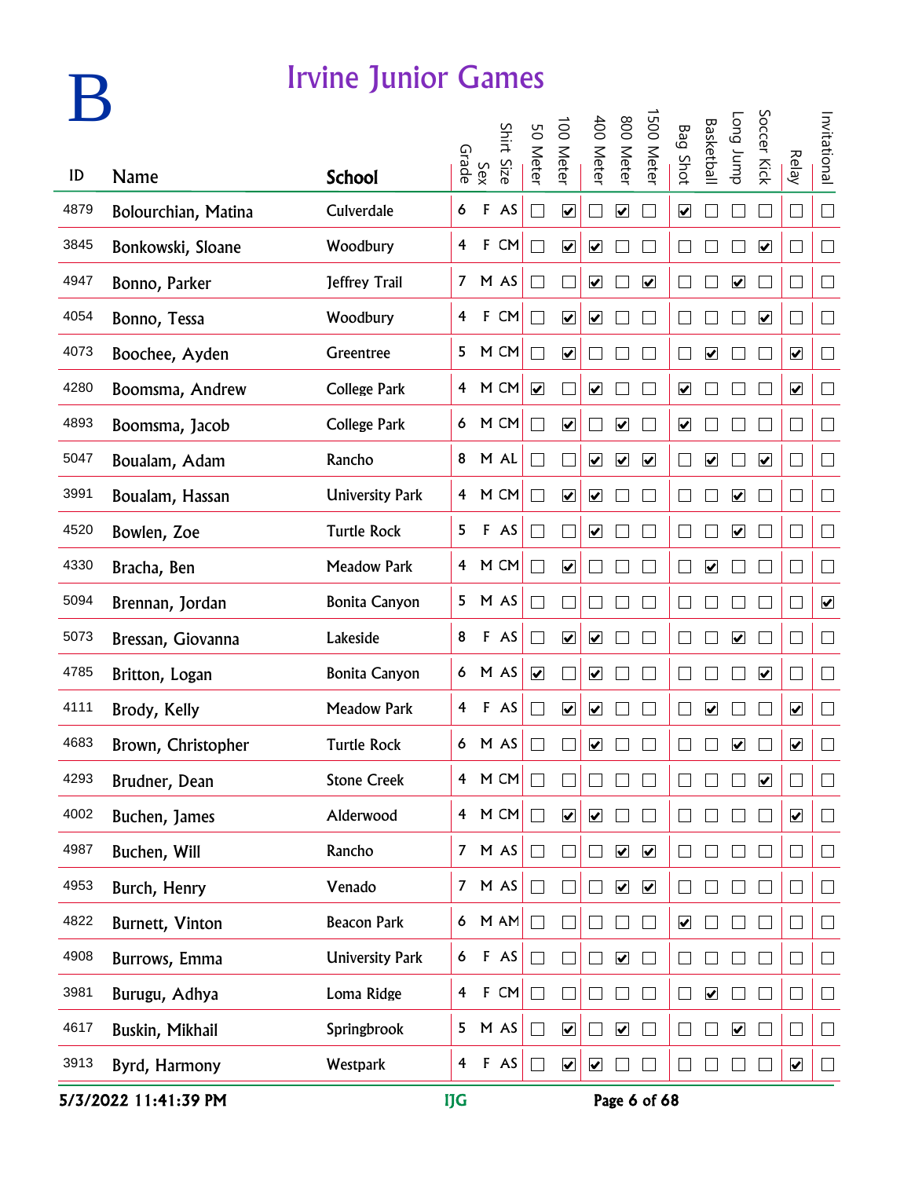# B

## Irvine Junior Games

| ID | Name | School | Grade | Sex | Shirt Size | 50 Meter | 100 Meter | 400 Meter | 800 Meter | 1500 Meter | Bag Shot | Basketball | Long Jump | Soccer Kick | Relay | Invitational |
|---|---|---|---|---|---|---|---|---|---|---|---|---|---|---|---|---|
| 4879 | Bolourchian, Matina | Culverdale | 6 | F | AS | ☐ | ☑ | ☐ | ☑ | ☐ | ☑ | ☐ | ☐ | ☐ | ☐ | ☐ |
| 3845 | Bonkowski, Sloane | Woodbury | 4 | F | CM | ☐ | ☑ | ☑ | ☐ | ☐ | ☐ | ☐ | ☐ | ☑ | ☐ | ☐ |
| 4947 | Bonno, Parker | Jeffrey Trail | 7 | M | AS | ☐ | ☐ | ☑ | ☐ | ☑ | ☐ | ☐ | ☑ | ☐ | ☐ | ☐ |
| 4054 | Bonno, Tessa | Woodbury | 4 | F | CM | ☐ | ☑ | ☑ | ☐ | ☐ | ☐ | ☐ | ☐ | ☑ | ☐ | ☐ |
| 4073 | Boochee, Ayden | Greentree | 5 | M | CM | ☐ | ☑ | ☐ | ☐ | ☐ | ☐ | ☑ | ☐ | ☐ | ☑ | ☐ |
| 4280 | Boomsma, Andrew | College Park | 4 | M | CM | ☑ | ☐ | ☑ | ☐ | ☐ | ☑ | ☐ | ☐ | ☐ | ☑ | ☐ |
| 4893 | Boomsma, Jacob | College Park | 6 | M | CM | ☐ | ☑ | ☐ | ☑ | ☐ | ☑ | ☐ | ☐ | ☐ | ☐ | ☐ |
| 5047 | Boualam, Adam | Rancho | 8 | M | AL | ☐ | ☐ | ☑ | ☑ | ☑ | ☐ | ☑ | ☐ | ☑ | ☐ | ☐ |
| 3991 | Boualam, Hassan | University Park | 4 | M | CM | ☐ | ☑ | ☑ | ☐ | ☐ | ☐ | ☐ | ☑ | ☐ | ☐ | ☐ |
| 4520 | Bowlen, Zoe | Turtle Rock | 5 | F | AS | ☐ | ☐ | ☑ | ☐ | ☐ | ☐ | ☐ | ☑ | ☐ | ☐ | ☐ |
| 4330 | Bracha, Ben | Meadow Park | 4 | M | CM | ☐ | ☑ | ☐ | ☐ | ☐ | ☐ | ☑ | ☐ | ☐ | ☐ | ☐ |
| 5094 | Brennan, Jordan | Bonita Canyon | 5 | M | AS | ☐ | ☐ | ☐ | ☐ | ☐ | ☐ | ☐ | ☐ | ☐ | ☐ | ☑ |
| 5073 | Bressan, Giovanna | Lakeside | 8 | F | AS | ☐ | ☑ | ☑ | ☐ | ☐ | ☐ | ☐ | ☑ | ☐ | ☐ | ☐ |
| 4785 | Britton, Logan | Bonita Canyon | 6 | M | AS | ☑ | ☐ | ☑ | ☐ | ☐ | ☐ | ☐ | ☐ | ☑ | ☐ | ☐ |
| 4111 | Brody, Kelly | Meadow Park | 4 | F | AS | ☐ | ☑ | ☑ | ☐ | ☐ | ☐ | ☑ | ☐ | ☐ | ☑ | ☐ |
| 4683 | Brown, Christopher | Turtle Rock | 6 | M | AS | ☐ | ☐ | ☑ | ☐ | ☐ | ☐ | ☐ | ☑ | ☐ | ☑ | ☐ |
| 4293 | Brudner, Dean | Stone Creek | 4 | M | CM | ☐ | ☐ | ☐ | ☐ | ☐ | ☐ | ☐ | ☐ | ☑ | ☐ | ☐ |
| 4002 | Buchen, James | Alderwood | 4 | M | CM | ☐ | ☑ | ☑ | ☐ | ☐ | ☐ | ☐ | ☐ | ☐ | ☑ | ☐ |
| 4987 | Buchen, Will | Rancho | 7 | M | AS | ☐ | ☐ | ☐ | ☑ | ☑ | ☐ | ☐ | ☐ | ☐ | ☐ | ☐ |
| 4953 | Burch, Henry | Venado | 7 | M | AS | ☐ | ☐ | ☐ | ☑ | ☑ | ☐ | ☐ | ☐ | ☐ | ☐ | ☐ |
| 4822 | Burnett, Vinton | Beacon Park | 6 | M | AM | ☐ | ☐ | ☐ | ☐ | ☐ | ☑ | ☐ | ☐ | ☐ | ☐ | ☐ |
| 4908 | Burrows, Emma | University Park | 6 | F | AS | ☐ | ☐ | ☐ | ☑ | ☐ | ☐ | ☐ | ☐ | ☐ | ☐ | ☐ |
| 3981 | Burugu, Adhya | Loma Ridge | 4 | F | CM | ☐ | ☐ | ☐ | ☐ | ☐ | ☐ | ☑ | ☐ | ☐ | ☐ | ☐ |
| 4617 | Buskin, Mikhail | Springbrook | 5 | M | AS | ☐ | ☑ | ☐ | ☑ | ☐ | ☐ | ☐ | ☑ | ☐ | ☐ | ☐ |
| 3913 | Byrd, Harmony | Westpark | 4 | F | AS | ☐ | ☑ | ☑ | ☐ | ☐ | ☐ | ☐ | ☐ | ☐ | ☑ | ☐ |

5/3/2022 11:41:39 PM IJG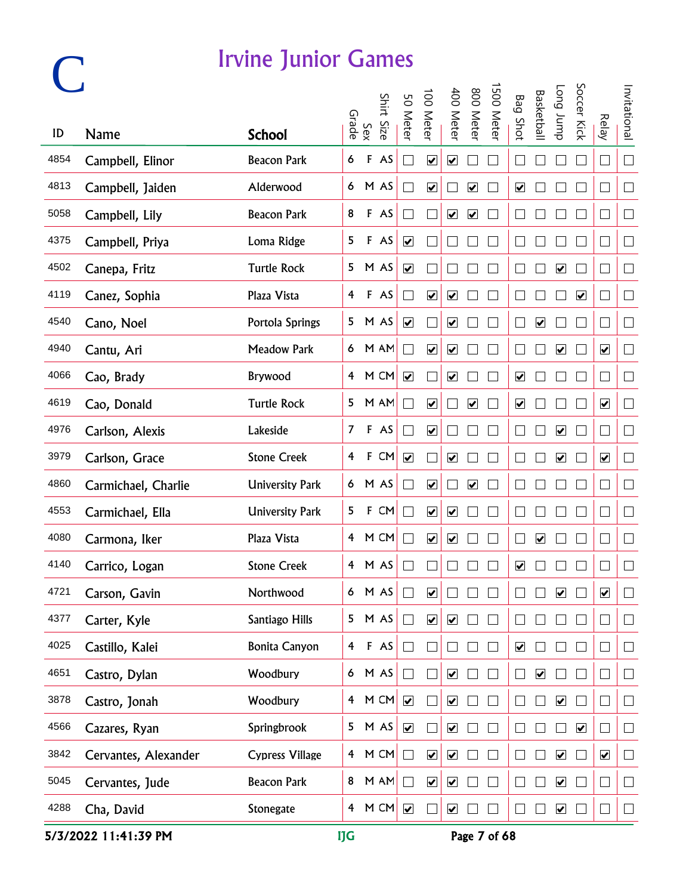# C

# Irvine Junior Games

| ID | Name | School | Grade | Sex | Shirt Size | 50 Meter | 100 Meter | 400 Meter | 800 Meter | 1500 Meter | Bag Shot | Basketball | Long Jump | Soccer Kick | Relay | Invitational |
|---|---|---|---|---|---|---|---|---|---|---|---|---|---|---|---|---|
| 4854 | Campbell, Elinor | Beacon Park | 6 | F | AS | ☐ | ☑ | ☑ | ☐ | ☐ | ☐ | ☐ | ☐ | ☐ | ☐ | ☐ |
| 4813 | Campbell, Jaiden | Alderwood | 6 | M | AS | ☐ | ☑ | ☐ | ☑ | ☐ | ☑ | ☐ | ☐ | ☐ | ☐ | ☐ |
| 5058 | Campbell, Lily | Beacon Park | 8 | F | AS | ☐ | ☐ | ☑ | ☑ | ☐ | ☐ | ☐ | ☐ | ☐ | ☐ | ☐ |
| 4375 | Campbell, Priya | Loma Ridge | 5 | F | AS | ☑ | ☐ | ☐ | ☐ | ☐ | ☐ | ☐ | ☐ | ☐ | ☐ | ☐ |
| 4502 | Canepa, Fritz | Turtle Rock | 5 | M | AS | ☑ | ☐ | ☐ | ☐ | ☐ | ☐ | ☐ | ☑ | ☐ | ☐ | ☐ |
| 4119 | Canez, Sophia | Plaza Vista | 4 | F | AS | ☐ | ☑ | ☑ | ☐ | ☐ | ☐ | ☐ | ☐ | ☑ | ☐ | ☐ |
| 4540 | Cano, Noel | Portola Springs | 5 | M | AS | ☑ | ☐ | ☑ | ☐ | ☐ | ☐ | ☑ | ☐ | ☐ | ☐ | ☐ |
| 4940 | Cantu, Ari | Meadow Park | 6 | M | AM | ☐ | ☑ | ☑ | ☐ | ☐ | ☐ | ☐ | ☑ | ☐ | ☑ | ☐ |
| 4066 | Cao, Brady | Brywood | 4 | M | CM | ☑ | ☐ | ☑ | ☐ | ☐ | ☑ | ☐ | ☐ | ☐ | ☐ | ☐ |
| 4619 | Cao, Donald | Turtle Rock | 5 | M | AM | ☐ | ☑ | ☐ | ☑ | ☐ | ☑ | ☐ | ☐ | ☐ | ☑ | ☐ |
| 4976 | Carlson, Alexis | Lakeside | 7 | F | AS | ☐ | ☑ | ☐ | ☐ | ☐ | ☐ | ☐ | ☑ | ☐ | ☐ | ☐ |
| 3979 | Carlson, Grace | Stone Creek | 4 | F | CM | ☑ | ☐ | ☑ | ☐ | ☐ | ☐ | ☐ | ☑ | ☐ | ☑ | ☐ |
| 4860 | Carmichael, Charlie | University Park | 6 | M | AS | ☐ | ☑ | ☐ | ☑ | ☐ | ☐ | ☐ | ☐ | ☐ | ☐ | ☐ |
| 4553 | Carmichael, Ella | University Park | 5 | F | CM | ☐ | ☑ | ☑ | ☐ | ☐ | ☐ | ☐ | ☐ | ☐ | ☐ | ☐ |
| 4080 | Carmona, Iker | Plaza Vista | 4 | M | CM | ☐ | ☑ | ☑ | ☐ | ☐ | ☐ | ☑ | ☐ | ☐ | ☐ | ☐ |
| 4140 | Carrico, Logan | Stone Creek | 4 | M | AS | ☐ | ☐ | ☐ | ☐ | ☐ | ☑ | ☐ | ☐ | ☐ | ☐ | ☐ |
| 4721 | Carson, Gavin | Northwood | 6 | M | AS | ☐ | ☑ | ☐ | ☐ | ☐ | ☐ | ☐ | ☑ | ☐ | ☑ | ☐ |
| 4377 | Carter, Kyle | Santiago Hills | 5 | M | AS | ☐ | ☑ | ☑ | ☐ | ☐ | ☐ | ☐ | ☐ | ☐ | ☐ | ☐ |
| 4025 | Castillo, Kalei | Bonita Canyon | 4 | F | AS | ☐ | ☐ | ☐ | ☐ | ☐ | ☑ | ☐ | ☐ | ☐ | ☐ | ☐ |
| 4651 | Castro, Dylan | Woodbury | 6 | M | AS | ☐ | ☐ | ☑ | ☐ | ☐ | ☐ | ☑ | ☐ | ☐ | ☐ | ☐ |
| 3878 | Castro, Jonah | Woodbury | 4 | M | CM | ☑ | ☐ | ☑ | ☐ | ☐ | ☐ | ☐ | ☑ | ☐ | ☐ | ☐ |
| 4566 | Cazares, Ryan | Springbrook | 5 | M | AS | ☑ | ☐ | ☑ | ☐ | ☐ | ☐ | ☐ | ☐ | ☑ | ☐ | ☐ |
| 3842 | Cervantes, Alexander | Cypress Village | 4 | M | CM | ☐ | ☑ | ☑ | ☐ | ☐ | ☐ | ☐ | ☑ | ☐ | ☑ | ☐ |
| 5045 | Cervantes, Jude | Beacon Park | 8 | M | AM | ☐ | ☑ | ☑ | ☐ | ☐ | ☐ | ☐ | ☑ | ☐ | ☐ | ☐ |
| 4288 | Cha, David | Stonegate | 4 | M | CM | ☑ | ☐ | ☑ | ☐ | ☐ | ☐ | ☐ | ☑ | ☐ | ☐ | ☐ |

5/3/2022 11:41:39 PM — IJG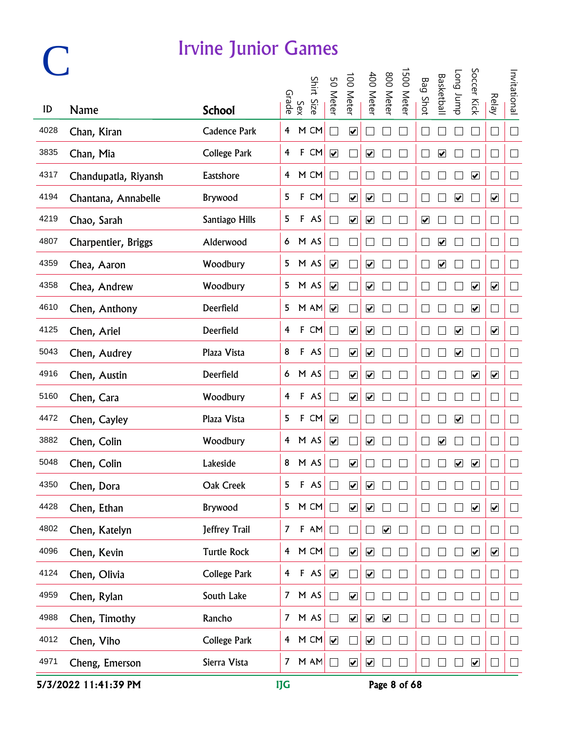# C

# Irvine Junior Games

| ID | Name | School | Grade | Sex | Shirt Size | 50 Meter | 100 Meter | 400 Meter | 800 Meter | 1500 Meter | Bag Shot | Basketball | Long Jump | Soccer Kick | Relay | Invitational |
|---|---|---|---|---|---|---|---|---|---|---|---|---|---|---|---|---|
| 4028 | Chan, Kiran | Cadence Park | 4 | M | CM | ☐ | ☑ | ☐ | ☐ | ☐ | ☐ | ☐ | ☐ | ☐ | ☐ | ☐ |
| 3835 | Chan, Mia | College Park | 4 | F | CM | ☑ | ☐ | ☑ | ☐ | ☐ | ☐ | ☑ | ☐ | ☐ | ☐ | ☐ |
| 4317 | Chandupatla, Riyansh | Eastshore | 4 | M | CM | ☐ | ☐ | ☐ | ☐ | ☐ | ☐ | ☐ | ☐ | ☑ | ☐ | ☐ |
| 4194 | Chantana, Annabelle | Brywood | 5 | F | CM | ☐ | ☑ | ☑ | ☐ | ☐ | ☐ | ☐ | ☑ | ☐ | ☑ | ☐ |
| 4219 | Chao, Sarah | Santiago Hills | 5 | F | AS | ☐ | ☑ | ☑ | ☐ | ☐ | ☑ | ☐ | ☐ | ☐ | ☐ | ☐ |
| 4807 | Charpentier, Briggs | Alderwood | 6 | M | AS | ☐ | ☐ | ☐ | ☐ | ☐ | ☐ | ☑ | ☐ | ☐ | ☐ | ☐ |
| 4359 | Chea, Aaron | Woodbury | 5 | M | AS | ☑ | ☐ | ☑ | ☐ | ☐ | ☐ | ☑ | ☐ | ☐ | ☐ | ☐ |
| 4358 | Chea, Andrew | Woodbury | 5 | M | AS | ☑ | ☐ | ☑ | ☐ | ☐ | ☐ | ☐ | ☐ | ☑ | ☑ | ☐ |
| 4610 | Chen, Anthony | Deerfield | 5 | M | AM | ☑ | ☐ | ☑ | ☐ | ☐ | ☐ | ☐ | ☐ | ☑ | ☐ | ☐ |
| 4125 | Chen, Ariel | Deerfield | 4 | F | CM | ☐ | ☑ | ☑ | ☐ | ☐ | ☐ | ☐ | ☑ | ☐ | ☑ | ☐ |
| 5043 | Chen, Audrey | Plaza Vista | 8 | F | AS | ☐ | ☑ | ☑ | ☐ | ☐ | ☐ | ☐ | ☑ | ☐ | ☐ | ☐ |
| 4916 | Chen, Austin | Deerfield | 6 | M | AS | ☐ | ☑ | ☑ | ☐ | ☐ | ☐ | ☐ | ☐ | ☑ | ☑ | ☐ |
| 5160 | Chen, Cara | Woodbury | 4 | F | AS | ☐ | ☑ | ☑ | ☐ | ☐ | ☐ | ☐ | ☐ | ☐ | ☐ | ☐ |
| 4472 | Chen, Cayley | Plaza Vista | 5 | F | CM | ☑ | ☐ | ☐ | ☐ | ☐ | ☐ | ☐ | ☑ | ☐ | ☐ | ☐ |
| 3882 | Chen, Colin | Woodbury | 4 | M | AS | ☑ | ☐ | ☑ | ☐ | ☐ | ☐ | ☑ | ☐ | ☐ | ☐ | ☐ |
| 5048 | Chen, Colin | Lakeside | 8 | M | AS | ☐ | ☑ | ☐ | ☐ | ☐ | ☐ | ☐ | ☑ | ☑ | ☐ | ☐ |
| 4350 | Chen, Dora | Oak Creek | 5 | F | AS | ☐ | ☑ | ☑ | ☐ | ☐ | ☐ | ☐ | ☐ | ☐ | ☐ | ☐ |
| 4428 | Chen, Ethan | Brywood | 5 | M | CM | ☐ | ☑ | ☑ | ☐ | ☐ | ☐ | ☐ | ☐ | ☑ | ☑ | ☐ |
| 4802 | Chen, Katelyn | Jeffrey Trail | 7 | F | AM | ☐ | ☐ | ☐ | ☑ | ☐ | ☐ | ☐ | ☐ | ☐ | ☐ | ☐ |
| 4096 | Chen, Kevin | Turtle Rock | 4 | M | CM | ☐ | ☑ | ☑ | ☐ | ☐ | ☐ | ☐ | ☐ | ☑ | ☑ | ☐ |
| 4124 | Chen, Olivia | College Park | 4 | F | AS | ☑ | ☐ | ☑ | ☐ | ☐ | ☐ | ☐ | ☐ | ☐ | ☐ | ☐ |
| 4959 | Chen, Rylan | South Lake | 7 | M | AS | ☐ | ☑ | ☐ | ☐ | ☐ | ☐ | ☐ | ☐ | ☐ | ☐ | ☐ |
| 4988 | Chen, Timothy | Rancho | 7 | M | AS | ☐ | ☑ | ☑ | ☑ | ☐ | ☐ | ☐ | ☐ | ☐ | ☐ | ☐ |
| 4012 | Chen, Viho | College Park | 4 | M | CM | ☑ | ☐ | ☑ | ☐ | ☐ | ☐ | ☐ | ☐ | ☐ | ☐ | ☐ |
| 4971 | Cheng, Emerson | Sierra Vista | 7 | M | AM | ☐ | ☑ | ☑ | ☐ | ☐ | ☐ | ☐ | ☐ | ☑ | ☐ | ☐ |

5/3/2022 11:41:39 PM IJG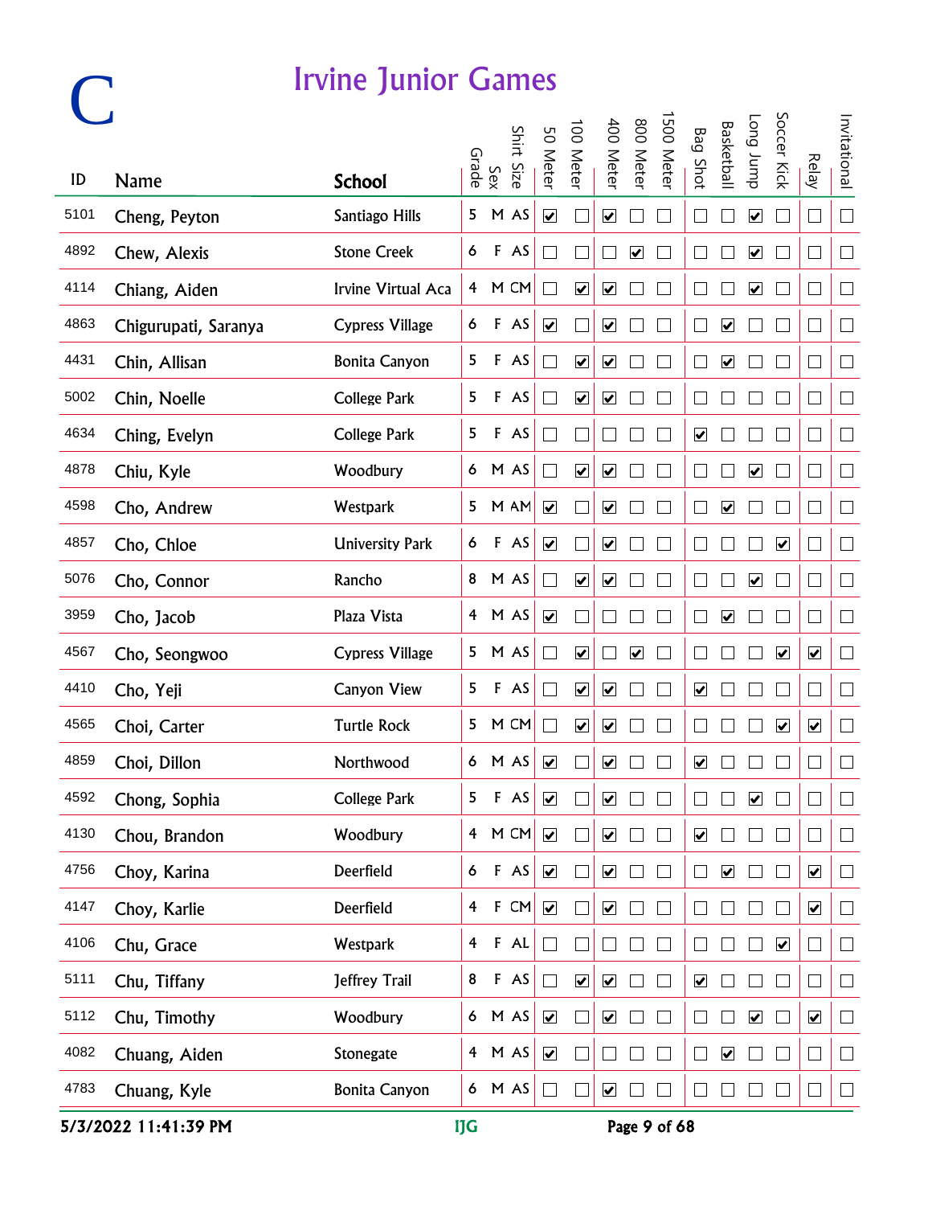# C

## Irvine Junior Games

| ID | Name | School | Grade | Sex | Shirt Size | 50 Meter | 100 Meter | 400 Meter | 800 Meter | 1500 Meter | Bag Shot | Basketball | Long Jump | Soccer Kick | Relay | Invitational |
|---|---|---|---|---|---|---|---|---|---|---|---|---|---|---|---|---|
| 5101 | Cheng, Peyton | Santiago Hills | 5 | M | AS | ☑ | ☐ | ☑ | ☐ | ☐ | ☐ | ☐ | ☑ | ☐ | ☐ | ☐ |
| 4892 | Chew, Alexis | Stone Creek | 6 | F | AS | ☐ | ☐ | ☐ | ☑ | ☐ | ☐ | ☐ | ☑ | ☐ | ☐ | ☐ |
| 4114 | Chiang, Aiden | Irvine Virtual Aca | 4 | M | CM | ☐ | ☑ | ☑ | ☐ | ☐ | ☐ | ☐ | ☑ | ☐ | ☐ | ☐ |
| 4863 | Chigurupati, Saranya | Cypress Village | 6 | F | AS | ☑ | ☐ | ☑ | ☐ | ☐ | ☐ | ☑ | ☐ | ☐ | ☐ | ☐ |
| 4431 | Chin, Allisan | Bonita Canyon | 5 | F | AS | ☐ | ☑ | ☑ | ☐ | ☐ | ☐ | ☑ | ☐ | ☐ | ☐ | ☐ |
| 5002 | Chin, Noelle | College Park | 5 | F | AS | ☐ | ☑ | ☑ | ☐ | ☐ | ☐ | ☐ | ☐ | ☐ | ☐ | ☐ |
| 4634 | Ching, Evelyn | College Park | 5 | F | AS | ☐ | ☐ | ☐ | ☐ | ☐ | ☑ | ☐ | ☐ | ☐ | ☐ | ☐ |
| 4878 | Chiu, Kyle | Woodbury | 6 | M | AS | ☐ | ☑ | ☑ | ☐ | ☐ | ☐ | ☐ | ☑ | ☐ | ☐ | ☐ |
| 4598 | Cho, Andrew | Westpark | 5 | M | AM | ☑ | ☐ | ☑ | ☐ | ☐ | ☐ | ☑ | ☐ | ☐ | ☐ | ☐ |
| 4857 | Cho, Chloe | University Park | 6 | F | AS | ☑ | ☐ | ☑ | ☐ | ☐ | ☐ | ☐ | ☐ | ☑ | ☐ | ☐ |
| 5076 | Cho, Connor | Rancho | 8 | M | AS | ☐ | ☑ | ☑ | ☐ | ☐ | ☐ | ☐ | ☑ | ☐ | ☐ | ☐ |
| 3959 | Cho, Jacob | Plaza Vista | 4 | M | AS | ☑ | ☐ | ☐ | ☐ | ☐ | ☐ | ☑ | ☐ | ☐ | ☐ | ☐ |
| 4567 | Cho, Seongwoo | Cypress Village | 5 | M | AS | ☐ | ☑ | ☐ | ☑ | ☐ | ☐ | ☐ | ☐ | ☑ | ☑ | ☐ |
| 4410 | Cho, Yeji | Canyon View | 5 | F | AS | ☐ | ☑ | ☑ | ☐ | ☐ | ☑ | ☐ | ☐ | ☐ | ☐ | ☐ |
| 4565 | Choi, Carter | Turtle Rock | 5 | M | CM | ☐ | ☑ | ☑ | ☐ | ☐ | ☐ | ☐ | ☐ | ☑ | ☑ | ☐ |
| 4859 | Choi, Dillon | Northwood | 6 | M | AS | ☑ | ☐ | ☑ | ☐ | ☐ | ☑ | ☐ | ☐ | ☐ | ☐ | ☐ |
| 4592 | Chong, Sophia | College Park | 5 | F | AS | ☑ | ☐ | ☑ | ☐ | ☐ | ☐ | ☐ | ☑ | ☐ | ☐ | ☐ |
| 4130 | Chou, Brandon | Woodbury | 4 | M | CM | ☑ | ☐ | ☑ | ☐ | ☐ | ☑ | ☐ | ☐ | ☐ | ☐ | ☐ |
| 4756 | Choy, Karina | Deerfield | 6 | F | AS | ☑ | ☐ | ☑ | ☐ | ☐ | ☐ | ☑ | ☐ | ☐ | ☑ | ☐ |
| 4147 | Choy, Karlie | Deerfield | 4 | F | CM | ☑ | ☐ | ☑ | ☐ | ☐ | ☐ | ☐ | ☐ | ☐ | ☑ | ☐ |
| 4106 | Chu, Grace | Westpark | 4 | F | AL | ☐ | ☐ | ☐ | ☐ | ☐ | ☐ | ☐ | ☐ | ☑ | ☐ | ☐ |
| 5111 | Chu, Tiffany | Jeffrey Trail | 8 | F | AS | ☐ | ☑ | ☑ | ☐ | ☐ | ☑ | ☐ | ☐ | ☐ | ☐ | ☐ |
| 5112 | Chu, Timothy | Woodbury | 6 | M | AS | ☑ | ☐ | ☑ | ☐ | ☐ | ☐ | ☐ | ☑ | ☐ | ☑ | ☐ |
| 4082 | Chuang, Aiden | Stonegate | 4 | M | AS | ☑ | ☐ | ☐ | ☐ | ☐ | ☐ | ☑ | ☐ | ☐ | ☐ | ☐ |
| 4783 | Chuang, Kyle | Bonita Canyon | 6 | M | AS | ☐ | ☐ | ☑ | ☐ | ☐ | ☐ | ☐ | ☐ | ☐ | ☐ | ☐ |

5/3/2022 11:41:39 PM IJG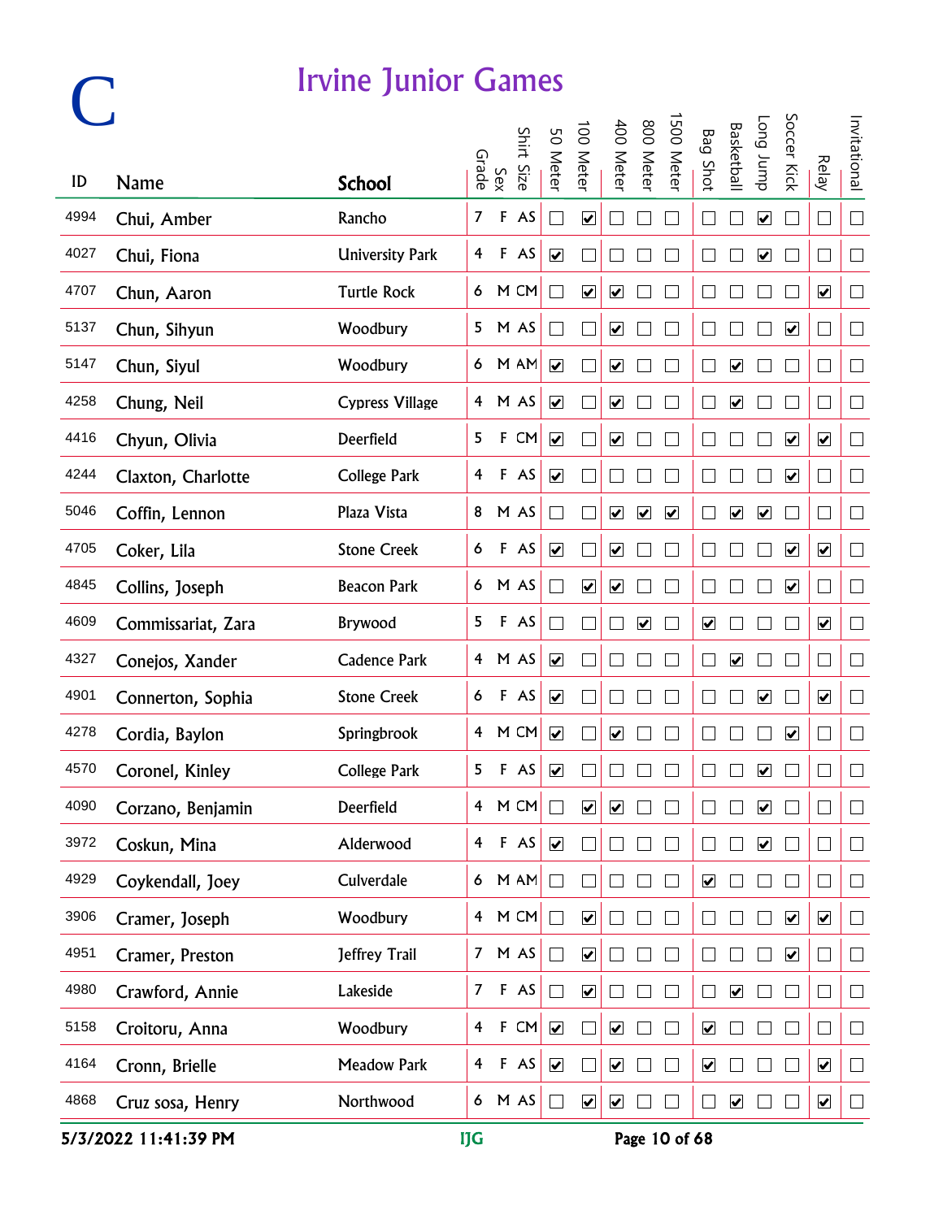# C

## Irvine Junior Games

| ID | Name | School | Grade | Sex | Shirt Size | 50 Meter | 100 Meter | 400 Meter | 800 Meter | 1500 Meter | Bag Shot | Basketball | Long Jump | Soccer Kick | Relay | Invitational |
|---|---|---|---|---|---|---|---|---|---|---|---|---|---|---|---|---|
| 4994 | Chui, Amber | Rancho | 7 | F | AS | ☐ | ☑ | ☐ | ☐ | ☐ | ☐ | ☐ | ☑ | ☐ | ☐ | ☐ |
| 4027 | Chui, Fiona | University Park | 4 | F | AS | ☑ | ☐ | ☐ | ☐ | ☐ | ☐ | ☐ | ☑ | ☐ | ☐ | ☐ |
| 4707 | Chun, Aaron | Turtle Rock | 6 | M | CM | ☐ | ☑ | ☑ | ☐ | ☐ | ☐ | ☐ | ☐ | ☐ | ☑ | ☐ |
| 5137 | Chun, Sihyun | Woodbury | 5 | M | AS | ☐ | ☐ | ☑ | ☐ | ☐ | ☐ | ☐ | ☐ | ☑ | ☐ | ☐ |
| 5147 | Chun, Siyul | Woodbury | 6 | M | AM | ☑ | ☐ | ☑ | ☐ | ☐ | ☐ | ☑ | ☐ | ☐ | ☐ | ☐ |
| 4258 | Chung, Neil | Cypress Village | 4 | M | AS | ☑ | ☐ | ☑ | ☐ | ☐ | ☐ | ☑ | ☐ | ☐ | ☐ | ☐ |
| 4416 | Chyun, Olivia | Deerfield | 5 | F | CM | ☑ | ☐ | ☑ | ☐ | ☐ | ☐ | ☐ | ☐ | ☑ | ☑ | ☐ |
| 4244 | Claxton, Charlotte | College Park | 4 | F | AS | ☑ | ☐ | ☐ | ☐ | ☐ | ☐ | ☐ | ☐ | ☑ | ☐ | ☐ |
| 5046 | Coffin, Lennon | Plaza Vista | 8 | M | AS | ☐ | ☐ | ☑ | ☑ | ☑ | ☐ | ☑ | ☑ | ☐ | ☐ | ☐ |
| 4705 | Coker, Lila | Stone Creek | 6 | F | AS | ☑ | ☐ | ☑ | ☐ | ☐ | ☐ | ☐ | ☐ | ☑ | ☑ | ☐ |
| 4845 | Collins, Joseph | Beacon Park | 6 | M | AS | ☐ | ☑ | ☑ | ☐ | ☐ | ☐ | ☐ | ☐ | ☑ | ☐ | ☐ |
| 4609 | Commissariat, Zara | Brywood | 5 | F | AS | ☐ | ☐ | ☐ | ☑ | ☐ | ☑ | ☐ | ☐ | ☐ | ☑ | ☐ |
| 4327 | Conejos, Xander | Cadence Park | 4 | M | AS | ☑ | ☐ | ☐ | ☐ | ☐ | ☐ | ☑ | ☐ | ☐ | ☐ | ☐ |
| 4901 | Connerton, Sophia | Stone Creek | 6 | F | AS | ☑ | ☐ | ☐ | ☐ | ☐ | ☐ | ☐ | ☑ | ☐ | ☑ | ☐ |
| 4278 | Cordia, Baylon | Springbrook | 4 | M | CM | ☑ | ☐ | ☑ | ☐ | ☐ | ☐ | ☐ | ☐ | ☑ | ☐ | ☐ |
| 4570 | Coronel, Kinley | College Park | 5 | F | AS | ☑ | ☐ | ☐ | ☐ | ☐ | ☐ | ☐ | ☑ | ☐ | ☐ | ☐ |
| 4090 | Corzano, Benjamin | Deerfield | 4 | M | CM | ☐ | ☑ | ☑ | ☐ | ☐ | ☐ | ☐ | ☑ | ☐ | ☐ | ☐ |
| 3972 | Coskun, Mina | Alderwood | 4 | F | AS | ☑ | ☐ | ☐ | ☐ | ☐ | ☐ | ☐ | ☑ | ☐ | ☐ | ☐ |
| 4929 | Coykendall, Joey | Culverdale | 6 | M | AM | ☐ | ☐ | ☐ | ☐ | ☐ | ☑ | ☐ | ☐ | ☐ | ☐ | ☐ |
| 3906 | Cramer, Joseph | Woodbury | 4 | M | CM | ☐ | ☑ | ☐ | ☐ | ☐ | ☐ | ☐ | ☐ | ☑ | ☑ | ☐ |
| 4951 | Cramer, Preston | Jeffrey Trail | 7 | M | AS | ☐ | ☑ | ☐ | ☐ | ☐ | ☐ | ☐ | ☐ | ☑ | ☐ | ☐ |
| 4980 | Crawford, Annie | Lakeside | 7 | F | AS | ☐ | ☑ | ☐ | ☐ | ☐ | ☐ | ☑ | ☐ | ☐ | ☐ | ☐ |
| 5158 | Croitoru, Anna | Woodbury | 4 | F | CM | ☑ | ☐ | ☑ | ☐ | ☐ | ☑ | ☐ | ☐ | ☐ | ☐ | ☐ |
| 4164 | Cronn, Brielle | Meadow Park | 4 | F | AS | ☑ | ☐ | ☑ | ☐ | ☐ | ☑ | ☐ | ☐ | ☐ | ☑ | ☐ |
| 4868 | Cruz sosa, Henry | Northwood | 6 | M | AS | ☐ | ☑ | ☑ | ☐ | ☐ | ☐ | ☑ | ☐ | ☐ | ☑ | ☐ |

5/3/2022 11:41:39 PM IJG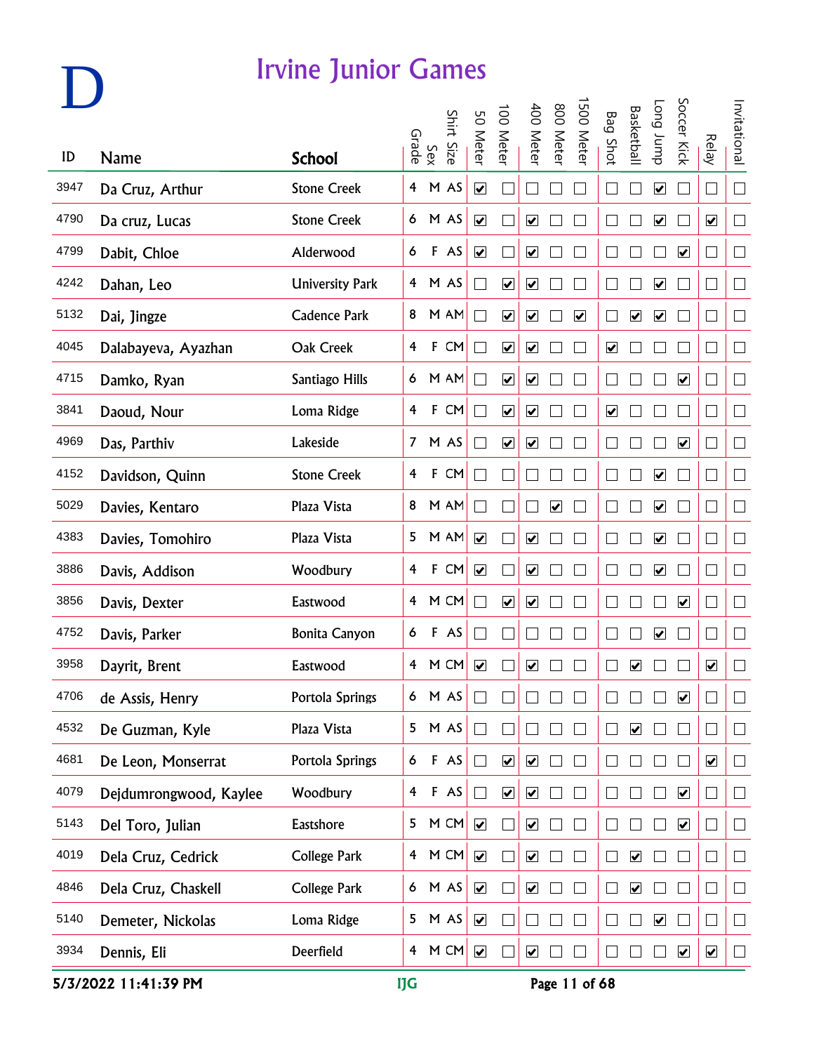# D

# Irvine Junior Games

| ID | Name | School | Grade | Sex | Shirt Size | 50 Meter | 100 Meter | 400 Meter | 800 Meter | 1500 Meter | Bag Shot | Basketball | Long Jump | Soccer Kick | Relay | Invitational |
|---|---|---|---|---|---|---|---|---|---|---|---|---|---|---|---|---|
| 3947 | Da Cruz, Arthur | Stone Creek | 4 | M | AS | ☑ | ☐ | ☐ | ☐ | ☐ | ☐ | ☐ | ☑ | ☐ | ☐ | ☐ |
| 4790 | Da cruz, Lucas | Stone Creek | 6 | M | AS | ☑ | ☐ | ☑ | ☐ | ☐ | ☐ | ☐ | ☑ | ☐ | ☑ | ☐ |
| 4799 | Dabit, Chloe | Alderwood | 6 | F | AS | ☑ | ☐ | ☑ | ☐ | ☐ | ☐ | ☐ | ☐ | ☑ | ☐ | ☐ |
| 4242 | Dahan, Leo | University Park | 4 | M | AS | ☐ | ☑ | ☑ | ☐ | ☐ | ☐ | ☐ | ☑ | ☐ | ☐ | ☐ |
| 5132 | Dai, Jingze | Cadence Park | 8 | M | AM | ☐ | ☑ | ☑ | ☐ | ☑ | ☐ | ☑ | ☑ | ☐ | ☐ | ☐ |
| 4045 | Dalabayeva, Ayazhan | Oak Creek | 4 | F | CM | ☐ | ☑ | ☑ | ☐ | ☐ | ☑ | ☐ | ☐ | ☐ | ☐ | ☐ |
| 4715 | Damko, Ryan | Santiago Hills | 6 | M | AM | ☐ | ☑ | ☑ | ☐ | ☐ | ☐ | ☐ | ☐ | ☑ | ☐ | ☐ |
| 3841 | Daoud, Nour | Loma Ridge | 4 | F | CM | ☐ | ☑ | ☑ | ☐ | ☐ | ☑ | ☐ | ☐ | ☐ | ☐ | ☐ |
| 4969 | Das, Parthiv | Lakeside | 7 | M | AS | ☐ | ☑ | ☑ | ☐ | ☐ | ☐ | ☐ | ☐ | ☑ | ☐ | ☐ |
| 4152 | Davidson, Quinn | Stone Creek | 4 | F | CM | ☐ | ☐ | ☐ | ☐ | ☐ | ☐ | ☐ | ☑ | ☐ | ☐ | ☐ |
| 5029 | Davies, Kentaro | Plaza Vista | 8 | M | AM | ☐ | ☐ | ☐ | ☑ | ☐ | ☐ | ☐ | ☑ | ☐ | ☐ | ☐ |
| 4383 | Davies, Tomohiro | Plaza Vista | 5 | M | AM | ☑ | ☐ | ☑ | ☐ | ☐ | ☐ | ☐ | ☑ | ☐ | ☐ | ☐ |
| 3886 | Davis, Addison | Woodbury | 4 | F | CM | ☑ | ☐ | ☑ | ☐ | ☐ | ☐ | ☐ | ☑ | ☐ | ☐ | ☐ |
| 3856 | Davis, Dexter | Eastwood | 4 | M | CM | ☐ | ☑ | ☑ | ☐ | ☐ | ☐ | ☐ | ☐ | ☑ | ☐ | ☐ |
| 4752 | Davis, Parker | Bonita Canyon | 6 | F | AS | ☐ | ☐ | ☐ | ☐ | ☐ | ☐ | ☐ | ☑ | ☐ | ☐ | ☐ |
| 3958 | Dayrit, Brent | Eastwood | 4 | M | CM | ☑ | ☐ | ☑ | ☐ | ☐ | ☐ | ☑ | ☐ | ☐ | ☑ | ☐ |
| 4706 | de Assis, Henry | Portola Springs | 6 | M | AS | ☐ | ☐ | ☐ | ☐ | ☐ | ☐ | ☐ | ☐ | ☑ | ☐ | ☐ |
| 4532 | De Guzman, Kyle | Plaza Vista | 5 | M | AS | ☐ | ☐ | ☐ | ☐ | ☐ | ☐ | ☑ | ☐ | ☐ | ☐ | ☐ |
| 4681 | De Leon, Monserrat | Portola Springs | 6 | F | AS | ☐ | ☑ | ☑ | ☐ | ☐ | ☐ | ☐ | ☐ | ☐ | ☑ | ☐ |
| 4079 | Dejdumrongwood, Kaylee | Woodbury | 4 | F | AS | ☐ | ☑ | ☑ | ☐ | ☐ | ☐ | ☐ | ☐ | ☑ | ☐ | ☐ |
| 5143 | Del Toro, Julian | Eastshore | 5 | M | CM | ☑ | ☐ | ☑ | ☐ | ☐ | ☐ | ☐ | ☐ | ☑ | ☐ | ☐ |
| 4019 | Dela Cruz, Cedrick | College Park | 4 | M | CM | ☑ | ☐ | ☑ | ☐ | ☐ | ☐ | ☑ | ☐ | ☐ | ☐ | ☐ |
| 4846 | Dela Cruz, Chaskell | College Park | 6 | M | AS | ☑ | ☐ | ☑ | ☐ | ☐ | ☐ | ☑ | ☐ | ☐ | ☐ | ☐ |
| 5140 | Demeter, Nickolas | Loma Ridge | 5 | M | AS | ☑ | ☐ | ☐ | ☐ | ☐ | ☐ | ☐ | ☑ | ☐ | ☐ | ☐ |
| 3934 | Dennis, Eli | Deerfield | 4 | M | CM | ☑ | ☐ | ☑ | ☐ | ☐ | ☐ | ☐ | ☐ | ☑ | ☑ | ☐ |

5/3/2022 11:41:39 PM IJG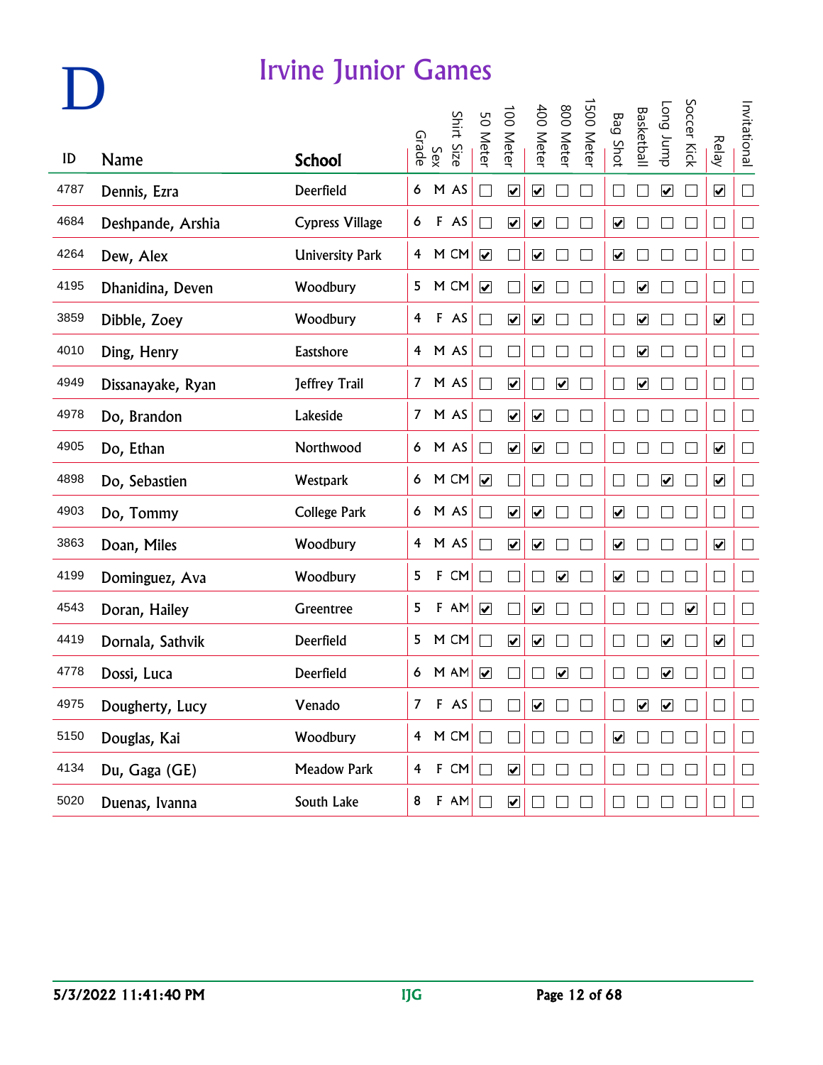# D

## Irvine Junior Games

| ID | Name | School | Grade | Sex | Shirt Size | 50 Meter | 100 Meter | 400 Meter | 800 Meter | 1500 Meter | Bag Shot | Basketball | Long Jump | Soccer Kick | Relay | Invitational |
|---|---|---|---|---|---|---|---|---|---|---|---|---|---|---|---|---|
| 4787 | Dennis, Ezra | Deerfield | 6 | M | AS | ☐ | ☑ | ☑ | ☐ | ☐ | ☐ | ☐ | ☑ | ☐ | ☑ | ☐ |
| 4684 | Deshpande, Arshia | Cypress Village | 6 | F | AS | ☐ | ☑ | ☑ | ☐ | ☐ | ☑ | ☐ | ☐ | ☐ | ☐ | ☐ |
| 4264 | Dew, Alex | University Park | 4 | M | CM | ☑ | ☐ | ☑ | ☐ | ☐ | ☑ | ☐ | ☐ | ☐ | ☐ | ☐ |
| 4195 | Dhanidina, Deven | Woodbury | 5 | M | CM | ☑ | ☐ | ☑ | ☐ | ☐ | ☐ | ☑ | ☐ | ☐ | ☐ | ☐ |
| 3859 | Dibble, Zoey | Woodbury | 4 | F | AS | ☐ | ☑ | ☑ | ☐ | ☐ | ☐ | ☑ | ☐ | ☐ | ☑ | ☐ |
| 4010 | Ding, Henry | Eastshore | 4 | M | AS | ☐ | ☐ | ☐ | ☐ | ☐ | ☐ | ☑ | ☐ | ☐ | ☐ | ☐ |
| 4949 | Dissanayake, Ryan | Jeffrey Trail | 7 | M | AS | ☐ | ☑ | ☐ | ☑ | ☐ | ☐ | ☑ | ☐ | ☐ | ☐ | ☐ |
| 4978 | Do, Brandon | Lakeside | 7 | M | AS | ☐ | ☑ | ☑ | ☐ | ☐ | ☐ | ☐ | ☐ | ☐ | ☐ | ☐ |
| 4905 | Do, Ethan | Northwood | 6 | M | AS | ☐ | ☑ | ☑ | ☐ | ☐ | ☐ | ☐ | ☐ | ☐ | ☑ | ☐ |
| 4898 | Do, Sebastien | Westpark | 6 | M | CM | ☑ | ☐ | ☐ | ☐ | ☐ | ☐ | ☐ | ☑ | ☐ | ☑ | ☐ |
| 4903 | Do, Tommy | College Park | 6 | M | AS | ☐ | ☑ | ☑ | ☐ | ☐ | ☑ | ☐ | ☐ | ☐ | ☐ | ☐ |
| 3863 | Doan, Miles | Woodbury | 4 | M | AS | ☐ | ☑ | ☑ | ☐ | ☐ | ☑ | ☐ | ☐ | ☐ | ☑ | ☐ |
| 4199 | Dominguez, Ava | Woodbury | 5 | F | CM | ☐ | ☐ | ☐ | ☑ | ☐ | ☑ | ☐ | ☐ | ☐ | ☐ | ☐ |
| 4543 | Doran, Hailey | Greentree | 5 | F | AM | ☑ | ☐ | ☑ | ☐ | ☐ | ☐ | ☐ | ☐ | ☑ | ☐ | ☐ |
| 4419 | Dornala, Sathvik | Deerfield | 5 | M | CM | ☐ | ☑ | ☑ | ☐ | ☐ | ☐ | ☐ | ☑ | ☐ | ☑ | ☐ |
| 4778 | Dossi, Luca | Deerfield | 6 | M | AM | ☑ | ☐ | ☐ | ☑ | ☐ | ☐ | ☐ | ☑ | ☐ | ☐ | ☐ |
| 4975 | Dougherty, Lucy | Venado | 7 | F | AS | ☐ | ☐ | ☑ | ☐ | ☐ | ☐ | ☑ | ☑ | ☐ | ☐ | ☐ |
| 5150 | Douglas, Kai | Woodbury | 4 | M | CM | ☐ | ☐ | ☐ | ☐ | ☐ | ☑ | ☐ | ☐ | ☐ | ☐ | ☐ |
| 4134 | Du, Gaga (GE) | Meadow Park | 4 | F | CM | ☐ | ☑ | ☐ | ☐ | ☐ | ☐ | ☐ | ☐ | ☐ | ☐ | ☐ |
| 5020 | Duenas, Ivanna | South Lake | 8 | F | AM | ☐ | ☑ | ☐ | ☐ | ☐ | ☐ | ☐ | ☐ | ☐ | ☐ | ☐ |

5/3/2022 11:41:40 PM IJG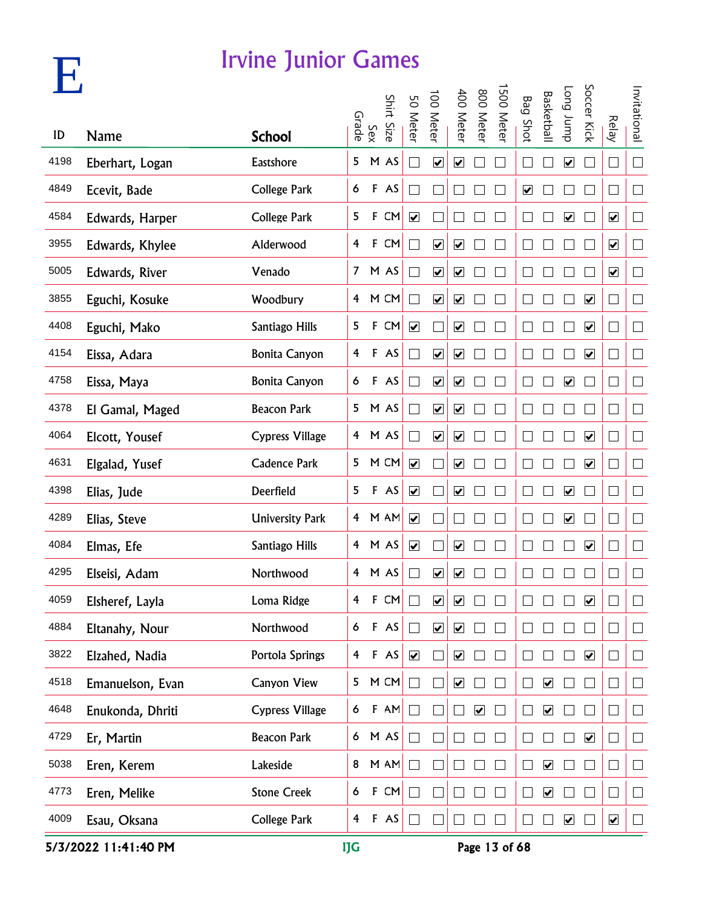# E

## Irvine Junior Games

| ID | Name | School | Grade | Sex | Shirt Size | 50 Meter | 100 Meter | 400 Meter | 800 Meter | 1500 Meter | Bag Shot | Basketball | Long Jump | Soccer Kick | Relay | Invitational |
|---|---|---|---|---|---|---|---|---|---|---|---|---|---|---|---|---|
| 4198 | Eberhart, Logan | Eastshore | 5 | M | AS | ☐ | ☑ | ☑ | ☐ | ☐ | ☐ | ☐ | ☑ | ☐ | ☐ | ☐ |
| 4849 | Ecevit, Bade | College Park | 6 | F | AS | ☐ | ☐ | ☐ | ☐ | ☐ | ☑ | ☐ | ☐ | ☐ | ☐ | ☐ |
| 4584 | Edwards, Harper | College Park | 5 | F | CM | ☑ | ☐ | ☐ | ☐ | ☐ | ☐ | ☐ | ☑ | ☐ | ☑ | ☐ |
| 3955 | Edwards, Khylee | Alderwood | 4 | F | CM | ☐ | ☑ | ☑ | ☐ | ☐ | ☐ | ☐ | ☐ | ☐ | ☑ | ☐ |
| 5005 | Edwards, River | Venado | 7 | M | AS | ☐ | ☑ | ☑ | ☐ | ☐ | ☐ | ☐ | ☐ | ☐ | ☑ | ☐ |
| 3855 | Eguchi, Kosuke | Woodbury | 4 | M | CM | ☐ | ☑ | ☑ | ☐ | ☐ | ☐ | ☐ | ☐ | ☑ | ☐ | ☐ |
| 4408 | Eguchi, Mako | Santiago Hills | 5 | F | CM | ☑ | ☐ | ☑ | ☐ | ☐ | ☐ | ☐ | ☐ | ☑ | ☐ | ☐ |
| 4154 | Eissa, Adara | Bonita Canyon | 4 | F | AS | ☐ | ☑ | ☑ | ☐ | ☐ | ☐ | ☐ | ☐ | ☑ | ☐ | ☐ |
| 4758 | Eissa, Maya | Bonita Canyon | 6 | F | AS | ☐ | ☑ | ☑ | ☐ | ☐ | ☐ | ☐ | ☑ | ☐ | ☐ | ☐ |
| 4378 | El Gamal, Maged | Beacon Park | 5 | M | AS | ☐ | ☑ | ☑ | ☐ | ☐ | ☐ | ☐ | ☐ | ☐ | ☐ | ☐ |
| 4064 | Elcott, Yousef | Cypress Village | 4 | M | AS | ☐ | ☑ | ☑ | ☐ | ☐ | ☐ | ☐ | ☐ | ☑ | ☐ | ☐ |
| 4631 | Elgalad, Yusef | Cadence Park | 5 | M | CM | ☑ | ☐ | ☑ | ☐ | ☐ | ☐ | ☐ | ☐ | ☑ | ☐ | ☐ |
| 4398 | Elias, Jude | Deerfield | 5 | F | AS | ☑ | ☐ | ☑ | ☐ | ☐ | ☐ | ☐ | ☑ | ☐ | ☐ | ☐ |
| 4289 | Elias, Steve | University Park | 4 | M | AM | ☑ | ☐ | ☐ | ☐ | ☐ | ☐ | ☐ | ☑ | ☐ | ☐ | ☐ |
| 4084 | Elmas, Efe | Santiago Hills | 4 | M | AS | ☑ | ☐ | ☑ | ☐ | ☐ | ☐ | ☐ | ☐ | ☑ | ☐ | ☐ |
| 4295 | Elseisi, Adam | Northwood | 4 | M | AS | ☐ | ☑ | ☑ | ☐ | ☐ | ☐ | ☐ | ☐ | ☐ | ☐ | ☐ |
| 4059 | Elsheref, Layla | Loma Ridge | 4 | F | CM | ☐ | ☑ | ☑ | ☐ | ☐ | ☐ | ☐ | ☐ | ☑ | ☐ | ☐ |
| 4884 | Eltanahy, Nour | Northwood | 6 | F | AS | ☐ | ☑ | ☑ | ☐ | ☐ | ☐ | ☐ | ☐ | ☐ | ☐ | ☐ |
| 3822 | Elzahed, Nadia | Portola Springs | 4 | F | AS | ☑ | ☐ | ☑ | ☐ | ☐ | ☐ | ☐ | ☐ | ☑ | ☐ | ☐ |
| 4518 | Emanuelson, Evan | Canyon View | 5 | M | CM | ☐ | ☐ | ☑ | ☐ | ☐ | ☐ | ☑ | ☐ | ☐ | ☐ | ☐ |
| 4648 | Enukonda, Dhriti | Cypress Village | 6 | F | AM | ☐ | ☐ | ☐ | ☑ | ☐ | ☐ | ☑ | ☐ | ☐ | ☐ | ☐ |
| 4729 | Er, Martin | Beacon Park | 6 | M | AS | ☐ | ☐ | ☐ | ☐ | ☐ | ☐ | ☐ | ☐ | ☑ | ☐ | ☐ |
| 5038 | Eren, Kerem | Lakeside | 8 | M | AM | ☐ | ☐ | ☐ | ☐ | ☐ | ☐ | ☑ | ☐ | ☐ | ☐ | ☐ |
| 4773 | Eren, Melike | Stone Creek | 6 | F | CM | ☐ | ☐ | ☐ | ☐ | ☐ | ☐ | ☑ | ☐ | ☐ | ☐ | ☐ |
| 4009 | Esau, Oksana | College Park | 4 | F | AS | ☐ | ☐ | ☐ | ☐ | ☐ | ☐ | ☐ | ☑ | ☐ | ☑ | ☐ |

5/3/2022 11:41:40 PM IJG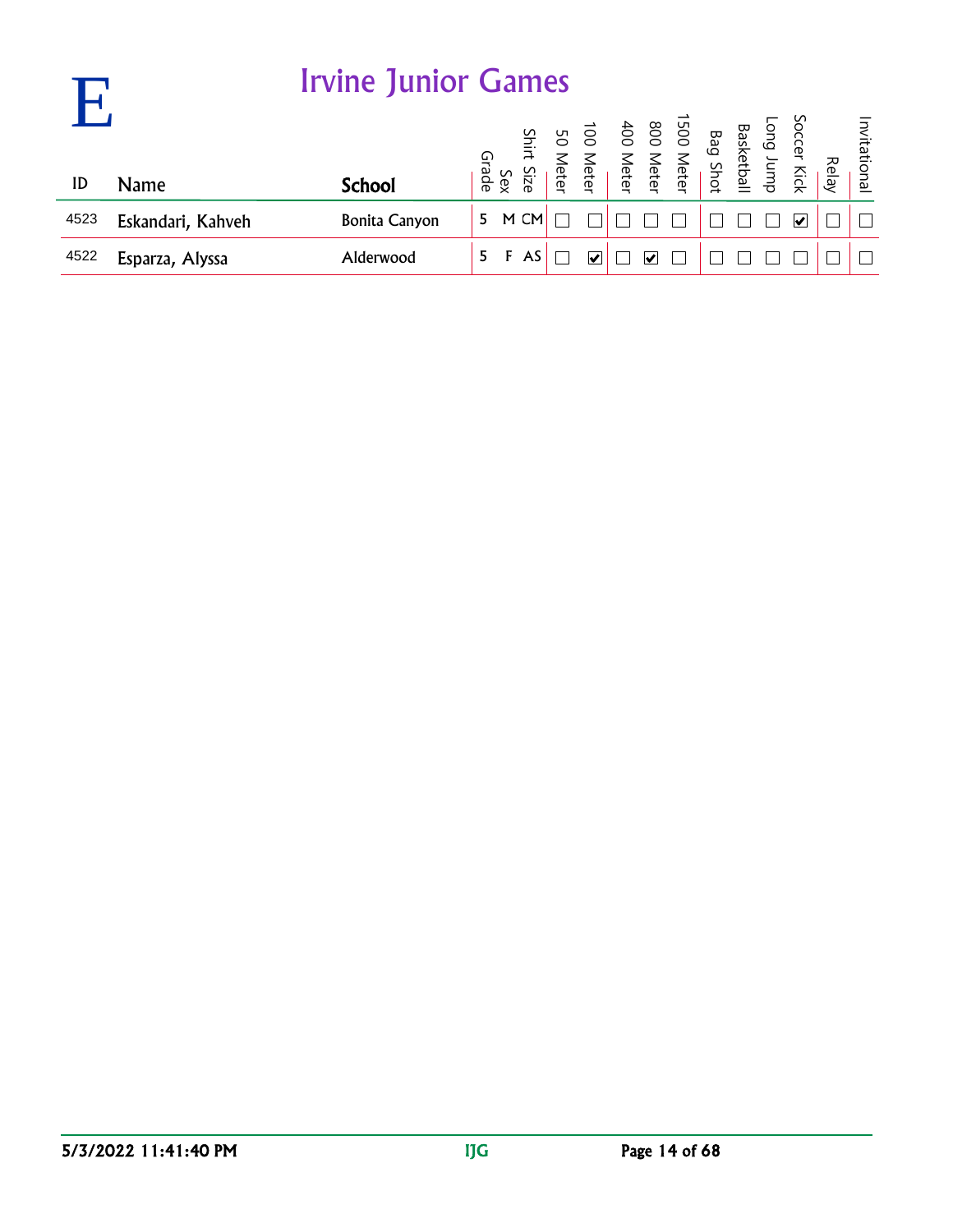# E

## Irvine Junior Games

| ID | Name | School | Grade | Sex | Shirt Size | 50 Meter | 100 Meter | 400 Meter | 800 Meter | 1500 Meter | Bag Shot | Basketball | Long Jump | Soccer Kick | Relay | Invitational |
|---|---|---|---|---|---|---|---|---|---|---|---|---|---|---|---|---|
| 4523 | Eskandari, Kahveh | Bonita Canyon | 5 | M | CM | ☐ | ☐ | ☐ | ☐ | ☐ | ☐ | ☐ | ☐ | ☑ | ☐ | ☐ |
| 4522 | Esparza, Alyssa | Alderwood | 5 | F | AS | ☐ | ☑ | ☐ | ☑ | ☐ | ☐ | ☐ | ☐ | ☐ | ☐ | ☐ |

5/3/2022 11:41:40 PM IJG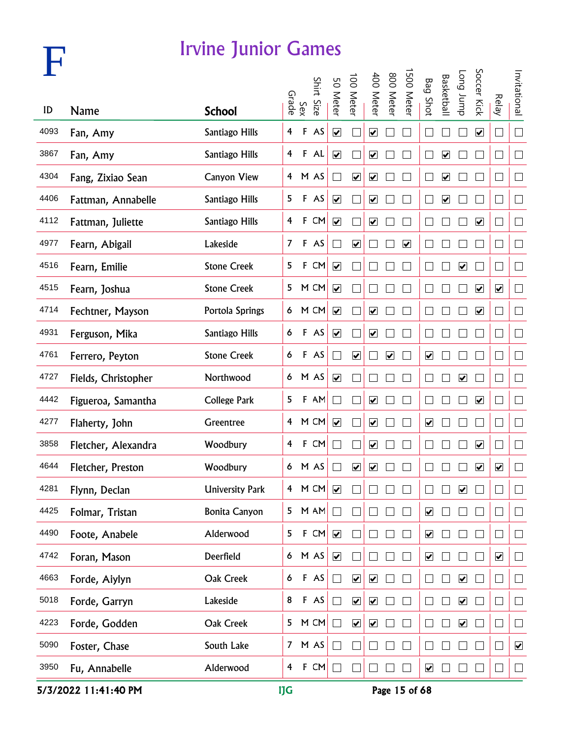# F

## Irvine Junior Games

| ID | Name | School | Grade | Sex | Shirt Size | 50 Meter | 100 Meter | 400 Meter | 800 Meter | 1500 Meter | Bag Shot | Basketball | Long Jump | Soccer Kick | Relay | Invitational |
|---|---|---|---|---|---|---|---|---|---|---|---|---|---|---|---|---|
| 4093 | Fan, Amy | Santiago Hills | 4 | F | AS | ☑ | ☐ | ☑ | ☐ | ☐ | ☐ | ☐ | ☐ | ☑ | ☐ | ☐ |
| 3867 | Fan, Amy | Santiago Hills | 4 | F | AL | ☑ | ☐ | ☑ | ☐ | ☐ | ☐ | ☑ | ☐ | ☐ | ☐ | ☐ |
| 4304 | Fang, Zixiao Sean | Canyon View | 4 | M | AS | ☐ | ☑ | ☑ | ☐ | ☐ | ☐ | ☑ | ☐ | ☐ | ☐ | ☐ |
| 4406 | Fattman, Annabelle | Santiago Hills | 5 | F | AS | ☑ | ☐ | ☑ | ☐ | ☐ | ☐ | ☑ | ☐ | ☐ | ☐ | ☐ |
| 4112 | Fattman, Juliette | Santiago Hills | 4 | F | CM | ☑ | ☐ | ☑ | ☐ | ☐ | ☐ | ☐ | ☐ | ☑ | ☐ | ☐ |
| 4977 | Fearn, Abigail | Lakeside | 7 | F | AS | ☐ | ☑ | ☐ | ☐ | ☑ | ☐ | ☐ | ☐ | ☐ | ☐ | ☐ |
| 4516 | Fearn, Emilie | Stone Creek | 5 | F | CM | ☑ | ☐ | ☐ | ☐ | ☐ | ☐ | ☐ | ☑ | ☐ | ☐ | ☐ |
| 4515 | Fearn, Joshua | Stone Creek | 5 | M | CM | ☑ | ☐ | ☐ | ☐ | ☐ | ☐ | ☐ | ☐ | ☑ | ☑ | ☐ |
| 4714 | Fechtner, Mayson | Portola Springs | 6 | M | CM | ☑ | ☐ | ☑ | ☐ | ☐ | ☐ | ☐ | ☐ | ☑ | ☐ | ☐ |
| 4931 | Ferguson, Mika | Santiago Hills | 6 | F | AS | ☑ | ☐ | ☑ | ☐ | ☐ | ☐ | ☐ | ☐ | ☐ | ☐ | ☐ |
| 4761 | Ferrero, Peyton | Stone Creek | 6 | F | AS | ☐ | ☑ | ☐ | ☑ | ☐ | ☑ | ☐ | ☐ | ☐ | ☐ | ☐ |
| 4727 | Fields, Christopher | Northwood | 6 | M | AS | ☑ | ☐ | ☐ | ☐ | ☐ | ☐ | ☐ | ☑ | ☐ | ☐ | ☐ |
| 4442 | Figueroa, Samantha | College Park | 5 | F | AM | ☐ | ☐ | ☑ | ☐ | ☐ | ☐ | ☐ | ☐ | ☑ | ☐ | ☐ |
| 4277 | Flaherty, John | Greentree | 4 | M | CM | ☑ | ☐ | ☑ | ☐ | ☐ | ☑ | ☐ | ☐ | ☐ | ☐ | ☐ |
| 3858 | Fletcher, Alexandra | Woodbury | 4 | F | CM | ☐ | ☐ | ☑ | ☐ | ☐ | ☐ | ☐ | ☐ | ☑ | ☐ | ☐ |
| 4644 | Fletcher, Preston | Woodbury | 6 | M | AS | ☐ | ☑ | ☑ | ☐ | ☐ | ☐ | ☐ | ☐ | ☑ | ☑ | ☐ |
| 4281 | Flynn, Declan | University Park | 4 | M | CM | ☑ | ☐ | ☐ | ☐ | ☐ | ☐ | ☐ | ☑ | ☐ | ☐ | ☐ |
| 4425 | Folmar, Tristan | Bonita Canyon | 5 | M | AM | ☐ | ☐ | ☐ | ☐ | ☐ | ☑ | ☐ | ☐ | ☐ | ☐ | ☐ |
| 4490 | Foote, Anabele | Alderwood | 5 | F | CM | ☑ | ☐ | ☐ | ☐ | ☐ | ☑ | ☐ | ☐ | ☐ | ☐ | ☐ |
| 4742 | Foran, Mason | Deerfield | 6 | M | AS | ☑ | ☐ | ☐ | ☐ | ☐ | ☑ | ☐ | ☐ | ☐ | ☑ | ☐ |
| 4663 | Forde, Aiylyn | Oak Creek | 6 | F | AS | ☐ | ☑ | ☑ | ☐ | ☐ | ☐ | ☐ | ☑ | ☐ | ☐ | ☐ |
| 5018 | Forde, Garryn | Lakeside | 8 | F | AS | ☐ | ☑ | ☑ | ☐ | ☐ | ☐ | ☐ | ☑ | ☐ | ☐ | ☐ |
| 4223 | Forde, Godden | Oak Creek | 5 | M | CM | ☐ | ☑ | ☑ | ☐ | ☐ | ☐ | ☐ | ☑ | ☐ | ☐ | ☐ |
| 5090 | Foster, Chase | South Lake | 7 | M | AS | ☐ | ☐ | ☐ | ☐ | ☐ | ☐ | ☐ | ☐ | ☐ | ☐ | ☑ |
| 3950 | Fu, Annabelle | Alderwood | 4 | F | CM | ☐ | ☐ | ☐ | ☐ | ☐ | ☑ | ☐ | ☐ | ☐ | ☐ | ☐ |

5/3/2022 11:41:40 PM IJG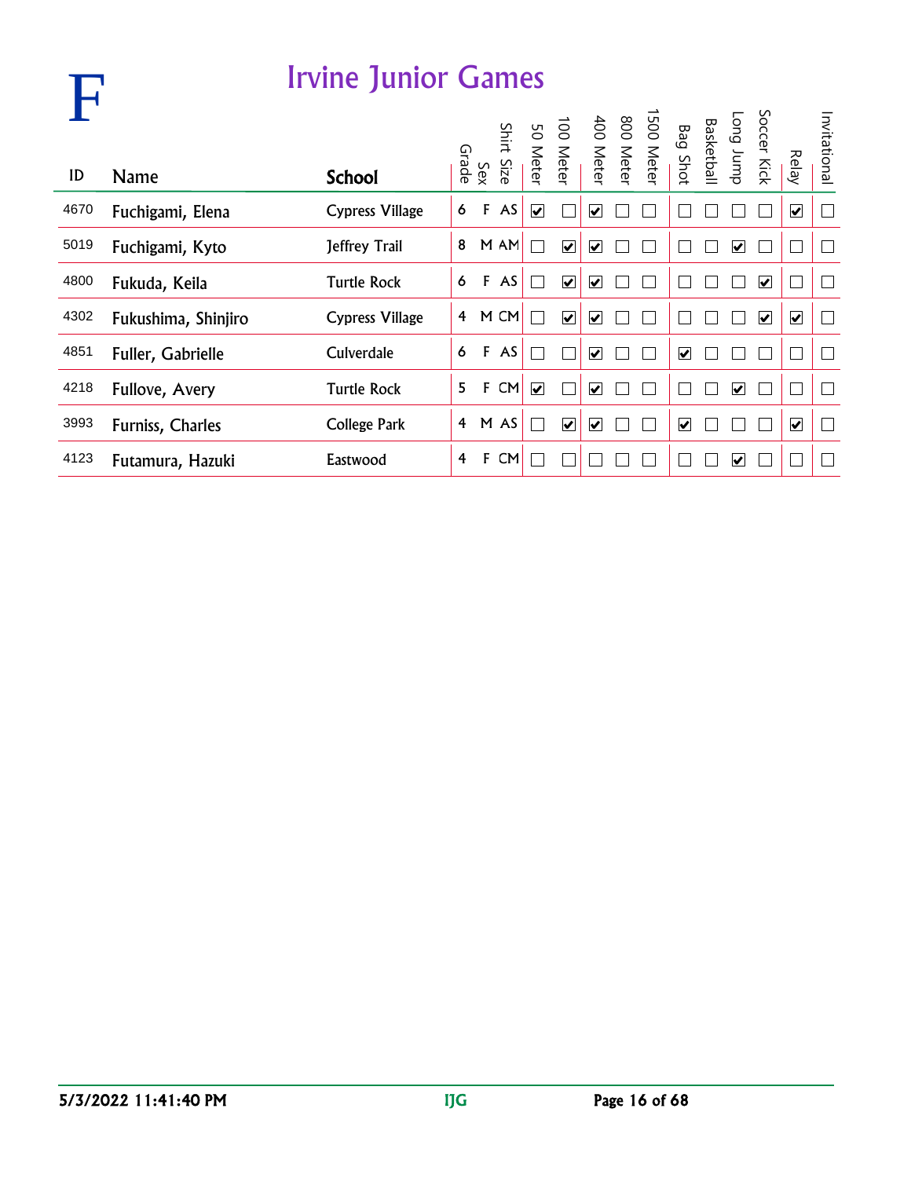# F

## Irvine Junior Games

| ID | Name | School | Grade | Sex | Shirt Size | 50 Meter | 100 Meter | 400 Meter | 800 Meter | 1500 Meter | Bag Shot | Basketball | Long Jump | Soccer Kick | Relay | Invitational |
|---|---|---|---|---|---|---|---|---|---|---|---|---|---|---|---|---|
| 4670 | Fuchigami, Elena | Cypress Village | 6 | F | AS | ☑ | ☐ | ☑ | ☐ | ☐ | ☐ | ☐ | ☐ | ☐ | ☑ | ☐ |
| 5019 | Fuchigami, Kyto | Jeffrey Trail | 8 | M | AM | ☐ | ☑ | ☑ | ☐ | ☐ | ☐ | ☐ | ☑ | ☐ | ☐ | ☐ |
| 4800 | Fukuda, Keila | Turtle Rock | 6 | F | AS | ☐ | ☑ | ☑ | ☐ | ☐ | ☐ | ☐ | ☐ | ☑ | ☐ | ☐ |
| 4302 | Fukushima, Shinjiro | Cypress Village | 4 | M | CM | ☐ | ☑ | ☑ | ☐ | ☐ | ☐ | ☐ | ☐ | ☑ | ☑ | ☐ |
| 4851 | Fuller, Gabrielle | Culverdale | 6 | F | AS | ☐ | ☐ | ☑ | ☐ | ☐ | ☑ | ☐ | ☐ | ☐ | ☐ | ☐ |
| 4218 | Fullove, Avery | Turtle Rock | 5 | F | CM | ☑ | ☐ | ☑ | ☐ | ☐ | ☐ | ☐ | ☑ | ☐ | ☐ | ☐ |
| 3993 | Furniss, Charles | College Park | 4 | M | AS | ☐ | ☑ | ☑ | ☐ | ☐ | ☑ | ☐ | ☐ | ☐ | ☑ | ☐ |
| 4123 | Futamura, Hazuki | Eastwood | 4 | F | CM | ☐ | ☐ | ☐ | ☐ | ☐ | ☐ | ☐ | ☑ | ☐ | ☐ | ☐ |

5/3/2022 11:41:40 PM    IJG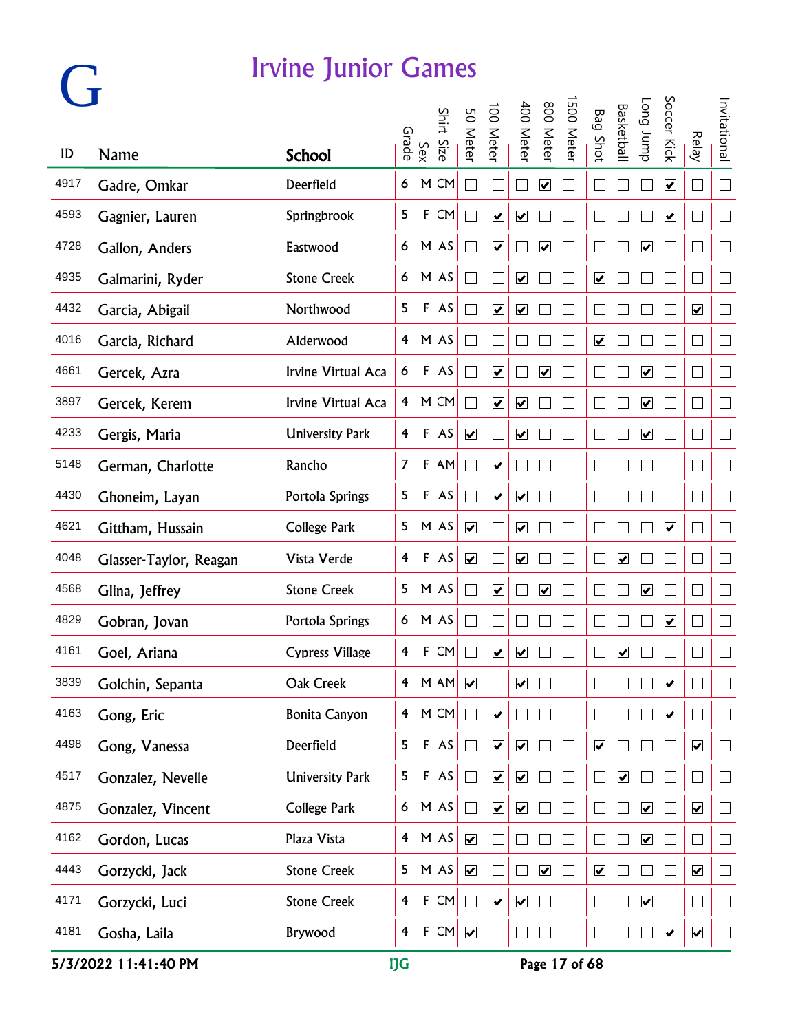# G

## Irvine Junior Games

| ID | Name | School | Grade | Sex | Shirt Size | 50 Meter | 100 Meter | 400 Meter | 800 Meter | 1500 Meter | Bag Shot | Basketball | Long Jump | Soccer Kick | Relay | Invitational |
|---|---|---|---|---|---|---|---|---|---|---|---|---|---|---|---|---|
| 4917 | Gadre, Omkar | Deerfield | 6 | M | CM | ☐ | ☐ | ☐ | ☑ | ☐ | ☐ | ☐ | ☐ | ☑ | ☐ | ☐ |
| 4593 | Gagnier, Lauren | Springbrook | 5 | F | CM | ☐ | ☑ | ☑ | ☐ | ☐ | ☐ | ☐ | ☐ | ☑ | ☐ | ☐ |
| 4728 | Gallon, Anders | Eastwood | 6 | M | AS | ☐ | ☑ | ☐ | ☑ | ☐ | ☐ | ☐ | ☑ | ☐ | ☐ | ☐ |
| 4935 | Galmarini, Ryder | Stone Creek | 6 | M | AS | ☐ | ☐ | ☑ | ☐ | ☐ | ☑ | ☐ | ☐ | ☐ | ☐ | ☐ |
| 4432 | Garcia, Abigail | Northwood | 5 | F | AS | ☐ | ☑ | ☑ | ☐ | ☐ | ☐ | ☐ | ☐ | ☐ | ☑ | ☐ |
| 4016 | Garcia, Richard | Alderwood | 4 | M | AS | ☐ | ☐ | ☐ | ☐ | ☐ | ☑ | ☐ | ☐ | ☐ | ☐ | ☐ |
| 4661 | Gercek, Azra | Irvine Virtual Aca | 6 | F | AS | ☐ | ☑ | ☐ | ☑ | ☐ | ☐ | ☐ | ☑ | ☐ | ☐ | ☐ |
| 3897 | Gercek, Kerem | Irvine Virtual Aca | 4 | M | CM | ☐ | ☑ | ☑ | ☐ | ☐ | ☐ | ☐ | ☑ | ☐ | ☐ | ☐ |
| 4233 | Gergis, Maria | University Park | 4 | F | AS | ☑ | ☐ | ☑ | ☐ | ☐ | ☐ | ☐ | ☑ | ☐ | ☐ | ☐ |
| 5148 | German, Charlotte | Rancho | 7 | F | AM | ☐ | ☑ | ☐ | ☐ | ☐ | ☐ | ☐ | ☐ | ☐ | ☐ | ☐ |
| 4430 | Ghoneim, Layan | Portola Springs | 5 | F | AS | ☐ | ☑ | ☑ | ☐ | ☐ | ☐ | ☐ | ☐ | ☐ | ☐ | ☐ |
| 4621 | Gittham, Hussain | College Park | 5 | M | AS | ☑ | ☐ | ☑ | ☐ | ☐ | ☐ | ☐ | ☐ | ☑ | ☐ | ☐ |
| 4048 | Glasser-Taylor, Reagan | Vista Verde | 4 | F | AS | ☑ | ☐ | ☑ | ☐ | ☐ | ☐ | ☑ | ☐ | ☐ | ☐ | ☐ |
| 4568 | Glina, Jeffrey | Stone Creek | 5 | M | AS | ☐ | ☑ | ☐ | ☑ | ☐ | ☐ | ☐ | ☑ | ☐ | ☐ | ☐ |
| 4829 | Gobran, Jovan | Portola Springs | 6 | M | AS | ☐ | ☐ | ☐ | ☐ | ☐ | ☐ | ☐ | ☐ | ☑ | ☐ | ☐ |
| 4161 | Goel, Ariana | Cypress Village | 4 | F | CM | ☐ | ☑ | ☑ | ☐ | ☐ | ☐ | ☑ | ☐ | ☐ | ☐ | ☐ |
| 3839 | Golchin, Sepanta | Oak Creek | 4 | M | AM | ☑ | ☐ | ☑ | ☐ | ☐ | ☐ | ☐ | ☐ | ☑ | ☐ | ☐ |
| 4163 | Gong, Eric | Bonita Canyon | 4 | M | CM | ☐ | ☑ | ☐ | ☐ | ☐ | ☐ | ☐ | ☐ | ☑ | ☐ | ☐ |
| 4498 | Gong, Vanessa | Deerfield | 5 | F | AS | ☐ | ☑ | ☑ | ☐ | ☐ | ☑ | ☐ | ☐ | ☐ | ☑ | ☐ |
| 4517 | Gonzalez, Nevelle | University Park | 5 | F | AS | ☐ | ☑ | ☑ | ☐ | ☐ | ☐ | ☑ | ☐ | ☐ | ☐ | ☐ |
| 4875 | Gonzalez, Vincent | College Park | 6 | M | AS | ☐ | ☑ | ☑ | ☐ | ☐ | ☐ | ☐ | ☑ | ☐ | ☑ | ☐ |
| 4162 | Gordon, Lucas | Plaza Vista | 4 | M | AS | ☑ | ☐ | ☐ | ☐ | ☐ | ☐ | ☐ | ☑ | ☐ | ☐ | ☐ |
| 4443 | Gorzycki, Jack | Stone Creek | 5 | M | AS | ☑ | ☐ | ☐ | ☑ | ☐ | ☑ | ☐ | ☐ | ☐ | ☑ | ☐ |
| 4171 | Gorzycki, Luci | Stone Creek | 4 | F | CM | ☐ | ☑ | ☑ | ☐ | ☐ | ☐ | ☐ | ☑ | ☐ | ☐ | ☐ |
| 4181 | Gosha, Laila | Brywood | 4 | F | CM | ☑ | ☐ | ☐ | ☐ | ☐ | ☐ | ☐ | ☐ | ☑ | ☑ | ☐ |

5/3/2022 11:41:40 PM IJG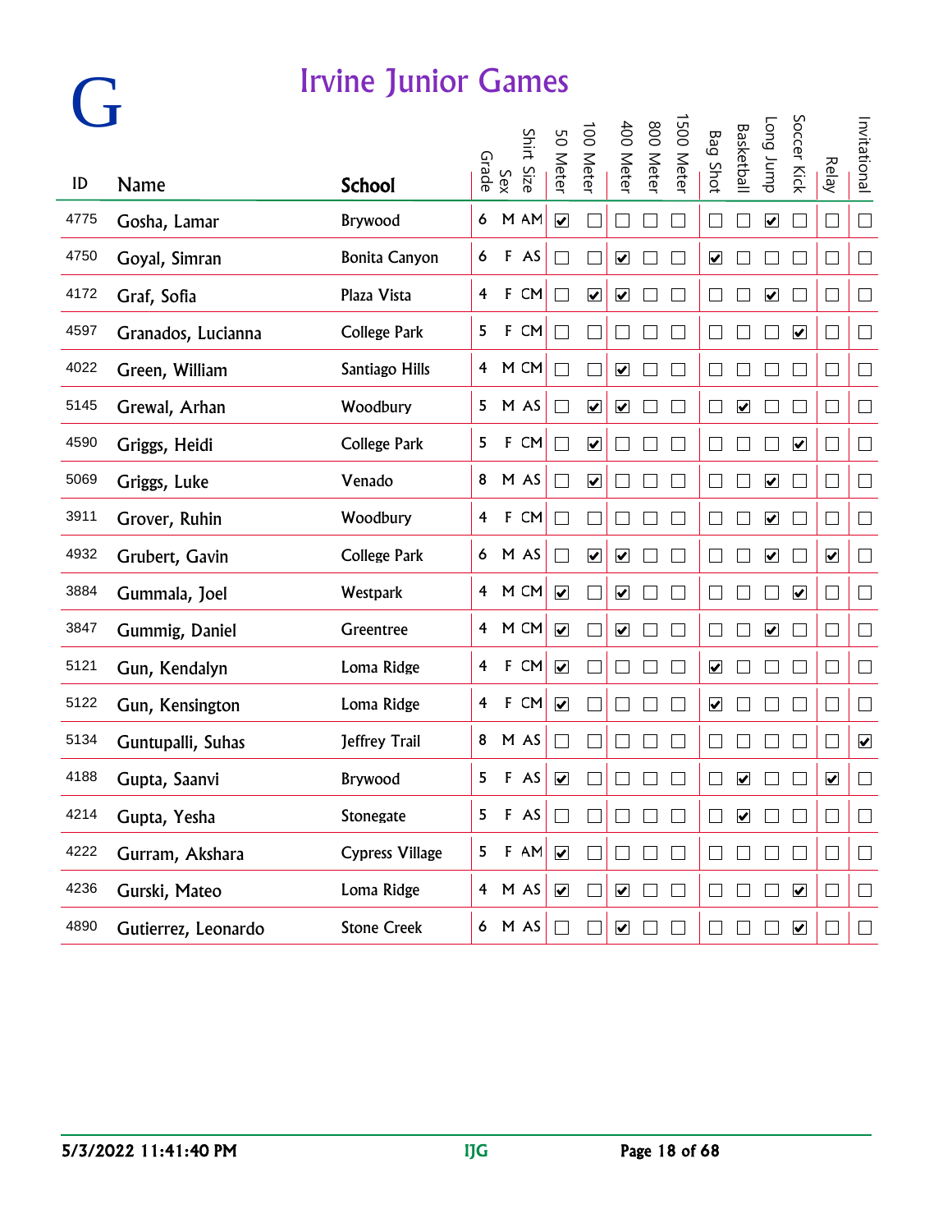# G

## Irvine Junior Games

| ID | Name | School | Grade | Sex | Shirt Size | 50 Meter | 100 Meter | 400 Meter | 800 Meter | 1500 Meter | Bag Shot | Basketball | Long Jump | Soccer Kick | Relay | Invitational |
|---|---|---|---|---|---|---|---|---|---|---|---|---|---|---|---|---|
| 4775 | Gosha, Lamar | Brywood | 6 | M | AM | ☑ | ☐ | ☐ | ☐ | ☐ | ☐ | ☐ | ☑ | ☐ | ☐ | ☐ |
| 4750 | Goyal, Simran | Bonita Canyon | 6 | F | AS | ☐ | ☐ | ☑ | ☐ | ☐ | ☑ | ☐ | ☐ | ☐ | ☐ | ☐ |
| 4172 | Graf, Sofia | Plaza Vista | 4 | F | CM | ☐ | ☑ | ☑ | ☐ | ☐ | ☐ | ☐ | ☑ | ☐ | ☐ | ☐ |
| 4597 | Granados, Lucianna | College Park | 5 | F | CM | ☐ | ☐ | ☐ | ☐ | ☐ | ☐ | ☐ | ☐ | ☑ | ☐ | ☐ |
| 4022 | Green, William | Santiago Hills | 4 | M | CM | ☐ | ☐ | ☑ | ☐ | ☐ | ☐ | ☐ | ☐ | ☐ | ☐ | ☐ |
| 5145 | Grewal, Arhan | Woodbury | 5 | M | AS | ☐ | ☑ | ☑ | ☐ | ☐ | ☐ | ☑ | ☐ | ☐ | ☐ | ☐ |
| 4590 | Griggs, Heidi | College Park | 5 | F | CM | ☐ | ☑ | ☐ | ☐ | ☐ | ☐ | ☐ | ☐ | ☑ | ☐ | ☐ |
| 5069 | Griggs, Luke | Venado | 8 | M | AS | ☐ | ☑ | ☐ | ☐ | ☐ | ☐ | ☐ | ☑ | ☐ | ☐ | ☐ |
| 3911 | Grover, Ruhin | Woodbury | 4 | F | CM | ☐ | ☐ | ☐ | ☐ | ☐ | ☐ | ☐ | ☑ | ☐ | ☐ | ☐ |
| 4932 | Grubert, Gavin | College Park | 6 | M | AS | ☐ | ☑ | ☑ | ☐ | ☐ | ☐ | ☐ | ☑ | ☐ | ☑ | ☐ |
| 3884 | Gummala, Joel | Westpark | 4 | M | CM | ☑ | ☐ | ☑ | ☐ | ☐ | ☐ | ☐ | ☐ | ☑ | ☐ | ☐ |
| 3847 | Gummig, Daniel | Greentree | 4 | M | CM | ☑ | ☐ | ☑ | ☐ | ☐ | ☐ | ☐ | ☑ | ☐ | ☐ | ☐ |
| 5121 | Gun, Kendalyn | Loma Ridge | 4 | F | CM | ☑ | ☐ | ☐ | ☐ | ☐ | ☑ | ☐ | ☐ | ☐ | ☐ | ☐ |
| 5122 | Gun, Kensington | Loma Ridge | 4 | F | CM | ☑ | ☐ | ☐ | ☐ | ☐ | ☑ | ☐ | ☐ | ☐ | ☐ | ☐ |
| 5134 | Guntupalli, Suhas | Jeffrey Trail | 8 | M | AS | ☐ | ☐ | ☐ | ☐ | ☐ | ☐ | ☐ | ☐ | ☐ | ☐ | ☑ |
| 4188 | Gupta, Saanvi | Brywood | 5 | F | AS | ☑ | ☐ | ☐ | ☐ | ☐ | ☐ | ☑ | ☐ | ☐ | ☑ | ☐ |
| 4214 | Gupta, Yesha | Stonegate | 5 | F | AS | ☐ | ☐ | ☐ | ☐ | ☐ | ☐ | ☑ | ☐ | ☐ | ☐ | ☐ |
| 4222 | Gurram, Akshara | Cypress Village | 5 | F | AM | ☑ | ☐ | ☐ | ☐ | ☐ | ☐ | ☐ | ☐ | ☐ | ☐ | ☐ |
| 4236 | Gurski, Mateo | Loma Ridge | 4 | M | AS | ☑ | ☐ | ☑ | ☐ | ☐ | ☐ | ☐ | ☐ | ☑ | ☐ | ☐ |
| 4890 | Gutierrez, Leonardo | Stone Creek | 6 | M | AS | ☐ | ☐ | ☑ | ☐ | ☐ | ☐ | ☐ | ☐ | ☑ | ☐ | ☐ |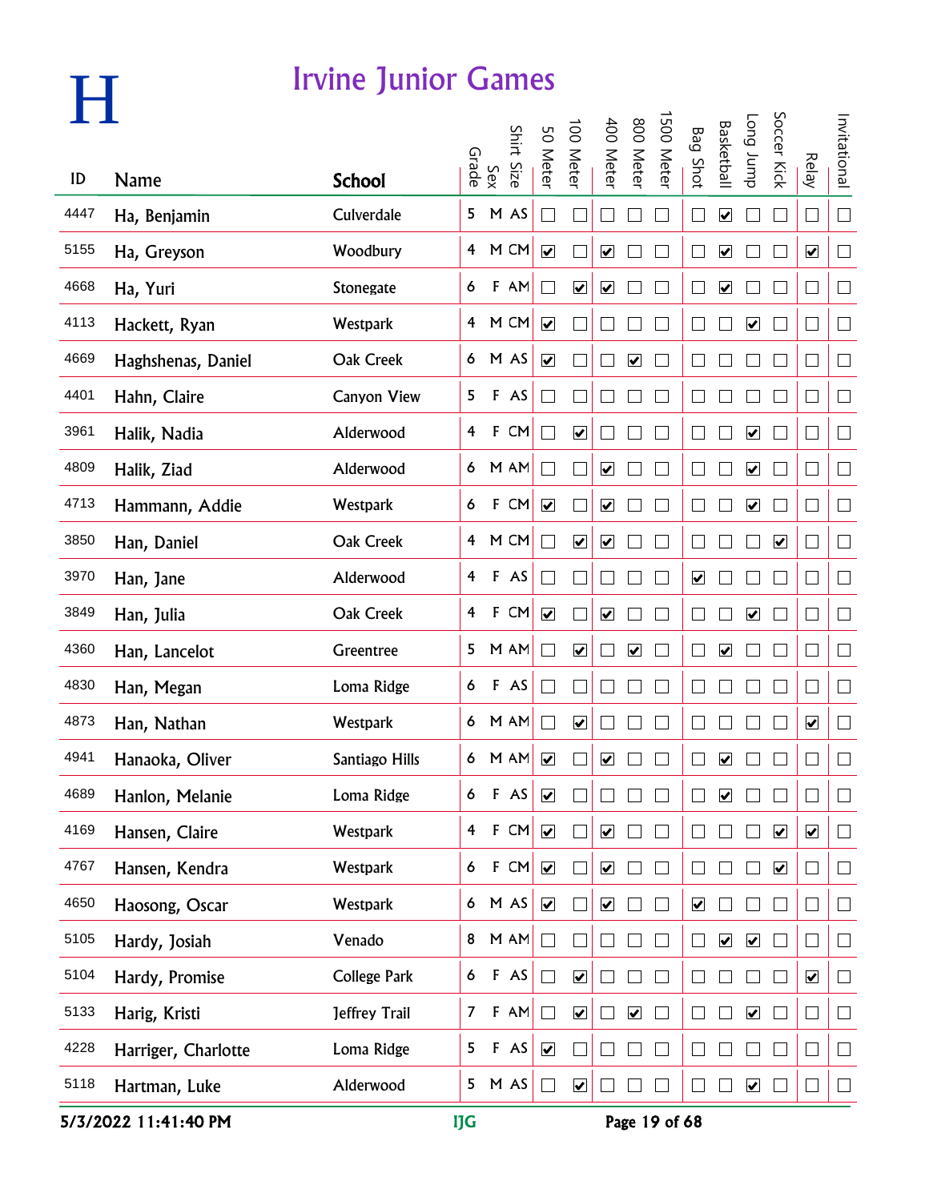# H

## Irvine Junior Games

| ID | Name | School | Grade | Sex | Shirt Size | 50 Meter | 100 Meter | 400 Meter | 800 Meter | 1500 Meter | Bag Shot | Basketball | Long Jump | Soccer Kick | Relay | Invitational |
|---|---|---|---|---|---|---|---|---|---|---|---|---|---|---|---|---|
| 4447 | Ha, Benjamin | Culverdale | 5 | M | AS | ☐ | ☐ | ☐ | ☐ | ☐ | ☐ | ☑ | ☐ | ☐ | ☐ | ☐ |
| 5155 | Ha, Greyson | Woodbury | 4 | M | CM | ☑ | ☐ | ☑ | ☐ | ☐ | ☐ | ☑ | ☐ | ☐ | ☑ | ☐ |
| 4668 | Ha, Yuri | Stonegate | 6 | F | AM | ☐ | ☑ | ☑ | ☐ | ☐ | ☐ | ☑ | ☐ | ☐ | ☐ | ☐ |
| 4113 | Hackett, Ryan | Westpark | 4 | M | CM | ☑ | ☐ | ☐ | ☐ | ☐ | ☐ | ☐ | ☑ | ☐ | ☐ | ☐ |
| 4669 | Haghshenas, Daniel | Oak Creek | 6 | M | AS | ☑ | ☐ | ☐ | ☑ | ☐ | ☐ | ☐ | ☐ | ☐ | ☐ | ☐ |
| 4401 | Hahn, Claire | Canyon View | 5 | F | AS | ☐ | ☐ | ☐ | ☐ | ☐ | ☐ | ☐ | ☐ | ☐ | ☐ | ☐ |
| 3961 | Halik, Nadia | Alderwood | 4 | F | CM | ☐ | ☑ | ☐ | ☐ | ☐ | ☐ | ☐ | ☑ | ☐ | ☐ | ☐ |
| 4809 | Halik, Ziad | Alderwood | 6 | M | AM | ☐ | ☐ | ☑ | ☐ | ☐ | ☐ | ☐ | ☑ | ☐ | ☐ | ☐ |
| 4713 | Hammann, Addie | Westpark | 6 | F | CM | ☑ | ☐ | ☑ | ☐ | ☐ | ☐ | ☐ | ☑ | ☐ | ☐ | ☐ |
| 3850 | Han, Daniel | Oak Creek | 4 | M | CM | ☐ | ☑ | ☑ | ☐ | ☐ | ☐ | ☐ | ☐ | ☑ | ☐ | ☐ |
| 3970 | Han, Jane | Alderwood | 4 | F | AS | ☐ | ☐ | ☐ | ☐ | ☐ | ☑ | ☐ | ☐ | ☐ | ☐ | ☐ |
| 3849 | Han, Julia | Oak Creek | 4 | F | CM | ☑ | ☐ | ☑ | ☐ | ☐ | ☐ | ☐ | ☑ | ☐ | ☐ | ☐ |
| 4360 | Han, Lancelot | Greentree | 5 | M | AM | ☐ | ☑ | ☐ | ☑ | ☐ | ☐ | ☑ | ☐ | ☐ | ☐ | ☐ |
| 4830 | Han, Megan | Loma Ridge | 6 | F | AS | ☐ | ☐ | ☐ | ☐ | ☐ | ☐ | ☐ | ☐ | ☐ | ☐ | ☐ |
| 4873 | Han, Nathan | Westpark | 6 | M | AM | ☐ | ☑ | ☐ | ☐ | ☐ | ☐ | ☐ | ☐ | ☐ | ☑ | ☐ |
| 4941 | Hanaoka, Oliver | Santiago Hills | 6 | M | AM | ☑ | ☐ | ☑ | ☐ | ☐ | ☐ | ☑ | ☐ | ☐ | ☐ | ☐ |
| 4689 | Hanlon, Melanie | Loma Ridge | 6 | F | AS | ☑ | ☐ | ☐ | ☐ | ☐ | ☐ | ☑ | ☐ | ☐ | ☐ | ☐ |
| 4169 | Hansen, Claire | Westpark | 4 | F | CM | ☑ | ☐ | ☑ | ☐ | ☐ | ☐ | ☐ | ☐ | ☑ | ☑ | ☐ |
| 4767 | Hansen, Kendra | Westpark | 6 | F | CM | ☑ | ☐ | ☑ | ☐ | ☐ | ☐ | ☐ | ☐ | ☑ | ☐ | ☐ |
| 4650 | Haosong, Oscar | Westpark | 6 | M | AS | ☑ | ☐ | ☑ | ☐ | ☐ | ☑ | ☐ | ☐ | ☐ | ☐ | ☐ |
| 5105 | Hardy, Josiah | Venado | 8 | M | AM | ☐ | ☐ | ☐ | ☐ | ☐ | ☐ | ☑ | ☑ | ☐ | ☐ | ☐ |
| 5104 | Hardy, Promise | College Park | 6 | F | AS | ☐ | ☑ | ☐ | ☐ | ☐ | ☐ | ☐ | ☐ | ☐ | ☑ | ☐ |
| 5133 | Harig, Kristi | Jeffrey Trail | 7 | F | AM | ☐ | ☑ | ☐ | ☑ | ☐ | ☐ | ☐ | ☑ | ☐ | ☐ | ☐ |
| 4228 | Harriger, Charlotte | Loma Ridge | 5 | F | AS | ☑ | ☐ | ☐ | ☐ | ☐ | ☐ | ☐ | ☐ | ☐ | ☐ | ☐ |
| 5118 | Hartman, Luke | Alderwood | 5 | M | AS | ☐ | ☑ | ☐ | ☐ | ☐ | ☐ | ☐ | ☑ | ☐ | ☐ | ☐ |

5/3/2022 11:41:40 PM IJG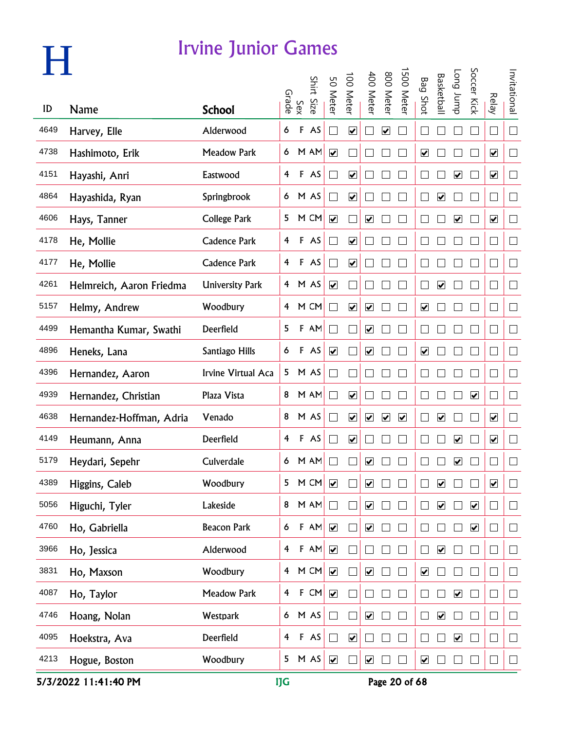# H

## Irvine Junior Games

| ID | Name | School | Grade | Sex | Shirt Size | 50 Meter | 100 Meter | 400 Meter | 800 Meter | 1500 Meter | Bag Shot | Basketball | Long Jump | Soccer Kick | Relay | Invitational |
|---|---|---|---|---|---|---|---|---|---|---|---|---|---|---|---|---|
| 4649 | Harvey, Elle | Alderwood | 6 | F | AS | ☐ | ☑ | ☐ | ☑ | ☐ | ☐ | ☐ | ☐ | ☐ | ☐ | ☐ |
| 4738 | Hashimoto, Erik | Meadow Park | 6 | M | AM | ☑ | ☐ | ☐ | ☐ | ☐ | ☑ | ☐ | ☐ | ☐ | ☑ | ☐ |
| 4151 | Hayashi, Anri | Eastwood | 4 | F | AS | ☐ | ☑ | ☐ | ☐ | ☐ | ☐ | ☐ | ☑ | ☐ | ☑ | ☐ |
| 4864 | Hayashida, Ryan | Springbrook | 6 | M | AS | ☐ | ☑ | ☐ | ☐ | ☐ | ☐ | ☑ | ☐ | ☐ | ☐ | ☐ |
| 4606 | Hays, Tanner | College Park | 5 | M | CM | ☑ | ☐ | ☑ | ☐ | ☐ | ☐ | ☐ | ☑ | ☐ | ☑ | ☐ |
| 4178 | He, Mollie | Cadence Park | 4 | F | AS | ☐ | ☑ | ☐ | ☐ | ☐ | ☐ | ☐ | ☐ | ☐ | ☐ | ☐ |
| 4177 | He, Mollie | Cadence Park | 4 | F | AS | ☐ | ☑ | ☐ | ☐ | ☐ | ☐ | ☐ | ☐ | ☐ | ☐ | ☐ |
| 4261 | Helmreich, Aaron Friedma | University Park | 4 | M | AS | ☑ | ☐ | ☐ | ☐ | ☐ | ☐ | ☑ | ☐ | ☐ | ☐ | ☐ |
| 5157 | Helmy, Andrew | Woodbury | 4 | M | CM | ☐ | ☑ | ☑ | ☐ | ☐ | ☑ | ☐ | ☐ | ☐ | ☐ | ☐ |
| 4499 | Hemantha Kumar, Swathi | Deerfield | 5 | F | AM | ☐ | ☐ | ☑ | ☐ | ☐ | ☐ | ☐ | ☐ | ☐ | ☐ | ☐ |
| 4896 | Heneks, Lana | Santiago Hills | 6 | F | AS | ☑ | ☐ | ☑ | ☐ | ☐ | ☑ | ☐ | ☐ | ☐ | ☐ | ☐ |
| 4396 | Hernandez, Aaron | Irvine Virtual Aca | 5 | M | AS | ☐ | ☐ | ☐ | ☐ | ☐ | ☐ | ☐ | ☐ | ☐ | ☐ | ☐ |
| 4939 | Hernandez, Christian | Plaza Vista | 8 | M | AM | ☐ | ☑ | ☐ | ☐ | ☐ | ☐ | ☐ | ☐ | ☑ | ☐ | ☐ |
| 4638 | Hernandez-Hoffman, Adria | Venado | 8 | M | AS | ☐ | ☑ | ☑ | ☑ | ☑ | ☐ | ☑ | ☐ | ☐ | ☑ | ☐ |
| 4149 | Heumann, Anna | Deerfield | 4 | F | AS | ☐ | ☑ | ☐ | ☐ | ☐ | ☐ | ☐ | ☑ | ☐ | ☑ | ☐ |
| 5179 | Heydari, Sepehr | Culverdale | 6 | M | AM | ☐ | ☐ | ☑ | ☐ | ☐ | ☐ | ☐ | ☑ | ☐ | ☐ | ☐ |
| 4389 | Higgins, Caleb | Woodbury | 5 | M | CM | ☑ | ☐ | ☑ | ☐ | ☐ | ☐ | ☑ | ☐ | ☐ | ☑ | ☐ |
| 5056 | Higuchi, Tyler | Lakeside | 8 | M | AM | ☐ | ☐ | ☑ | ☐ | ☐ | ☐ | ☑ | ☐ | ☑ | ☐ | ☐ |
| 4760 | Ho, Gabriella | Beacon Park | 6 | F | AM | ☑ | ☐ | ☑ | ☐ | ☐ | ☐ | ☐ | ☐ | ☑ | ☐ | ☐ |
| 3966 | Ho, Jessica | Alderwood | 4 | F | AM | ☑ | ☐ | ☐ | ☐ | ☐ | ☐ | ☑ | ☐ | ☐ | ☐ | ☐ |
| 3831 | Ho, Maxson | Woodbury | 4 | M | CM | ☑ | ☐ | ☑ | ☐ | ☐ | ☑ | ☐ | ☐ | ☐ | ☐ | ☐ |
| 4087 | Ho, Taylor | Meadow Park | 4 | F | CM | ☑ | ☐ | ☐ | ☐ | ☐ | ☐ | ☐ | ☑ | ☐ | ☐ | ☐ |
| 4746 | Hoang, Nolan | Westpark | 6 | M | AS | ☐ | ☐ | ☑ | ☐ | ☐ | ☐ | ☑ | ☐ | ☐ | ☐ | ☐ |
| 4095 | Hoekstra, Ava | Deerfield | 4 | F | AS | ☐ | ☑ | ☐ | ☐ | ☐ | ☐ | ☐ | ☑ | ☐ | ☐ | ☐ |
| 4213 | Hogue, Boston | Woodbury | 5 | M | AS | ☑ | ☐ | ☑ | ☐ | ☐ | ☑ | ☐ | ☐ | ☐ | ☐ | ☐ |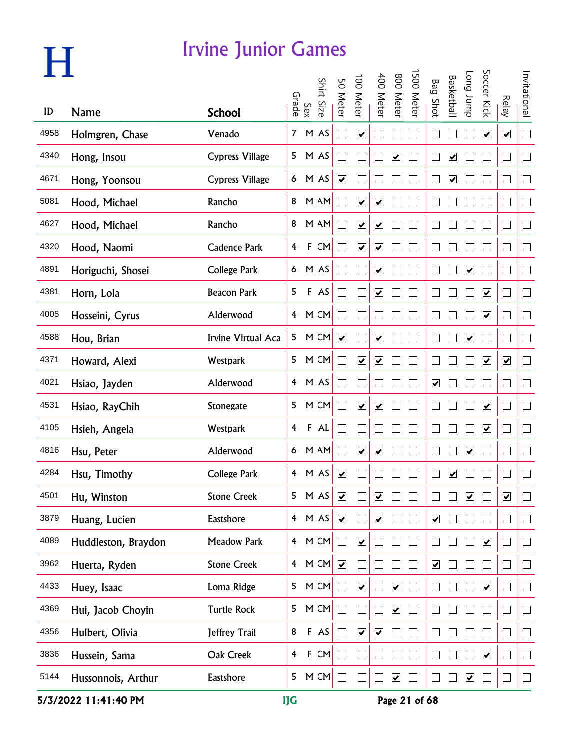# H

## Irvine Junior Games

| ID | Name | School | Grade | Sex | Shirt Size | 50 Meter | 100 Meter | 400 Meter | 800 Meter | 1500 Meter | Bag Shot | Basketball | Long Jump | Soccer Kick | Relay | Invitational |
|---|---|---|---|---|---|---|---|---|---|---|---|---|---|---|---|---|
| 4958 | Holmgren, Chase | Venado | 7 | M | AS | ☐ | ☑ | ☐ | ☐ | ☐ | ☐ | ☐ | ☐ | ☑ | ☑ | ☐ |
| 4340 | Hong, Insou | Cypress Village | 5 | M | AS | ☐ | ☐ | ☐ | ☑ | ☐ | ☐ | ☑ | ☐ | ☐ | ☐ | ☐ |
| 4671 | Hong, Yoonsou | Cypress Village | 6 | M | AS | ☑ | ☐ | ☐ | ☐ | ☐ | ☐ | ☑ | ☐ | ☐ | ☐ | ☐ |
| 5081 | Hood, Michael | Rancho | 8 | M | AM | ☐ | ☑ | ☑ | ☐ | ☐ | ☐ | ☐ | ☐ | ☐ | ☐ | ☐ |
| 4627 | Hood, Michael | Rancho | 8 | M | AM | ☐ | ☑ | ☑ | ☐ | ☐ | ☐ | ☐ | ☐ | ☐ | ☐ | ☐ |
| 4320 | Hood, Naomi | Cadence Park | 4 | F | CM | ☐ | ☑ | ☑ | ☐ | ☐ | ☐ | ☐ | ☐ | ☐ | ☐ | ☐ |
| 4891 | Horiguchi, Shosei | College Park | 6 | M | AS | ☐ | ☐ | ☑ | ☐ | ☐ | ☐ | ☐ | ☑ | ☐ | ☐ | ☐ |
| 4381 | Horn, Lola | Beacon Park | 5 | F | AS | ☐ | ☐ | ☑ | ☐ | ☐ | ☐ | ☐ | ☐ | ☑ | ☐ | ☐ |
| 4005 | Hosseini, Cyrus | Alderwood | 4 | M | CM | ☐ | ☐ | ☐ | ☐ | ☐ | ☐ | ☐ | ☐ | ☑ | ☐ | ☐ |
| 4588 | Hou, Brian | Irvine Virtual Aca | 5 | M | CM | ☑ | ☐ | ☑ | ☐ | ☐ | ☐ | ☐ | ☑ | ☐ | ☐ | ☐ |
| 4371 | Howard, Alexi | Westpark | 5 | M | CM | ☐ | ☑ | ☑ | ☐ | ☐ | ☐ | ☐ | ☐ | ☑ | ☑ | ☐ |
| 4021 | Hsiao, Jayden | Alderwood | 4 | M | AS | ☐ | ☐ | ☐ | ☐ | ☐ | ☑ | ☐ | ☐ | ☐ | ☐ | ☐ |
| 4531 | Hsiao, RayChih | Stonegate | 5 | M | CM | ☐ | ☑ | ☑ | ☐ | ☐ | ☐ | ☐ | ☐ | ☑ | ☐ | ☐ |
| 4105 | Hsieh, Angela | Westpark | 4 | F | AL | ☐ | ☐ | ☐ | ☐ | ☐ | ☐ | ☐ | ☐ | ☑ | ☐ | ☐ |
| 4816 | Hsu, Peter | Alderwood | 6 | M | AM | ☐ | ☑ | ☑ | ☐ | ☐ | ☐ | ☐ | ☑ | ☐ | ☐ | ☐ |
| 4284 | Hsu, Timothy | College Park | 4 | M | AS | ☑ | ☐ | ☐ | ☐ | ☐ | ☐ | ☑ | ☐ | ☐ | ☐ | ☐ |
| 4501 | Hu, Winston | Stone Creek | 5 | M | AS | ☑ | ☐ | ☑ | ☐ | ☐ | ☐ | ☐ | ☑ | ☐ | ☑ | ☐ |
| 3879 | Huang, Lucien | Eastshore | 4 | M | AS | ☑ | ☐ | ☑ | ☐ | ☐ | ☑ | ☐ | ☐ | ☐ | ☐ | ☐ |
| 4089 | Huddleston, Braydon | Meadow Park | 4 | M | CM | ☐ | ☑ | ☐ | ☐ | ☐ | ☐ | ☐ | ☐ | ☑ | ☐ | ☐ |
| 3962 | Huerta, Ryden | Stone Creek | 4 | M | CM | ☑ | ☐ | ☐ | ☐ | ☐ | ☑ | ☐ | ☐ | ☐ | ☐ | ☐ |
| 4433 | Huey, Isaac | Loma Ridge | 5 | M | CM | ☐ | ☑ | ☐ | ☑ | ☐ | ☐ | ☐ | ☐ | ☑ | ☐ | ☐ |
| 4369 | Hui, Jacob Choyin | Turtle Rock | 5 | M | CM | ☐ | ☐ | ☐ | ☑ | ☐ | ☐ | ☐ | ☐ | ☐ | ☐ | ☐ |
| 4356 | Hulbert, Olivia | Jeffrey Trail | 8 | F | AS | ☐ | ☑ | ☑ | ☐ | ☐ | ☐ | ☐ | ☐ | ☐ | ☐ | ☐ |
| 3836 | Hussein, Sama | Oak Creek | 4 | F | CM | ☐ | ☐ | ☐ | ☐ | ☐ | ☐ | ☐ | ☐ | ☑ | ☐ | ☐ |
| 5144 | Hussonnois, Arthur | Eastshore | 5 | M | CM | ☐ | ☐ | ☐ | ☑ | ☐ | ☐ | ☐ | ☑ | ☐ | ☐ | ☐ |

5/3/2022 11:41:40 PM IJG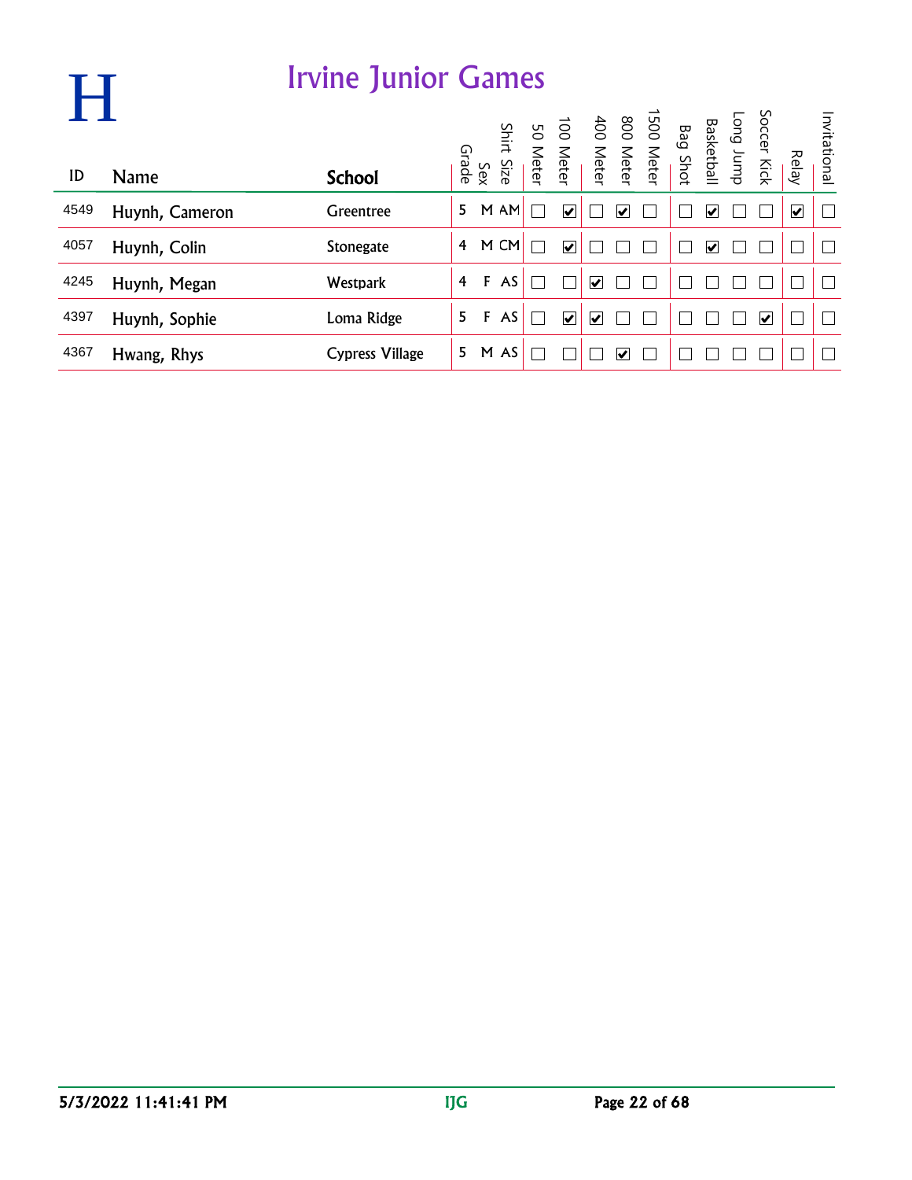# H

## Irvine Junior Games

| ID | Name | School | Grade | Sex | Shirt Size | 50 Meter | 100 Meter | 400 Meter | 800 Meter | 1500 Meter | Bag Shot | Basketball | Long Jump | Soccer Kick | Relay | Invitational |
|---|---|---|---|---|---|---|---|---|---|---|---|---|---|---|---|---|
| 4549 | Huynh, Cameron | Greentree | 5 | M | AM | ☐ | ☑ | ☐ | ☑ | ☐ | ☐ | ☑ | ☐ | ☐ | ☑ | ☐ |
| 4057 | Huynh, Colin | Stonegate | 4 | M | CM | ☐ | ☑ | ☐ | ☐ | ☐ | ☐ | ☑ | ☐ | ☐ | ☐ | ☐ |
| 4245 | Huynh, Megan | Westpark | 4 | F | AS | ☐ | ☐ | ☑ | ☐ | ☐ | ☐ | ☐ | ☐ | ☐ | ☐ | ☐ |
| 4397 | Huynh, Sophie | Loma Ridge | 5 | F | AS | ☐ | ☑ | ☑ | ☐ | ☐ | ☐ | ☐ | ☐ | ☑ | ☐ | ☐ |
| 4367 | Hwang, Rhys | Cypress Village | 5 | M | AS | ☐ | ☐ | ☐ | ☑ | ☐ | ☐ | ☐ | ☐ | ☐ | ☐ | ☐ |

5/3/2022 11:41:41 PM IJG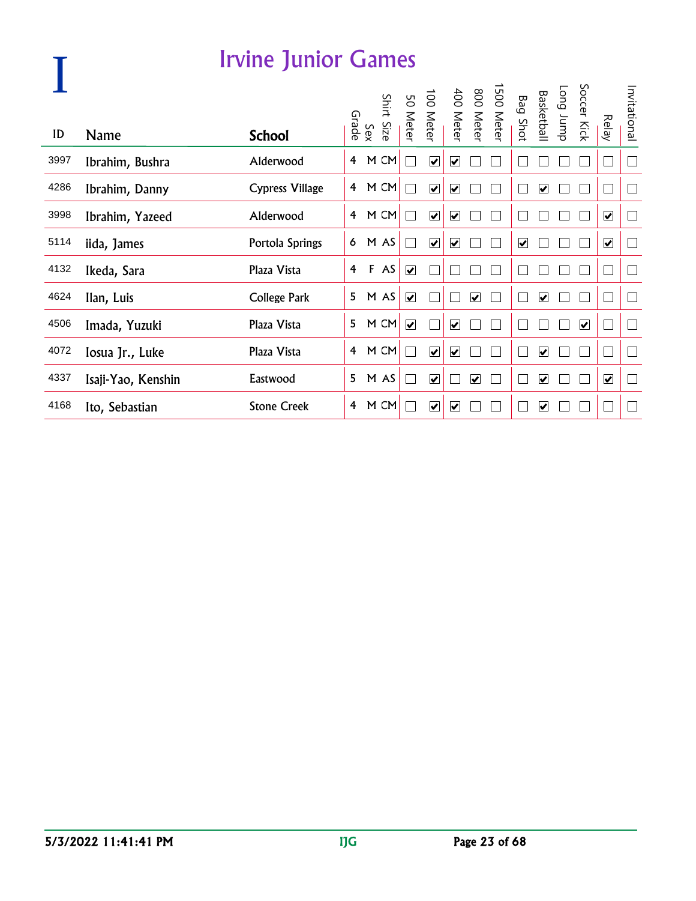# I

## Irvine Junior Games

| ID | Name | School | Grade | Sex | Shirt Size | 50 Meter | 100 Meter | 400 Meter | 800 Meter | 1500 Meter | Bag Shot | Basketball | Long Jump | Soccer Kick | Relay | Invitational |
|---|---|---|---|---|---|---|---|---|---|---|---|---|---|---|---|---|
| 3997 | Ibrahim, Bushra | Alderwood | 4 | M | CM | ☐ | ☑ | ☑ | ☐ | ☐ | ☐ | ☐ | ☐ | ☐ | ☐ | ☐ |
| 4286 | Ibrahim, Danny | Cypress Village | 4 | M | CM | ☐ | ☑ | ☑ | ☐ | ☐ | ☐ | ☑ | ☐ | ☐ | ☐ | ☐ |
| 3998 | Ibrahim, Yazeed | Alderwood | 4 | M | CM | ☐ | ☑ | ☑ | ☐ | ☐ | ☐ | ☐ | ☐ | ☐ | ☑ | ☐ |
| 5114 | iida, James | Portola Springs | 6 | M | AS | ☐ | ☑ | ☑ | ☐ | ☐ | ☑ | ☐ | ☐ | ☐ | ☑ | ☐ |
| 4132 | Ikeda, Sara | Plaza Vista | 4 | F | AS | ☑ | ☐ | ☐ | ☐ | ☐ | ☐ | ☐ | ☐ | ☐ | ☐ | ☐ |
| 4624 | Ilan, Luis | College Park | 5 | M | AS | ☑ | ☐ | ☐ | ☑ | ☐ | ☐ | ☑ | ☐ | ☐ | ☐ | ☐ |
| 4506 | Imada, Yuzuki | Plaza Vista | 5 | M | CM | ☑ | ☐ | ☑ | ☐ | ☐ | ☐ | ☐ | ☐ | ☑ | ☐ | ☐ |
| 4072 | Iosua Jr., Luke | Plaza Vista | 4 | M | CM | ☐ | ☑ | ☑ | ☐ | ☐ | ☐ | ☑ | ☐ | ☐ | ☐ | ☐ |
| 4337 | Isaji-Yao, Kenshin | Eastwood | 5 | M | AS | ☐ | ☑ | ☐ | ☑ | ☐ | ☐ | ☑ | ☐ | ☐ | ☑ | ☐ |
| 4168 | Ito, Sebastian | Stone Creek | 4 | M | CM | ☐ | ☑ | ☑ | ☐ | ☐ | ☐ | ☑ | ☐ | ☐ | ☐ | ☐ |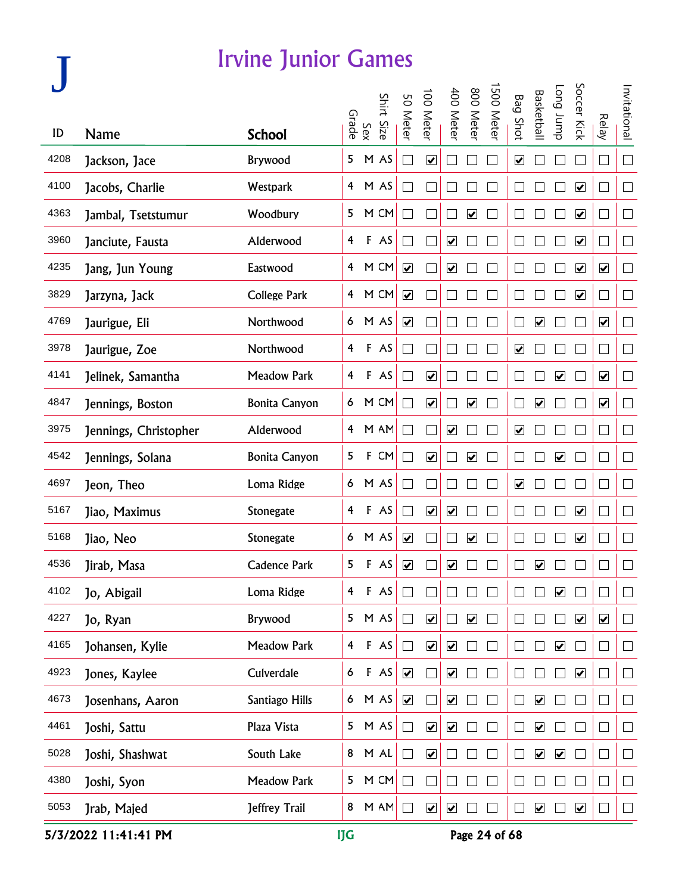# J

# Irvine Junior Games

| ID | Name | School | Grade | Sex | Shirt Size | 50 Meter | 100 Meter | 400 Meter | 800 Meter | 1500 Meter | Bag Shot | Basketball | Long Jump | Soccer Kick | Relay | Invitational |
|---|---|---|---|---|---|---|---|---|---|---|---|---|---|---|---|---|
| 4208 | Jackson, Jace | Brywood | 5 | M | AS | ☐ | ☑ | ☐ | ☐ | ☐ | ☑ | ☐ | ☐ | ☐ | ☐ | ☐ |
| 4100 | Jacobs, Charlie | Westpark | 4 | M | AS | ☐ | ☐ | ☐ | ☐ | ☐ | ☐ | ☐ | ☐ | ☑ | ☐ | ☐ |
| 4363 | Jambal, Tsetstumur | Woodbury | 5 | M | CM | ☐ | ☐ | ☐ | ☑ | ☐ | ☐ | ☐ | ☐ | ☑ | ☐ | ☐ |
| 3960 | Janciute, Fausta | Alderwood | 4 | F | AS | ☐ | ☐ | ☑ | ☐ | ☐ | ☐ | ☐ | ☐ | ☑ | ☐ | ☐ |
| 4235 | Jang, Jun Young | Eastwood | 4 | M | CM | ☑ | ☐ | ☑ | ☐ | ☐ | ☐ | ☐ | ☐ | ☑ | ☑ | ☐ |
| 3829 | Jarzyna, Jack | College Park | 4 | M | CM | ☑ | ☐ | ☐ | ☐ | ☐ | ☐ | ☐ | ☐ | ☑ | ☐ | ☐ |
| 4769 | Jaurigue, Eli | Northwood | 6 | M | AS | ☑ | ☐ | ☐ | ☐ | ☐ | ☐ | ☑ | ☐ | ☐ | ☑ | ☐ |
| 3978 | Jaurigue, Zoe | Northwood | 4 | F | AS | ☐ | ☐ | ☐ | ☐ | ☐ | ☑ | ☐ | ☐ | ☐ | ☐ | ☐ |
| 4141 | Jelinek, Samantha | Meadow Park | 4 | F | AS | ☐ | ☑ | ☐ | ☐ | ☐ | ☐ | ☐ | ☑ | ☐ | ☑ | ☐ |
| 4847 | Jennings, Boston | Bonita Canyon | 6 | M | CM | ☐ | ☑ | ☐ | ☑ | ☐ | ☐ | ☑ | ☐ | ☐ | ☑ | ☐ |
| 3975 | Jennings, Christopher | Alderwood | 4 | M | AM | ☐ | ☐ | ☑ | ☐ | ☐ | ☑ | ☐ | ☐ | ☐ | ☐ | ☐ |
| 4542 | Jennings, Solana | Bonita Canyon | 5 | F | CM | ☐ | ☑ | ☐ | ☑ | ☐ | ☐ | ☐ | ☑ | ☐ | ☐ | ☐ |
| 4697 | Jeon, Theo | Loma Ridge | 6 | M | AS | ☐ | ☐ | ☐ | ☐ | ☐ | ☑ | ☐ | ☐ | ☐ | ☐ | ☐ |
| 5167 | Jiao, Maximus | Stonegate | 4 | F | AS | ☐ | ☑ | ☑ | ☐ | ☐ | ☐ | ☐ | ☐ | ☑ | ☐ | ☐ |
| 5168 | Jiao, Neo | Stonegate | 6 | M | AS | ☑ | ☐ | ☐ | ☑ | ☐ | ☐ | ☐ | ☐ | ☑ | ☐ | ☐ |
| 4536 | Jirab, Masa | Cadence Park | 5 | F | AS | ☑ | ☐ | ☑ | ☐ | ☐ | ☐ | ☑ | ☐ | ☐ | ☐ | ☐ |
| 4102 | Jo, Abigail | Loma Ridge | 4 | F | AS | ☐ | ☐ | ☐ | ☐ | ☐ | ☐ | ☐ | ☑ | ☐ | ☐ | ☐ |
| 4227 | Jo, Ryan | Brywood | 5 | M | AS | ☐ | ☑ | ☐ | ☑ | ☐ | ☐ | ☐ | ☐ | ☑ | ☑ | ☐ |
| 4165 | Johansen, Kylie | Meadow Park | 4 | F | AS | ☐ | ☑ | ☑ | ☐ | ☐ | ☐ | ☐ | ☑ | ☐ | ☐ | ☐ |
| 4923 | Jones, Kaylee | Culverdale | 6 | F | AS | ☑ | ☐ | ☑ | ☐ | ☐ | ☐ | ☐ | ☐ | ☑ | ☐ | ☐ |
| 4673 | Josenhans, Aaron | Santiago Hills | 6 | M | AS | ☑ | ☐ | ☑ | ☐ | ☐ | ☐ | ☑ | ☐ | ☐ | ☐ | ☐ |
| 4461 | Joshi, Sattu | Plaza Vista | 5 | M | AS | ☐ | ☑ | ☑ | ☐ | ☐ | ☐ | ☑ | ☐ | ☐ | ☐ | ☐ |
| 5028 | Joshi, Shashwat | South Lake | 8 | M | AL | ☐ | ☑ | ☐ | ☐ | ☐ | ☐ | ☑ | ☑ | ☐ | ☐ | ☐ |
| 4380 | Joshi, Syon | Meadow Park | 5 | M | CM | ☐ | ☐ | ☐ | ☐ | ☐ | ☐ | ☐ | ☐ | ☐ | ☐ | ☐ |
| 5053 | Jrab, Majed | Jeffrey Trail | 8 | M | AM | ☐ | ☑ | ☑ | ☐ | ☐ | ☐ | ☑ | ☐ | ☑ | ☐ | ☐ |

5/3/2022 11:41:41 PM IJG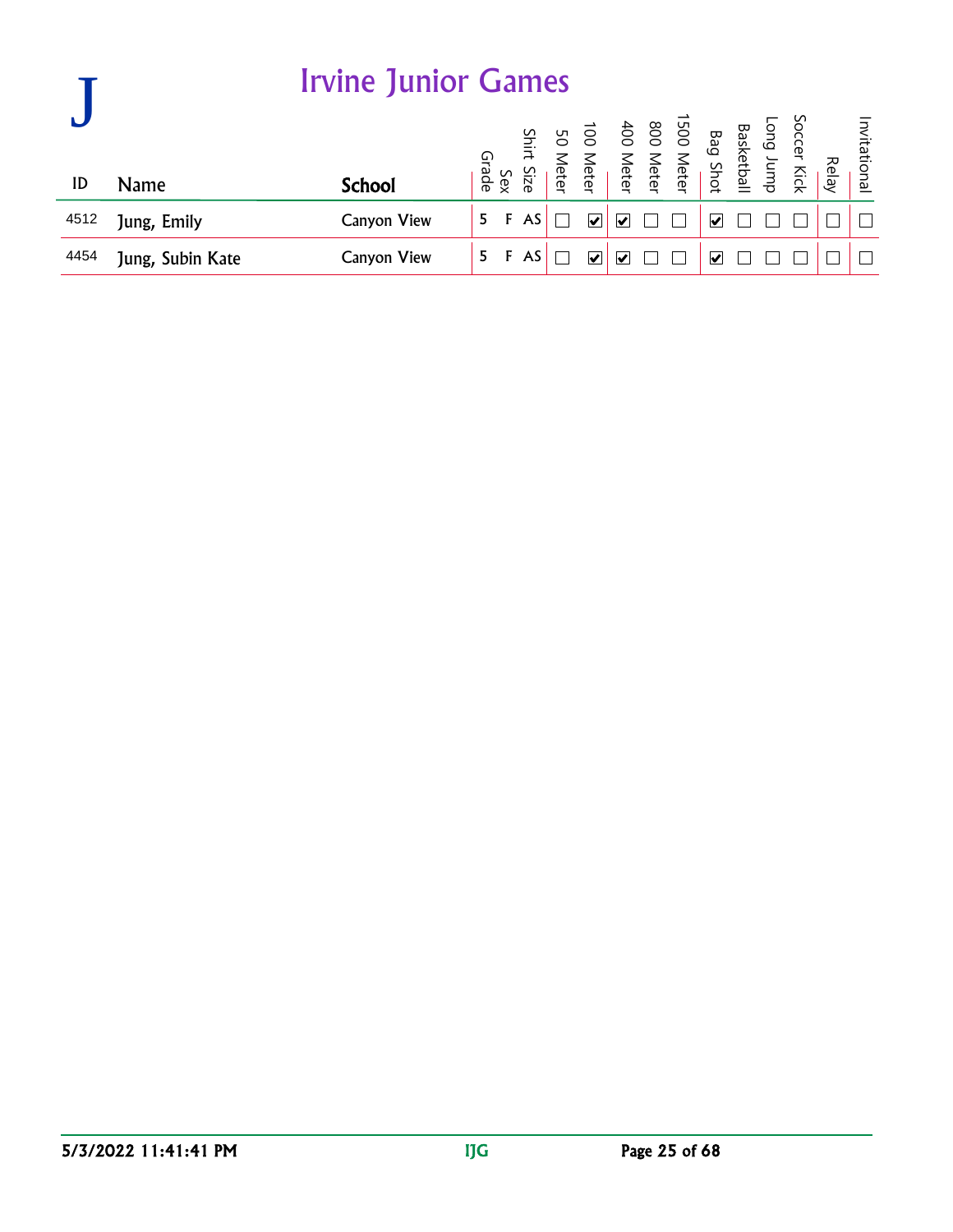# J

## Irvine Junior Games

| ID | Name | School | Grade | Sex | Shirt Size | 50 Meter | 100 Meter | 400 Meter | 800 Meter | 1500 Meter | Bag Shot | Basketball | Long Jump | Soccer Kick | Relay | Invitational |
|---|---|---|---|---|---|---|---|---|---|---|---|---|---|---|---|---|
| 4512 | Jung, Emily | Canyon View | 5 | F | AS | ☐ | ☑ | ☑ | ☐ | ☐ | ☑ | ☐ | ☐ | ☐ | ☐ | ☐ |
| 4454 | Jung, Subin Kate | Canyon View | 5 | F | AS | ☐ | ☑ | ☑ | ☐ | ☐ | ☑ | ☐ | ☐ | ☐ | ☐ | ☐ |

5/3/2022 11:41:41 PM IJG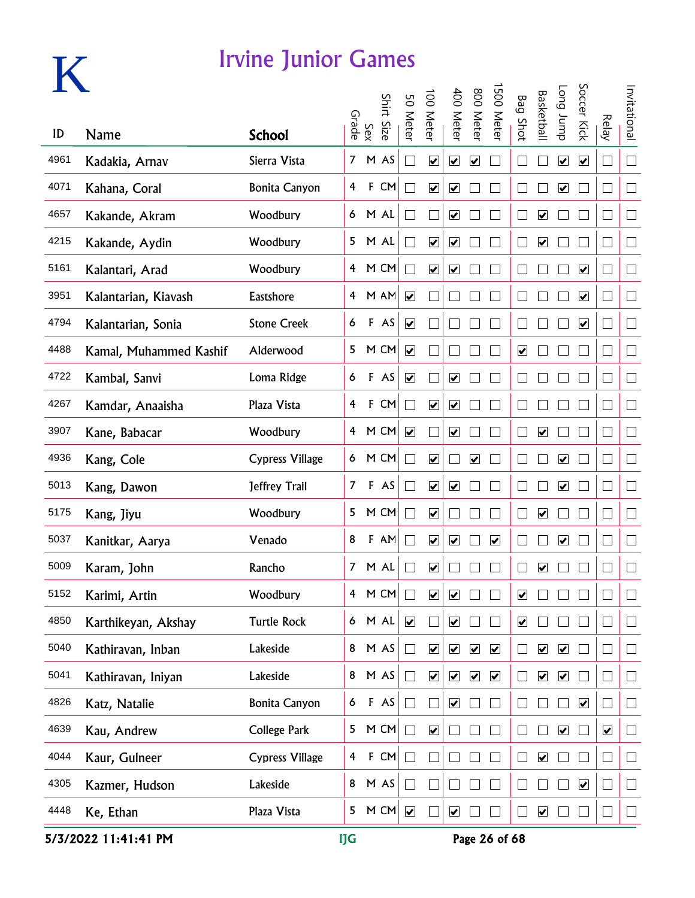# K

## Irvine Junior Games

| ID | Name | School | Grade | Sex | Shirt Size | 50 Meter | 100 Meter | 400 Meter | 800 Meter | 1500 Meter | Bag Shot | Basketball | Long Jump | Soccer Kick | Relay | Invitational |
|---|---|---|---|---|---|---|---|---|---|---|---|---|---|---|---|---|
| 4961 | Kadakia, Arnav | Sierra Vista | 7 | M | AS | ☐ | ☑ | ☑ | ☑ | ☐ | ☐ | ☐ | ☑ | ☑ | ☐ | ☐ |
| 4071 | Kahana, Coral | Bonita Canyon | 4 | F | CM | ☐ | ☑ | ☑ | ☐ | ☐ | ☐ | ☐ | ☑ | ☐ | ☐ | ☐ |
| 4657 | Kakande, Akram | Woodbury | 6 | M | AL | ☐ | ☐ | ☑ | ☐ | ☐ | ☐ | ☑ | ☐ | ☐ | ☐ | ☐ |
| 4215 | Kakande, Aydin | Woodbury | 5 | M | AL | ☐ | ☑ | ☑ | ☐ | ☐ | ☐ | ☑ | ☐ | ☐ | ☐ | ☐ |
| 5161 | Kalantari, Arad | Woodbury | 4 | M | CM | ☐ | ☑ | ☑ | ☐ | ☐ | ☐ | ☐ | ☐ | ☑ | ☐ | ☐ |
| 3951 | Kalantarian, Kiavash | Eastshore | 4 | M | AM | ☑ | ☐ | ☐ | ☐ | ☐ | ☐ | ☐ | ☐ | ☑ | ☐ | ☐ |
| 4794 | Kalantarian, Sonia | Stone Creek | 6 | F | AS | ☑ | ☐ | ☐ | ☐ | ☐ | ☐ | ☐ | ☐ | ☑ | ☐ | ☐ |
| 4488 | Kamal, Muhammed Kashif | Alderwood | 5 | M | CM | ☑ | ☐ | ☐ | ☐ | ☐ | ☑ | ☐ | ☐ | ☐ | ☐ | ☐ |
| 4722 | Kambal, Sanvi | Loma Ridge | 6 | F | AS | ☑ | ☐ | ☑ | ☐ | ☐ | ☐ | ☐ | ☐ | ☐ | ☐ | ☐ |
| 4267 | Kamdar, Anaaisha | Plaza Vista | 4 | F | CM | ☐ | ☑ | ☑ | ☐ | ☐ | ☐ | ☐ | ☐ | ☐ | ☐ | ☐ |
| 3907 | Kane, Babacar | Woodbury | 4 | M | CM | ☑ | ☐ | ☑ | ☐ | ☐ | ☐ | ☑ | ☐ | ☐ | ☐ | ☐ |
| 4936 | Kang, Cole | Cypress Village | 6 | M | CM | ☐ | ☑ | ☐ | ☑ | ☐ | ☐ | ☐ | ☑ | ☐ | ☐ | ☐ |
| 5013 | Kang, Dawon | Jeffrey Trail | 7 | F | AS | ☐ | ☑ | ☑ | ☐ | ☐ | ☐ | ☐ | ☑ | ☐ | ☐ | ☐ |
| 5175 | Kang, Jiyu | Woodbury | 5 | M | CM | ☐ | ☑ | ☐ | ☐ | ☐ | ☐ | ☑ | ☐ | ☐ | ☐ | ☐ |
| 5037 | Kanitkar, Aarya | Venado | 8 | F | AM | ☐ | ☑ | ☑ | ☐ | ☑ | ☐ | ☐ | ☑ | ☐ | ☐ | ☐ |
| 5009 | Karam, John | Rancho | 7 | M | AL | ☐ | ☑ | ☐ | ☐ | ☐ | ☐ | ☑ | ☐ | ☐ | ☐ | ☐ |
| 5152 | Karimi, Artin | Woodbury | 4 | M | CM | ☐ | ☑ | ☑ | ☐ | ☐ | ☑ | ☐ | ☐ | ☐ | ☐ | ☐ |
| 4850 | Karthikeyan, Akshay | Turtle Rock | 6 | M | AL | ☑ | ☐ | ☑ | ☐ | ☐ | ☑ | ☐ | ☐ | ☐ | ☐ | ☐ |
| 5040 | Kathiravan, Inban | Lakeside | 8 | M | AS | ☐ | ☑ | ☑ | ☑ | ☑ | ☐ | ☑ | ☑ | ☐ | ☐ | ☐ |
| 5041 | Kathiravan, Iniyan | Lakeside | 8 | M | AS | ☐ | ☑ | ☑ | ☑ | ☑ | ☐ | ☑ | ☑ | ☐ | ☐ | ☐ |
| 4826 | Katz, Natalie | Bonita Canyon | 6 | F | AS | ☐ | ☐ | ☑ | ☐ | ☐ | ☐ | ☐ | ☐ | ☑ | ☐ | ☐ |
| 4639 | Kau, Andrew | College Park | 5 | M | CM | ☐ | ☑ | ☐ | ☐ | ☐ | ☐ | ☐ | ☑ | ☐ | ☑ | ☐ |
| 4044 | Kaur, Gulneer | Cypress Village | 4 | F | CM | ☐ | ☐ | ☐ | ☐ | ☐ | ☐ | ☑ | ☐ | ☐ | ☐ | ☐ |
| 4305 | Kazmer, Hudson | Lakeside | 8 | M | AS | ☐ | ☐ | ☐ | ☐ | ☐ | ☐ | ☐ | ☐ | ☑ | ☐ | ☐ |
| 4448 | Ke, Ethan | Plaza Vista | 5 | M | CM | ☑ | ☐ | ☑ | ☐ | ☐ | ☐ | ☑ | ☐ | ☐ | ☐ | ☐ |

5/3/2022 11:41:41 PM IJG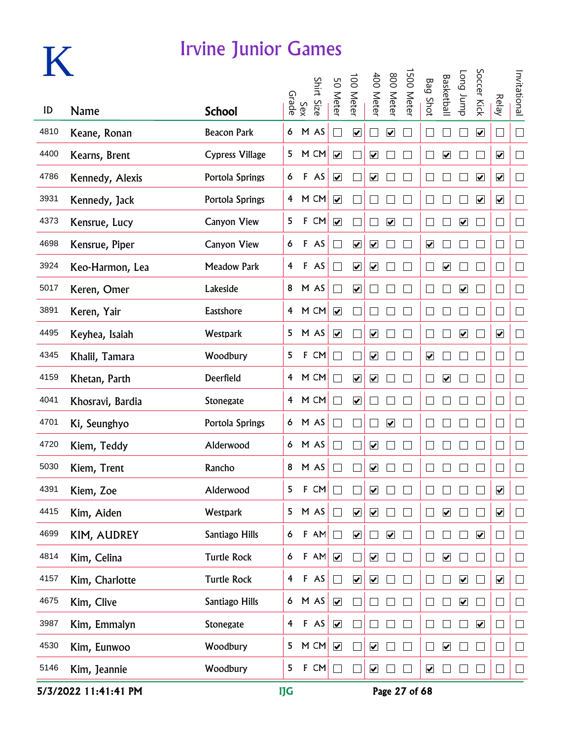# K

## Irvine Junior Games

| ID | Name | School | Grade | Sex | Shirt Size | 50 Meter | 100 Meter | 400 Meter | 800 Meter | 1500 Meter | Bag Shot | Basketball | Long Jump | Soccer Kick | Relay | Invitational |
|---|---|---|---|---|---|---|---|---|---|---|---|---|---|---|---|---|
| 4810 | Keane, Ronan | Beacon Park | 6 | M | AS | ☐ | ☑ | ☐ | ☑ | ☐ | ☐ | ☐ | ☐ | ☑ | ☐ | ☐ |
| 4400 | Kearns, Brent | Cypress Village | 5 | M | CM | ☑ | ☐ | ☑ | ☐ | ☐ | ☐ | ☑ | ☐ | ☐ | ☑ | ☐ |
| 4786 | Kennedy, Alexis | Portola Springs | 6 | F | AS | ☑ | ☐ | ☑ | ☐ | ☐ | ☐ | ☐ | ☐ | ☑ | ☑ | ☐ |
| 3931 | Kennedy, Jack | Portola Springs | 4 | M | CM | ☑ | ☐ | ☐ | ☐ | ☐ | ☐ | ☐ | ☐ | ☑ | ☑ | ☐ |
| 4373 | Kensrue, Lucy | Canyon View | 5 | F | CM | ☑ | ☐ | ☐ | ☑ | ☐ | ☐ | ☐ | ☑ | ☐ | ☐ | ☐ |
| 4698 | Kensrue, Piper | Canyon View | 6 | F | AS | ☐ | ☑ | ☑ | ☐ | ☐ | ☑ | ☐ | ☐ | ☐ | ☐ | ☐ |
| 3924 | Keo-Harmon, Lea | Meadow Park | 4 | F | AS | ☐ | ☑ | ☑ | ☐ | ☐ | ☐ | ☑ | ☐ | ☐ | ☐ | ☐ |
| 5017 | Keren, Omer | Lakeside | 8 | M | AS | ☐ | ☑ | ☐ | ☐ | ☐ | ☐ | ☐ | ☑ | ☐ | ☐ | ☐ |
| 3891 | Keren, Yair | Eastshore | 4 | M | CM | ☑ | ☐ | ☐ | ☐ | ☐ | ☐ | ☐ | ☐ | ☐ | ☐ | ☐ |
| 4495 | Keyhea, Isaiah | Westpark | 5 | M | AS | ☑ | ☐ | ☑ | ☐ | ☐ | ☐ | ☐ | ☑ | ☐ | ☑ | ☐ |
| 4345 | Khalil, Tamara | Woodbury | 5 | F | CM | ☐ | ☐ | ☑ | ☐ | ☐ | ☑ | ☐ | ☐ | ☐ | ☐ | ☐ |
| 4159 | Khetan, Parth | Deerfield | 4 | M | CM | ☐ | ☑ | ☑ | ☐ | ☐ | ☐ | ☑ | ☐ | ☐ | ☐ | ☐ |
| 4041 | Khosravi, Bardia | Stonegate | 4 | M | CM | ☐ | ☑ | ☐ | ☐ | ☐ | ☐ | ☐ | ☐ | ☐ | ☐ | ☐ |
| 4701 | Ki, Seunghyo | Portola Springs | 6 | M | AS | ☐ | ☐ | ☐ | ☑ | ☐ | ☐ | ☐ | ☐ | ☐ | ☐ | ☐ |
| 4720 | Kiem, Teddy | Alderwood | 6 | M | AS | ☐ | ☐ | ☑ | ☐ | ☐ | ☐ | ☐ | ☐ | ☐ | ☐ | ☐ |
| 5030 | Kiem, Trent | Rancho | 8 | M | AS | ☐ | ☐ | ☑ | ☐ | ☐ | ☐ | ☐ | ☐ | ☐ | ☐ | ☐ |
| 4391 | Kiem, Zoe | Alderwood | 5 | F | CM | ☐ | ☐ | ☑ | ☐ | ☐ | ☐ | ☐ | ☐ | ☐ | ☑ | ☐ |
| 4415 | Kim, Aiden | Westpark | 5 | M | AS | ☐ | ☑ | ☑ | ☐ | ☐ | ☐ | ☑ | ☐ | ☐ | ☑ | ☐ |
| 4699 | KIM, AUDREY | Santiago Hills | 6 | F | AM | ☐ | ☑ | ☐ | ☑ | ☐ | ☐ | ☐ | ☐ | ☑ | ☐ | ☐ |
| 4814 | Kim, Celina | Turtle Rock | 6 | F | AM | ☑ | ☐ | ☑ | ☐ | ☐ | ☐ | ☑ | ☐ | ☐ | ☐ | ☐ |
| 4157 | Kim, Charlotte | Turtle Rock | 4 | F | AS | ☐ | ☑ | ☑ | ☐ | ☐ | ☐ | ☐ | ☑ | ☐ | ☑ | ☐ |
| 4675 | Kim, Clive | Santiago Hills | 6 | M | AS | ☑ | ☐ | ☐ | ☐ | ☐ | ☐ | ☐ | ☑ | ☐ | ☐ | ☐ |
| 3987 | Kim, Emmalyn | Stonegate | 4 | F | AS | ☑ | ☐ | ☐ | ☐ | ☐ | ☐ | ☐ | ☐ | ☑ | ☐ | ☐ |
| 4530 | Kim, Eunwoo | Woodbury | 5 | M | CM | ☑ | ☐ | ☑ | ☐ | ☐ | ☐ | ☑ | ☐ | ☐ | ☐ | ☐ |
| 5146 | Kim, Jeannie | Woodbury | 5 | F | CM | ☐ | ☐ | ☑ | ☐ | ☐ | ☑ | ☐ | ☐ | ☐ | ☐ | ☐ |

5/3/2022 11:41:41 PM IJG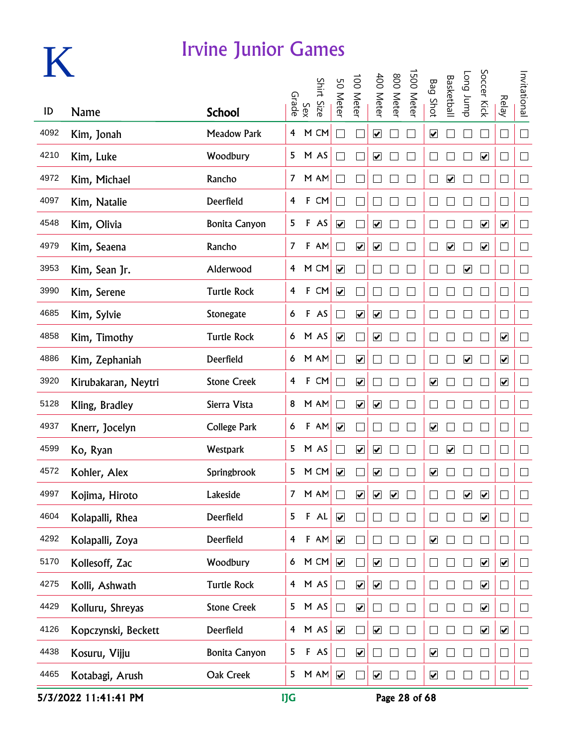# K

## Irvine Junior Games

| ID | Name | School | Grade | Sex | Shirt Size | 50 Meter | 100 Meter | 400 Meter | 800 Meter | 1500 Meter | Bag Shot | Basketball | Long Jump | Soccer Kick | Relay | Invitational |
|---|---|---|---|---|---|---|---|---|---|---|---|---|---|---|---|---|
| 4092 | Kim, Jonah | Meadow Park | 4 | M | CM | ☐ | ☐ | ☑ | ☐ | ☐ | ☑ | ☐ | ☐ | ☐ | ☐ | ☐ |
| 4210 | Kim, Luke | Woodbury | 5 | M | AS | ☐ | ☐ | ☑ | ☐ | ☐ | ☐ | ☐ | ☐ | ☑ | ☐ | ☐ |
| 4972 | Kim, Michael | Rancho | 7 | M | AM | ☐ | ☐ | ☐ | ☐ | ☐ | ☐ | ☑ | ☐ | ☐ | ☐ | ☐ |
| 4097 | Kim, Natalie | Deerfield | 4 | F | CM | ☐ | ☐ | ☐ | ☐ | ☐ | ☐ | ☐ | ☐ | ☐ | ☐ | ☐ |
| 4548 | Kim, Olivia | Bonita Canyon | 5 | F | AS | ☑ | ☐ | ☑ | ☐ | ☐ | ☐ | ☐ | ☐ | ☑ | ☑ | ☐ |
| 4979 | Kim, Seaena | Rancho | 7 | F | AM | ☐ | ☑ | ☑ | ☐ | ☐ | ☐ | ☑ | ☐ | ☑ | ☐ | ☐ |
| 3953 | Kim, Sean Jr. | Alderwood | 4 | M | CM | ☑ | ☐ | ☐ | ☐ | ☐ | ☐ | ☐ | ☑ | ☐ | ☐ | ☐ |
| 3990 | Kim, Serene | Turtle Rock | 4 | F | CM | ☑ | ☐ | ☐ | ☐ | ☐ | ☐ | ☐ | ☐ | ☐ | ☐ | ☐ |
| 4685 | Kim, Sylvie | Stonegate | 6 | F | AS | ☐ | ☑ | ☑ | ☐ | ☐ | ☐ | ☐ | ☐ | ☐ | ☐ | ☐ |
| 4858 | Kim, Timothy | Turtle Rock | 6 | M | AS | ☑ | ☐ | ☑ | ☐ | ☐ | ☐ | ☐ | ☐ | ☐ | ☑ | ☐ |
| 4886 | Kim, Zephaniah | Deerfield | 6 | M | AM | ☐ | ☑ | ☐ | ☐ | ☐ | ☐ | ☐ | ☑ | ☐ | ☑ | ☐ |
| 3920 | Kirubakaran, Neytri | Stone Creek | 4 | F | CM | ☐ | ☑ | ☐ | ☐ | ☐ | ☑ | ☐ | ☐ | ☐ | ☑ | ☐ |
| 5128 | Kling, Bradley | Sierra Vista | 8 | M | AM | ☐ | ☑ | ☑ | ☐ | ☐ | ☐ | ☐ | ☐ | ☐ | ☐ | ☐ |
| 4937 | Knerr, Jocelyn | College Park | 6 | F | AM | ☑ | ☐ | ☐ | ☐ | ☐ | ☑ | ☐ | ☐ | ☐ | ☐ | ☐ |
| 4599 | Ko, Ryan | Westpark | 5 | M | AS | ☐ | ☑ | ☑ | ☐ | ☐ | ☐ | ☑ | ☐ | ☐ | ☐ | ☐ |
| 4572 | Kohler, Alex | Springbrook | 5 | M | CM | ☑ | ☐ | ☑ | ☐ | ☐ | ☑ | ☐ | ☐ | ☐ | ☐ | ☐ |
| 4997 | Kojima, Hiroto | Lakeside | 7 | M | AM | ☐ | ☑ | ☑ | ☑ | ☐ | ☐ | ☐ | ☑ | ☑ | ☐ | ☐ |
| 4604 | Kolapalli, Rhea | Deerfield | 5 | F | AL | ☑ | ☐ | ☐ | ☐ | ☐ | ☐ | ☐ | ☐ | ☑ | ☐ | ☐ |
| 4292 | Kolapalli, Zoya | Deerfield | 4 | F | AM | ☑ | ☐ | ☐ | ☐ | ☐ | ☑ | ☐ | ☐ | ☐ | ☐ | ☐ |
| 5170 | Kollesoff, Zac | Woodbury | 6 | M | CM | ☑ | ☐ | ☑ | ☐ | ☐ | ☐ | ☐ | ☐ | ☑ | ☑ | ☐ |
| 4275 | Kolli, Ashwath | Turtle Rock | 4 | M | AS | ☐ | ☑ | ☑ | ☐ | ☐ | ☐ | ☐ | ☐ | ☑ | ☐ | ☐ |
| 4429 | Kolluru, Shreyas | Stone Creek | 5 | M | AS | ☐ | ☑ | ☐ | ☐ | ☐ | ☐ | ☐ | ☐ | ☑ | ☐ | ☐ |
| 4126 | Kopczynski, Beckett | Deerfield | 4 | M | AS | ☑ | ☐ | ☑ | ☐ | ☐ | ☐ | ☐ | ☐ | ☑ | ☑ | ☐ |
| 4438 | Kosuru, Vijju | Bonita Canyon | 5 | F | AS | ☐ | ☑ | ☐ | ☐ | ☐ | ☑ | ☐ | ☐ | ☐ | ☐ | ☐ |
| 4465 | Kotabagi, Arush | Oak Creek | 5 | M | AM | ☑ | ☐ | ☑ | ☐ | ☐ | ☑ | ☐ | ☐ | ☐ | ☐ | ☐ |

5/3/2022 11:41:41 PM IJG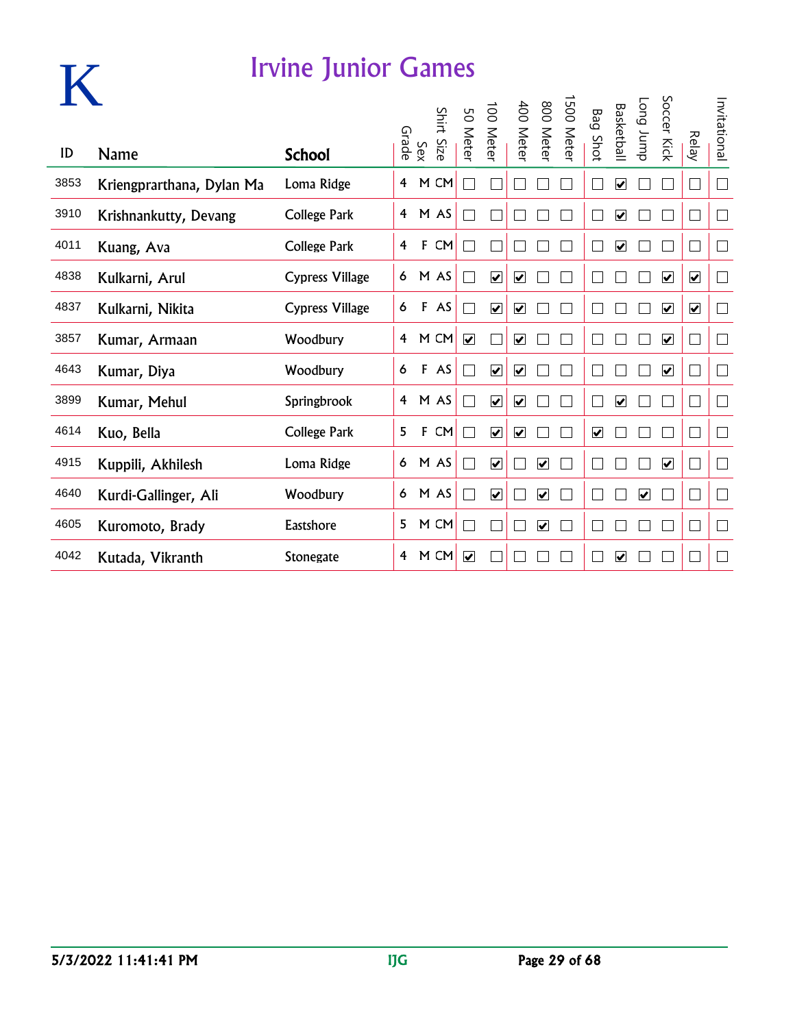# K

## Irvine Junior Games

| ID | Name | School | Grade | Sex | Shirt Size | 50 Meter | 100 Meter | 400 Meter | 800 Meter | 1500 Meter | Bag Shot | Basketball | Long Jump | Soccer Kick | Relay | Invitational |
|---|---|---|---|---|---|---|---|---|---|---|---|---|---|---|---|---|
| 3853 | Kriengprarthana, Dylan Ma | Loma Ridge | 4 | M | CM | ☐ | ☐ | ☐ | ☐ | ☐ | ☐ | ☑ | ☐ | ☐ | ☐ | ☐ |
| 3910 | Krishnankutty, Devang | College Park | 4 | M | AS | ☐ | ☐ | ☐ | ☐ | ☐ | ☐ | ☑ | ☐ | ☐ | ☐ | ☐ |
| 4011 | Kuang, Ava | College Park | 4 | F | CM | ☐ | ☐ | ☐ | ☐ | ☐ | ☐ | ☑ | ☐ | ☐ | ☐ | ☐ |
| 4838 | Kulkarni, Arul | Cypress Village | 6 | M | AS | ☐ | ☑ | ☑ | ☐ | ☐ | ☐ | ☐ | ☐ | ☑ | ☑ | ☐ |
| 4837 | Kulkarni, Nikita | Cypress Village | 6 | F | AS | ☐ | ☑ | ☑ | ☐ | ☐ | ☐ | ☐ | ☐ | ☑ | ☑ | ☐ |
| 3857 | Kumar, Armaan | Woodbury | 4 | M | CM | ☑ | ☐ | ☑ | ☐ | ☐ | ☐ | ☐ | ☐ | ☑ | ☐ | ☐ |
| 4643 | Kumar, Diya | Woodbury | 6 | F | AS | ☐ | ☑ | ☑ | ☐ | ☐ | ☐ | ☐ | ☐ | ☑ | ☐ | ☐ |
| 3899 | Kumar, Mehul | Springbrook | 4 | M | AS | ☐ | ☑ | ☑ | ☐ | ☐ | ☐ | ☑ | ☐ | ☐ | ☐ | ☐ |
| 4614 | Kuo, Bella | College Park | 5 | F | CM | ☐ | ☑ | ☑ | ☐ | ☐ | ☑ | ☐ | ☐ | ☐ | ☐ | ☐ |
| 4915 | Kuppili, Akhilesh | Loma Ridge | 6 | M | AS | ☐ | ☑ | ☐ | ☑ | ☐ | ☐ | ☐ | ☐ | ☑ | ☐ | ☐ |
| 4640 | Kurdi-Gallinger, Ali | Woodbury | 6 | M | AS | ☐ | ☑ | ☐ | ☑ | ☐ | ☐ | ☐ | ☑ | ☐ | ☐ | ☐ |
| 4605 | Kuromoto, Brady | Eastshore | 5 | M | CM | ☐ | ☐ | ☐ | ☑ | ☐ | ☐ | ☐ | ☐ | ☐ | ☐ | ☐ |
| 4042 | Kutada, Vikranth | Stonegate | 4 | M | CM | ☑ | ☐ | ☐ | ☐ | ☐ | ☐ | ☑ | ☐ | ☐ | ☐ | ☐ |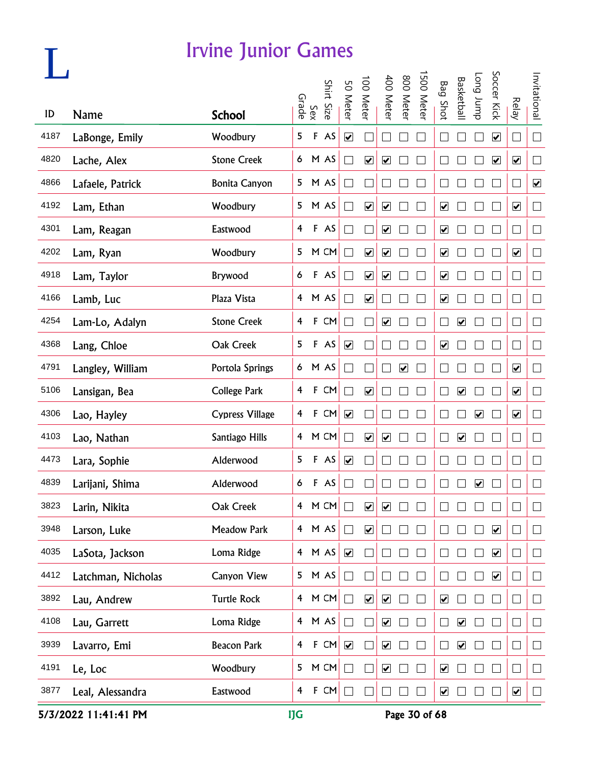# L

## Irvine Junior Games

| ID | Name | School | Grade | Sex | Shirt Size | 50 Meter | 100 Meter | 400 Meter | 800 Meter | 1500 Meter | Bag Shot | Basketball | Long Jump | Soccer Kick | Relay | Invitational |
|---|---|---|---|---|---|---|---|---|---|---|---|---|---|---|---|---|
| 4187 | LaBonge, Emily | Woodbury | 5 | F | AS | ☑ | ☐ | ☐ | ☐ | ☐ | ☐ | ☐ | ☐ | ☑ | ☐ | ☐ |
| 4820 | Lache, Alex | Stone Creek | 6 | M | AS | ☐ | ☑ | ☑ | ☐ | ☐ | ☐ | ☐ | ☐ | ☑ | ☑ | ☐ |
| 4866 | Lafaele, Patrick | Bonita Canyon | 5 | M | AS | ☐ | ☐ | ☐ | ☐ | ☐ | ☐ | ☐ | ☐ | ☐ | ☐ | ☑ |
| 4192 | Lam, Ethan | Woodbury | 5 | M | AS | ☐ | ☑ | ☑ | ☐ | ☐ | ☑ | ☐ | ☐ | ☐ | ☑ | ☐ |
| 4301 | Lam, Reagan | Eastwood | 4 | F | AS | ☐ | ☐ | ☑ | ☐ | ☐ | ☑ | ☐ | ☐ | ☐ | ☐ | ☐ |
| 4202 | Lam, Ryan | Woodbury | 5 | M | CM | ☐ | ☑ | ☑ | ☐ | ☐ | ☑ | ☐ | ☐ | ☐ | ☑ | ☐ |
| 4918 | Lam, Taylor | Brywood | 6 | F | AS | ☐ | ☑ | ☑ | ☐ | ☐ | ☑ | ☐ | ☐ | ☐ | ☐ | ☐ |
| 4166 | Lamb, Luc | Plaza Vista | 4 | M | AS | ☐ | ☑ | ☐ | ☐ | ☐ | ☑ | ☐ | ☐ | ☐ | ☐ | ☐ |
| 4254 | Lam-Lo, Adalyn | Stone Creek | 4 | F | CM | ☐ | ☐ | ☑ | ☐ | ☐ | ☐ | ☑ | ☐ | ☐ | ☐ | ☐ |
| 4368 | Lang, Chloe | Oak Creek | 5 | F | AS | ☑ | ☐ | ☐ | ☐ | ☐ | ☑ | ☐ | ☐ | ☐ | ☐ | ☐ |
| 4791 | Langley, William | Portola Springs | 6 | M | AS | ☐ | ☐ | ☐ | ☑ | ☐ | ☐ | ☐ | ☐ | ☐ | ☑ | ☐ |
| 5106 | Lansigan, Bea | College Park | 4 | F | CM | ☐ | ☑ | ☐ | ☐ | ☐ | ☐ | ☑ | ☐ | ☐ | ☑ | ☐ |
| 4306 | Lao, Hayley | Cypress Village | 4 | F | CM | ☑ | ☐ | ☐ | ☐ | ☐ | ☐ | ☐ | ☑ | ☐ | ☑ | ☐ |
| 4103 | Lao, Nathan | Santiago Hills | 4 | M | CM | ☐ | ☑ | ☑ | ☐ | ☐ | ☐ | ☑ | ☐ | ☐ | ☐ | ☐ |
| 4473 | Lara, Sophie | Alderwood | 5 | F | AS | ☑ | ☐ | ☐ | ☐ | ☐ | ☐ | ☐ | ☐ | ☐ | ☐ | ☐ |
| 4839 | Larijani, Shima | Alderwood | 6 | F | AS | ☐ | ☐ | ☐ | ☐ | ☐ | ☐ | ☐ | ☑ | ☐ | ☐ | ☐ |
| 3823 | Larin, Nikita | Oak Creek | 4 | M | CM | ☐ | ☑ | ☑ | ☐ | ☐ | ☐ | ☐ | ☐ | ☐ | ☐ | ☐ |
| 3948 | Larson, Luke | Meadow Park | 4 | M | AS | ☐ | ☑ | ☐ | ☐ | ☐ | ☐ | ☐ | ☐ | ☑ | ☐ | ☐ |
| 4035 | LaSota, Jackson | Loma Ridge | 4 | M | AS | ☑ | ☐ | ☐ | ☐ | ☐ | ☐ | ☐ | ☐ | ☑ | ☐ | ☐ |
| 4412 | Latchman, Nicholas | Canyon View | 5 | M | AS | ☐ | ☐ | ☐ | ☐ | ☐ | ☐ | ☐ | ☐ | ☑ | ☐ | ☐ |
| 3892 | Lau, Andrew | Turtle Rock | 4 | M | CM | ☐ | ☑ | ☑ | ☐ | ☐ | ☑ | ☐ | ☐ | ☐ | ☐ | ☐ |
| 4108 | Lau, Garrett | Loma Ridge | 4 | M | AS | ☐ | ☐ | ☑ | ☐ | ☐ | ☐ | ☑ | ☐ | ☐ | ☐ | ☐ |
| 3939 | Lavarro, Emi | Beacon Park | 4 | F | CM | ☑ | ☐ | ☑ | ☐ | ☐ | ☐ | ☑ | ☐ | ☐ | ☐ | ☐ |
| 4191 | Le, Loc | Woodbury | 5 | M | CM | ☐ | ☐ | ☑ | ☐ | ☐ | ☑ | ☐ | ☐ | ☐ | ☐ | ☐ |
| 3877 | Leal, Alessandra | Eastwood | 4 | F | CM | ☐ | ☐ | ☐ | ☐ | ☐ | ☑ | ☐ | ☐ | ☐ | ☑ | ☐ |

5/3/2022 11:41:41 PM IJG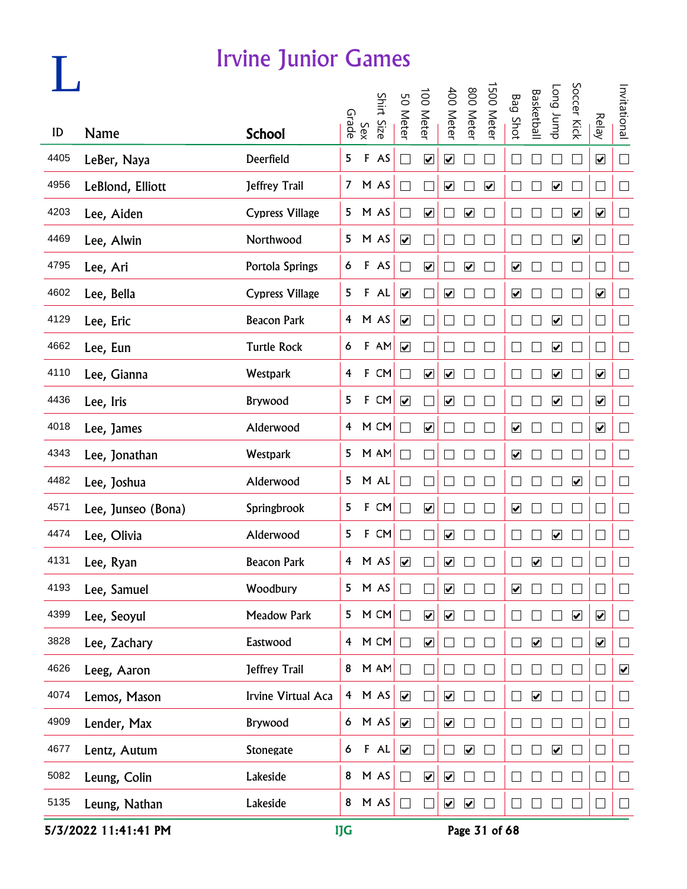# L

## Irvine Junior Games

| ID | Name | School | Grade | Sex | Shirt Size | 50 Meter | 100 Meter | 400 Meter | 800 Meter | 1500 Meter | Bag Shot | Basketball | Long Jump | Soccer Kick | Relay | Invitational |
|---|---|---|---|---|---|---|---|---|---|---|---|---|---|---|---|---|
| 4405 | LeBer, Naya | Deerfield | 5 | F | AS | ☐ | ☑ | ☑ | ☐ | ☐ | ☐ | ☐ | ☐ | ☐ | ☑ | ☐ |
| 4956 | LeBlond, Elliott | Jeffrey Trail | 7 | M | AS | ☐ | ☐ | ☑ | ☐ | ☑ | ☐ | ☐ | ☑ | ☐ | ☐ | ☐ |
| 4203 | Lee, Aiden | Cypress Village | 5 | M | AS | ☐ | ☑ | ☐ | ☑ | ☐ | ☐ | ☐ | ☐ | ☑ | ☑ | ☐ |
| 4469 | Lee, Alwin | Northwood | 5 | M | AS | ☑ | ☐ | ☐ | ☐ | ☐ | ☐ | ☐ | ☐ | ☑ | ☐ | ☐ |
| 4795 | Lee, Ari | Portola Springs | 6 | F | AS | ☐ | ☑ | ☐ | ☑ | ☐ | ☑ | ☐ | ☐ | ☐ | ☐ | ☐ |
| 4602 | Lee, Bella | Cypress Village | 5 | F | AL | ☑ | ☐ | ☑ | ☐ | ☐ | ☑ | ☐ | ☐ | ☐ | ☑ | ☐ |
| 4129 | Lee, Eric | Beacon Park | 4 | M | AS | ☑ | ☐ | ☐ | ☐ | ☐ | ☐ | ☐ | ☑ | ☐ | ☐ | ☐ |
| 4662 | Lee, Eun | Turtle Rock | 6 | F | AM | ☑ | ☐ | ☐ | ☐ | ☐ | ☐ | ☐ | ☑ | ☐ | ☐ | ☐ |
| 4110 | Lee, Gianna | Westpark | 4 | F | CM | ☐ | ☑ | ☑ | ☐ | ☐ | ☐ | ☐ | ☑ | ☐ | ☑ | ☐ |
| 4436 | Lee, Iris | Brywood | 5 | F | CM | ☑ | ☐ | ☑ | ☐ | ☐ | ☐ | ☐ | ☑ | ☐ | ☑ | ☐ |
| 4018 | Lee, James | Alderwood | 4 | M | CM | ☐ | ☑ | ☐ | ☐ | ☐ | ☑ | ☐ | ☐ | ☐ | ☑ | ☐ |
| 4343 | Lee, Jonathan | Westpark | 5 | M | AM | ☐ | ☐ | ☐ | ☐ | ☐ | ☑ | ☐ | ☐ | ☐ | ☐ | ☐ |
| 4482 | Lee, Joshua | Alderwood | 5 | M | AL | ☐ | ☐ | ☐ | ☐ | ☐ | ☐ | ☐ | ☐ | ☑ | ☐ | ☐ |
| 4571 | Lee, Junseo (Bona) | Springbrook | 5 | F | CM | ☐ | ☑ | ☐ | ☐ | ☐ | ☑ | ☐ | ☐ | ☐ | ☐ | ☐ |
| 4474 | Lee, Olivia | Alderwood | 5 | F | CM | ☐ | ☐ | ☑ | ☐ | ☐ | ☐ | ☐ | ☑ | ☐ | ☐ | ☐ |
| 4131 | Lee, Ryan | Beacon Park | 4 | M | AS | ☑ | ☐ | ☑ | ☐ | ☐ | ☐ | ☑ | ☐ | ☐ | ☐ | ☐ |
| 4193 | Lee, Samuel | Woodbury | 5 | M | AS | ☐ | ☐ | ☑ | ☐ | ☐ | ☑ | ☐ | ☐ | ☐ | ☐ | ☐ |
| 4399 | Lee, Seoyul | Meadow Park | 5 | M | CM | ☐ | ☑ | ☑ | ☐ | ☐ | ☐ | ☐ | ☐ | ☑ | ☑ | ☐ |
| 3828 | Lee, Zachary | Eastwood | 4 | M | CM | ☐ | ☑ | ☐ | ☐ | ☐ | ☐ | ☑ | ☐ | ☐ | ☑ | ☐ |
| 4626 | Leeg, Aaron | Jeffrey Trail | 8 | M | AM | ☐ | ☐ | ☐ | ☐ | ☐ | ☐ | ☐ | ☐ | ☐ | ☐ | ☑ |
| 4074 | Lemos, Mason | Irvine Virtual Aca | 4 | M | AS | ☑ | ☐ | ☑ | ☐ | ☐ | ☐ | ☑ | ☐ | ☐ | ☐ | ☐ |
| 4909 | Lender, Max | Brywood | 6 | M | AS | ☑ | ☐ | ☑ | ☐ | ☐ | ☐ | ☐ | ☐ | ☐ | ☐ | ☐ |
| 4677 | Lentz, Autum | Stonegate | 6 | F | AL | ☑ | ☐ | ☐ | ☑ | ☐ | ☐ | ☐ | ☑ | ☐ | ☐ | ☐ |
| 5082 | Leung, Colin | Lakeside | 8 | M | AS | ☐ | ☑ | ☑ | ☐ | ☐ | ☐ | ☐ | ☐ | ☐ | ☐ | ☐ |
| 5135 | Leung, Nathan | Lakeside | 8 | M | AS | ☐ | ☐ | ☑ | ☑ | ☐ | ☐ | ☐ | ☐ | ☐ | ☐ | ☐ |

5/3/2022 11:41:41 PM IJG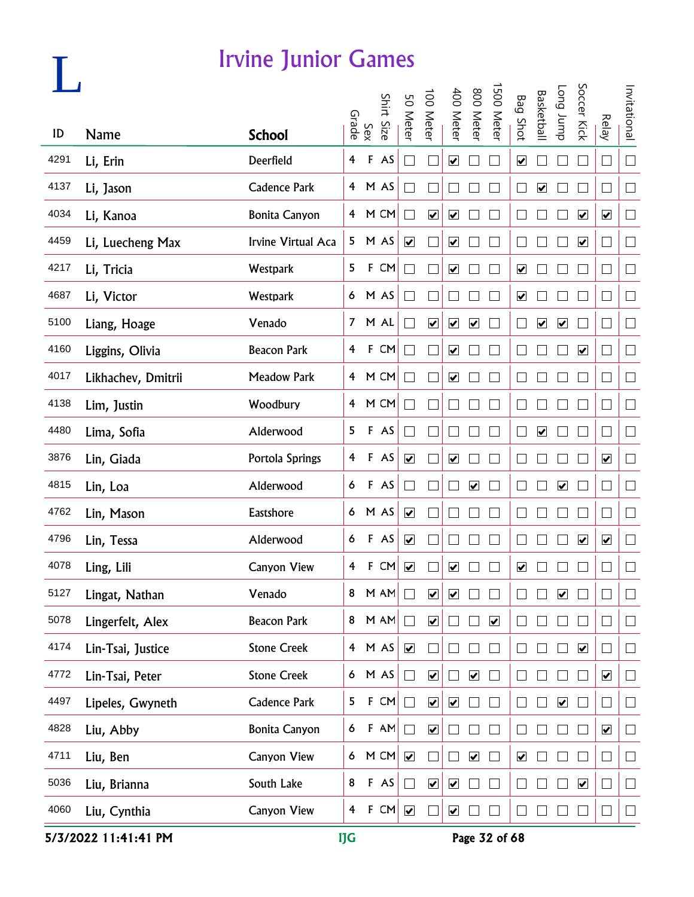# L

## Irvine Junior Games

| ID | Name | School | Grade | Sex | Shirt Size | 50 Meter | 100 Meter | 400 Meter | 800 Meter | 1500 Meter | Bag Shot | Basketball | Long Jump | Soccer Kick | Relay | Invitational |
|---|---|---|---|---|---|---|---|---|---|---|---|---|---|---|---|---|
| 4291 | Li, Erin | Deerfield | 4 | F | AS | ☐ | ☐ | ☑ | ☐ | ☐ | ☑ | ☐ | ☐ | ☐ | ☐ | ☐ |
| 4137 | Li, Jason | Cadence Park | 4 | M | AS | ☐ | ☐ | ☐ | ☐ | ☐ | ☐ | ☑ | ☐ | ☐ | ☐ | ☐ |
| 4034 | Li, Kanoa | Bonita Canyon | 4 | M | CM | ☐ | ☑ | ☑ | ☐ | ☐ | ☐ | ☐ | ☐ | ☑ | ☑ | ☐ |
| 4459 | Li, Luecheng Max | Irvine Virtual Aca | 5 | M | AS | ☑ | ☐ | ☑ | ☐ | ☐ | ☐ | ☐ | ☐ | ☑ | ☐ | ☐ |
| 4217 | Li, Tricia | Westpark | 5 | F | CM | ☐ | ☐ | ☑ | ☐ | ☐ | ☑ | ☐ | ☐ | ☐ | ☐ | ☐ |
| 4687 | Li, Victor | Westpark | 6 | M | AS | ☐ | ☐ | ☐ | ☐ | ☐ | ☑ | ☐ | ☐ | ☐ | ☐ | ☐ |
| 5100 | Liang, Hoage | Venado | 7 | M | AL | ☐ | ☑ | ☑ | ☑ | ☐ | ☐ | ☑ | ☑ | ☐ | ☐ | ☐ |
| 4160 | Liggins, Olivia | Beacon Park | 4 | F | CM | ☐ | ☐ | ☑ | ☐ | ☐ | ☐ | ☐ | ☐ | ☑ | ☐ | ☐ |
| 4017 | Likhachev, Dmitrii | Meadow Park | 4 | M | CM | ☐ | ☐ | ☑ | ☐ | ☐ | ☐ | ☐ | ☐ | ☐ | ☐ | ☐ |
| 4138 | Lim, Justin | Woodbury | 4 | M | CM | ☐ | ☐ | ☐ | ☐ | ☐ | ☐ | ☐ | ☐ | ☐ | ☐ | ☐ |
| 4480 | Lima, Sofia | Alderwood | 5 | F | AS | ☐ | ☐ | ☐ | ☐ | ☐ | ☐ | ☑ | ☐ | ☐ | ☐ | ☐ |
| 3876 | Lin, Giada | Portola Springs | 4 | F | AS | ☑ | ☐ | ☑ | ☐ | ☐ | ☐ | ☐ | ☐ | ☐ | ☑ | ☐ |
| 4815 | Lin, Loa | Alderwood | 6 | F | AS | ☐ | ☐ | ☐ | ☑ | ☐ | ☐ | ☐ | ☑ | ☐ | ☐ | ☐ |
| 4762 | Lin, Mason | Eastshore | 6 | M | AS | ☑ | ☐ | ☐ | ☐ | ☐ | ☐ | ☐ | ☐ | ☐ | ☐ | ☐ |
| 4796 | Lin, Tessa | Alderwood | 6 | F | AS | ☑ | ☐ | ☐ | ☐ | ☐ | ☐ | ☐ | ☐ | ☑ | ☑ | ☐ |
| 4078 | Ling, Lili | Canyon View | 4 | F | CM | ☑ | ☐ | ☑ | ☐ | ☐ | ☑ | ☐ | ☐ | ☐ | ☐ | ☐ |
| 5127 | Lingat, Nathan | Venado | 8 | M | AM | ☐ | ☑ | ☑ | ☐ | ☐ | ☐ | ☐ | ☑ | ☐ | ☐ | ☐ |
| 5078 | Lingerfelt, Alex | Beacon Park | 8 | M | AM | ☐ | ☑ | ☐ | ☐ | ☑ | ☐ | ☐ | ☐ | ☐ | ☐ | ☐ |
| 4174 | Lin-Tsai, Justice | Stone Creek | 4 | M | AS | ☑ | ☐ | ☐ | ☐ | ☐ | ☐ | ☐ | ☐ | ☑ | ☐ | ☐ |
| 4772 | Lin-Tsai, Peter | Stone Creek | 6 | M | AS | ☐ | ☑ | ☐ | ☑ | ☐ | ☐ | ☐ | ☐ | ☐ | ☑ | ☐ |
| 4497 | Lipeles, Gwyneth | Cadence Park | 5 | F | CM | ☐ | ☑ | ☑ | ☐ | ☐ | ☐ | ☐ | ☑ | ☐ | ☐ | ☐ |
| 4828 | Liu, Abby | Bonita Canyon | 6 | F | AM | ☐ | ☑ | ☐ | ☐ | ☐ | ☐ | ☐ | ☐ | ☐ | ☑ | ☐ |
| 4711 | Liu, Ben | Canyon View | 6 | M | CM | ☑ | ☐ | ☐ | ☑ | ☐ | ☑ | ☐ | ☐ | ☐ | ☐ | ☐ |
| 5036 | Liu, Brianna | South Lake | 8 | F | AS | ☐ | ☑ | ☑ | ☐ | ☐ | ☐ | ☐ | ☐ | ☑ | ☐ | ☐ |
| 4060 | Liu, Cynthia | Canyon View | 4 | F | CM | ☑ | ☐ | ☑ | ☐ | ☐ | ☐ | ☐ | ☐ | ☐ | ☐ | ☐ |

5/3/2022 11:41:41 PM IJG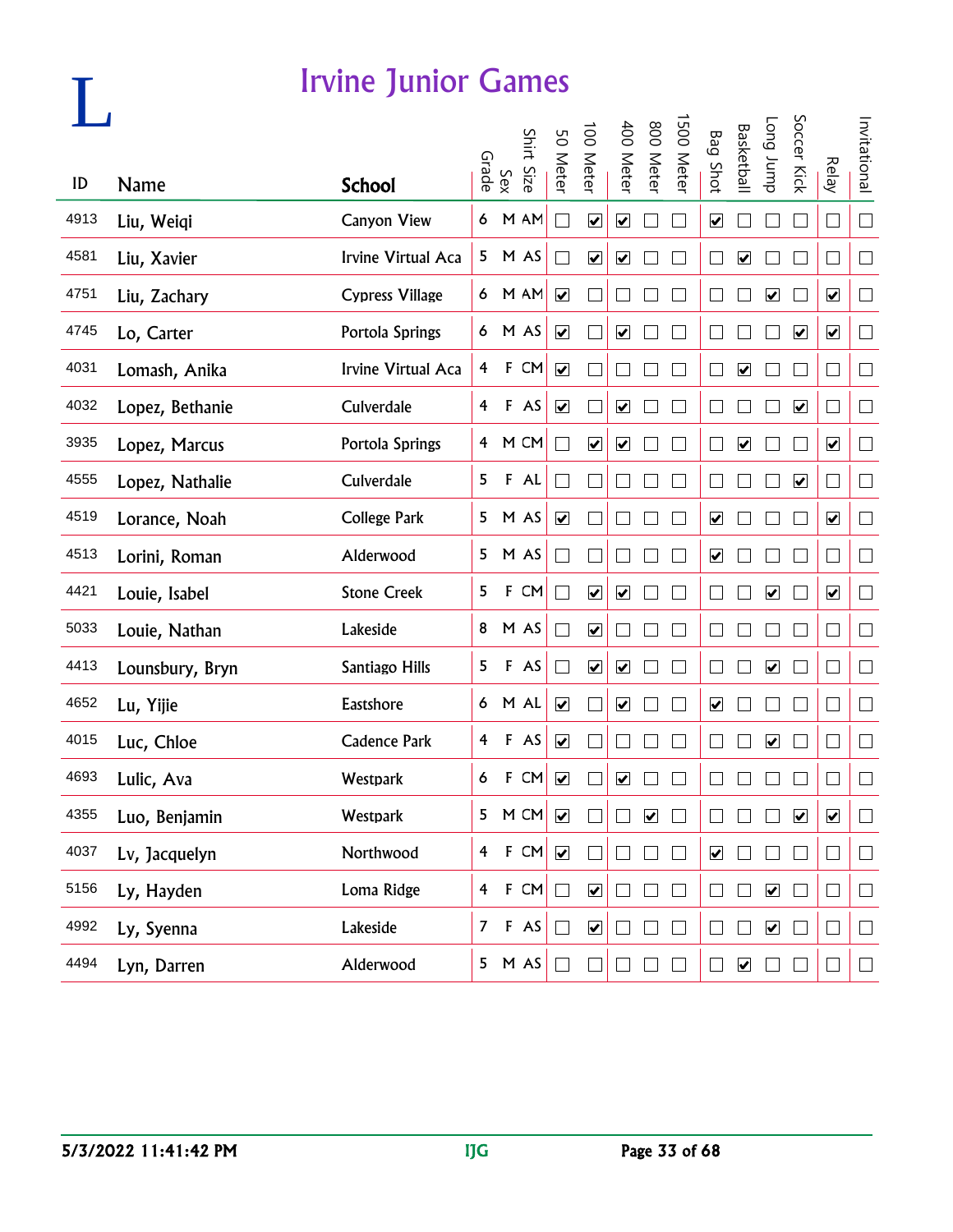# L

## Irvine Junior Games

| ID | Name | School | Grade | Sex | Shirt Size | 50 Meter | 100 Meter | 400 Meter | 800 Meter | 1500 Meter | Bag Shot | Basketball | Long Jump | Soccer Kick | Relay | Invitational |
|---|---|---|---|---|---|---|---|---|---|---|---|---|---|---|---|---|
| 4913 | Liu, Weiqi | Canyon View | 6 | M | AM | ☐ | ☑ | ☑ | ☐ | ☐ | ☑ | ☐ | ☐ | ☐ | ☐ | ☐ |
| 4581 | Liu, Xavier | Irvine Virtual Aca | 5 | M | AS | ☐ | ☑ | ☑ | ☐ | ☐ | ☐ | ☑ | ☐ | ☐ | ☐ | ☐ |
| 4751 | Liu, Zachary | Cypress Village | 6 | M | AM | ☑ | ☐ | ☐ | ☐ | ☐ | ☐ | ☐ | ☑ | ☐ | ☑ | ☐ |
| 4745 | Lo, Carter | Portola Springs | 6 | M | AS | ☑ | ☐ | ☑ | ☐ | ☐ | ☐ | ☐ | ☐ | ☑ | ☑ | ☐ |
| 4031 | Lomash, Anika | Irvine Virtual Aca | 4 | F | CM | ☑ | ☐ | ☐ | ☐ | ☐ | ☐ | ☑ | ☐ | ☐ | ☐ | ☐ |
| 4032 | Lopez, Bethanie | Culverdale | 4 | F | AS | ☑ | ☐ | ☑ | ☐ | ☐ | ☐ | ☐ | ☐ | ☑ | ☐ | ☐ |
| 3935 | Lopez, Marcus | Portola Springs | 4 | M | CM | ☐ | ☑ | ☑ | ☐ | ☐ | ☐ | ☑ | ☐ | ☐ | ☑ | ☐ |
| 4555 | Lopez, Nathalie | Culverdale | 5 | F | AL | ☐ | ☐ | ☐ | ☐ | ☐ | ☐ | ☐ | ☐ | ☑ | ☐ | ☐ |
| 4519 | Lorance, Noah | College Park | 5 | M | AS | ☑ | ☐ | ☐ | ☐ | ☐ | ☑ | ☐ | ☐ | ☐ | ☑ | ☐ |
| 4513 | Lorini, Roman | Alderwood | 5 | M | AS | ☐ | ☐ | ☐ | ☐ | ☐ | ☑ | ☐ | ☐ | ☐ | ☐ | ☐ |
| 4421 | Louie, Isabel | Stone Creek | 5 | F | CM | ☐ | ☑ | ☑ | ☐ | ☐ | ☐ | ☐ | ☑ | ☐ | ☑ | ☐ |
| 5033 | Louie, Nathan | Lakeside | 8 | M | AS | ☐ | ☑ | ☐ | ☐ | ☐ | ☐ | ☐ | ☐ | ☐ | ☐ | ☐ |
| 4413 | Lounsbury, Bryn | Santiago Hills | 5 | F | AS | ☐ | ☑ | ☑ | ☐ | ☐ | ☐ | ☐ | ☑ | ☐ | ☐ | ☐ |
| 4652 | Lu, Yijie | Eastshore | 6 | M | AL | ☑ | ☐ | ☑ | ☐ | ☐ | ☑ | ☐ | ☐ | ☐ | ☐ | ☐ |
| 4015 | Luc, Chloe | Cadence Park | 4 | F | AS | ☑ | ☐ | ☐ | ☐ | ☐ | ☐ | ☐ | ☑ | ☐ | ☐ | ☐ |
| 4693 | Lulic, Ava | Westpark | 6 | F | CM | ☑ | ☐ | ☑ | ☐ | ☐ | ☐ | ☐ | ☐ | ☐ | ☐ | ☐ |
| 4355 | Luo, Benjamin | Westpark | 5 | M | CM | ☑ | ☐ | ☐ | ☑ | ☐ | ☐ | ☐ | ☐ | ☑ | ☑ | ☐ |
| 4037 | Lv, Jacquelyn | Northwood | 4 | F | CM | ☑ | ☐ | ☐ | ☐ | ☐ | ☑ | ☐ | ☐ | ☐ | ☐ | ☐ |
| 5156 | Ly, Hayden | Loma Ridge | 4 | F | CM | ☐ | ☑ | ☐ | ☐ | ☐ | ☐ | ☐ | ☑ | ☐ | ☐ | ☐ |
| 4992 | Ly, Syenna | Lakeside | 7 | F | AS | ☐ | ☑ | ☐ | ☐ | ☐ | ☐ | ☐ | ☑ | ☐ | ☐ | ☐ |
| 4494 | Lyn, Darren | Alderwood | 5 | M | AS | ☐ | ☐ | ☐ | ☐ | ☐ | ☐ | ☑ | ☐ | ☐ | ☐ | ☐ |

5/3/2022 11:41:42 PM IJG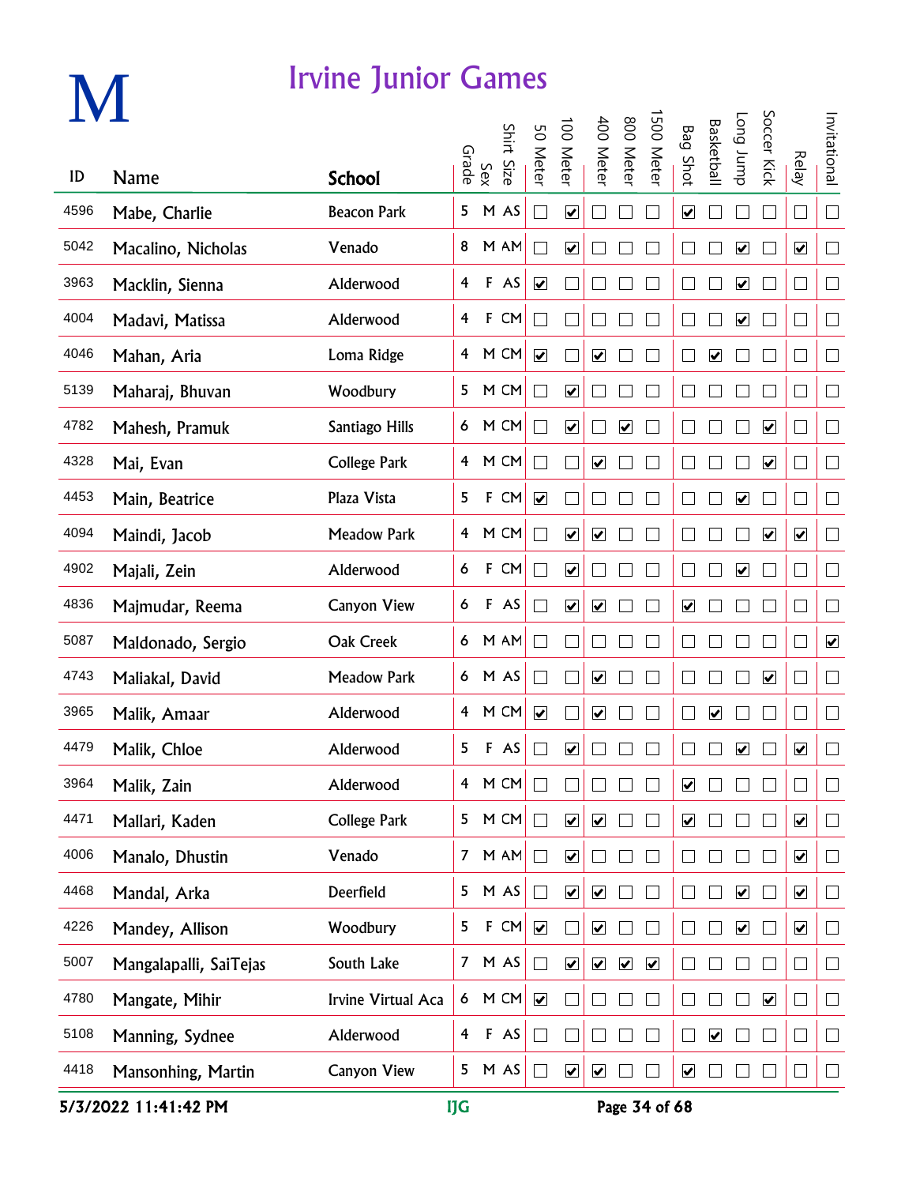# M

## Irvine Junior Games

| ID | Name | School | Grade | Sex | Shirt Size | 50 Meter | 100 Meter | 400 Meter | 800 Meter | 1500 Meter | Bag Shot | Basketball | Long Jump | Soccer Kick | Relay | Invitational |
|---|---|---|---|---|---|---|---|---|---|---|---|---|---|---|---|---|
| 4596 | Mabe, Charlie | Beacon Park | 5 | M | AS | ☐ | ☑ | ☐ | ☐ | ☐ | ☑ | ☐ | ☐ | ☐ | ☐ | ☐ |
| 5042 | Macalino, Nicholas | Venado | 8 | M | AM | ☐ | ☑ | ☐ | ☐ | ☐ | ☐ | ☐ | ☑ | ☐ | ☑ | ☐ |
| 3963 | Macklin, Sienna | Alderwood | 4 | F | AS | ☑ | ☐ | ☐ | ☐ | ☐ | ☐ | ☐ | ☑ | ☐ | ☐ | ☐ |
| 4004 | Madavi, Matissa | Alderwood | 4 | F | CM | ☐ | ☐ | ☐ | ☐ | ☐ | ☐ | ☐ | ☑ | ☐ | ☐ | ☐ |
| 4046 | Mahan, Aria | Loma Ridge | 4 | M | CM | ☑ | ☐ | ☑ | ☐ | ☐ | ☐ | ☑ | ☐ | ☐ | ☐ | ☐ |
| 5139 | Maharaj, Bhuvan | Woodbury | 5 | M | CM | ☐ | ☑ | ☐ | ☐ | ☐ | ☐ | ☐ | ☐ | ☐ | ☐ | ☐ |
| 4782 | Mahesh, Pramuk | Santiago Hills | 6 | M | CM | ☐ | ☑ | ☐ | ☑ | ☐ | ☐ | ☐ | ☐ | ☑ | ☐ | ☐ |
| 4328 | Mai, Evan | College Park | 4 | M | CM | ☐ | ☐ | ☑ | ☐ | ☐ | ☐ | ☐ | ☐ | ☑ | ☐ | ☐ |
| 4453 | Main, Beatrice | Plaza Vista | 5 | F | CM | ☑ | ☐ | ☐ | ☐ | ☐ | ☐ | ☐ | ☑ | ☐ | ☐ | ☐ |
| 4094 | Maindi, Jacob | Meadow Park | 4 | M | CM | ☐ | ☑ | ☑ | ☐ | ☐ | ☐ | ☐ | ☐ | ☑ | ☑ | ☐ |
| 4902 | Majali, Zein | Alderwood | 6 | F | CM | ☐ | ☑ | ☐ | ☐ | ☐ | ☐ | ☐ | ☑ | ☐ | ☐ | ☐ |
| 4836 | Majmudar, Reema | Canyon View | 6 | F | AS | ☐ | ☑ | ☑ | ☐ | ☐ | ☑ | ☐ | ☐ | ☐ | ☐ | ☐ |
| 5087 | Maldonado, Sergio | Oak Creek | 6 | M | AM | ☐ | ☐ | ☐ | ☐ | ☐ | ☐ | ☐ | ☐ | ☐ | ☐ | ☑ |
| 4743 | Maliakal, David | Meadow Park | 6 | M | AS | ☐ | ☐ | ☑ | ☐ | ☐ | ☐ | ☐ | ☐ | ☑ | ☐ | ☐ |
| 3965 | Malik, Amaar | Alderwood | 4 | M | CM | ☑ | ☐ | ☑ | ☐ | ☐ | ☐ | ☑ | ☐ | ☐ | ☐ | ☐ |
| 4479 | Malik, Chloe | Alderwood | 5 | F | AS | ☐ | ☑ | ☐ | ☐ | ☐ | ☐ | ☐ | ☑ | ☐ | ☑ | ☐ |
| 3964 | Malik, Zain | Alderwood | 4 | M | CM | ☐ | ☐ | ☐ | ☐ | ☐ | ☑ | ☐ | ☐ | ☐ | ☐ | ☐ |
| 4471 | Mallari, Kaden | College Park | 5 | M | CM | ☐ | ☑ | ☑ | ☐ | ☐ | ☑ | ☐ | ☐ | ☐ | ☑ | ☐ |
| 4006 | Manalo, Dhustin | Venado | 7 | M | AM | ☐ | ☑ | ☐ | ☐ | ☐ | ☐ | ☐ | ☐ | ☐ | ☑ | ☐ |
| 4468 | Mandal, Arka | Deerfield | 5 | M | AS | ☐ | ☑ | ☑ | ☐ | ☐ | ☐ | ☐ | ☑ | ☐ | ☑ | ☐ |
| 4226 | Mandey, Allison | Woodbury | 5 | F | CM | ☑ | ☐ | ☑ | ☐ | ☐ | ☐ | ☐ | ☑ | ☐ | ☑ | ☐ |
| 5007 | Mangalapalli, SaiTejas | South Lake | 7 | M | AS | ☐ | ☑ | ☑ | ☑ | ☑ | ☐ | ☐ | ☐ | ☐ | ☐ | ☐ |
| 4780 | Mangate, Mihir | Irvine Virtual Aca | 6 | M | CM | ☑ | ☐ | ☐ | ☐ | ☐ | ☐ | ☐ | ☐ | ☑ | ☐ | ☐ |
| 5108 | Manning, Sydnee | Alderwood | 4 | F | AS | ☐ | ☐ | ☐ | ☐ | ☐ | ☐ | ☑ | ☐ | ☐ | ☐ | ☐ |
| 4418 | Mansonhing, Martin | Canyon View | 5 | M | AS | ☐ | ☑ | ☑ | ☐ | ☐ | ☑ | ☐ | ☐ | ☐ | ☐ | ☐ |

5/3/2022 11:41:42 PM    IJG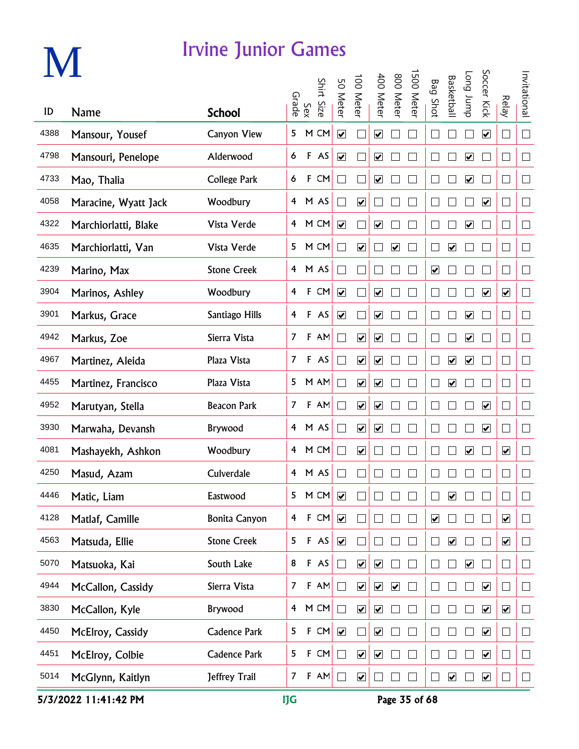# M

## Irvine Junior Games

| ID | Name | School | Grade | Sex | Shirt Size | 50 Meter | 100 Meter | 400 Meter | 800 Meter | 1500 Meter | Bag Shot | Basketball | Long Jump | Soccer Kick | Relay | Invitational |
|---|---|---|---|---|---|---|---|---|---|---|---|---|---|---|---|---|
| 4388 | Mansour, Yousef | Canyon View | 5 | M | CM | ☑ | ☐ | ☑ | ☐ | ☐ | ☐ | ☐ | ☐ | ☑ | ☐ | ☐ |
| 4798 | Mansouri, Penelope | Alderwood | 6 | F | AS | ☑ | ☐ | ☑ | ☐ | ☐ | ☐ | ☐ | ☑ | ☐ | ☐ | ☐ |
| 4733 | Mao, Thalia | College Park | 6 | F | CM | ☐ | ☐ | ☑ | ☐ | ☐ | ☐ | ☐ | ☑ | ☐ | ☐ | ☐ |
| 4058 | Maracine, Wyatt Jack | Woodbury | 4 | M | AS | ☐ | ☑ | ☐ | ☐ | ☐ | ☐ | ☐ | ☐ | ☑ | ☐ | ☐ |
| 4322 | Marchiorlatti, Blake | Vista Verde | 4 | M | CM | ☑ | ☐ | ☑ | ☐ | ☐ | ☐ | ☐ | ☑ | ☐ | ☐ | ☐ |
| 4635 | Marchiorlatti, Van | Vista Verde | 5 | M | CM | ☐ | ☑ | ☐ | ☑ | ☐ | ☐ | ☑ | ☐ | ☐ | ☐ | ☐ |
| 4239 | Marino, Max | Stone Creek | 4 | M | AS | ☐ | ☐ | ☐ | ☐ | ☐ | ☑ | ☐ | ☐ | ☐ | ☐ | ☐ |
| 3904 | Marinos, Ashley | Woodbury | 4 | F | CM | ☑ | ☐ | ☑ | ☐ | ☐ | ☐ | ☐ | ☐ | ☑ | ☑ | ☐ |
| 3901 | Markus, Grace | Santiago Hills | 4 | F | AS | ☑ | ☐ | ☑ | ☐ | ☐ | ☐ | ☐ | ☑ | ☐ | ☐ | ☐ |
| 4942 | Markus, Zoe | Sierra Vista | 7 | F | AM | ☐ | ☑ | ☑ | ☐ | ☐ | ☐ | ☐ | ☑ | ☐ | ☐ | ☐ |
| 4967 | Martinez, Aleida | Plaza Vista | 7 | F | AS | ☐ | ☑ | ☑ | ☐ | ☐ | ☐ | ☑ | ☑ | ☐ | ☐ | ☐ |
| 4455 | Martinez, Francisco | Plaza Vista | 5 | M | AM | ☐ | ☑ | ☑ | ☐ | ☐ | ☐ | ☑ | ☐ | ☐ | ☐ | ☐ |
| 4952 | Marutyan, Stella | Beacon Park | 7 | F | AM | ☐ | ☑ | ☑ | ☐ | ☐ | ☐ | ☐ | ☐ | ☑ | ☐ | ☐ |
| 3930 | Marwaha, Devansh | Brywood | 4 | M | AS | ☐ | ☑ | ☑ | ☐ | ☐ | ☐ | ☐ | ☐ | ☑ | ☐ | ☐ |
| 4081 | Mashayekh, Ashkon | Woodbury | 4 | M | CM | ☐ | ☑ | ☐ | ☐ | ☐ | ☐ | ☐ | ☑ | ☐ | ☑ | ☐ |
| 4250 | Masud, Azam | Culverdale | 4 | M | AS | ☐ | ☐ | ☐ | ☐ | ☐ | ☐ | ☐ | ☐ | ☐ | ☐ | ☐ |
| 4446 | Matic, Liam | Eastwood | 5 | M | CM | ☑ | ☐ | ☐ | ☐ | ☐ | ☐ | ☑ | ☐ | ☐ | ☐ | ☐ |
| 4128 | Matlaf, Camille | Bonita Canyon | 4 | F | CM | ☑ | ☐ | ☐ | ☐ | ☐ | ☑ | ☐ | ☐ | ☐ | ☑ | ☐ |
| 4563 | Matsuda, Ellie | Stone Creek | 5 | F | AS | ☑ | ☐ | ☐ | ☐ | ☐ | ☐ | ☑ | ☐ | ☐ | ☑ | ☐ |
| 5070 | Matsuoka, Kai | South Lake | 8 | F | AS | ☐ | ☑ | ☑ | ☐ | ☐ | ☐ | ☐ | ☑ | ☐ | ☐ | ☐ |
| 4944 | McCallon, Cassidy | Sierra Vista | 7 | F | AM | ☐ | ☑ | ☑ | ☑ | ☐ | ☐ | ☐ | ☐ | ☑ | ☐ | ☐ |
| 3830 | McCallon, Kyle | Brywood | 4 | M | CM | ☐ | ☑ | ☑ | ☐ | ☐ | ☐ | ☐ | ☐ | ☑ | ☑ | ☐ |
| 4450 | McElroy, Cassidy | Cadence Park | 5 | F | CM | ☑ | ☐ | ☑ | ☐ | ☐ | ☐ | ☐ | ☐ | ☑ | ☐ | ☐ |
| 4451 | McElroy, Colbie | Cadence Park | 5 | F | CM | ☐ | ☑ | ☑ | ☐ | ☐ | ☐ | ☐ | ☐ | ☑ | ☐ | ☐ |
| 5014 | McGlynn, Kaitlyn | Jeffrey Trail | 7 | F | AM | ☐ | ☑ | ☐ | ☐ | ☐ | ☐ | ☑ | ☐ | ☑ | ☐ | ☐ |

5/3/2022 11:41:42 PM | IJG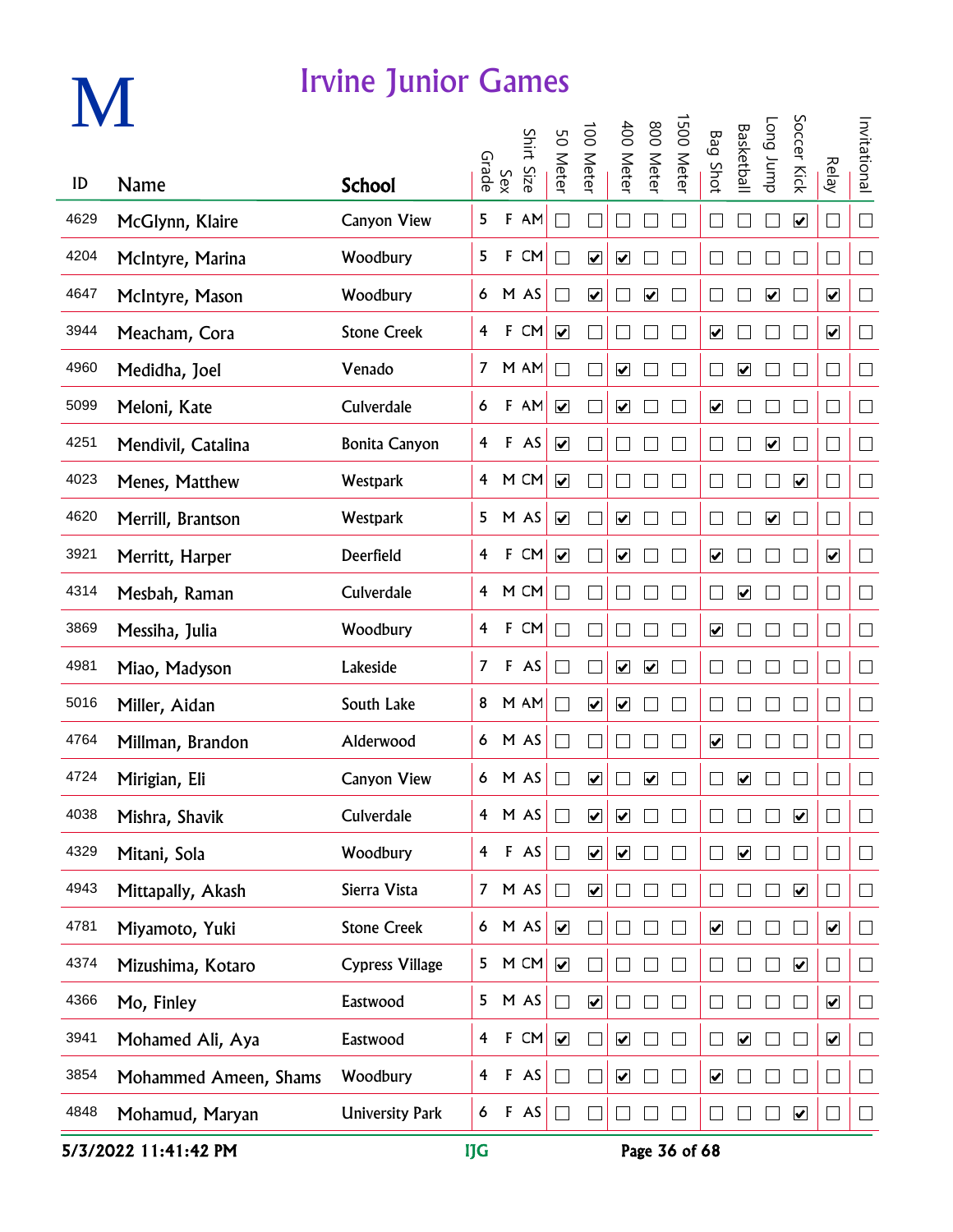# M

## Irvine Junior Games

| ID | Name | School | Grade | Sex | Shirt Size | 50 Meter | 100 Meter | 400 Meter | 800 Meter | 1500 Meter | Bag Shot | Basketball | Long Jump | Soccer Kick | Relay | Invitational |
|---|---|---|---|---|---|---|---|---|---|---|---|---|---|---|---|---|
| 4629 | McGlynn, Klaire | Canyon View | 5 | F | AM | ☐ | ☐ | ☐ | ☐ | ☐ | ☐ | ☐ | ☐ | ☑ | ☐ | ☐ |
| 4204 | McIntyre, Marina | Woodbury | 5 | F | CM | ☐ | ☑ | ☑ | ☐ | ☐ | ☐ | ☐ | ☐ | ☐ | ☐ | ☐ |
| 4647 | McIntyre, Mason | Woodbury | 6 | M | AS | ☐ | ☑ | ☐ | ☑ | ☐ | ☐ | ☐ | ☑ | ☐ | ☑ | ☐ |
| 3944 | Meacham, Cora | Stone Creek | 4 | F | CM | ☑ | ☐ | ☐ | ☐ | ☐ | ☑ | ☐ | ☐ | ☐ | ☑ | ☐ |
| 4960 | Medidha, Joel | Venado | 7 | M | AM | ☐ | ☐ | ☑ | ☐ | ☐ | ☐ | ☑ | ☐ | ☐ | ☐ | ☐ |
| 5099 | Meloni, Kate | Culverdale | 6 | F | AM | ☑ | ☐ | ☑ | ☐ | ☐ | ☑ | ☐ | ☐ | ☐ | ☐ | ☐ |
| 4251 | Mendivil, Catalina | Bonita Canyon | 4 | F | AS | ☑ | ☐ | ☐ | ☐ | ☐ | ☐ | ☐ | ☑ | ☐ | ☐ | ☐ |
| 4023 | Menes, Matthew | Westpark | 4 | M | CM | ☑ | ☐ | ☐ | ☐ | ☐ | ☐ | ☐ | ☐ | ☑ | ☐ | ☐ |
| 4620 | Merrill, Brantson | Westpark | 5 | M | AS | ☑ | ☐ | ☑ | ☐ | ☐ | ☐ | ☐ | ☑ | ☐ | ☐ | ☐ |
| 3921 | Merritt, Harper | Deerfield | 4 | F | CM | ☑ | ☐ | ☑ | ☐ | ☐ | ☑ | ☐ | ☐ | ☐ | ☑ | ☐ |
| 4314 | Mesbah, Raman | Culverdale | 4 | M | CM | ☐ | ☐ | ☐ | ☐ | ☐ | ☐ | ☑ | ☐ | ☐ | ☐ | ☐ |
| 3869 | Messiha, Julia | Woodbury | 4 | F | CM | ☐ | ☐ | ☐ | ☐ | ☐ | ☑ | ☐ | ☐ | ☐ | ☐ | ☐ |
| 4981 | Miao, Madyson | Lakeside | 7 | F | AS | ☐ | ☐ | ☑ | ☑ | ☐ | ☐ | ☐ | ☐ | ☐ | ☐ | ☐ |
| 5016 | Miller, Aidan | South Lake | 8 | M | AM | ☐ | ☑ | ☑ | ☐ | ☐ | ☐ | ☐ | ☐ | ☐ | ☐ | ☐ |
| 4764 | Millman, Brandon | Alderwood | 6 | M | AS | ☐ | ☐ | ☐ | ☐ | ☐ | ☑ | ☐ | ☐ | ☐ | ☐ | ☐ |
| 4724 | Mirigian, Eli | Canyon View | 6 | M | AS | ☐ | ☑ | ☐ | ☑ | ☐ | ☐ | ☑ | ☐ | ☐ | ☐ | ☐ |
| 4038 | Mishra, Shavik | Culverdale | 4 | M | AS | ☐ | ☑ | ☑ | ☐ | ☐ | ☐ | ☐ | ☐ | ☑ | ☐ | ☐ |
| 4329 | Mitani, Sola | Woodbury | 4 | F | AS | ☐ | ☑ | ☑ | ☐ | ☐ | ☐ | ☑ | ☐ | ☐ | ☐ | ☐ |
| 4943 | Mittapally, Akash | Sierra Vista | 7 | M | AS | ☐ | ☑ | ☐ | ☐ | ☐ | ☐ | ☐ | ☐ | ☑ | ☐ | ☐ |
| 4781 | Miyamoto, Yuki | Stone Creek | 6 | M | AS | ☑ | ☐ | ☐ | ☐ | ☐ | ☑ | ☐ | ☐ | ☐ | ☑ | ☐ |
| 4374 | Mizushima, Kotaro | Cypress Village | 5 | M | CM | ☑ | ☐ | ☐ | ☐ | ☐ | ☐ | ☐ | ☐ | ☑ | ☐ | ☐ |
| 4366 | Mo, Finley | Eastwood | 5 | M | AS | ☐ | ☑ | ☐ | ☐ | ☐ | ☐ | ☐ | ☐ | ☐ | ☑ | ☐ |
| 3941 | Mohamed Ali, Aya | Eastwood | 4 | F | CM | ☑ | ☐ | ☑ | ☐ | ☐ | ☐ | ☑ | ☐ | ☐ | ☑ | ☐ |
| 3854 | Mohammed Ameen, Shams | Woodbury | 4 | F | AS | ☐ | ☐ | ☑ | ☐ | ☐ | ☑ | ☐ | ☐ | ☐ | ☐ | ☐ |
| 4848 | Mohamud, Maryan | University Park | 6 | F | AS | ☐ | ☐ | ☐ | ☐ | ☐ | ☐ | ☐ | ☐ | ☑ | ☐ | ☐ |

5/3/2022 11:41:42 PM IJG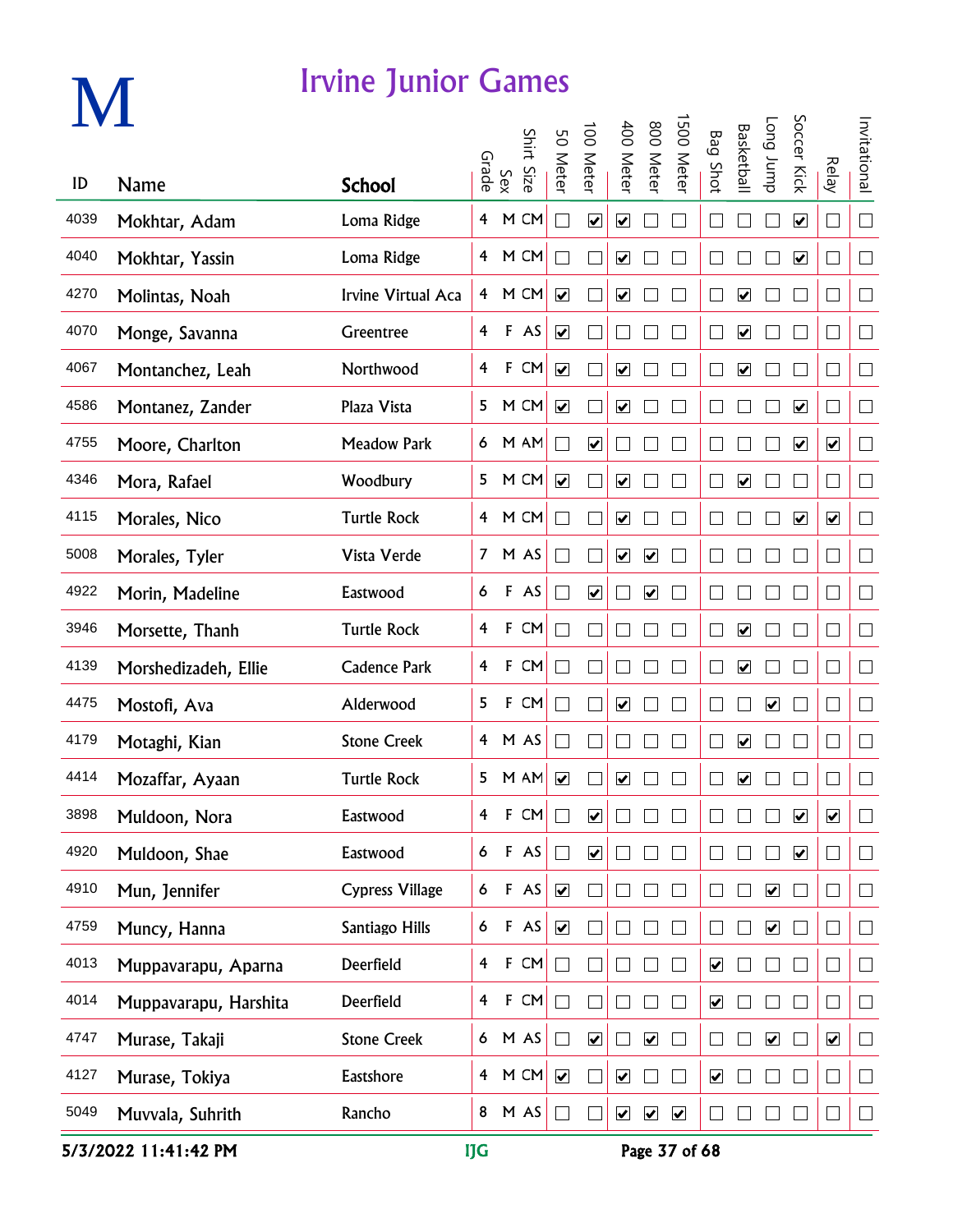# M

## Irvine Junior Games

| ID | Name | School | Grade | Sex | Shirt Size | 50 Meter | 100 Meter | 400 Meter | 800 Meter | 1500 Meter | Bag Shot | Basketball | Long Jump | Soccer Kick | Relay | Invitational |
|---|---|---|---|---|---|---|---|---|---|---|---|---|---|---|---|---|
| 4039 | Mokhtar, Adam | Loma Ridge | 4 | M | CM | ☐ | ☑ | ☑ | ☐ | ☐ | ☐ | ☐ | ☐ | ☑ | ☐ | ☐ |
| 4040 | Mokhtar, Yassin | Loma Ridge | 4 | M | CM | ☐ | ☐ | ☑ | ☐ | ☐ | ☐ | ☐ | ☐ | ☑ | ☐ | ☐ |
| 4270 | Molintas, Noah | Irvine Virtual Aca | 4 | M | CM | ☑ | ☐ | ☑ | ☐ | ☐ | ☐ | ☑ | ☐ | ☐ | ☐ | ☐ |
| 4070 | Monge, Savanna | Greentree | 4 | F | AS | ☑ | ☐ | ☐ | ☐ | ☐ | ☐ | ☑ | ☐ | ☐ | ☐ | ☐ |
| 4067 | Montanchez, Leah | Northwood | 4 | F | CM | ☑ | ☐ | ☑ | ☐ | ☐ | ☐ | ☑ | ☐ | ☐ | ☐ | ☐ |
| 4586 | Montanez, Zander | Plaza Vista | 5 | M | CM | ☑ | ☐ | ☑ | ☐ | ☐ | ☐ | ☐ | ☐ | ☑ | ☐ | ☐ |
| 4755 | Moore, Charlton | Meadow Park | 6 | M | AM | ☐ | ☑ | ☐ | ☐ | ☐ | ☐ | ☐ | ☐ | ☑ | ☑ | ☐ |
| 4346 | Mora, Rafael | Woodbury | 5 | M | CM | ☑ | ☐ | ☑ | ☐ | ☐ | ☐ | ☑ | ☐ | ☐ | ☐ | ☐ |
| 4115 | Morales, Nico | Turtle Rock | 4 | M | CM | ☐ | ☐ | ☑ | ☐ | ☐ | ☐ | ☐ | ☐ | ☑ | ☑ | ☐ |
| 5008 | Morales, Tyler | Vista Verde | 7 | M | AS | ☐ | ☐ | ☑ | ☑ | ☐ | ☐ | ☐ | ☐ | ☐ | ☐ | ☐ |
| 4922 | Morin, Madeline | Eastwood | 6 | F | AS | ☐ | ☑ | ☐ | ☑ | ☐ | ☐ | ☐ | ☐ | ☐ | ☐ | ☐ |
| 3946 | Morsette, Thanh | Turtle Rock | 4 | F | CM | ☐ | ☐ | ☐ | ☐ | ☐ | ☐ | ☑ | ☐ | ☐ | ☐ | ☐ |
| 4139 | Morshedizadeh, Ellie | Cadence Park | 4 | F | CM | ☐ | ☐ | ☐ | ☐ | ☐ | ☐ | ☑ | ☐ | ☐ | ☐ | ☐ |
| 4475 | Mostofi, Ava | Alderwood | 5 | F | CM | ☐ | ☐ | ☑ | ☐ | ☐ | ☐ | ☐ | ☑ | ☐ | ☐ | ☐ |
| 4179 | Motaghi, Kian | Stone Creek | 4 | M | AS | ☐ | ☐ | ☐ | ☐ | ☐ | ☐ | ☑ | ☐ | ☐ | ☐ | ☐ |
| 4414 | Mozaffar, Ayaan | Turtle Rock | 5 | M | AM | ☑ | ☐ | ☑ | ☐ | ☐ | ☐ | ☑ | ☐ | ☐ | ☐ | ☐ |
| 3898 | Muldoon, Nora | Eastwood | 4 | F | CM | ☐ | ☑ | ☐ | ☐ | ☐ | ☐ | ☐ | ☐ | ☑ | ☑ | ☐ |
| 4920 | Muldoon, Shae | Eastwood | 6 | F | AS | ☐ | ☑ | ☐ | ☐ | ☐ | ☐ | ☐ | ☐ | ☑ | ☐ | ☐ |
| 4910 | Mun, Jennifer | Cypress Village | 6 | F | AS | ☑ | ☐ | ☐ | ☐ | ☐ | ☐ | ☐ | ☑ | ☐ | ☐ | ☐ |
| 4759 | Muncy, Hanna | Santiago Hills | 6 | F | AS | ☑ | ☐ | ☐ | ☐ | ☐ | ☐ | ☐ | ☑ | ☐ | ☐ | ☐ |
| 4013 | Muppavarapu, Aparna | Deerfield | 4 | F | CM | ☐ | ☐ | ☐ | ☐ | ☐ | ☑ | ☐ | ☐ | ☐ | ☐ | ☐ |
| 4014 | Muppavarapu, Harshita | Deerfield | 4 | F | CM | ☐ | ☐ | ☐ | ☐ | ☐ | ☑ | ☐ | ☐ | ☐ | ☐ | ☐ |
| 4747 | Murase, Takaji | Stone Creek | 6 | M | AS | ☐ | ☑ | ☐ | ☑ | ☐ | ☐ | ☐ | ☑ | ☐ | ☑ | ☐ |
| 4127 | Murase, Tokiya | Eastshore | 4 | M | CM | ☑ | ☐ | ☑ | ☐ | ☐ | ☑ | ☐ | ☐ | ☐ | ☐ | ☐ |
| 5049 | Muvvala, Suhrith | Rancho | 8 | M | AS | ☐ | ☐ | ☑ | ☑ | ☑ | ☐ | ☐ | ☐ | ☐ | ☐ | ☐ |

5/3/2022 11:41:42 PM IJG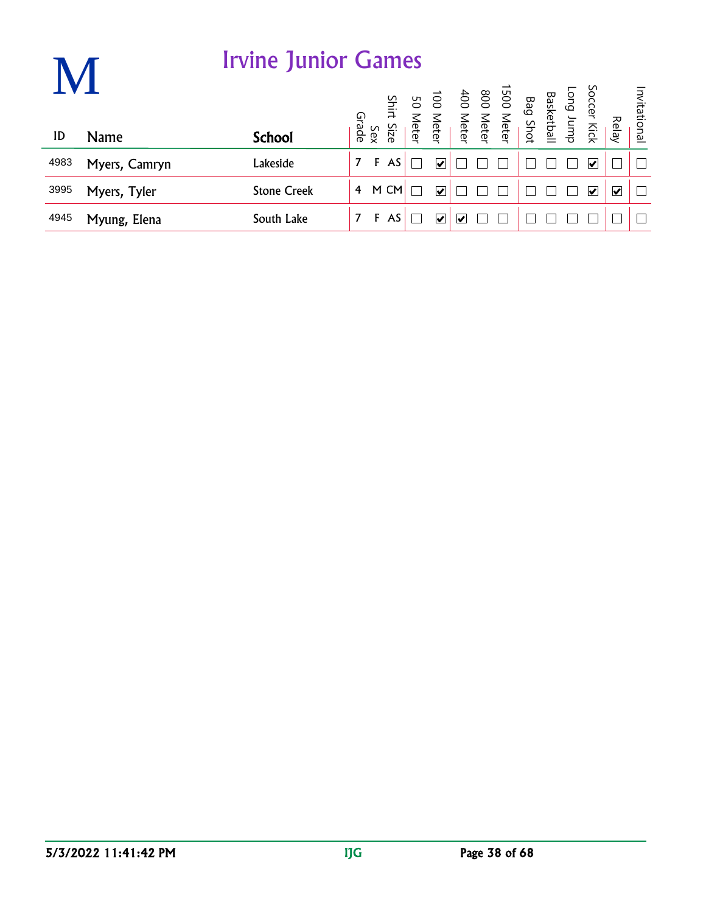# M

## Irvine Junior Games

| ID | Name | School | Grade | Sex | Shirt Size | 50 Meter | 100 Meter | 400 Meter | 800 Meter | 1500 Meter | Bag Shot | Basketball | Long Jump | Soccer Kick | Relay | Invitational |
|---|---|---|---|---|---|---|---|---|---|---|---|---|---|---|---|---|
| 4983 | Myers, Camryn | Lakeside | 7 | F | AS | ☐ | ☑ | ☐ | ☐ | ☐ | ☐ | ☐ | ☐ | ☑ | ☐ | ☐ |
| 3995 | Myers, Tyler | Stone Creek | 4 | M | CM | ☐ | ☑ | ☐ | ☐ | ☐ | ☐ | ☐ | ☐ | ☑ | ☑ | ☐ |
| 4945 | Myung, Elena | South Lake | 7 | F | AS | ☐ | ☑ | ☑ | ☐ | ☐ | ☐ | ☐ | ☐ | ☐ | ☐ | ☐ |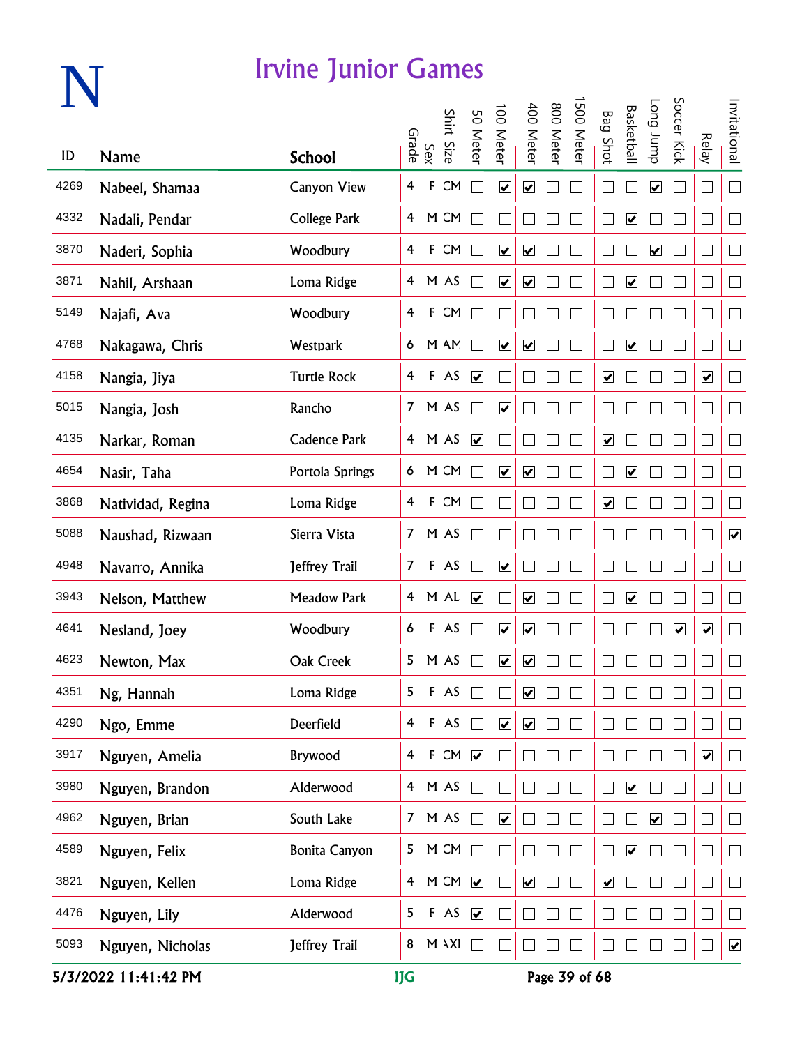# N

## Irvine Junior Games

| ID | Name | School | Grade | Sex | Shirt Size | 50 Meter | 100 Meter | 400 Meter | 800 Meter | 1500 Meter | Bag Shot | Basketball | Long Jump | Soccer Kick | Relay | Invitational |
|---|---|---|---|---|---|---|---|---|---|---|---|---|---|---|---|---|
| 4269 | Nabeel, Shamaa | Canyon View | 4 | F | CM | ☐ | ☑ | ☑ | ☐ | ☐ | ☐ | ☐ | ☑ | ☐ | ☐ | ☐ |
| 4332 | Nadali, Pendar | College Park | 4 | M | CM | ☐ | ☐ | ☐ | ☐ | ☐ | ☐ | ☑ | ☐ | ☐ | ☐ | ☐ |
| 3870 | Naderi, Sophia | Woodbury | 4 | F | CM | ☐ | ☑ | ☑ | ☐ | ☐ | ☐ | ☐ | ☑ | ☐ | ☐ | ☐ |
| 3871 | Nahil, Arshaan | Loma Ridge | 4 | M | AS | ☐ | ☑ | ☑ | ☐ | ☐ | ☐ | ☑ | ☐ | ☐ | ☐ | ☐ |
| 5149 | Najafi, Ava | Woodbury | 4 | F | CM | ☐ | ☐ | ☐ | ☐ | ☐ | ☐ | ☐ | ☐ | ☐ | ☐ | ☐ |
| 4768 | Nakagawa, Chris | Westpark | 6 | M | AM | ☐ | ☑ | ☑ | ☐ | ☐ | ☐ | ☑ | ☐ | ☐ | ☐ | ☐ |
| 4158 | Nangia, Jiya | Turtle Rock | 4 | F | AS | ☑ | ☐ | ☐ | ☐ | ☐ | ☑ | ☐ | ☐ | ☐ | ☑ | ☐ |
| 5015 | Nangia, Josh | Rancho | 7 | M | AS | ☐ | ☑ | ☐ | ☐ | ☐ | ☐ | ☐ | ☐ | ☐ | ☐ | ☐ |
| 4135 | Narkar, Roman | Cadence Park | 4 | M | AS | ☑ | ☐ | ☐ | ☐ | ☐ | ☑ | ☐ | ☐ | ☐ | ☐ | ☐ |
| 4654 | Nasir, Taha | Portola Springs | 6 | M | CM | ☐ | ☑ | ☑ | ☐ | ☐ | ☐ | ☑ | ☐ | ☐ | ☐ | ☐ |
| 3868 | Natividad, Regina | Loma Ridge | 4 | F | CM | ☐ | ☐ | ☐ | ☐ | ☐ | ☑ | ☐ | ☐ | ☐ | ☐ | ☐ |
| 5088 | Naushad, Rizwaan | Sierra Vista | 7 | M | AS | ☐ | ☐ | ☐ | ☐ | ☐ | ☐ | ☐ | ☐ | ☐ | ☐ | ☑ |
| 4948 | Navarro, Annika | Jeffrey Trail | 7 | F | AS | ☐ | ☑ | ☐ | ☐ | ☐ | ☐ | ☐ | ☐ | ☐ | ☐ | ☐ |
| 3943 | Nelson, Matthew | Meadow Park | 4 | M | AL | ☑ | ☐ | ☑ | ☐ | ☐ | ☐ | ☑ | ☐ | ☐ | ☐ | ☐ |
| 4641 | Nesland, Joey | Woodbury | 6 | F | AS | ☐ | ☑ | ☑ | ☐ | ☐ | ☐ | ☐ | ☐ | ☑ | ☑ | ☐ |
| 4623 | Newton, Max | Oak Creek | 5 | M | AS | ☐ | ☑ | ☑ | ☐ | ☐ | ☐ | ☐ | ☐ | ☐ | ☐ | ☐ |
| 4351 | Ng, Hannah | Loma Ridge | 5 | F | AS | ☐ | ☐ | ☑ | ☐ | ☐ | ☐ | ☐ | ☐ | ☐ | ☐ | ☐ |
| 4290 | Ngo, Emme | Deerfield | 4 | F | AS | ☐ | ☑ | ☑ | ☐ | ☐ | ☐ | ☐ | ☐ | ☐ | ☐ | ☐ |
| 3917 | Nguyen, Amelia | Brywood | 4 | F | CM | ☑ | ☐ | ☐ | ☐ | ☐ | ☐ | ☐ | ☐ | ☐ | ☑ | ☐ |
| 3980 | Nguyen, Brandon | Alderwood | 4 | M | AS | ☐ | ☐ | ☐ | ☐ | ☐ | ☐ | ☑ | ☐ | ☐ | ☐ | ☐ |
| 4962 | Nguyen, Brian | South Lake | 7 | M | AS | ☐ | ☑ | ☐ | ☐ | ☐ | ☐ | ☐ | ☑ | ☐ | ☐ | ☐ |
| 4589 | Nguyen, Felix | Bonita Canyon | 5 | M | CM | ☐ | ☐ | ☐ | ☐ | ☐ | ☐ | ☑ | ☐ | ☐ | ☐ | ☐ |
| 3821 | Nguyen, Kellen | Loma Ridge | 4 | M | CM | ☑ | ☐ | ☑ | ☐ | ☐ | ☑ | ☐ | ☐ | ☐ | ☐ | ☐ |
| 4476 | Nguyen, Lily | Alderwood | 5 | F | AS | ☑ | ☐ | ☐ | ☐ | ☐ | ☐ | ☐ | ☐ | ☐ | ☐ | ☐ |
| 5093 | Nguyen, Nicholas | Jeffrey Trail | 8 | M | AXL | ☐ | ☐ | ☐ | ☐ | ☐ | ☐ | ☐ | ☐ | ☐ | ☐ | ☑ |

5/3/2022 11:41:42 PM IJG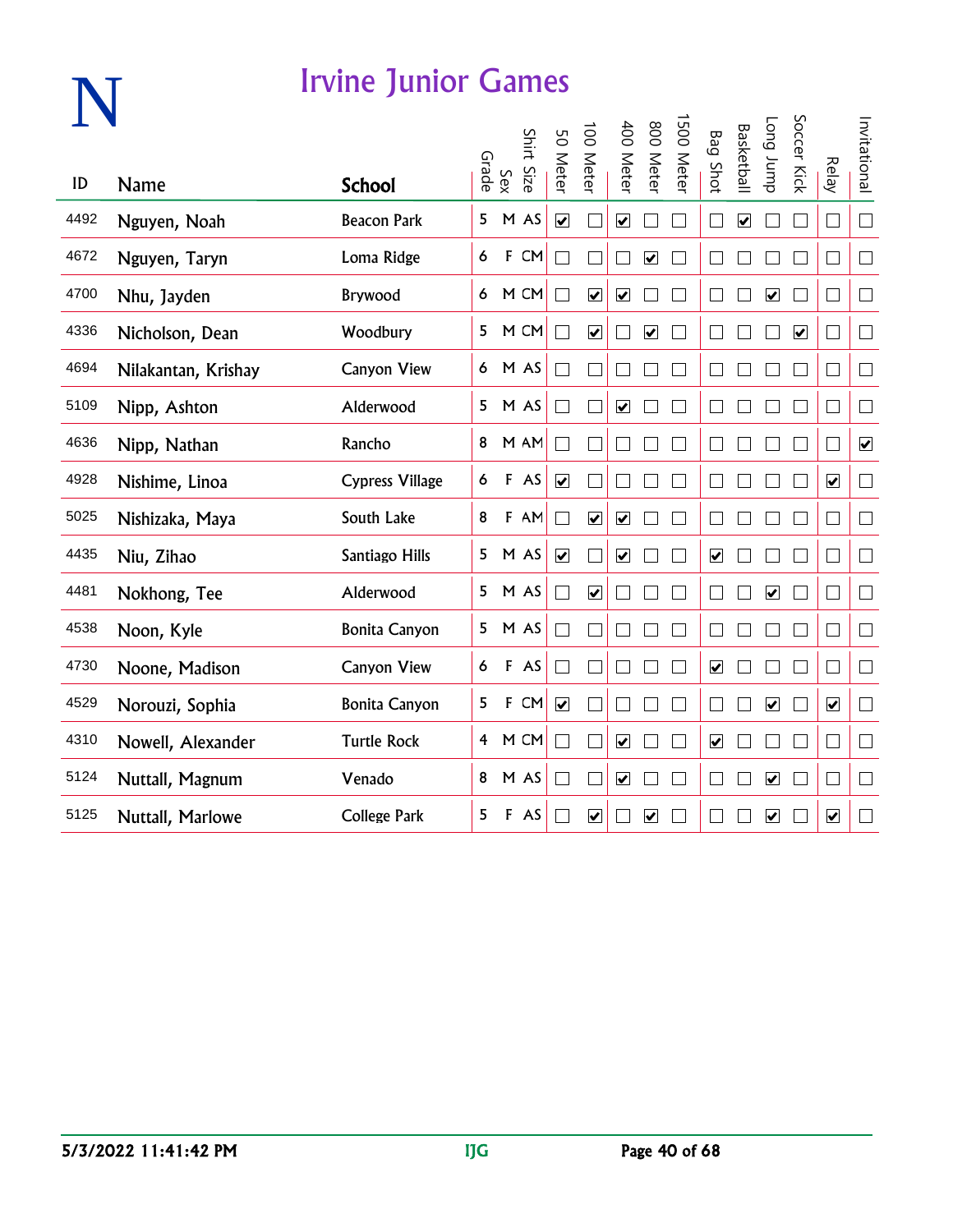# N

## Irvine Junior Games

| ID | Name | School | Grade | Sex | Shirt Size | 50 Meter | 100 Meter | 400 Meter | 800 Meter | 1500 Meter | Bag Shot | Basketball | Long Jump | Soccer Kick | Relay | Invitational |
|---|---|---|---|---|---|---|---|---|---|---|---|---|---|---|---|---|
| 4492 | Nguyen, Noah | Beacon Park | 5 | M | AS | ☑ | ☐ | ☑ | ☐ | ☐ | ☐ | ☑ | ☐ | ☐ | ☐ | ☐ |
| 4672 | Nguyen, Taryn | Loma Ridge | 6 | F | CM | ☐ | ☐ | ☐ | ☑ | ☐ | ☐ | ☐ | ☐ | ☐ | ☐ | ☐ |
| 4700 | Nhu, Jayden | Brywood | 6 | M | CM | ☐ | ☑ | ☑ | ☐ | ☐ | ☐ | ☐ | ☑ | ☐ | ☐ | ☐ |
| 4336 | Nicholson, Dean | Woodbury | 5 | M | CM | ☐ | ☑ | ☐ | ☑ | ☐ | ☐ | ☐ | ☐ | ☑ | ☐ | ☐ |
| 4694 | Nilakantan, Krishay | Canyon View | 6 | M | AS | ☐ | ☐ | ☐ | ☐ | ☐ | ☐ | ☐ | ☐ | ☐ | ☐ | ☐ |
| 5109 | Nipp, Ashton | Alderwood | 5 | M | AS | ☐ | ☐ | ☑ | ☐ | ☐ | ☐ | ☐ | ☐ | ☐ | ☐ | ☐ |
| 4636 | Nipp, Nathan | Rancho | 8 | M | AM | ☐ | ☐ | ☐ | ☐ | ☐ | ☐ | ☐ | ☐ | ☐ | ☐ | ☑ |
| 4928 | Nishime, Linoa | Cypress Village | 6 | F | AS | ☑ | ☐ | ☐ | ☐ | ☐ | ☐ | ☐ | ☐ | ☐ | ☑ | ☐ |
| 5025 | Nishizaka, Maya | South Lake | 8 | F | AM | ☐ | ☑ | ☑ | ☐ | ☐ | ☐ | ☐ | ☐ | ☐ | ☐ | ☐ |
| 4435 | Niu, Zihao | Santiago Hills | 5 | M | AS | ☑ | ☐ | ☑ | ☐ | ☐ | ☑ | ☐ | ☐ | ☐ | ☐ | ☐ |
| 4481 | Nokhong, Tee | Alderwood | 5 | M | AS | ☐ | ☑ | ☐ | ☐ | ☐ | ☐ | ☐ | ☑ | ☐ | ☐ | ☐ |
| 4538 | Noon, Kyle | Bonita Canyon | 5 | M | AS | ☐ | ☐ | ☐ | ☐ | ☐ | ☐ | ☐ | ☐ | ☐ | ☐ | ☐ |
| 4730 | Noone, Madison | Canyon View | 6 | F | AS | ☐ | ☐ | ☐ | ☐ | ☐ | ☑ | ☐ | ☐ | ☐ | ☐ | ☐ |
| 4529 | Norouzi, Sophia | Bonita Canyon | 5 | F | CM | ☑ | ☐ | ☐ | ☐ | ☐ | ☐ | ☐ | ☑ | ☐ | ☑ | ☐ |
| 4310 | Nowell, Alexander | Turtle Rock | 4 | M | CM | ☐ | ☐ | ☑ | ☐ | ☐ | ☑ | ☐ | ☐ | ☐ | ☐ | ☐ |
| 5124 | Nuttall, Magnum | Venado | 8 | M | AS | ☐ | ☐ | ☑ | ☐ | ☐ | ☐ | ☐ | ☑ | ☐ | ☐ | ☐ |
| 5125 | Nuttall, Marlowe | College Park | 5 | F | AS | ☐ | ☑ | ☐ | ☑ | ☐ | ☐ | ☐ | ☑ | ☐ | ☑ | ☐ |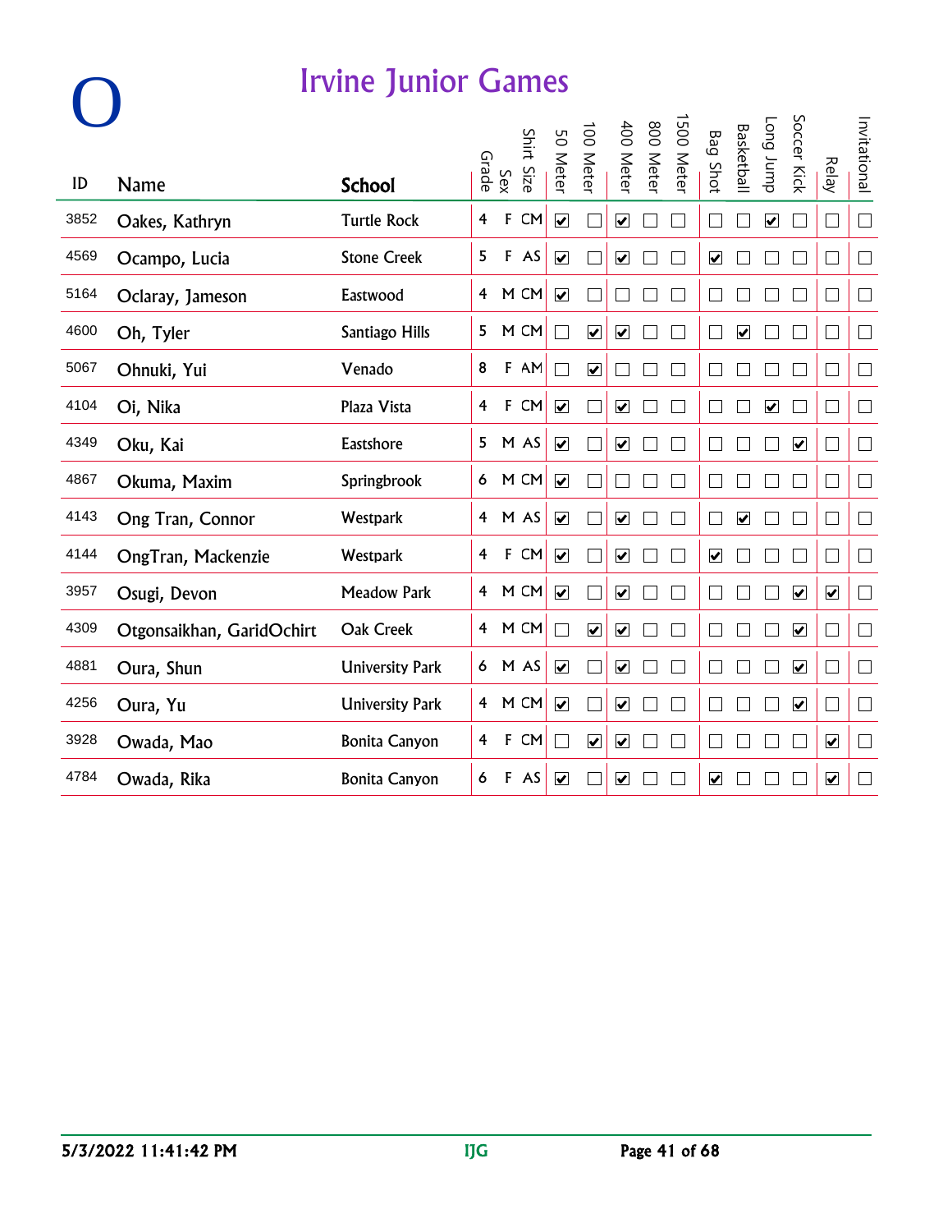# O

## Irvine Junior Games

| ID | Name | School | Grade | Sex | Shirt Size | 50 Meter | 100 Meter | 400 Meter | 800 Meter | 1500 Meter | Bag Shot | Basketball | Long Jump | Soccer Kick | Relay | Invitational |
|---|---|---|---|---|---|---|---|---|---|---|---|---|---|---|---|---|
| 3852 | Oakes, Kathryn | Turtle Rock | 4 | F | CM | ☑ | ☐ | ☑ | ☐ | ☐ | ☐ | ☐ | ☑ | ☐ | ☐ | ☐ |
| 4569 | Ocampo, Lucia | Stone Creek | 5 | F | AS | ☑ | ☐ | ☑ | ☐ | ☐ | ☑ | ☐ | ☐ | ☐ | ☐ | ☐ |
| 5164 | Oclaray, Jameson | Eastwood | 4 | M | CM | ☑ | ☐ | ☐ | ☐ | ☐ | ☐ | ☐ | ☐ | ☐ | ☐ | ☐ |
| 4600 | Oh, Tyler | Santiago Hills | 5 | M | CM | ☐ | ☑ | ☑ | ☐ | ☐ | ☐ | ☑ | ☐ | ☐ | ☐ | ☐ |
| 5067 | Ohnuki, Yui | Venado | 8 | F | AM | ☐ | ☑ | ☐ | ☐ | ☐ | ☐ | ☐ | ☐ | ☐ | ☐ | ☐ |
| 4104 | Oi, Nika | Plaza Vista | 4 | F | CM | ☑ | ☐ | ☑ | ☐ | ☐ | ☐ | ☐ | ☑ | ☐ | ☐ | ☐ |
| 4349 | Oku, Kai | Eastshore | 5 | M | AS | ☑ | ☐ | ☑ | ☐ | ☐ | ☐ | ☐ | ☐ | ☑ | ☐ | ☐ |
| 4867 | Okuma, Maxim | Springbrook | 6 | M | CM | ☑ | ☐ | ☐ | ☐ | ☐ | ☐ | ☐ | ☐ | ☐ | ☐ | ☐ |
| 4143 | Ong Tran, Connor | Westpark | 4 | M | AS | ☑ | ☐ | ☑ | ☐ | ☐ | ☐ | ☑ | ☐ | ☐ | ☐ | ☐ |
| 4144 | OngTran, Mackenzie | Westpark | 4 | F | CM | ☑ | ☐ | ☑ | ☐ | ☐ | ☑ | ☐ | ☐ | ☐ | ☐ | ☐ |
| 3957 | Osugi, Devon | Meadow Park | 4 | M | CM | ☑ | ☐ | ☑ | ☐ | ☐ | ☐ | ☐ | ☐ | ☑ | ☑ | ☐ |
| 4309 | Otgonsaikhan, GaridOchirt | Oak Creek | 4 | M | CM | ☐ | ☑ | ☑ | ☐ | ☐ | ☐ | ☐ | ☐ | ☑ | ☐ | ☐ |
| 4881 | Oura, Shun | University Park | 6 | M | AS | ☑ | ☐ | ☑ | ☐ | ☐ | ☐ | ☐ | ☐ | ☑ | ☐ | ☐ |
| 4256 | Oura, Yu | University Park | 4 | M | CM | ☑ | ☐ | ☑ | ☐ | ☐ | ☐ | ☐ | ☐ | ☑ | ☐ | ☐ |
| 3928 | Owada, Mao | Bonita Canyon | 4 | F | CM | ☐ | ☑ | ☑ | ☐ | ☐ | ☐ | ☐ | ☐ | ☐ | ☑ | ☐ |
| 4784 | Owada, Rika | Bonita Canyon | 6 | F | AS | ☑ | ☐ | ☑ | ☐ | ☐ | ☑ | ☐ | ☐ | ☐ | ☑ | ☐ |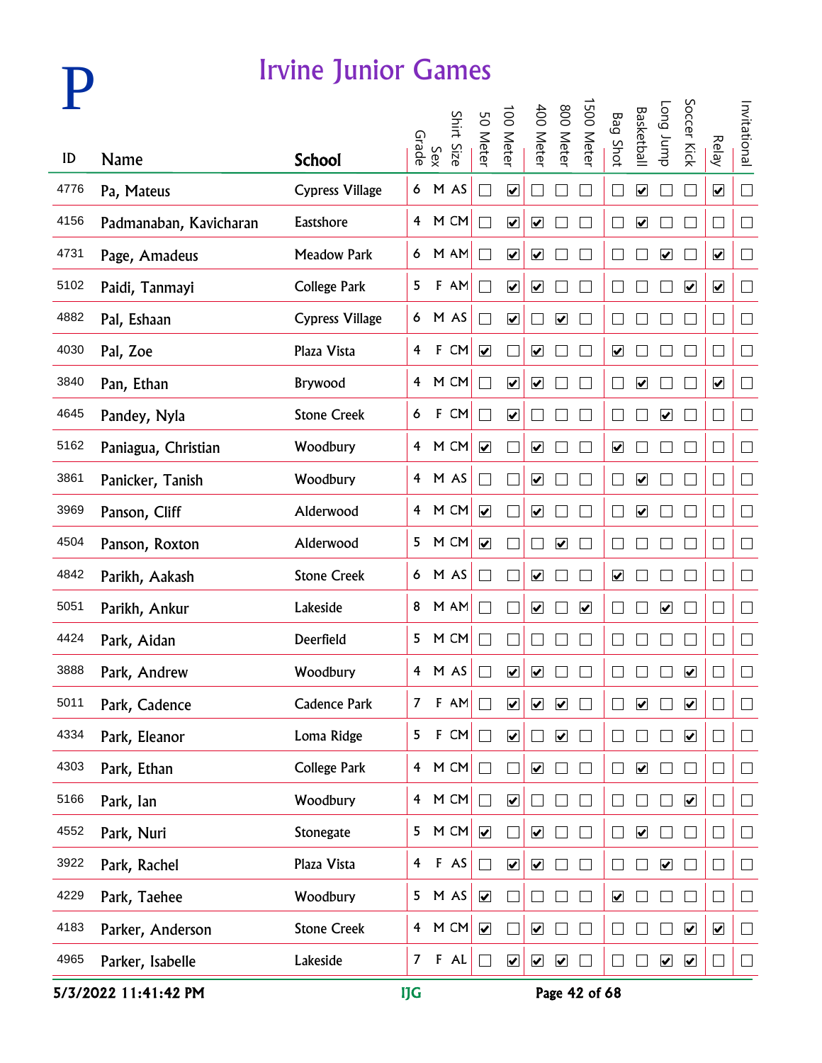# P

## Irvine Junior Games

| ID | Name | School | Grade | Sex | Shirt Size | 50 Meter | 100 Meter | 400 Meter | 800 Meter | 1500 Meter | Bag Shot | Basketball | Long Jump | Soccer Kick | Relay | Invitational |
|---|---|---|---|---|---|---|---|---|---|---|---|---|---|---|---|---|
| 4776 | Pa, Mateus | Cypress Village | 6 | M | AS | ☐ | ☑ | ☐ | ☐ | ☐ | ☐ | ☑ | ☐ | ☐ | ☑ | ☐ |
| 4156 | Padmanaban, Kavicharan | Eastshore | 4 | M | CM | ☐ | ☑ | ☑ | ☐ | ☐ | ☐ | ☑ | ☐ | ☐ | ☐ | ☐ |
| 4731 | Page, Amadeus | Meadow Park | 6 | M | AM | ☐ | ☑ | ☑ | ☐ | ☐ | ☐ | ☐ | ☑ | ☐ | ☑ | ☐ |
| 5102 | Paidi, Tanmayi | College Park | 5 | F | AM | ☐ | ☑ | ☑ | ☐ | ☐ | ☐ | ☐ | ☐ | ☑ | ☑ | ☐ |
| 4882 | Pal, Eshaan | Cypress Village | 6 | M | AS | ☐ | ☑ | ☐ | ☑ | ☐ | ☐ | ☐ | ☐ | ☐ | ☐ | ☐ |
| 4030 | Pal, Zoe | Plaza Vista | 4 | F | CM | ☑ | ☐ | ☑ | ☐ | ☐ | ☑ | ☐ | ☐ | ☐ | ☐ | ☐ |
| 3840 | Pan, Ethan | Brywood | 4 | M | CM | ☐ | ☑ | ☑ | ☐ | ☐ | ☐ | ☑ | ☐ | ☐ | ☑ | ☐ |
| 4645 | Pandey, Nyla | Stone Creek | 6 | F | CM | ☐ | ☑ | ☐ | ☐ | ☐ | ☐ | ☐ | ☑ | ☐ | ☐ | ☐ |
| 5162 | Paniagua, Christian | Woodbury | 4 | M | CM | ☑ | ☐ | ☑ | ☐ | ☐ | ☑ | ☐ | ☐ | ☐ | ☐ | ☐ |
| 3861 | Panicker, Tanish | Woodbury | 4 | M | AS | ☐ | ☐ | ☑ | ☐ | ☐ | ☐ | ☑ | ☐ | ☐ | ☐ | ☐ |
| 3969 | Panson, Cliff | Alderwood | 4 | M | CM | ☑ | ☐ | ☑ | ☐ | ☐ | ☐ | ☑ | ☐ | ☐ | ☐ | ☐ |
| 4504 | Panson, Roxton | Alderwood | 5 | M | CM | ☑ | ☐ | ☐ | ☑ | ☐ | ☐ | ☐ | ☐ | ☐ | ☐ | ☐ |
| 4842 | Parikh, Aakash | Stone Creek | 6 | M | AS | ☐ | ☐ | ☑ | ☐ | ☐ | ☑ | ☐ | ☐ | ☐ | ☐ | ☐ |
| 5051 | Parikh, Ankur | Lakeside | 8 | M | AM | ☐ | ☐ | ☑ | ☐ | ☑ | ☐ | ☐ | ☑ | ☐ | ☐ | ☐ |
| 4424 | Park, Aidan | Deerfield | 5 | M | CM | ☐ | ☐ | ☐ | ☐ | ☐ | ☐ | ☐ | ☐ | ☐ | ☐ | ☐ |
| 3888 | Park, Andrew | Woodbury | 4 | M | AS | ☐ | ☑ | ☑ | ☐ | ☐ | ☐ | ☐ | ☐ | ☑ | ☐ | ☐ |
| 5011 | Park, Cadence | Cadence Park | 7 | F | AM | ☐ | ☑ | ☑ | ☑ | ☐ | ☐ | ☑ | ☐ | ☑ | ☐ | ☐ |
| 4334 | Park, Eleanor | Loma Ridge | 5 | F | CM | ☐ | ☑ | ☐ | ☑ | ☐ | ☐ | ☐ | ☐ | ☑ | ☐ | ☐ |
| 4303 | Park, Ethan | College Park | 4 | M | CM | ☐ | ☐ | ☑ | ☐ | ☐ | ☐ | ☑ | ☐ | ☐ | ☐ | ☐ |
| 5166 | Park, Ian | Woodbury | 4 | M | CM | ☐ | ☑ | ☐ | ☐ | ☐ | ☐ | ☐ | ☐ | ☑ | ☐ | ☐ |
| 4552 | Park, Nuri | Stonegate | 5 | M | CM | ☑ | ☐ | ☑ | ☐ | ☐ | ☐ | ☑ | ☐ | ☐ | ☐ | ☐ |
| 3922 | Park, Rachel | Plaza Vista | 4 | F | AS | ☐ | ☑ | ☑ | ☐ | ☐ | ☐ | ☐ | ☑ | ☐ | ☐ | ☐ |
| 4229 | Park, Taehee | Woodbury | 5 | M | AS | ☑ | ☐ | ☐ | ☐ | ☐ | ☑ | ☐ | ☐ | ☐ | ☐ | ☐ |
| 4183 | Parker, Anderson | Stone Creek | 4 | M | CM | ☑ | ☐ | ☑ | ☐ | ☐ | ☐ | ☐ | ☐ | ☑ | ☑ | ☐ |
| 4965 | Parker, Isabelle | Lakeside | 7 | F | AL | ☐ | ☑ | ☑ | ☑ | ☐ | ☐ | ☐ | ☑ | ☑ | ☐ | ☐ |

5/3/2022 11:41:42 PM — IJG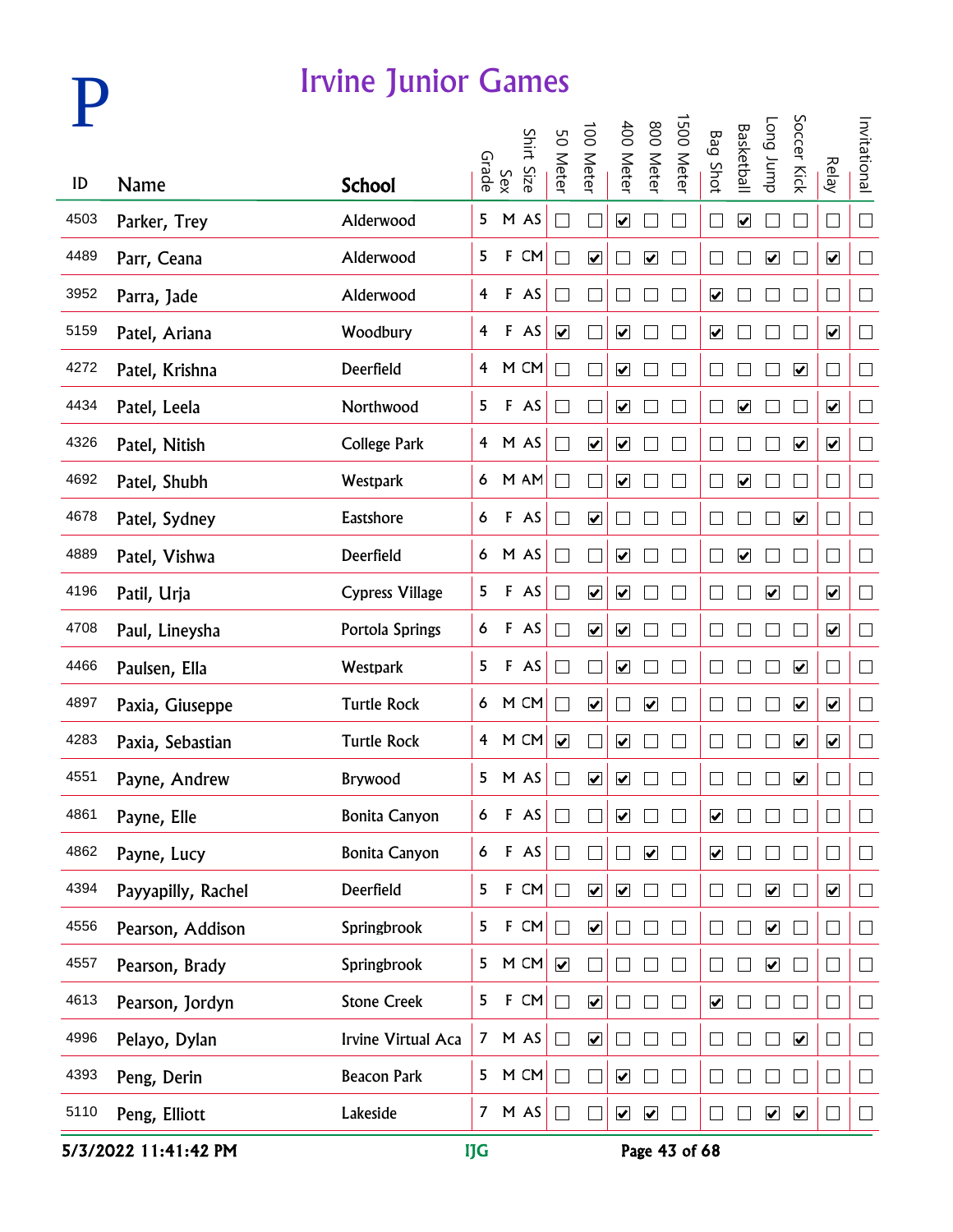# P

## Irvine Junior Games

| ID | Name | School | Grade | Sex | Shirt Size | 50 Meter | 100 Meter | 400 Meter | 800 Meter | 1500 Meter | Bag Shot | Basketball | Long Jump | Soccer Kick | Relay | Invitational |
|---|---|---|---|---|---|---|---|---|---|---|---|---|---|---|---|---|
| 4503 | Parker, Trey | Alderwood | 5 | M | AS | ☐ | ☐ | ☑ | ☐ | ☐ | ☐ | ☑ | ☐ | ☐ | ☐ | ☐ |
| 4489 | Parr, Ceana | Alderwood | 5 | F | CM | ☐ | ☑ | ☐ | ☑ | ☐ | ☐ | ☐ | ☑ | ☐ | ☑ | ☐ |
| 3952 | Parra, Jade | Alderwood | 4 | F | AS | ☐ | ☐ | ☐ | ☐ | ☐ | ☑ | ☐ | ☐ | ☐ | ☐ | ☐ |
| 5159 | Patel, Ariana | Woodbury | 4 | F | AS | ☑ | ☐ | ☑ | ☐ | ☐ | ☑ | ☐ | ☐ | ☐ | ☑ | ☐ |
| 4272 | Patel, Krishna | Deerfield | 4 | M | CM | ☐ | ☐ | ☑ | ☐ | ☐ | ☐ | ☐ | ☐ | ☑ | ☐ | ☐ |
| 4434 | Patel, Leela | Northwood | 5 | F | AS | ☐ | ☐ | ☑ | ☐ | ☐ | ☐ | ☑ | ☐ | ☐ | ☑ | ☐ |
| 4326 | Patel, Nitish | College Park | 4 | M | AS | ☐ | ☑ | ☑ | ☐ | ☐ | ☐ | ☐ | ☐ | ☑ | ☑ | ☐ |
| 4692 | Patel, Shubh | Westpark | 6 | M | AM | ☐ | ☐ | ☑ | ☐ | ☐ | ☐ | ☑ | ☐ | ☐ | ☐ | ☐ |
| 4678 | Patel, Sydney | Eastshore | 6 | F | AS | ☐ | ☑ | ☐ | ☐ | ☐ | ☐ | ☐ | ☐ | ☑ | ☐ | ☐ |
| 4889 | Patel, Vishwa | Deerfield | 6 | M | AS | ☐ | ☐ | ☑ | ☐ | ☐ | ☐ | ☑ | ☐ | ☐ | ☐ | ☐ |
| 4196 | Patil, Urja | Cypress Village | 5 | F | AS | ☐ | ☑ | ☑ | ☐ | ☐ | ☐ | ☐ | ☑ | ☐ | ☑ | ☐ |
| 4708 | Paul, Lineysha | Portola Springs | 6 | F | AS | ☐ | ☑ | ☑ | ☐ | ☐ | ☐ | ☐ | ☐ | ☐ | ☑ | ☐ |
| 4466 | Paulsen, Ella | Westpark | 5 | F | AS | ☐ | ☐ | ☑ | ☐ | ☐ | ☐ | ☐ | ☐ | ☑ | ☐ | ☐ |
| 4897 | Paxia, Giuseppe | Turtle Rock | 6 | M | CM | ☐ | ☑ | ☐ | ☑ | ☐ | ☐ | ☐ | ☐ | ☑ | ☑ | ☐ |
| 4283 | Paxia, Sebastian | Turtle Rock | 4 | M | CM | ☑ | ☐ | ☑ | ☐ | ☐ | ☐ | ☐ | ☐ | ☑ | ☑ | ☐ |
| 4551 | Payne, Andrew | Brywood | 5 | M | AS | ☐ | ☑ | ☑ | ☐ | ☐ | ☐ | ☐ | ☐ | ☑ | ☐ | ☐ |
| 4861 | Payne, Elle | Bonita Canyon | 6 | F | AS | ☐ | ☐ | ☑ | ☐ | ☐ | ☑ | ☐ | ☐ | ☐ | ☐ | ☐ |
| 4862 | Payne, Lucy | Bonita Canyon | 6 | F | AS | ☐ | ☐ | ☐ | ☑ | ☐ | ☑ | ☐ | ☐ | ☐ | ☐ | ☐ |
| 4394 | Payyapilly, Rachel | Deerfield | 5 | F | CM | ☐ | ☑ | ☑ | ☐ | ☐ | ☐ | ☐ | ☑ | ☐ | ☑ | ☐ |
| 4556 | Pearson, Addison | Springbrook | 5 | F | CM | ☐ | ☑ | ☐ | ☐ | ☐ | ☐ | ☐ | ☑ | ☐ | ☐ | ☐ |
| 4557 | Pearson, Brady | Springbrook | 5 | M | CM | ☑ | ☐ | ☐ | ☐ | ☐ | ☐ | ☐ | ☑ | ☐ | ☐ | ☐ |
| 4613 | Pearson, Jordyn | Stone Creek | 5 | F | CM | ☐ | ☑ | ☐ | ☐ | ☐ | ☑ | ☐ | ☐ | ☐ | ☐ | ☐ |
| 4996 | Pelayo, Dylan | Irvine Virtual Aca | 7 | M | AS | ☐ | ☑ | ☐ | ☐ | ☐ | ☐ | ☐ | ☐ | ☑ | ☐ | ☐ |
| 4393 | Peng, Derin | Beacon Park | 5 | M | CM | ☐ | ☐ | ☑ | ☐ | ☐ | ☐ | ☐ | ☐ | ☐ | ☐ | ☐ |
| 5110 | Peng, Elliott | Lakeside | 7 | M | AS | ☐ | ☐ | ☑ | ☑ | ☐ | ☐ | ☐ | ☑ | ☑ | ☐ | ☐ |

5/3/2022 11:41:42 PM — IJG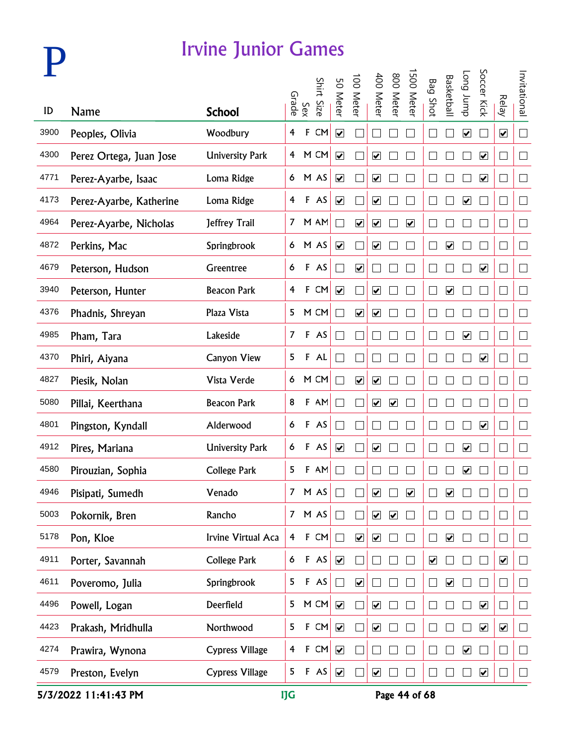# P

## Irvine Junior Games

| ID | Name | School | Grade | Sex | Shirt Size | 50 Meter | 100 Meter | 400 Meter | 800 Meter | 1500 Meter | Bag Shot | Basketball | Long Jump | Soccer Kick | Relay | Invitational |
|---|---|---|---|---|---|---|---|---|---|---|---|---|---|---|---|---|
| 3900 | Peoples, Olivia | Woodbury | 4 | F | CM | ☑ | ☐ | ☐ | ☐ | ☐ | ☐ | ☐ | ☑ | ☐ | ☑ | ☐ |
| 4300 | Perez Ortega, Juan Jose | University Park | 4 | M | CM | ☑ | ☐ | ☑ | ☐ | ☐ | ☐ | ☐ | ☐ | ☑ | ☐ | ☐ |
| 4771 | Perez-Ayarbe, Isaac | Loma Ridge | 6 | M | AS | ☑ | ☐ | ☑ | ☐ | ☐ | ☐ | ☐ | ☐ | ☑ | ☐ | ☐ |
| 4173 | Perez-Ayarbe, Katherine | Loma Ridge | 4 | F | AS | ☑ | ☐ | ☑ | ☐ | ☐ | ☐ | ☐ | ☑ | ☐ | ☐ | ☐ |
| 4964 | Perez-Ayarbe, Nicholas | Jeffrey Trail | 7 | M | AM | ☐ | ☑ | ☑ | ☐ | ☑ | ☐ | ☐ | ☐ | ☐ | ☐ | ☐ |
| 4872 | Perkins, Mac | Springbrook | 6 | M | AS | ☑ | ☐ | ☑ | ☐ | ☐ | ☐ | ☑ | ☐ | ☐ | ☐ | ☐ |
| 4679 | Peterson, Hudson | Greentree | 6 | F | AS | ☐ | ☑ | ☐ | ☐ | ☐ | ☐ | ☐ | ☐ | ☑ | ☐ | ☐ |
| 3940 | Peterson, Hunter | Beacon Park | 4 | F | CM | ☑ | ☐ | ☑ | ☐ | ☐ | ☐ | ☑ | ☐ | ☐ | ☐ | ☐ |
| 4376 | Phadnis, Shreyan | Plaza Vista | 5 | M | CM | ☐ | ☑ | ☑ | ☐ | ☐ | ☐ | ☐ | ☐ | ☐ | ☐ | ☐ |
| 4985 | Pham, Tara | Lakeside | 7 | F | AS | ☐ | ☐ | ☐ | ☐ | ☐ | ☐ | ☐ | ☑ | ☐ | ☐ | ☐ |
| 4370 | Phiri, Aiyana | Canyon View | 5 | F | AL | ☐ | ☐ | ☐ | ☐ | ☐ | ☐ | ☐ | ☐ | ☑ | ☐ | ☐ |
| 4827 | Piesik, Nolan | Vista Verde | 6 | M | CM | ☐ | ☑ | ☑ | ☐ | ☐ | ☐ | ☐ | ☐ | ☐ | ☐ | ☐ |
| 5080 | Pillai, Keerthana | Beacon Park | 8 | F | AM | ☐ | ☐ | ☑ | ☑ | ☐ | ☐ | ☐ | ☐ | ☐ | ☐ | ☐ |
| 4801 | Pingston, Kyndall | Alderwood | 6 | F | AS | ☐ | ☐ | ☐ | ☐ | ☐ | ☐ | ☐ | ☐ | ☑ | ☐ | ☐ |
| 4912 | Pires, Mariana | University Park | 6 | F | AS | ☑ | ☐ | ☑ | ☐ | ☐ | ☐ | ☐ | ☑ | ☐ | ☐ | ☐ |
| 4580 | Pirouzian, Sophia | College Park | 5 | F | AM | ☐ | ☐ | ☐ | ☐ | ☐ | ☐ | ☐ | ☑ | ☐ | ☐ | ☐ |
| 4946 | Pisipati, Sumedh | Venado | 7 | M | AS | ☐ | ☐ | ☑ | ☐ | ☑ | ☐ | ☑ | ☐ | ☐ | ☐ | ☐ |
| 5003 | Pokornik, Bren | Rancho | 7 | M | AS | ☐ | ☐ | ☑ | ☑ | ☐ | ☐ | ☐ | ☐ | ☐ | ☐ | ☐ |
| 5178 | Pon, Kloe | Irvine Virtual Aca | 4 | F | CM | ☐ | ☑ | ☑ | ☐ | ☐ | ☐ | ☑ | ☐ | ☐ | ☐ | ☐ |
| 4911 | Porter, Savannah | College Park | 6 | F | AS | ☑ | ☐ | ☐ | ☐ | ☐ | ☑ | ☐ | ☐ | ☐ | ☑ | ☐ |
| 4611 | Poveromo, Julia | Springbrook | 5 | F | AS | ☐ | ☑ | ☐ | ☐ | ☐ | ☐ | ☑ | ☐ | ☐ | ☐ | ☐ |
| 4496 | Powell, Logan | Deerfield | 5 | M | CM | ☑ | ☐ | ☑ | ☐ | ☐ | ☐ | ☐ | ☐ | ☑ | ☐ | ☐ |
| 4423 | Prakash, Mridhulla | Northwood | 5 | F | CM | ☑ | ☐ | ☑ | ☐ | ☐ | ☐ | ☐ | ☐ | ☑ | ☑ | ☐ |
| 4274 | Prawira, Wynona | Cypress Village | 4 | F | CM | ☑ | ☐ | ☐ | ☐ | ☐ | ☐ | ☐ | ☑ | ☐ | ☐ | ☐ |
| 4579 | Preston, Evelyn | Cypress Village | 5 | F | AS | ☑ | ☐ | ☑ | ☐ | ☐ | ☐ | ☐ | ☐ | ☑ | ☐ | ☐ |

5/3/2022 11:41:43 PM IJG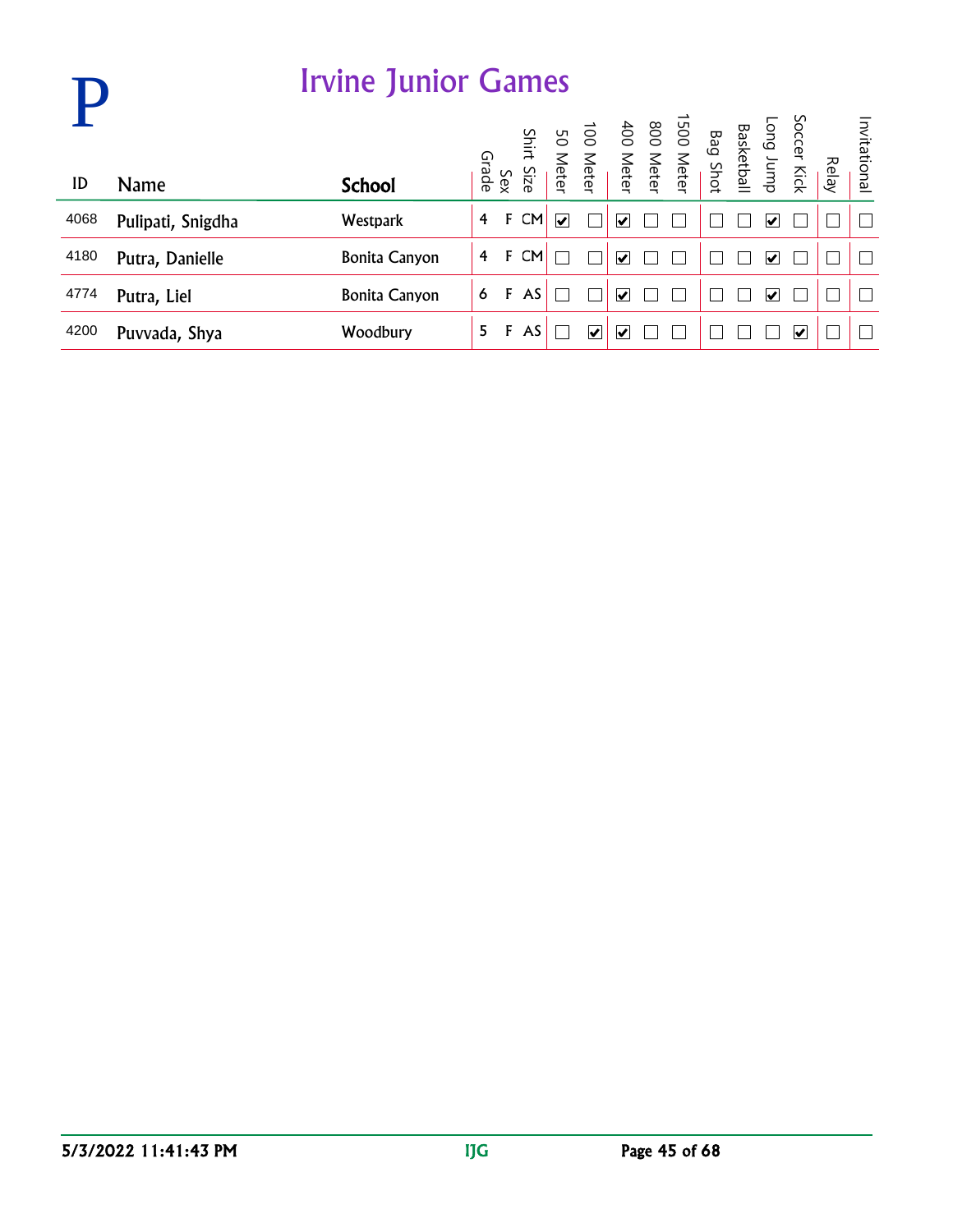# P

## Irvine Junior Games

| ID | Name | School | Grade | Sex | Shirt Size | 50 Meter | 100 Meter | 400 Meter | 800 Meter | 1500 Meter | Bag Shot | Basketball | Long Jump | Soccer Kick | Relay | Invitational |
|---|---|---|---|---|---|---|---|---|---|---|---|---|---|---|---|---|
| 4068 | Pulipati, Snigdha | Westpark | 4 | F | CM | ☑ | ☐ | ☑ | ☐ | ☐ | ☐ | ☐ | ☑ | ☐ | ☐ | ☐ |
| 4180 | Putra, Danielle | Bonita Canyon | 4 | F | CM | ☐ | ☐ | ☑ | ☐ | ☐ | ☐ | ☐ | ☑ | ☐ | ☐ | ☐ |
| 4774 | Putra, Liel | Bonita Canyon | 6 | F | AS | ☐ | ☐ | ☑ | ☐ | ☐ | ☐ | ☐ | ☑ | ☐ | ☐ | ☐ |
| 4200 | Puvvada, Shya | Woodbury | 5 | F | AS | ☐ | ☑ | ☑ | ☐ | ☐ | ☐ | ☐ | ☐ | ☑ | ☐ | ☐ |

5/3/2022 11:41:43 PM IJG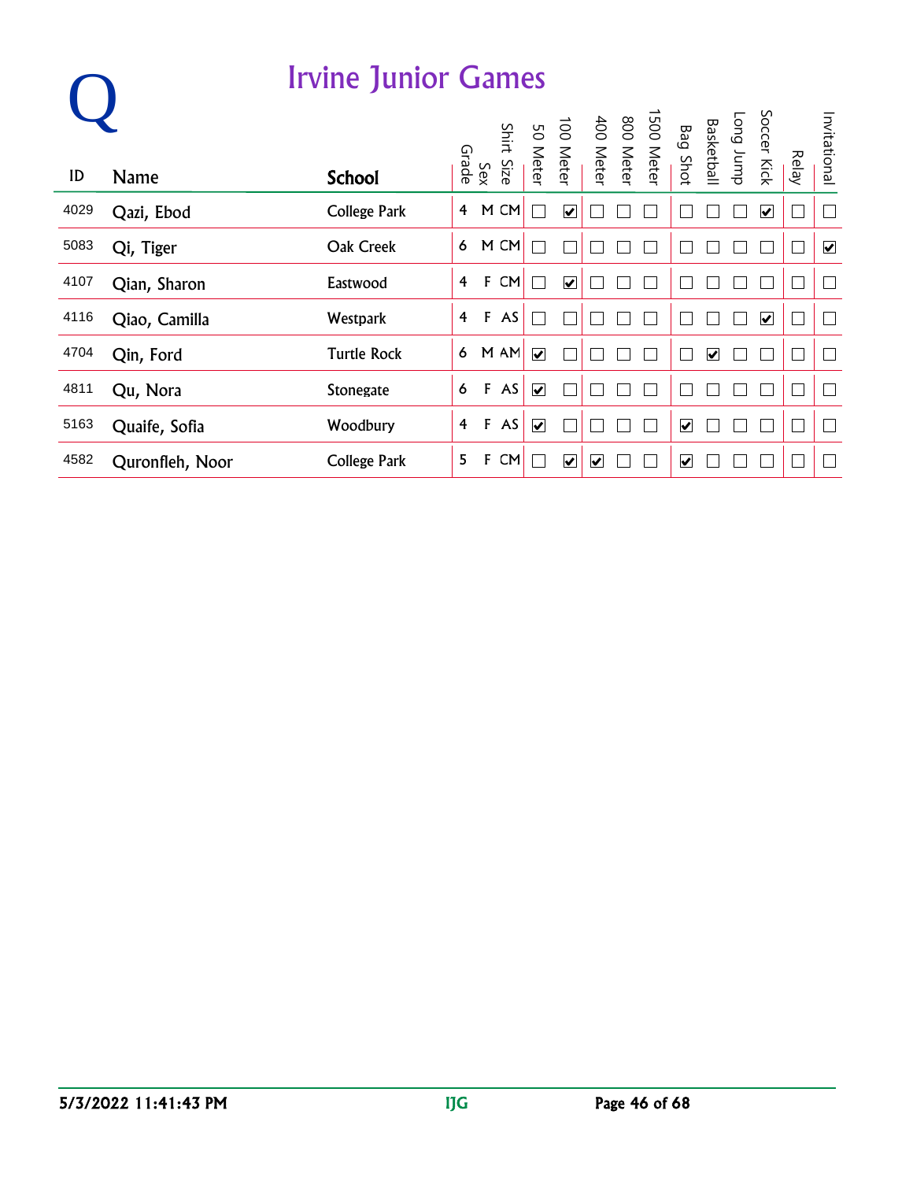# Q

## Irvine Junior Games

| ID | Name | School | Grade | Sex | Shirt Size | 50 Meter | 100 Meter | 400 Meter | 800 Meter | 1500 Meter | Bag Shot | Basketball | Long Jump | Soccer Kick | Relay | Invitational |
|---|---|---|---|---|---|---|---|---|---|---|---|---|---|---|---|---|
| 4029 | Qazi, Ebod | College Park | 4 | M | CM | ☐ | ☑ | ☐ | ☐ | ☐ | ☐ | ☐ | ☐ | ☑ | ☐ | ☐ |
| 5083 | Qi, Tiger | Oak Creek | 6 | M | CM | ☐ | ☐ | ☐ | ☐ | ☐ | ☐ | ☐ | ☐ | ☐ | ☐ | ☑ |
| 4107 | Qian, Sharon | Eastwood | 4 | F | CM | ☐ | ☑ | ☐ | ☐ | ☐ | ☐ | ☐ | ☐ | ☐ | ☐ | ☐ |
| 4116 | Qiao, Camilla | Westpark | 4 | F | AS | ☐ | ☐ | ☐ | ☐ | ☐ | ☐ | ☐ | ☐ | ☑ | ☐ | ☐ |
| 4704 | Qin, Ford | Turtle Rock | 6 | M | AM | ☑ | ☐ | ☐ | ☐ | ☐ | ☐ | ☑ | ☐ | ☐ | ☐ | ☐ |
| 4811 | Qu, Nora | Stonegate | 6 | F | AS | ☑ | ☐ | ☐ | ☐ | ☐ | ☐ | ☐ | ☐ | ☐ | ☐ | ☐ |
| 5163 | Quaife, Sofia | Woodbury | 4 | F | AS | ☑ | ☐ | ☐ | ☐ | ☐ | ☑ | ☐ | ☐ | ☐ | ☐ | ☐ |
| 4582 | Quronfleh, Noor | College Park | 5 | F | CM | ☐ | ☑ | ☑ | ☐ | ☐ | ☑ | ☐ | ☐ | ☐ | ☐ | ☐ |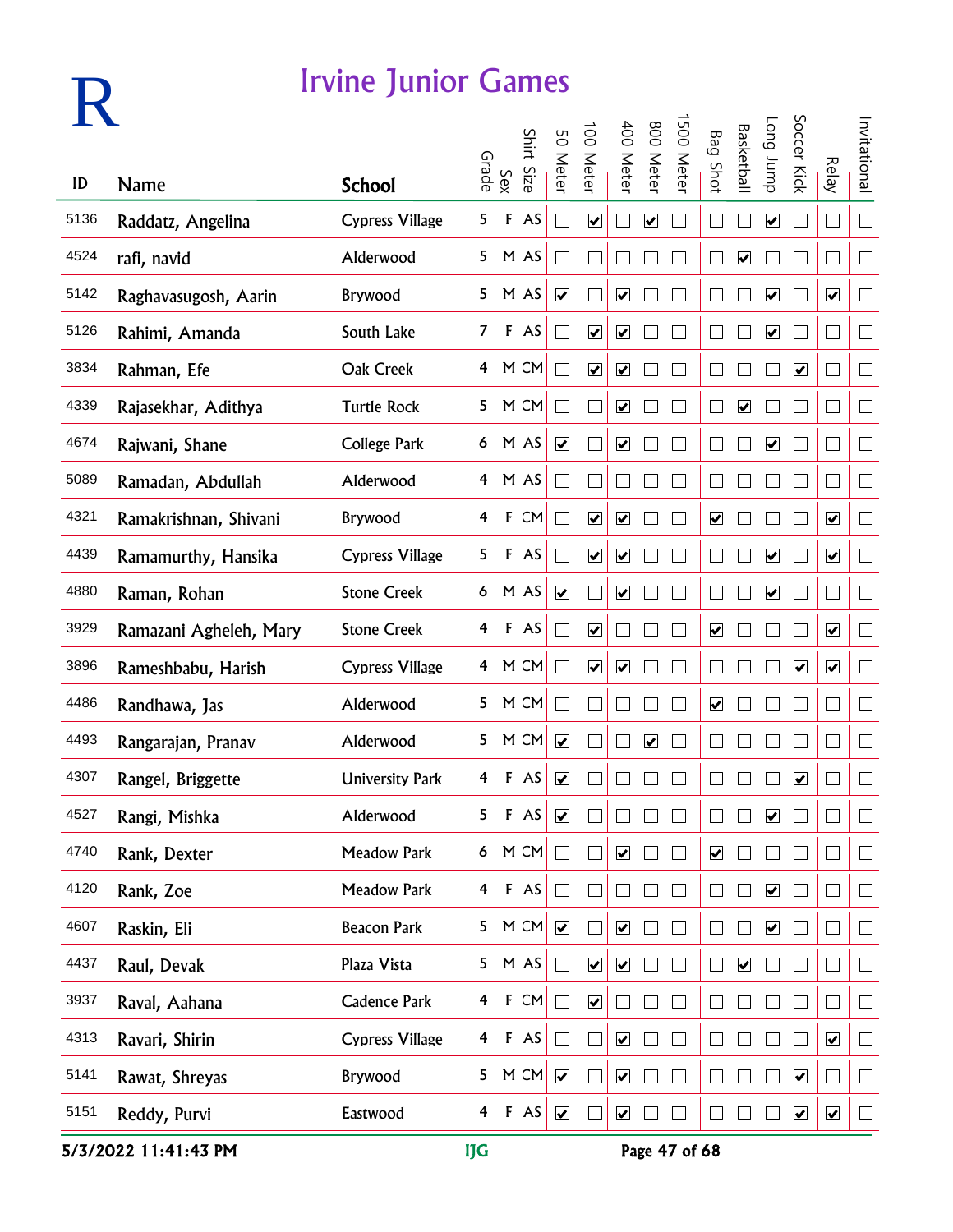# R

## Irvine Junior Games

| ID | Name | School | Grade | Sex | Shirt Size | 50 Meter | 100 Meter | 400 Meter | 800 Meter | 1500 Meter | Bag Shot | Basketball | Long Jump | Soccer Kick | Relay | Invitational |
|---|---|---|---|---|---|---|---|---|---|---|---|---|---|---|---|---|
| 5136 | Raddatz, Angelina | Cypress Village | 5 | F | AS | ☐ | ☑ | ☐ | ☑ | ☐ | ☐ | ☐ | ☑ | ☐ | ☐ | ☐ |
| 4524 | rafi, navid | Alderwood | 5 | M | AS | ☐ | ☐ | ☐ | ☐ | ☐ | ☐ | ☑ | ☐ | ☐ | ☐ | ☐ |
| 5142 | Raghavasugosh, Aarin | Brywood | 5 | M | AS | ☑ | ☐ | ☑ | ☐ | ☐ | ☐ | ☐ | ☑ | ☐ | ☑ | ☐ |
| 5126 | Rahimi, Amanda | South Lake | 7 | F | AS | ☐ | ☑ | ☑ | ☐ | ☐ | ☐ | ☐ | ☑ | ☐ | ☐ | ☐ |
| 3834 | Rahman, Efe | Oak Creek | 4 | M | CM | ☐ | ☑ | ☑ | ☐ | ☐ | ☐ | ☐ | ☐ | ☑ | ☐ | ☐ |
| 4339 | Rajasekhar, Adithya | Turtle Rock | 5 | M | CM | ☐ | ☐ | ☑ | ☐ | ☐ | ☐ | ☑ | ☐ | ☐ | ☐ | ☐ |
| 4674 | Rajwani, Shane | College Park | 6 | M | AS | ☑ | ☐ | ☑ | ☐ | ☐ | ☐ | ☐ | ☑ | ☐ | ☐ | ☐ |
| 5089 | Ramadan, Abdullah | Alderwood | 4 | M | AS | ☐ | ☐ | ☐ | ☐ | ☐ | ☐ | ☐ | ☐ | ☐ | ☐ | ☐ |
| 4321 | Ramakrishnan, Shivani | Brywood | 4 | F | CM | ☐ | ☑ | ☑ | ☐ | ☐ | ☑ | ☐ | ☐ | ☐ | ☑ | ☐ |
| 4439 | Ramamurthy, Hansika | Cypress Village | 5 | F | AS | ☐ | ☑ | ☑ | ☐ | ☐ | ☐ | ☐ | ☑ | ☐ | ☑ | ☐ |
| 4880 | Raman, Rohan | Stone Creek | 6 | M | AS | ☑ | ☐ | ☑ | ☐ | ☐ | ☐ | ☐ | ☑ | ☐ | ☐ | ☐ |
| 3929 | Ramazani Agheleh, Mary | Stone Creek | 4 | F | AS | ☐ | ☑ | ☐ | ☐ | ☐ | ☑ | ☐ | ☐ | ☐ | ☑ | ☐ |
| 3896 | Rameshbabu, Harish | Cypress Village | 4 | M | CM | ☐ | ☑ | ☑ | ☐ | ☐ | ☐ | ☐ | ☐ | ☑ | ☑ | ☐ |
| 4486 | Randhawa, Jas | Alderwood | 5 | M | CM | ☐ | ☐ | ☐ | ☐ | ☐ | ☑ | ☐ | ☐ | ☐ | ☐ | ☐ |
| 4493 | Rangarajan, Pranav | Alderwood | 5 | M | CM | ☑ | ☐ | ☐ | ☑ | ☐ | ☐ | ☐ | ☐ | ☐ | ☐ | ☐ |
| 4307 | Rangel, Briggette | University Park | 4 | F | AS | ☑ | ☐ | ☐ | ☐ | ☐ | ☐ | ☐ | ☐ | ☑ | ☐ | ☐ |
| 4527 | Rangi, Mishka | Alderwood | 5 | F | AS | ☑ | ☐ | ☐ | ☐ | ☐ | ☐ | ☐ | ☑ | ☐ | ☐ | ☐ |
| 4740 | Rank, Dexter | Meadow Park | 6 | M | CM | ☐ | ☐ | ☑ | ☐ | ☐ | ☑ | ☐ | ☐ | ☐ | ☐ | ☐ |
| 4120 | Rank, Zoe | Meadow Park | 4 | F | AS | ☐ | ☐ | ☐ | ☐ | ☐ | ☐ | ☐ | ☑ | ☐ | ☐ | ☐ |
| 4607 | Raskin, Eli | Beacon Park | 5 | M | CM | ☑ | ☐ | ☑ | ☐ | ☐ | ☐ | ☐ | ☑ | ☐ | ☐ | ☐ |
| 4437 | Raul, Devak | Plaza Vista | 5 | M | AS | ☐ | ☑ | ☑ | ☐ | ☐ | ☐ | ☑ | ☐ | ☐ | ☐ | ☐ |
| 3937 | Raval, Aahana | Cadence Park | 4 | F | CM | ☐ | ☑ | ☐ | ☐ | ☐ | ☐ | ☐ | ☐ | ☐ | ☐ | ☐ |
| 4313 | Ravari, Shirin | Cypress Village | 4 | F | AS | ☐ | ☐ | ☑ | ☐ | ☐ | ☐ | ☐ | ☐ | ☐ | ☑ | ☐ |
| 5141 | Rawat, Shreyas | Brywood | 5 | M | CM | ☑ | ☐ | ☑ | ☐ | ☐ | ☐ | ☐ | ☐ | ☑ | ☐ | ☐ |
| 5151 | Reddy, Purvi | Eastwood | 4 | F | AS | ☑ | ☐ | ☑ | ☐ | ☐ | ☐ | ☐ | ☐ | ☑ | ☑ | ☐ |

5/3/2022 11:41:43 PM — IJG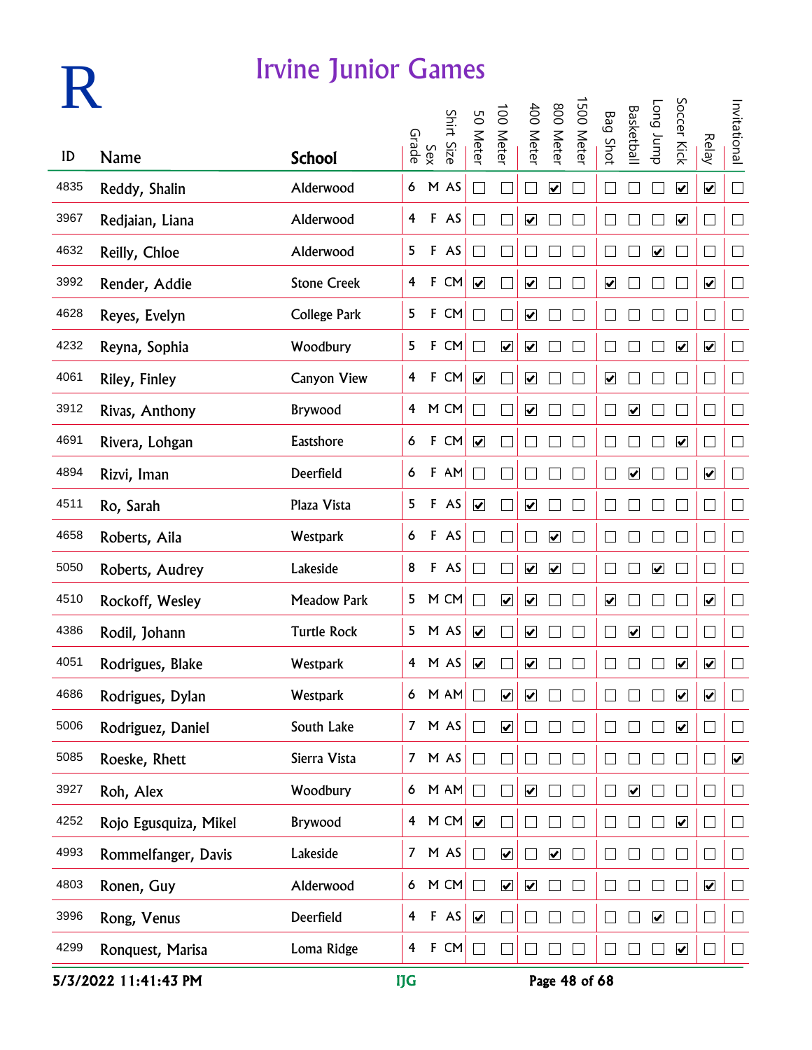# R

## Irvine Junior Games

| ID | Name | School | Grade | Sex | Shirt Size | 50 Meter | 100 Meter | 400 Meter | 800 Meter | 1500 Meter | Bag Shot | Basketball | Long Jump | Soccer Kick | Relay | Invitational |
|---|---|---|---|---|---|---|---|---|---|---|---|---|---|---|---|---|
| 4835 | Reddy, Shalin | Alderwood | 6 | M | AS | ☐ | ☐ | ☐ | ☑ | ☐ | ☐ | ☐ | ☐ | ☑ | ☑ | ☐ |
| 3967 | Redjaian, Liana | Alderwood | 4 | F | AS | ☐ | ☐ | ☑ | ☐ | ☐ | ☐ | ☐ | ☐ | ☑ | ☐ | ☐ |
| 4632 | Reilly, Chloe | Alderwood | 5 | F | AS | ☐ | ☐ | ☐ | ☐ | ☐ | ☐ | ☐ | ☑ | ☐ | ☐ | ☐ |
| 3992 | Render, Addie | Stone Creek | 4 | F | CM | ☑ | ☐ | ☑ | ☐ | ☐ | ☑ | ☐ | ☐ | ☐ | ☑ | ☐ |
| 4628 | Reyes, Evelyn | College Park | 5 | F | CM | ☐ | ☐ | ☑ | ☐ | ☐ | ☐ | ☐ | ☐ | ☐ | ☐ | ☐ |
| 4232 | Reyna, Sophia | Woodbury | 5 | F | CM | ☐ | ☑ | ☑ | ☐ | ☐ | ☐ | ☐ | ☐ | ☑ | ☑ | ☐ |
| 4061 | Riley, Finley | Canyon View | 4 | F | CM | ☑ | ☐ | ☑ | ☐ | ☐ | ☑ | ☐ | ☐ | ☐ | ☐ | ☐ |
| 3912 | Rivas, Anthony | Brywood | 4 | M | CM | ☐ | ☐ | ☑ | ☐ | ☐ | ☐ | ☑ | ☐ | ☐ | ☐ | ☐ |
| 4691 | Rivera, Lohgan | Eastshore | 6 | F | CM | ☑ | ☐ | ☐ | ☐ | ☐ | ☐ | ☐ | ☐ | ☑ | ☐ | ☐ |
| 4894 | Rizvi, Iman | Deerfield | 6 | F | AM | ☐ | ☐ | ☐ | ☐ | ☐ | ☐ | ☑ | ☐ | ☐ | ☑ | ☐ |
| 4511 | Ro, Sarah | Plaza Vista | 5 | F | AS | ☑ | ☐ | ☑ | ☐ | ☐ | ☐ | ☐ | ☐ | ☐ | ☐ | ☐ |
| 4658 | Roberts, Aila | Westpark | 6 | F | AS | ☐ | ☐ | ☐ | ☑ | ☐ | ☐ | ☐ | ☐ | ☐ | ☐ | ☐ |
| 5050 | Roberts, Audrey | Lakeside | 8 | F | AS | ☐ | ☐ | ☑ | ☑ | ☐ | ☐ | ☐ | ☑ | ☐ | ☐ | ☐ |
| 4510 | Rockoff, Wesley | Meadow Park | 5 | M | CM | ☐ | ☑ | ☑ | ☐ | ☐ | ☑ | ☐ | ☐ | ☐ | ☑ | ☐ |
| 4386 | Rodil, Johann | Turtle Rock | 5 | M | AS | ☑ | ☐ | ☑ | ☐ | ☐ | ☐ | ☑ | ☐ | ☐ | ☐ | ☐ |
| 4051 | Rodrigues, Blake | Westpark | 4 | M | AS | ☑ | ☐ | ☑ | ☐ | ☐ | ☐ | ☐ | ☐ | ☑ | ☑ | ☐ |
| 4686 | Rodrigues, Dylan | Westpark | 6 | M | AM | ☐ | ☑ | ☑ | ☐ | ☐ | ☐ | ☐ | ☐ | ☑ | ☑ | ☐ |
| 5006 | Rodriguez, Daniel | South Lake | 7 | M | AS | ☐ | ☑ | ☐ | ☐ | ☐ | ☐ | ☐ | ☐ | ☑ | ☐ | ☐ |
| 5085 | Roeske, Rhett | Sierra Vista | 7 | M | AS | ☐ | ☐ | ☐ | ☐ | ☐ | ☐ | ☐ | ☐ | ☐ | ☐ | ☑ |
| 3927 | Roh, Alex | Woodbury | 6 | M | AM | ☐ | ☐ | ☑ | ☐ | ☐ | ☐ | ☑ | ☐ | ☐ | ☐ | ☐ |
| 4252 | Rojo Egusquiza, Mikel | Brywood | 4 | M | CM | ☑ | ☐ | ☐ | ☐ | ☐ | ☐ | ☐ | ☐ | ☑ | ☐ | ☐ |
| 4993 | Rommelfanger, Davis | Lakeside | 7 | M | AS | ☐ | ☑ | ☐ | ☑ | ☐ | ☐ | ☐ | ☐ | ☐ | ☐ | ☐ |
| 4803 | Ronen, Guy | Alderwood | 6 | M | CM | ☐ | ☑ | ☑ | ☐ | ☐ | ☐ | ☐ | ☐ | ☐ | ☑ | ☐ |
| 3996 | Rong, Venus | Deerfield | 4 | F | AS | ☑ | ☐ | ☐ | ☐ | ☐ | ☐ | ☐ | ☑ | ☐ | ☐ | ☐ |
| 4299 | Ronquest, Marisa | Loma Ridge | 4 | F | CM | ☐ | ☐ | ☐ | ☐ | ☐ | ☐ | ☐ | ☐ | ☑ | ☐ | ☐ |

5/3/2022 11:41:43 PM IJG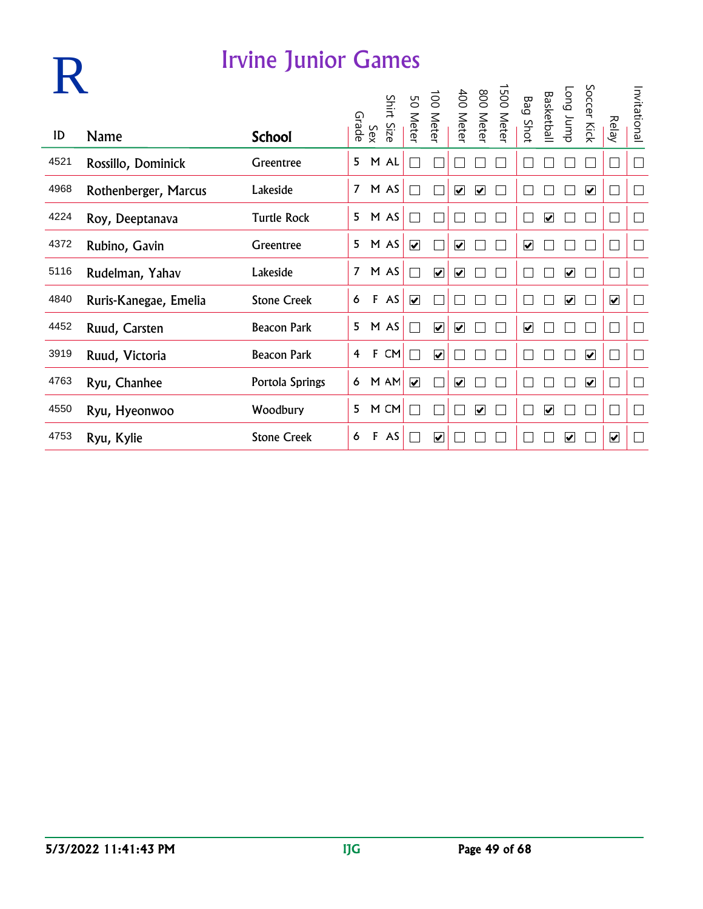# R

## Irvine Junior Games

| ID | Name | School | Grade | Sex | Shirt Size | 50 Meter | 100 Meter | 400 Meter | 800 Meter | 1500 Meter | Bag Shot | Basketball | Long Jump | Soccer Kick | Relay | Invitational |
|---|---|---|---|---|---|---|---|---|---|---|---|---|---|---|---|---|
| 4521 | Rossillo, Dominick | Greentree | 5 | M | AL | ☐ | ☐ | ☐ | ☐ | ☐ | ☐ | ☐ | ☐ | ☐ | ☐ | ☐ |
| 4968 | Rothenberger, Marcus | Lakeside | 7 | M | AS | ☐ | ☐ | ☑ | ☑ | ☐ | ☐ | ☐ | ☐ | ☑ | ☐ | ☐ |
| 4224 | Roy, Deeptanava | Turtle Rock | 5 | M | AS | ☐ | ☐ | ☐ | ☐ | ☐ | ☐ | ☑ | ☐ | ☐ | ☐ | ☐ |
| 4372 | Rubino, Gavin | Greentree | 5 | M | AS | ☑ | ☐ | ☑ | ☐ | ☐ | ☑ | ☐ | ☐ | ☐ | ☐ | ☐ |
| 5116 | Rudelman, Yahav | Lakeside | 7 | M | AS | ☐ | ☑ | ☑ | ☐ | ☐ | ☐ | ☐ | ☑ | ☐ | ☐ | ☐ |
| 4840 | Ruris-Kanegae, Emelia | Stone Creek | 6 | F | AS | ☑ | ☐ | ☐ | ☐ | ☐ | ☐ | ☐ | ☑ | ☐ | ☑ | ☐ |
| 4452 | Ruud, Carsten | Beacon Park | 5 | M | AS | ☐ | ☑ | ☑ | ☐ | ☐ | ☑ | ☐ | ☐ | ☐ | ☐ | ☐ |
| 3919 | Ruud, Victoria | Beacon Park | 4 | F | CM | ☐ | ☑ | ☐ | ☐ | ☐ | ☐ | ☐ | ☐ | ☑ | ☐ | ☐ |
| 4763 | Ryu, Chanhee | Portola Springs | 6 | M | AM | ☑ | ☐ | ☑ | ☐ | ☐ | ☐ | ☐ | ☐ | ☑ | ☐ | ☐ |
| 4550 | Ryu, Hyeonwoo | Woodbury | 5 | M | CM | ☐ | ☐ | ☐ | ☑ | ☐ | ☐ | ☑ | ☐ | ☐ | ☐ | ☐ |
| 4753 | Ryu, Kylie | Stone Creek | 6 | F | AS | ☐ | ☑ | ☐ | ☐ | ☐ | ☐ | ☐ | ☑ | ☐ | ☑ | ☐ |

5/3/2022 11:41:43 PM IJG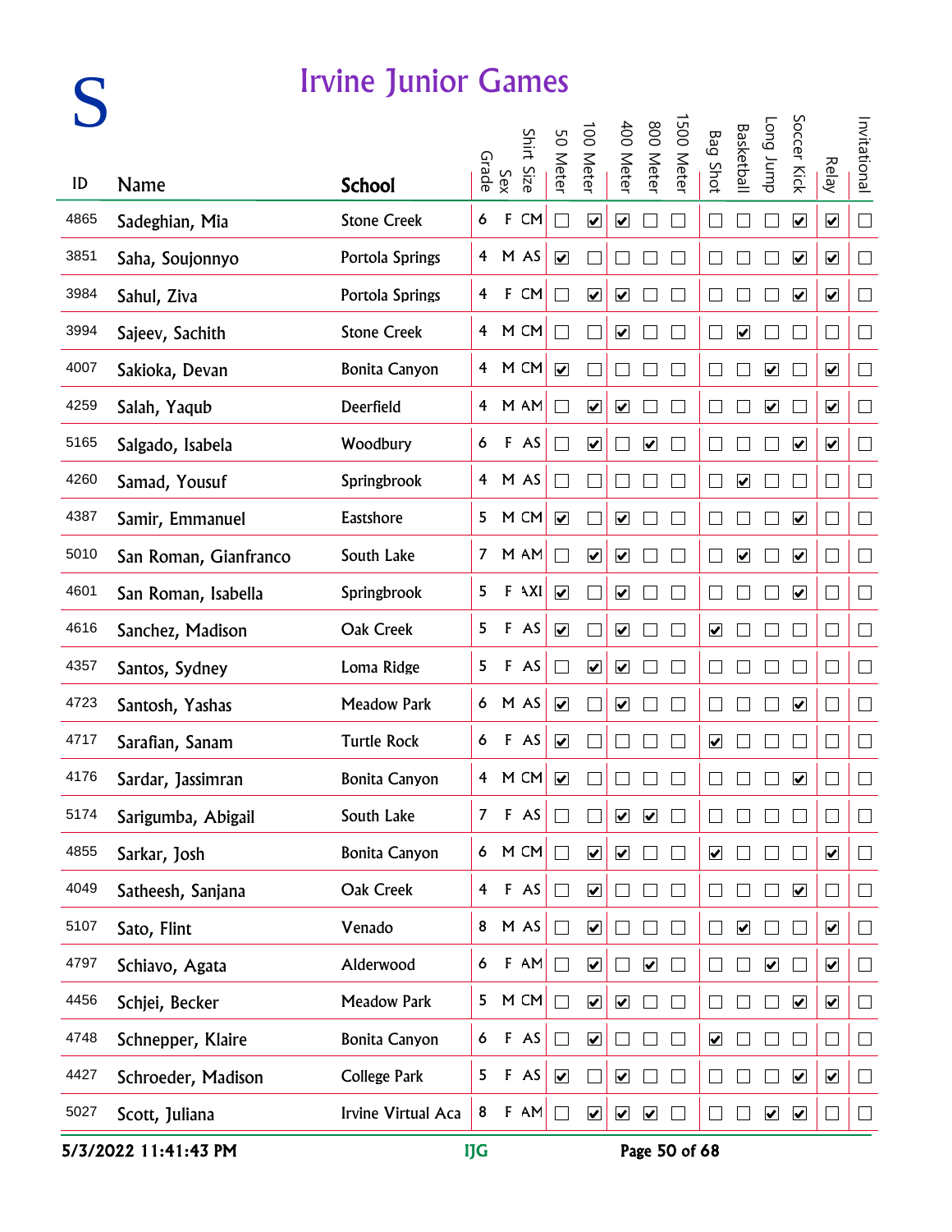# S

## Irvine Junior Games

| ID | Name | School | Grade | Sex | Shirt Size | 50 Meter | 100 Meter | 400 Meter | 800 Meter | 1500 Meter | Bag Shot | Basketball | Long Jump | Soccer Kick | Relay | Invitational |
|---|---|---|---|---|---|---|---|---|---|---|---|---|---|---|---|---|
| 4865 | Sadeghian, Mia | Stone Creek | 6 | F | CM | ☐ | ☑ | ☑ | ☐ | ☐ | ☐ | ☐ | ☐ | ☑ | ☑ | ☐ |
| 3851 | Saha, Soujonnyo | Portola Springs | 4 | M | AS | ☑ | ☐ | ☐ | ☐ | ☐ | ☐ | ☐ | ☐ | ☑ | ☑ | ☐ |
| 3984 | Sahul, Ziva | Portola Springs | 4 | F | CM | ☐ | ☑ | ☑ | ☐ | ☐ | ☐ | ☐ | ☐ | ☑ | ☑ | ☐ |
| 3994 | Sajeev, Sachith | Stone Creek | 4 | M | CM | ☐ | ☐ | ☑ | ☐ | ☐ | ☐ | ☑ | ☐ | ☐ | ☐ | ☐ |
| 4007 | Sakioka, Devan | Bonita Canyon | 4 | M | CM | ☑ | ☐ | ☐ | ☐ | ☐ | ☐ | ☐ | ☑ | ☐ | ☑ | ☐ |
| 4259 | Salah, Yaqub | Deerfield | 4 | M | AM | ☐ | ☑ | ☑ | ☐ | ☐ | ☐ | ☐ | ☑ | ☐ | ☑ | ☐ |
| 5165 | Salgado, Isabela | Woodbury | 6 | F | AS | ☐ | ☑ | ☐ | ☑ | ☐ | ☐ | ☐ | ☐ | ☑ | ☑ | ☐ |
| 4260 | Samad, Yousuf | Springbrook | 4 | M | AS | ☐ | ☐ | ☐ | ☐ | ☐ | ☐ | ☑ | ☐ | ☐ | ☐ | ☐ |
| 4387 | Samir, Emmanuel | Eastshore | 5 | M | CM | ☑ | ☐ | ☑ | ☐ | ☐ | ☐ | ☐ | ☐ | ☑ | ☐ | ☐ |
| 5010 | San Roman, Gianfranco | South Lake | 7 | M | AM | ☐ | ☑ | ☑ | ☐ | ☐ | ☐ | ☑ | ☐ | ☑ | ☐ | ☐ |
| 4601 | San Roman, Isabella | Springbrook | 5 | F | AXL | ☑ | ☐ | ☑ | ☐ | ☐ | ☐ | ☐ | ☐ | ☑ | ☐ | ☐ |
| 4616 | Sanchez, Madison | Oak Creek | 5 | F | AS | ☑ | ☐ | ☑ | ☐ | ☐ | ☑ | ☐ | ☐ | ☐ | ☐ | ☐ |
| 4357 | Santos, Sydney | Loma Ridge | 5 | F | AS | ☐ | ☑ | ☑ | ☐ | ☐ | ☐ | ☐ | ☐ | ☐ | ☐ | ☐ |
| 4723 | Santosh, Yashas | Meadow Park | 6 | M | AS | ☑ | ☐ | ☑ | ☐ | ☐ | ☐ | ☐ | ☐ | ☑ | ☐ | ☐ |
| 4717 | Sarafian, Sanam | Turtle Rock | 6 | F | AS | ☑ | ☐ | ☐ | ☐ | ☐ | ☑ | ☐ | ☐ | ☐ | ☐ | ☐ |
| 4176 | Sardar, Jassimran | Bonita Canyon | 4 | M | CM | ☑ | ☐ | ☐ | ☐ | ☐ | ☐ | ☐ | ☐ | ☑ | ☐ | ☐ |
| 5174 | Sarigumba, Abigail | South Lake | 7 | F | AS | ☐ | ☐ | ☑ | ☑ | ☐ | ☐ | ☐ | ☐ | ☐ | ☐ | ☐ |
| 4855 | Sarkar, Josh | Bonita Canyon | 6 | M | CM | ☐ | ☑ | ☑ | ☐ | ☐ | ☑ | ☐ | ☐ | ☐ | ☑ | ☐ |
| 4049 | Satheesh, Sanjana | Oak Creek | 4 | F | AS | ☐ | ☑ | ☐ | ☐ | ☐ | ☐ | ☐ | ☐ | ☑ | ☐ | ☐ |
| 5107 | Sato, Flint | Venado | 8 | M | AS | ☐ | ☑ | ☐ | ☐ | ☐ | ☐ | ☑ | ☐ | ☐ | ☑ | ☐ |
| 4797 | Schiavo, Agata | Alderwood | 6 | F | AM | ☐ | ☑ | ☐ | ☑ | ☐ | ☐ | ☐ | ☑ | ☐ | ☑ | ☐ |
| 4456 | Schjei, Becker | Meadow Park | 5 | M | CM | ☐ | ☑ | ☑ | ☐ | ☐ | ☐ | ☐ | ☐ | ☑ | ☑ | ☐ |
| 4748 | Schnepper, Klaire | Bonita Canyon | 6 | F | AS | ☐ | ☑ | ☐ | ☐ | ☐ | ☑ | ☐ | ☐ | ☐ | ☐ | ☐ |
| 4427 | Schroeder, Madison | College Park | 5 | F | AS | ☑ | ☐ | ☑ | ☐ | ☐ | ☐ | ☐ | ☐ | ☑ | ☑ | ☐ |
| 5027 | Scott, Juliana | Irvine Virtual Aca | 8 | F | AM | ☐ | ☑ | ☑ | ☑ | ☐ | ☐ | ☐ | ☑ | ☑ | ☐ | ☐ |

5/3/2022 11:41:43 PM IJG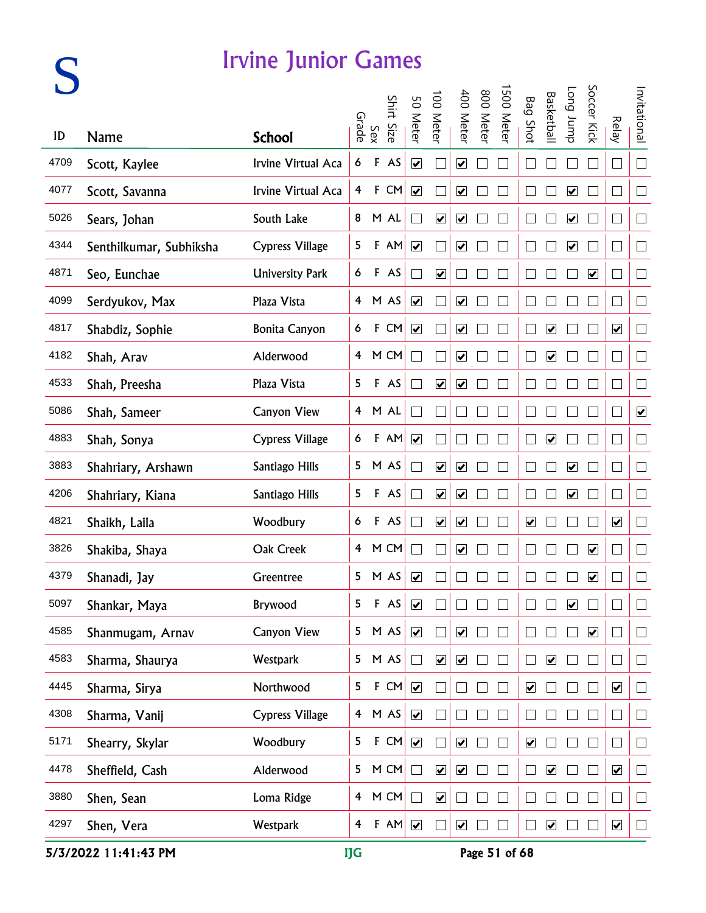# S

## Irvine Junior Games

| ID | Name | School | Grade | Sex | Shirt Size | 50 Meter | 100 Meter | 400 Meter | 800 Meter | 1500 Meter | Bag Shot | Basketball | Long Jump | Soccer Kick | Relay | Invitational |
|---|---|---|---|---|---|---|---|---|---|---|---|---|---|---|---|---|
| 4709 | Scott, Kaylee | Irvine Virtual Aca | 6 | F | AS | ☑ | ☐ | ☑ | ☐ | ☐ | ☐ | ☐ | ☐ | ☐ | ☐ | ☐ |
| 4077 | Scott, Savanna | Irvine Virtual Aca | 4 | F | CM | ☑ | ☐ | ☑ | ☐ | ☐ | ☐ | ☐ | ☑ | ☐ | ☐ | ☐ |
| 5026 | Sears, Johan | South Lake | 8 | M | AL | ☐ | ☑ | ☑ | ☐ | ☐ | ☐ | ☐ | ☑ | ☐ | ☐ | ☐ |
| 4344 | Senthilkumar, Subhiksha | Cypress Village | 5 | F | AM | ☑ | ☐ | ☑ | ☐ | ☐ | ☐ | ☐ | ☑ | ☐ | ☐ | ☐ |
| 4871 | Seo, Eunchae | University Park | 6 | F | AS | ☐ | ☑ | ☐ | ☐ | ☐ | ☐ | ☐ | ☐ | ☑ | ☐ | ☐ |
| 4099 | Serdyukov, Max | Plaza Vista | 4 | M | AS | ☑ | ☐ | ☑ | ☐ | ☐ | ☐ | ☐ | ☐ | ☐ | ☐ | ☐ |
| 4817 | Shabdiz, Sophie | Bonita Canyon | 6 | F | CM | ☑ | ☐ | ☑ | ☐ | ☐ | ☐ | ☑ | ☐ | ☐ | ☑ | ☐ |
| 4182 | Shah, Arav | Alderwood | 4 | M | CM | ☐ | ☐ | ☑ | ☐ | ☐ | ☐ | ☑ | ☐ | ☐ | ☐ | ☐ |
| 4533 | Shah, Preesha | Plaza Vista | 5 | F | AS | ☐ | ☑ | ☑ | ☐ | ☐ | ☐ | ☐ | ☐ | ☐ | ☐ | ☐ |
| 5086 | Shah, Sameer | Canyon View | 4 | M | AL | ☐ | ☐ | ☐ | ☐ | ☐ | ☐ | ☐ | ☐ | ☐ | ☐ | ☑ |
| 4883 | Shah, Sonya | Cypress Village | 6 | F | AM | ☑ | ☐ | ☐ | ☐ | ☐ | ☐ | ☑ | ☐ | ☐ | ☐ | ☐ |
| 3883 | Shahriary, Arshawn | Santiago Hills | 5 | M | AS | ☐ | ☑ | ☑ | ☐ | ☐ | ☐ | ☐ | ☑ | ☐ | ☐ | ☐ |
| 4206 | Shahriary, Kiana | Santiago Hills | 5 | F | AS | ☐ | ☑ | ☑ | ☐ | ☐ | ☐ | ☐ | ☑ | ☐ | ☐ | ☐ |
| 4821 | Shaikh, Laila | Woodbury | 6 | F | AS | ☐ | ☑ | ☑ | ☐ | ☐ | ☑ | ☐ | ☐ | ☐ | ☑ | ☐ |
| 3826 | Shakiba, Shaya | Oak Creek | 4 | M | CM | ☐ | ☐ | ☑ | ☐ | ☐ | ☐ | ☐ | ☐ | ☑ | ☐ | ☐ |
| 4379 | Shanadi, Jay | Greentree | 5 | M | AS | ☑ | ☐ | ☐ | ☐ | ☐ | ☐ | ☐ | ☐ | ☑ | ☐ | ☐ |
| 5097 | Shankar, Maya | Brywood | 5 | F | AS | ☑ | ☐ | ☐ | ☐ | ☐ | ☐ | ☐ | ☑ | ☐ | ☐ | ☐ |
| 4585 | Shanmugam, Arnav | Canyon View | 5 | M | AS | ☑ | ☐ | ☑ | ☐ | ☐ | ☐ | ☐ | ☐ | ☑ | ☐ | ☐ |
| 4583 | Sharma, Shaurya | Westpark | 5 | M | AS | ☐ | ☑ | ☑ | ☐ | ☐ | ☐ | ☑ | ☐ | ☐ | ☐ | ☐ |
| 4445 | Sharma, Sirya | Northwood | 5 | F | CM | ☑ | ☐ | ☐ | ☐ | ☐ | ☑ | ☐ | ☐ | ☐ | ☑ | ☐ |
| 4308 | Sharma, Vanij | Cypress Village | 4 | M | AS | ☑ | ☐ | ☐ | ☐ | ☐ | ☐ | ☐ | ☐ | ☐ | ☐ | ☐ |
| 5171 | Shearry, Skylar | Woodbury | 5 | F | CM | ☑ | ☐ | ☑ | ☐ | ☐ | ☑ | ☐ | ☐ | ☐ | ☐ | ☐ |
| 4478 | Sheffield, Cash | Alderwood | 5 | M | CM | ☐ | ☑ | ☑ | ☐ | ☐ | ☐ | ☑ | ☐ | ☐ | ☑ | ☐ |
| 3880 | Shen, Sean | Loma Ridge | 4 | M | CM | ☐ | ☑ | ☐ | ☐ | ☐ | ☐ | ☐ | ☐ | ☐ | ☐ | ☐ |
| 4297 | Shen, Vera | Westpark | 4 | F | AM | ☑ | ☐ | ☑ | ☐ | ☐ | ☐ | ☑ | ☐ | ☐ | ☑ | ☐ |

5/3/2022 11:41:43 PM IJG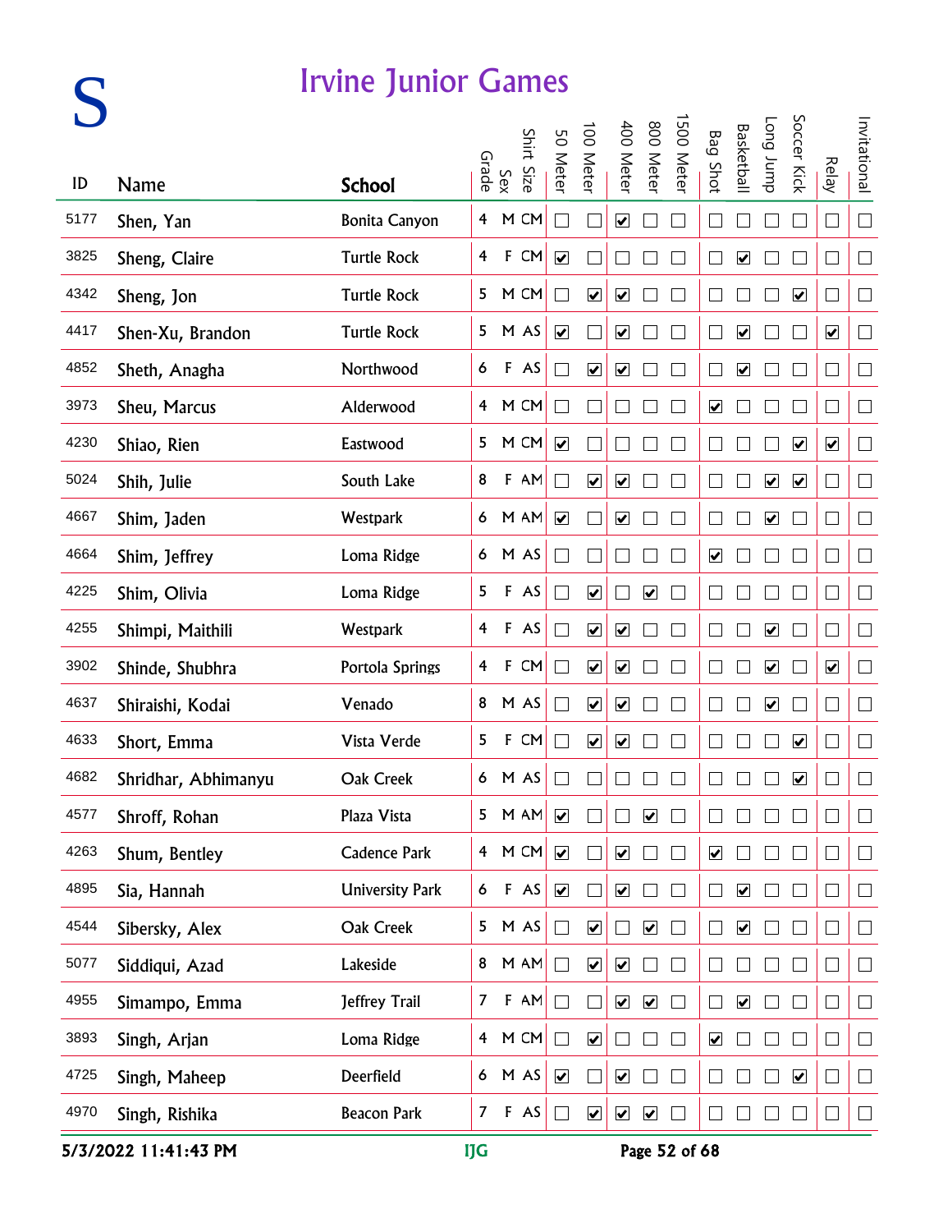# S

## Irvine Junior Games

| ID | Name | School | Grade | Sex | Shirt Size | 50 Meter | 100 Meter | 400 Meter | 800 Meter | 1500 Meter | Bag Shot | Basketball | Long Jump | Soccer Kick | Relay | Invitational |
|---|---|---|---|---|---|---|---|---|---|---|---|---|---|---|---|---|
| 5177 | Shen, Yan | Bonita Canyon | 4 | M | CM | ☐ | ☐ | ☑ | ☐ | ☐ | ☐ | ☐ | ☐ | ☐ | ☐ | ☐ |
| 3825 | Sheng, Claire | Turtle Rock | 4 | F | CM | ☑ | ☐ | ☐ | ☐ | ☐ | ☐ | ☑ | ☐ | ☐ | ☐ | ☐ |
| 4342 | Sheng, Jon | Turtle Rock | 5 | M | CM | ☐ | ☑ | ☑ | ☐ | ☐ | ☐ | ☐ | ☐ | ☑ | ☐ | ☐ |
| 4417 | Shen-Xu, Brandon | Turtle Rock | 5 | M | AS | ☑ | ☐ | ☑ | ☐ | ☐ | ☐ | ☑ | ☐ | ☐ | ☑ | ☐ |
| 4852 | Sheth, Anagha | Northwood | 6 | F | AS | ☐ | ☑ | ☑ | ☐ | ☐ | ☐ | ☑ | ☐ | ☐ | ☐ | ☐ |
| 3973 | Sheu, Marcus | Alderwood | 4 | M | CM | ☐ | ☐ | ☐ | ☐ | ☐ | ☑ | ☐ | ☐ | ☐ | ☐ | ☐ |
| 4230 | Shiao, Rien | Eastwood | 5 | M | CM | ☑ | ☐ | ☐ | ☐ | ☐ | ☐ | ☐ | ☐ | ☑ | ☑ | ☐ |
| 5024 | Shih, Julie | South Lake | 8 | F | AM | ☐ | ☑ | ☑ | ☐ | ☐ | ☐ | ☐ | ☑ | ☑ | ☐ | ☐ |
| 4667 | Shim, Jaden | Westpark | 6 | M | AM | ☑ | ☐ | ☑ | ☐ | ☐ | ☐ | ☐ | ☑ | ☐ | ☐ | ☐ |
| 4664 | Shim, Jeffrey | Loma Ridge | 6 | M | AS | ☐ | ☐ | ☐ | ☐ | ☐ | ☑ | ☐ | ☐ | ☐ | ☐ | ☐ |
| 4225 | Shim, Olivia | Loma Ridge | 5 | F | AS | ☐ | ☑ | ☐ | ☑ | ☐ | ☐ | ☐ | ☐ | ☐ | ☐ | ☐ |
| 4255 | Shimpi, Maithili | Westpark | 4 | F | AS | ☐ | ☑ | ☑ | ☐ | ☐ | ☐ | ☐ | ☑ | ☐ | ☐ | ☐ |
| 3902 | Shinde, Shubhra | Portola Springs | 4 | F | CM | ☐ | ☑ | ☑ | ☐ | ☐ | ☐ | ☐ | ☑ | ☐ | ☑ | ☐ |
| 4637 | Shiraishi, Kodai | Venado | 8 | M | AS | ☐ | ☑ | ☑ | ☐ | ☐ | ☐ | ☐ | ☑ | ☐ | ☐ | ☐ |
| 4633 | Short, Emma | Vista Verde | 5 | F | CM | ☐ | ☑ | ☑ | ☐ | ☐ | ☐ | ☐ | ☐ | ☑ | ☐ | ☐ |
| 4682 | Shridhar, Abhimanyu | Oak Creek | 6 | M | AS | ☐ | ☐ | ☐ | ☐ | ☐ | ☐ | ☐ | ☐ | ☑ | ☐ | ☐ |
| 4577 | Shroff, Rohan | Plaza Vista | 5 | M | AM | ☑ | ☐ | ☐ | ☑ | ☐ | ☐ | ☐ | ☐ | ☐ | ☐ | ☐ |
| 4263 | Shum, Bentley | Cadence Park | 4 | M | CM | ☑ | ☐ | ☑ | ☐ | ☐ | ☑ | ☐ | ☐ | ☐ | ☐ | ☐ |
| 4895 | Sia, Hannah | University Park | 6 | F | AS | ☑ | ☐ | ☑ | ☐ | ☐ | ☐ | ☑ | ☐ | ☐ | ☐ | ☐ |
| 4544 | Sibersky, Alex | Oak Creek | 5 | M | AS | ☐ | ☑ | ☐ | ☑ | ☐ | ☐ | ☑ | ☐ | ☐ | ☐ | ☐ |
| 5077 | Siddiqui, Azad | Lakeside | 8 | M | AM | ☐ | ☑ | ☑ | ☐ | ☐ | ☐ | ☐ | ☐ | ☐ | ☐ | ☐ |
| 4955 | Simampo, Emma | Jeffrey Trail | 7 | F | AM | ☐ | ☐ | ☑ | ☑ | ☐ | ☐ | ☑ | ☐ | ☐ | ☐ | ☐ |
| 3893 | Singh, Arjan | Loma Ridge | 4 | M | CM | ☐ | ☑ | ☐ | ☐ | ☐ | ☑ | ☐ | ☐ | ☐ | ☐ | ☐ |
| 4725 | Singh, Maheep | Deerfield | 6 | M | AS | ☑ | ☐ | ☑ | ☐ | ☐ | ☐ | ☐ | ☐ | ☑ | ☐ | ☐ |
| 4970 | Singh, Rishika | Beacon Park | 7 | F | AS | ☐ | ☑ | ☑ | ☑ | ☐ | ☐ | ☐ | ☐ | ☐ | ☐ | ☐ |

5/3/2022 11:41:43 PM IJG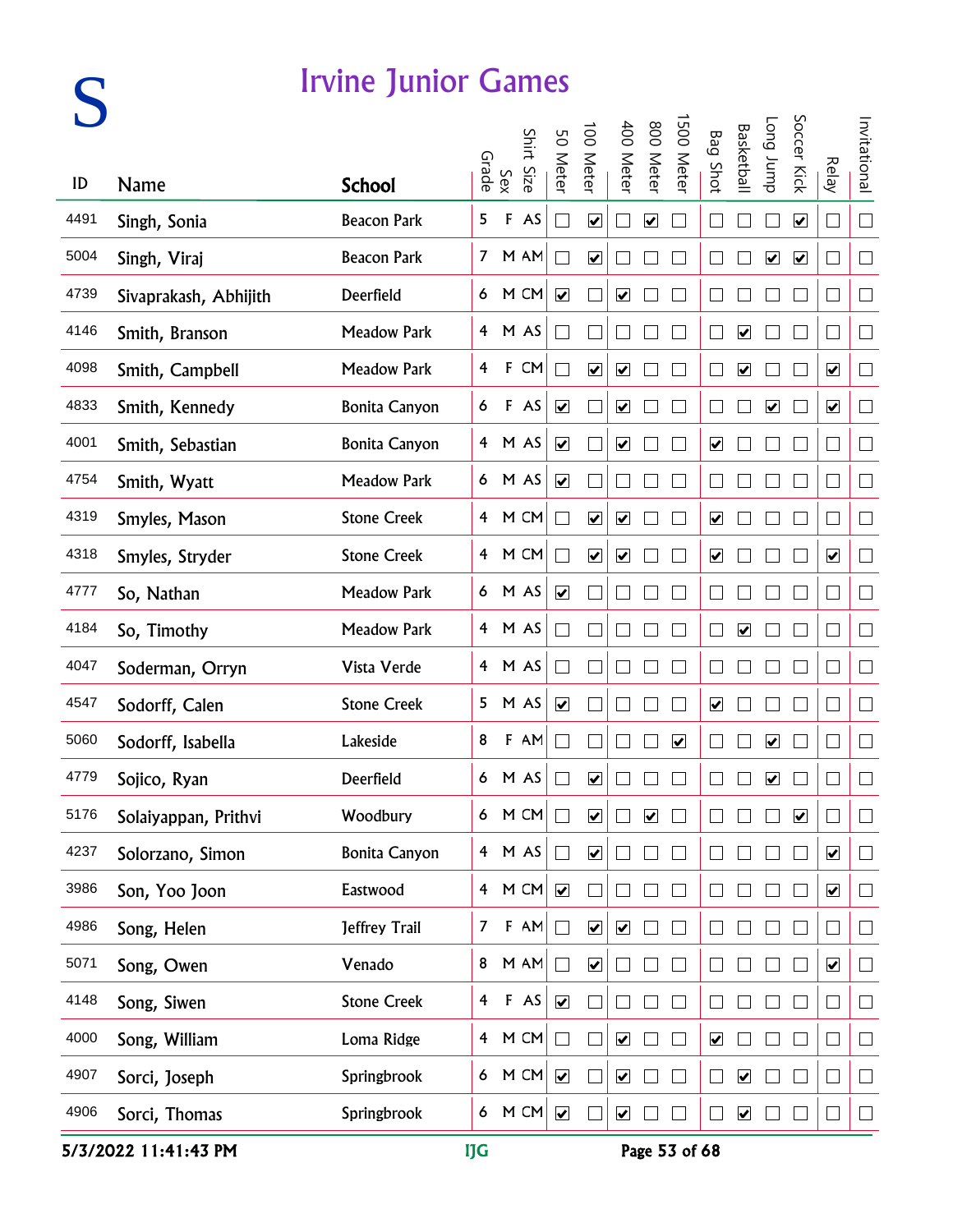# S

## Irvine Junior Games

| ID | Name | School | Grade | Sex | Shirt Size | 50 Meter | 100 Meter | 400 Meter | 800 Meter | 1500 Meter | Bag Shot | Basketball | Long Jump | Soccer Kick | Relay | Invitational |
|---|---|---|---|---|---|---|---|---|---|---|---|---|---|---|---|---|
| 4491 | Singh, Sonia | Beacon Park | 5 | F | AS | ☐ | ☑ | ☐ | ☑ | ☐ | ☐ | ☐ | ☐ | ☑ | ☐ | ☐ |
| 5004 | Singh, Viraj | Beacon Park | 7 | M | AM | ☐ | ☑ | ☐ | ☐ | ☐ | ☐ | ☐ | ☑ | ☑ | ☐ | ☐ |
| 4739 | Sivaprakash, Abhijith | Deerfield | 6 | M | CM | ☑ | ☐ | ☑ | ☐ | ☐ | ☐ | ☐ | ☐ | ☐ | ☐ | ☐ |
| 4146 | Smith, Branson | Meadow Park | 4 | M | AS | ☐ | ☐ | ☐ | ☐ | ☐ | ☐ | ☑ | ☐ | ☐ | ☐ | ☐ |
| 4098 | Smith, Campbell | Meadow Park | 4 | F | CM | ☐ | ☑ | ☑ | ☐ | ☐ | ☐ | ☑ | ☐ | ☐ | ☑ | ☐ |
| 4833 | Smith, Kennedy | Bonita Canyon | 6 | F | AS | ☑ | ☐ | ☑ | ☐ | ☐ | ☐ | ☐ | ☑ | ☐ | ☑ | ☐ |
| 4001 | Smith, Sebastian | Bonita Canyon | 4 | M | AS | ☑ | ☐ | ☑ | ☐ | ☐ | ☑ | ☐ | ☐ | ☐ | ☐ | ☐ |
| 4754 | Smith, Wyatt | Meadow Park | 6 | M | AS | ☑ | ☐ | ☐ | ☐ | ☐ | ☐ | ☐ | ☐ | ☐ | ☐ | ☐ |
| 4319 | Smyles, Mason | Stone Creek | 4 | M | CM | ☐ | ☑ | ☑ | ☐ | ☐ | ☑ | ☐ | ☐ | ☐ | ☐ | ☐ |
| 4318 | Smyles, Stryder | Stone Creek | 4 | M | CM | ☐ | ☑ | ☑ | ☐ | ☐ | ☑ | ☐ | ☐ | ☐ | ☑ | ☐ |
| 4777 | So, Nathan | Meadow Park | 6 | M | AS | ☑ | ☐ | ☐ | ☐ | ☐ | ☐ | ☐ | ☐ | ☐ | ☐ | ☐ |
| 4184 | So, Timothy | Meadow Park | 4 | M | AS | ☐ | ☐ | ☐ | ☐ | ☐ | ☐ | ☑ | ☐ | ☐ | ☐ | ☐ |
| 4047 | Soderman, Orryn | Vista Verde | 4 | M | AS | ☐ | ☐ | ☐ | ☐ | ☐ | ☐ | ☐ | ☐ | ☐ | ☐ | ☐ |
| 4547 | Sodorff, Calen | Stone Creek | 5 | M | AS | ☑ | ☐ | ☐ | ☐ | ☐ | ☑ | ☐ | ☐ | ☐ | ☐ | ☐ |
| 5060 | Sodorff, Isabella | Lakeside | 8 | F | AM | ☐ | ☐ | ☐ | ☐ | ☑ | ☐ | ☐ | ☑ | ☐ | ☐ | ☐ |
| 4779 | Sojico, Ryan | Deerfield | 6 | M | AS | ☐ | ☑ | ☐ | ☐ | ☐ | ☐ | ☐ | ☑ | ☐ | ☐ | ☐ |
| 5176 | Solaiyappan, Prithvi | Woodbury | 6 | M | CM | ☐ | ☑ | ☐ | ☑ | ☐ | ☐ | ☐ | ☐ | ☑ | ☐ | ☐ |
| 4237 | Solorzano, Simon | Bonita Canyon | 4 | M | AS | ☐ | ☑ | ☐ | ☐ | ☐ | ☐ | ☐ | ☐ | ☐ | ☑ | ☐ |
| 3986 | Son, Yoo Joon | Eastwood | 4 | M | CM | ☑ | ☐ | ☐ | ☐ | ☐ | ☐ | ☐ | ☐ | ☐ | ☑ | ☐ |
| 4986 | Song, Helen | Jeffrey Trail | 7 | F | AM | ☐ | ☑ | ☑ | ☐ | ☐ | ☐ | ☐ | ☐ | ☐ | ☐ | ☐ |
| 5071 | Song, Owen | Venado | 8 | M | AM | ☐ | ☑ | ☐ | ☐ | ☐ | ☐ | ☐ | ☐ | ☐ | ☑ | ☐ |
| 4148 | Song, Siwen | Stone Creek | 4 | F | AS | ☑ | ☐ | ☐ | ☐ | ☐ | ☐ | ☐ | ☐ | ☐ | ☐ | ☐ |
| 4000 | Song, William | Loma Ridge | 4 | M | CM | ☐ | ☐ | ☑ | ☐ | ☐ | ☑ | ☐ | ☐ | ☐ | ☐ | ☐ |
| 4907 | Sorci, Joseph | Springbrook | 6 | M | CM | ☑ | ☐ | ☑ | ☐ | ☐ | ☐ | ☑ | ☐ | ☐ | ☐ | ☐ |
| 4906 | Sorci, Thomas | Springbrook | 6 | M | CM | ☑ | ☐ | ☑ | ☐ | ☐ | ☐ | ☑ | ☐ | ☐ | ☐ | ☐ |

5/3/2022 11:41:43 PM IJG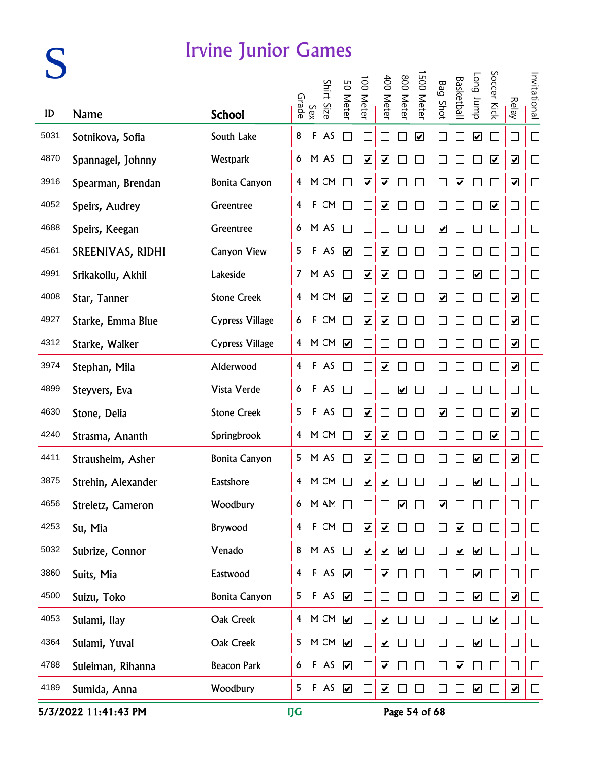# S

## Irvine Junior Games

| ID | Name | School | Grade | Sex | Shirt Size | 50 Meter | 100 Meter | 400 Meter | 800 Meter | 1500 Meter | Bag Shot | Basketball | Long Jump | Soccer Kick | Relay | Invitational |
|---|---|---|---|---|---|---|---|---|---|---|---|---|---|---|---|---|
| 5031 | Sotnikova, Sofia | South Lake | 8 | F | AS | ☐ | ☐ | ☐ | ☐ | ☑ | ☐ | ☐ | ☑ | ☐ | ☐ | ☐ |
| 4870 | Spannagel, Johnny | Westpark | 6 | M | AS | ☐ | ☑ | ☑ | ☐ | ☐ | ☐ | ☐ | ☐ | ☑ | ☑ | ☐ |
| 3916 | Spearman, Brendan | Bonita Canyon | 4 | M | CM | ☐ | ☑ | ☑ | ☐ | ☐ | ☐ | ☑ | ☐ | ☐ | ☑ | ☐ |
| 4052 | Speirs, Audrey | Greentree | 4 | F | CM | ☐ | ☐ | ☑ | ☐ | ☐ | ☐ | ☐ | ☐ | ☑ | ☐ | ☐ |
| 4688 | Speirs, Keegan | Greentree | 6 | M | AS | ☐ | ☐ | ☐ | ☐ | ☐ | ☑ | ☐ | ☐ | ☐ | ☐ | ☐ |
| 4561 | SREENIVAS, RIDHI | Canyon View | 5 | F | AS | ☑ | ☐ | ☑ | ☐ | ☐ | ☐ | ☐ | ☐ | ☐ | ☐ | ☐ |
| 4991 | Srikakollu, Akhil | Lakeside | 7 | M | AS | ☐ | ☑ | ☑ | ☐ | ☐ | ☐ | ☐ | ☑ | ☐ | ☐ | ☐ |
| 4008 | Star, Tanner | Stone Creek | 4 | M | CM | ☑ | ☐ | ☑ | ☐ | ☐ | ☑ | ☐ | ☐ | ☐ | ☑ | ☐ |
| 4927 | Starke, Emma Blue | Cypress Village | 6 | F | CM | ☐ | ☑ | ☑ | ☐ | ☐ | ☐ | ☐ | ☐ | ☐ | ☑ | ☐ |
| 4312 | Starke, Walker | Cypress Village | 4 | M | CM | ☑ | ☐ | ☐ | ☐ | ☐ | ☐ | ☐ | ☐ | ☐ | ☑ | ☐ |
| 3974 | Stephan, Mila | Alderwood | 4 | F | AS | ☐ | ☐ | ☑ | ☐ | ☐ | ☐ | ☐ | ☐ | ☐ | ☑ | ☐ |
| 4899 | Steyvers, Eva | Vista Verde | 6 | F | AS | ☐ | ☐ | ☐ | ☑ | ☐ | ☐ | ☐ | ☐ | ☐ | ☐ | ☐ |
| 4630 | Stone, Delia | Stone Creek | 5 | F | AS | ☐ | ☑ | ☐ | ☐ | ☐ | ☑ | ☐ | ☐ | ☐ | ☑ | ☐ |
| 4240 | Strasma, Ananth | Springbrook | 4 | M | CM | ☐ | ☑ | ☑ | ☐ | ☐ | ☐ | ☐ | ☐ | ☑ | ☐ | ☐ |
| 4411 | Strausheim, Asher | Bonita Canyon | 5 | M | AS | ☐ | ☑ | ☐ | ☐ | ☐ | ☐ | ☐ | ☑ | ☐ | ☑ | ☐ |
| 3875 | Strehin, Alexander | Eastshore | 4 | M | CM | ☐ | ☑ | ☑ | ☐ | ☐ | ☐ | ☐ | ☑ | ☐ | ☐ | ☐ |
| 4656 | Streletz, Cameron | Woodbury | 6 | M | AM | ☐ | ☐ | ☐ | ☑ | ☐ | ☑ | ☐ | ☐ | ☐ | ☐ | ☐ |
| 4253 | Su, Mia | Brywood | 4 | F | CM | ☐ | ☑ | ☑ | ☐ | ☐ | ☐ | ☑ | ☐ | ☐ | ☐ | ☐ |
| 5032 | Subrize, Connor | Venado | 8 | M | AS | ☐ | ☑ | ☑ | ☑ | ☐ | ☐ | ☑ | ☑ | ☐ | ☐ | ☐ |
| 3860 | Suits, Mia | Eastwood | 4 | F | AS | ☑ | ☐ | ☑ | ☐ | ☐ | ☐ | ☐ | ☑ | ☐ | ☐ | ☐ |
| 4500 | Suizu, Toko | Bonita Canyon | 5 | F | AS | ☑ | ☐ | ☐ | ☐ | ☐ | ☐ | ☐ | ☑ | ☐ | ☑ | ☐ |
| 4053 | Sulami, Ilay | Oak Creek | 4 | M | CM | ☑ | ☐ | ☑ | ☐ | ☐ | ☐ | ☐ | ☐ | ☑ | ☐ | ☐ |
| 4364 | Sulami, Yuval | Oak Creek | 5 | M | CM | ☑ | ☐ | ☑ | ☐ | ☐ | ☐ | ☐ | ☑ | ☐ | ☐ | ☐ |
| 4788 | Suleiman, Rihanna | Beacon Park | 6 | F | AS | ☑ | ☐ | ☑ | ☐ | ☐ | ☐ | ☑ | ☐ | ☐ | ☐ | ☐ |
| 4189 | Sumida, Anna | Woodbury | 5 | F | AS | ☑ | ☐ | ☑ | ☐ | ☐ | ☐ | ☐ | ☑ | ☐ | ☑ | ☐ |

5/3/2022 11:41:43 PM IJG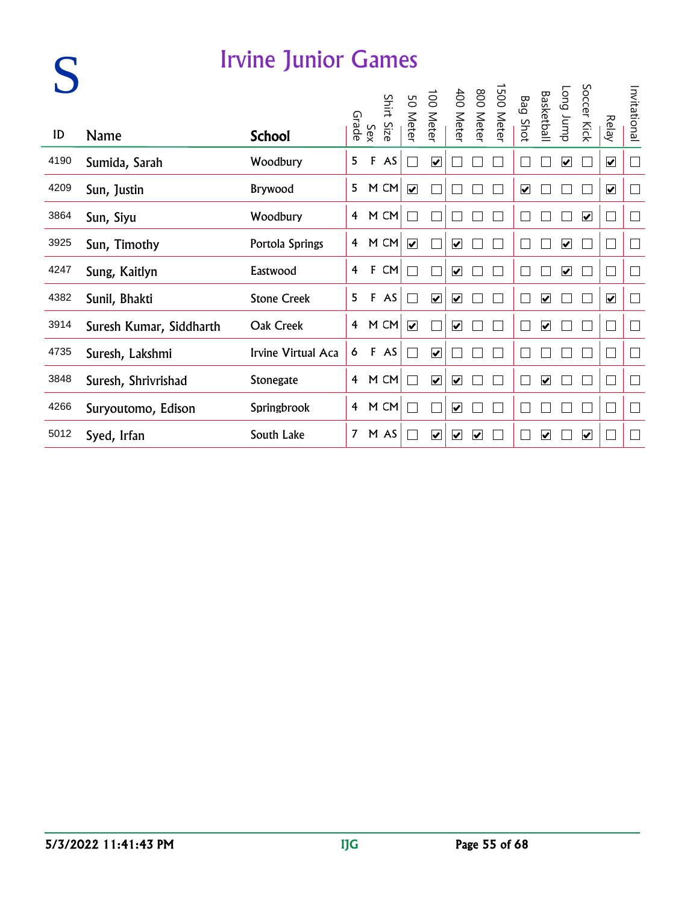# S

## Irvine Junior Games

| ID | Name | School | Grade | Sex | Shirt Size | 50 Meter | 100 Meter | 400 Meter | 800 Meter | 1500 Meter | Bag Shot | Basketball | Long Jump | Soccer Kick | Relay | Invitational |
|---|---|---|---|---|---|---|---|---|---|---|---|---|---|---|---|---|
| 4190 | Sumida, Sarah | Woodbury | 5 | F | AS | ☐ | ☑ | ☐ | ☐ | ☐ | ☐ | ☐ | ☑ | ☐ | ☑ | ☐ |
| 4209 | Sun, Justin | Brywood | 5 | M | CM | ☑ | ☐ | ☐ | ☐ | ☐ | ☑ | ☐ | ☐ | ☐ | ☑ | ☐ |
| 3864 | Sun, Siyu | Woodbury | 4 | M | CM | ☐ | ☐ | ☐ | ☐ | ☐ | ☐ | ☐ | ☐ | ☑ | ☐ | ☐ |
| 3925 | Sun, Timothy | Portola Springs | 4 | M | CM | ☑ | ☐ | ☑ | ☐ | ☐ | ☐ | ☐ | ☑ | ☐ | ☐ | ☐ |
| 4247 | Sung, Kaitlyn | Eastwood | 4 | F | CM | ☐ | ☐ | ☑ | ☐ | ☐ | ☐ | ☐ | ☑ | ☐ | ☐ | ☐ |
| 4382 | Sunil, Bhakti | Stone Creek | 5 | F | AS | ☐ | ☑ | ☑ | ☐ | ☐ | ☐ | ☑ | ☐ | ☐ | ☑ | ☐ |
| 3914 | Suresh Kumar, Siddharth | Oak Creek | 4 | M | CM | ☑ | ☐ | ☑ | ☐ | ☐ | ☐ | ☑ | ☐ | ☐ | ☐ | ☐ |
| 4735 | Suresh, Lakshmi | Irvine Virtual Aca | 6 | F | AS | ☐ | ☑ | ☐ | ☐ | ☐ | ☐ | ☐ | ☐ | ☐ | ☐ | ☐ |
| 3848 | Suresh, Shrivrishad | Stonegate | 4 | M | CM | ☐ | ☑ | ☑ | ☐ | ☐ | ☐ | ☑ | ☐ | ☐ | ☐ | ☐ |
| 4266 | Suryoutomo, Edison | Springbrook | 4 | M | CM | ☐ | ☐ | ☑ | ☐ | ☐ | ☐ | ☐ | ☐ | ☐ | ☐ | ☐ |
| 5012 | Syed, Irfan | South Lake | 7 | M | AS | ☐ | ☑ | ☑ | ☑ | ☐ | ☐ | ☑ | ☐ | ☑ | ☐ | ☐ |

5/3/2022 11:41:43 PM IJG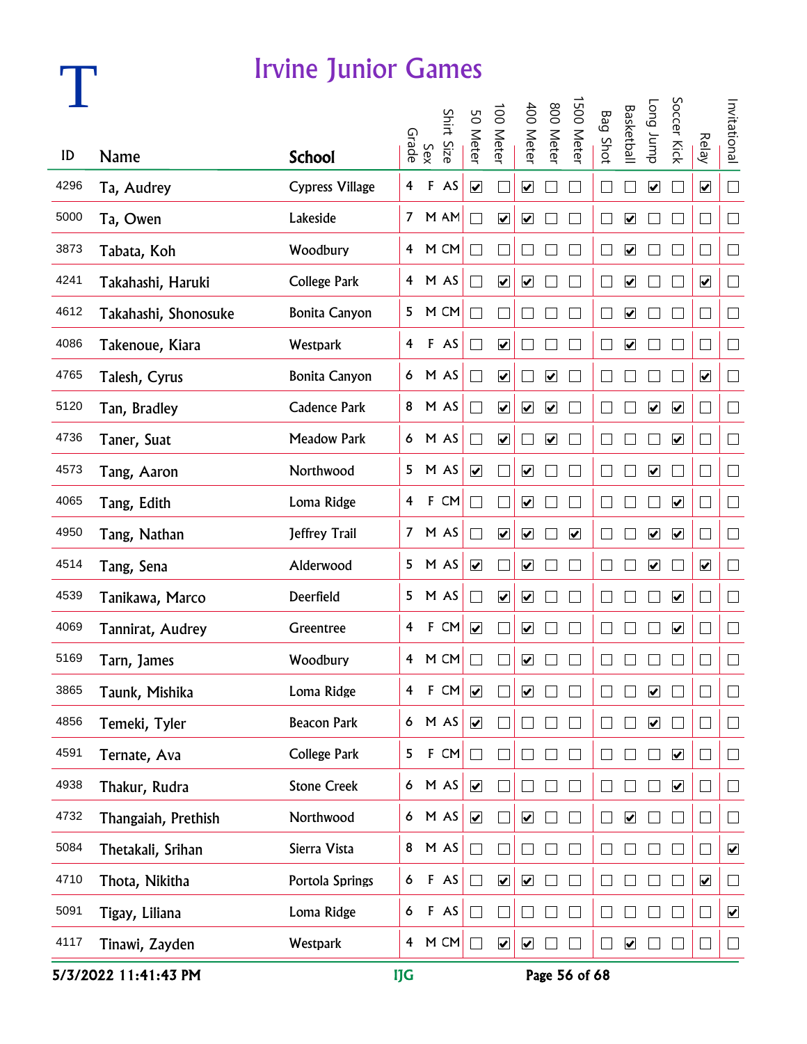# T

## Irvine Junior Games

| ID | Name | School | Grade | Sex | Shirt Size | 50 Meter | 100 Meter | 400 Meter | 800 Meter | 1500 Meter | Bag Shot | Basketball | Long Jump | Soccer Kick | Relay | Invitational |
|---|---|---|---|---|---|---|---|---|---|---|---|---|---|---|---|---|
| 4296 | Ta, Audrey | Cypress Village | 4 | F | AS | ☑ | ☐ | ☑ | ☐ | ☐ | ☐ | ☐ | ☑ | ☐ | ☑ | ☐ |
| 5000 | Ta, Owen | Lakeside | 7 | M | AM | ☐ | ☑ | ☑ | ☐ | ☐ | ☐ | ☑ | ☐ | ☐ | ☐ | ☐ |
| 3873 | Tabata, Koh | Woodbury | 4 | M | CM | ☐ | ☐ | ☐ | ☐ | ☐ | ☐ | ☑ | ☐ | ☐ | ☐ | ☐ |
| 4241 | Takahashi, Haruki | College Park | 4 | M | AS | ☐ | ☑ | ☑ | ☐ | ☐ | ☐ | ☑ | ☐ | ☐ | ☑ | ☐ |
| 4612 | Takahashi, Shonosuke | Bonita Canyon | 5 | M | CM | ☐ | ☐ | ☐ | ☐ | ☐ | ☐ | ☑ | ☐ | ☐ | ☐ | ☐ |
| 4086 | Takenoue, Kiara | Westpark | 4 | F | AS | ☐ | ☑ | ☐ | ☐ | ☐ | ☐ | ☑ | ☐ | ☐ | ☐ | ☐ |
| 4765 | Talesh, Cyrus | Bonita Canyon | 6 | M | AS | ☐ | ☑ | ☐ | ☑ | ☐ | ☐ | ☐ | ☐ | ☐ | ☑ | ☐ |
| 5120 | Tan, Bradley | Cadence Park | 8 | M | AS | ☐ | ☑ | ☑ | ☑ | ☐ | ☐ | ☐ | ☑ | ☑ | ☐ | ☐ |
| 4736 | Taner, Suat | Meadow Park | 6 | M | AS | ☐ | ☑ | ☐ | ☑ | ☐ | ☐ | ☐ | ☐ | ☑ | ☐ | ☐ |
| 4573 | Tang, Aaron | Northwood | 5 | M | AS | ☑ | ☐ | ☑ | ☐ | ☐ | ☐ | ☐ | ☑ | ☐ | ☐ | ☐ |
| 4065 | Tang, Edith | Loma Ridge | 4 | F | CM | ☐ | ☐ | ☑ | ☐ | ☐ | ☐ | ☐ | ☐ | ☑ | ☐ | ☐ |
| 4950 | Tang, Nathan | Jeffrey Trail | 7 | M | AS | ☐ | ☑ | ☑ | ☐ | ☑ | ☐ | ☐ | ☑ | ☑ | ☐ | ☐ |
| 4514 | Tang, Sena | Alderwood | 5 | M | AS | ☑ | ☐ | ☑ | ☐ | ☐ | ☐ | ☐ | ☑ | ☐ | ☑ | ☐ |
| 4539 | Tanikawa, Marco | Deerfield | 5 | M | AS | ☐ | ☑ | ☑ | ☐ | ☐ | ☐ | ☐ | ☐ | ☑ | ☐ | ☐ |
| 4069 | Tannirat, Audrey | Greentree | 4 | F | CM | ☑ | ☐ | ☑ | ☐ | ☐ | ☐ | ☐ | ☐ | ☑ | ☐ | ☐ |
| 5169 | Tarn, James | Woodbury | 4 | M | CM | ☐ | ☐ | ☑ | ☐ | ☐ | ☐ | ☐ | ☐ | ☐ | ☐ | ☐ |
| 3865 | Taunk, Mishika | Loma Ridge | 4 | F | CM | ☑ | ☐ | ☑ | ☐ | ☐ | ☐ | ☐ | ☑ | ☐ | ☐ | ☐ |
| 4856 | Temeki, Tyler | Beacon Park | 6 | M | AS | ☑ | ☐ | ☐ | ☐ | ☐ | ☐ | ☐ | ☑ | ☐ | ☐ | ☐ |
| 4591 | Ternate, Ava | College Park | 5 | F | CM | ☐ | ☐ | ☐ | ☐ | ☐ | ☐ | ☐ | ☐ | ☑ | ☐ | ☐ |
| 4938 | Thakur, Rudra | Stone Creek | 6 | M | AS | ☑ | ☐ | ☐ | ☐ | ☐ | ☐ | ☐ | ☐ | ☑ | ☐ | ☐ |
| 4732 | Thangaiah, Prethish | Northwood | 6 | M | AS | ☑ | ☐ | ☑ | ☐ | ☐ | ☐ | ☑ | ☐ | ☐ | ☐ | ☐ |
| 5084 | Thetakali, Srihan | Sierra Vista | 8 | M | AS | ☐ | ☐ | ☐ | ☐ | ☐ | ☐ | ☐ | ☐ | ☐ | ☐ | ☑ |
| 4710 | Thota, Nikitha | Portola Springs | 6 | F | AS | ☐ | ☑ | ☑ | ☐ | ☐ | ☐ | ☐ | ☐ | ☐ | ☑ | ☐ |
| 5091 | Tigay, Liliana | Loma Ridge | 6 | F | AS | ☐ | ☐ | ☐ | ☐ | ☐ | ☐ | ☐ | ☐ | ☐ | ☐ | ☑ |
| 4117 | Tinawi, Zayden | Westpark | 4 | M | CM | ☐ | ☑ | ☑ | ☐ | ☐ | ☐ | ☑ | ☐ | ☐ | ☐ | ☐ |

5/3/2022 11:41:43 PM IJG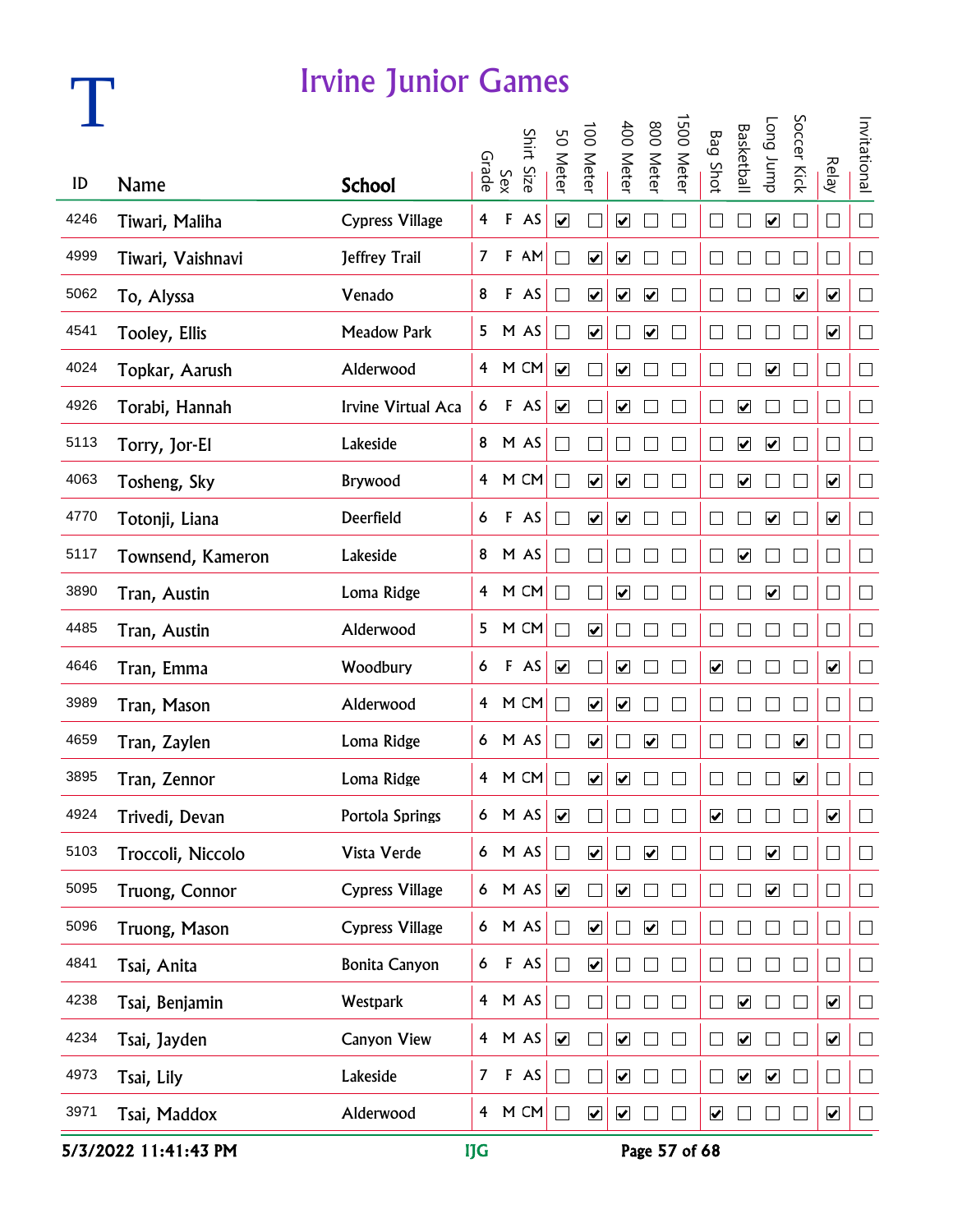# T

## Irvine Junior Games

| ID | Name | School | Grade | Sex | Shirt Size | 50 Meter | 100 Meter | 400 Meter | 800 Meter | 1500 Meter | Bag Shot | Basketball | Long Jump | Soccer Kick | Relay | Invitational |
|---|---|---|---|---|---|---|---|---|---|---|---|---|---|---|---|---|
| 4246 | Tiwari, Maliha | Cypress Village | 4 | F | AS | ☑ | ☐ | ☑ | ☐ | ☐ | ☐ | ☐ | ☑ | ☐ | ☐ | ☐ |
| 4999 | Tiwari, Vaishnavi | Jeffrey Trail | 7 | F | AM | ☐ | ☑ | ☑ | ☐ | ☐ | ☐ | ☐ | ☐ | ☐ | ☐ | ☐ |
| 5062 | To, Alyssa | Venado | 8 | F | AS | ☐ | ☑ | ☑ | ☑ | ☐ | ☐ | ☐ | ☐ | ☑ | ☑ | ☐ |
| 4541 | Tooley, Ellis | Meadow Park | 5 | M | AS | ☐ | ☑ | ☐ | ☑ | ☐ | ☐ | ☐ | ☐ | ☐ | ☑ | ☐ |
| 4024 | Topkar, Aarush | Alderwood | 4 | M | CM | ☑ | ☐ | ☑ | ☐ | ☐ | ☐ | ☐ | ☑ | ☐ | ☐ | ☐ |
| 4926 | Torabi, Hannah | Irvine Virtual Aca | 6 | F | AS | ☑ | ☐ | ☑ | ☐ | ☐ | ☐ | ☑ | ☐ | ☐ | ☐ | ☐ |
| 5113 | Torry, Jor-El | Lakeside | 8 | M | AS | ☐ | ☐ | ☐ | ☐ | ☐ | ☐ | ☑ | ☑ | ☐ | ☐ | ☐ |
| 4063 | Tosheng, Sky | Brywood | 4 | M | CM | ☐ | ☑ | ☑ | ☐ | ☐ | ☐ | ☑ | ☐ | ☐ | ☑ | ☐ |
| 4770 | Totonji, Liana | Deerfield | 6 | F | AS | ☐ | ☑ | ☑ | ☐ | ☐ | ☐ | ☐ | ☑ | ☐ | ☑ | ☐ |
| 5117 | Townsend, Kameron | Lakeside | 8 | M | AS | ☐ | ☐ | ☐ | ☐ | ☐ | ☐ | ☑ | ☐ | ☐ | ☐ | ☐ |
| 3890 | Tran, Austin | Loma Ridge | 4 | M | CM | ☐ | ☐ | ☑ | ☐ | ☐ | ☐ | ☐ | ☑ | ☐ | ☐ | ☐ |
| 4485 | Tran, Austin | Alderwood | 5 | M | CM | ☐ | ☑ | ☐ | ☐ | ☐ | ☐ | ☐ | ☐ | ☐ | ☐ | ☐ |
| 4646 | Tran, Emma | Woodbury | 6 | F | AS | ☑ | ☐ | ☑ | ☐ | ☐ | ☑ | ☐ | ☐ | ☐ | ☑ | ☐ |
| 3989 | Tran, Mason | Alderwood | 4 | M | CM | ☐ | ☑ | ☑ | ☐ | ☐ | ☐ | ☐ | ☐ | ☐ | ☐ | ☐ |
| 4659 | Tran, Zaylen | Loma Ridge | 6 | M | AS | ☐ | ☑ | ☐ | ☑ | ☐ | ☐ | ☐ | ☐ | ☑ | ☐ | ☐ |
| 3895 | Tran, Zennor | Loma Ridge | 4 | M | CM | ☐ | ☑ | ☑ | ☐ | ☐ | ☐ | ☐ | ☐ | ☑ | ☐ | ☐ |
| 4924 | Trivedi, Devan | Portola Springs | 6 | M | AS | ☑ | ☐ | ☐ | ☐ | ☐ | ☑ | ☐ | ☐ | ☐ | ☑ | ☐ |
| 5103 | Troccoli, Niccolo | Vista Verde | 6 | M | AS | ☐ | ☑ | ☐ | ☑ | ☐ | ☐ | ☐ | ☑ | ☐ | ☐ | ☐ |
| 5095 | Truong, Connor | Cypress Village | 6 | M | AS | ☑ | ☐ | ☑ | ☐ | ☐ | ☐ | ☐ | ☑ | ☐ | ☐ | ☐ |
| 5096 | Truong, Mason | Cypress Village | 6 | M | AS | ☐ | ☑ | ☐ | ☑ | ☐ | ☐ | ☐ | ☐ | ☐ | ☐ | ☐ |
| 4841 | Tsai, Anita | Bonita Canyon | 6 | F | AS | ☐ | ☑ | ☐ | ☐ | ☐ | ☐ | ☐ | ☐ | ☐ | ☐ | ☐ |
| 4238 | Tsai, Benjamin | Westpark | 4 | M | AS | ☐ | ☐ | ☐ | ☐ | ☐ | ☐ | ☑ | ☐ | ☐ | ☑ | ☐ |
| 4234 | Tsai, Jayden | Canyon View | 4 | M | AS | ☑ | ☐ | ☑ | ☐ | ☐ | ☐ | ☑ | ☐ | ☐ | ☑ | ☐ |
| 4973 | Tsai, Lily | Lakeside | 7 | F | AS | ☐ | ☐ | ☑ | ☐ | ☐ | ☐ | ☑ | ☑ | ☐ | ☐ | ☐ |
| 3971 | Tsai, Maddox | Alderwood | 4 | M | CM | ☐ | ☑ | ☑ | ☐ | ☐ | ☑ | ☐ | ☐ | ☐ | ☑ | ☐ |

5/3/2022 11:41:43 PM IJG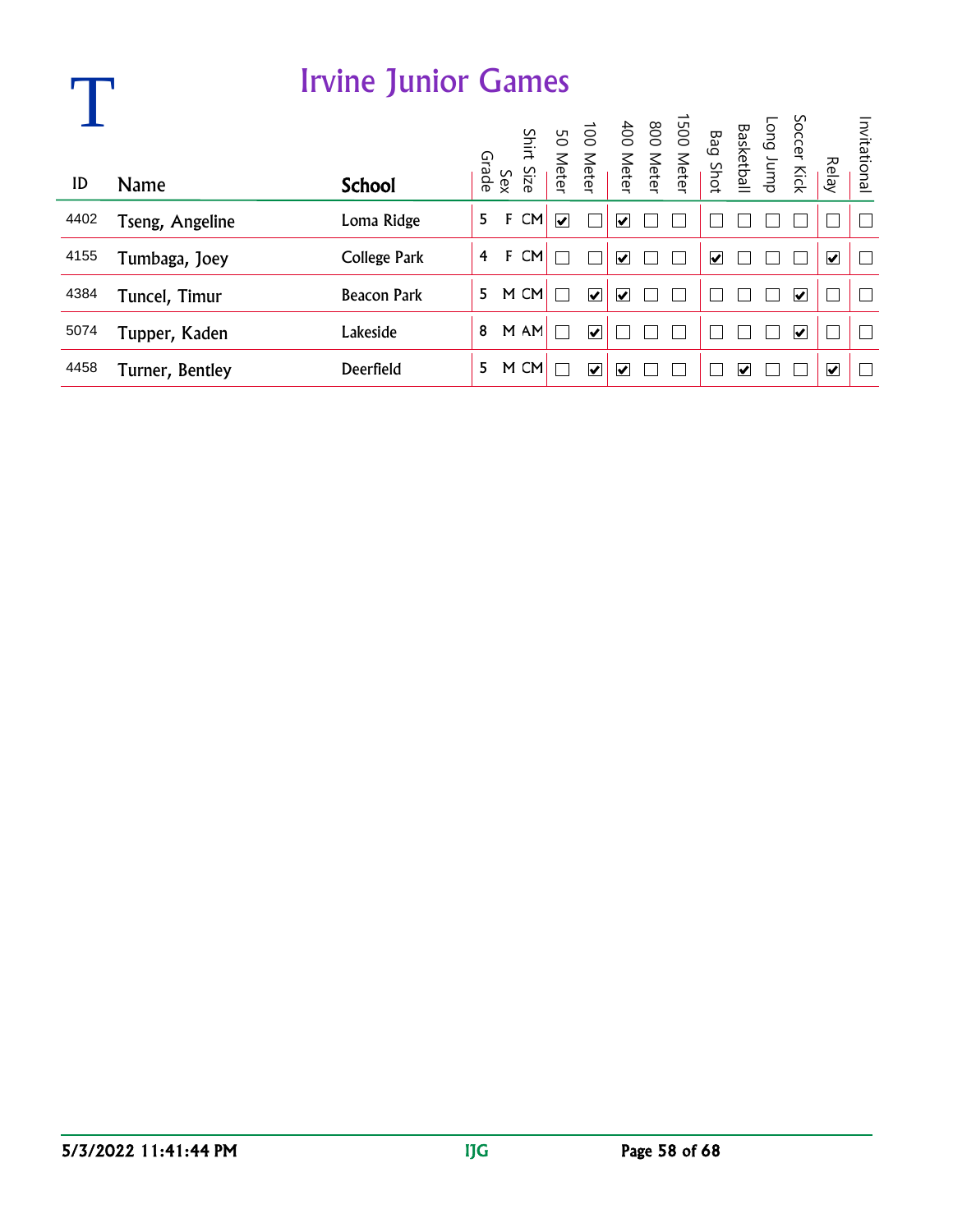# T

## Irvine Junior Games

| ID | Name | School | Grade | Sex | Shirt Size | 50 Meter | 100 Meter | 400 Meter | 800 Meter | 1500 Meter | Bag Shot | Basketball | Long Jump | Soccer Kick | Relay | Invitational |
|---|---|---|---|---|---|---|---|---|---|---|---|---|---|---|---|---|
| 4402 | Tseng, Angeline | Loma Ridge | 5 | F | CM | ☑ | ☐ | ☑ | ☐ | ☐ | ☐ | ☐ | ☐ | ☐ | ☐ | ☐ |
| 4155 | Tumbaga, Joey | College Park | 4 | F | CM | ☐ | ☐ | ☑ | ☐ | ☐ | ☑ | ☐ | ☐ | ☐ | ☑ | ☐ |
| 4384 | Tuncel, Timur | Beacon Park | 5 | M | CM | ☐ | ☑ | ☑ | ☐ | ☐ | ☐ | ☐ | ☐ | ☑ | ☐ | ☐ |
| 5074 | Tupper, Kaden | Lakeside | 8 | M | AM | ☐ | ☑ | ☐ | ☐ | ☐ | ☐ | ☐ | ☐ | ☑ | ☐ | ☐ |
| 4458 | Turner, Bentley | Deerfield | 5 | M | CM | ☐ | ☑ | ☑ | ☐ | ☐ | ☐ | ☑ | ☐ | ☐ | ☑ | ☐ |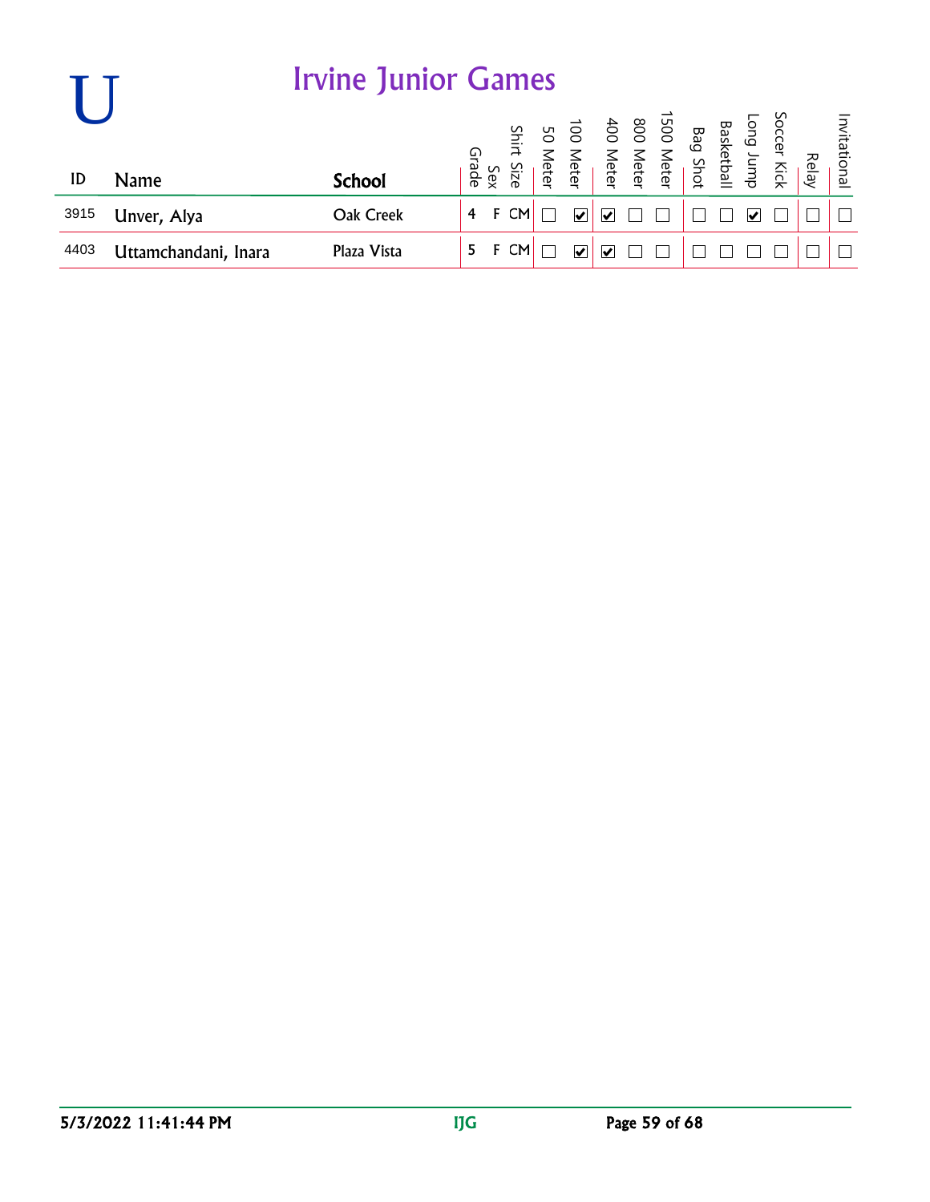# U

## Irvine Junior Games

| ID | Name | School | Grade | Sex | Shirt Size | 50 Meter | 100 Meter | 400 Meter | 800 Meter | 1500 Meter | Bag Shot | Basketball | Long Jump | Soccer Kick | Relay | Invitational |
|---|---|---|---|---|---|---|---|---|---|---|---|---|---|---|---|---|
| 3915 | Unver, Alya | Oak Creek | 4 | F | CM | ☐ | ☑ | ☑ | ☐ | ☐ | ☐ | ☐ | ☑ | ☐ | ☐ | ☐ |
| 4403 | Uttamchandani, Inara | Plaza Vista | 5 | F | CM | ☐ | ☑ | ☑ | ☐ | ☐ | ☐ | ☐ | ☐ | ☐ | ☐ | ☐ |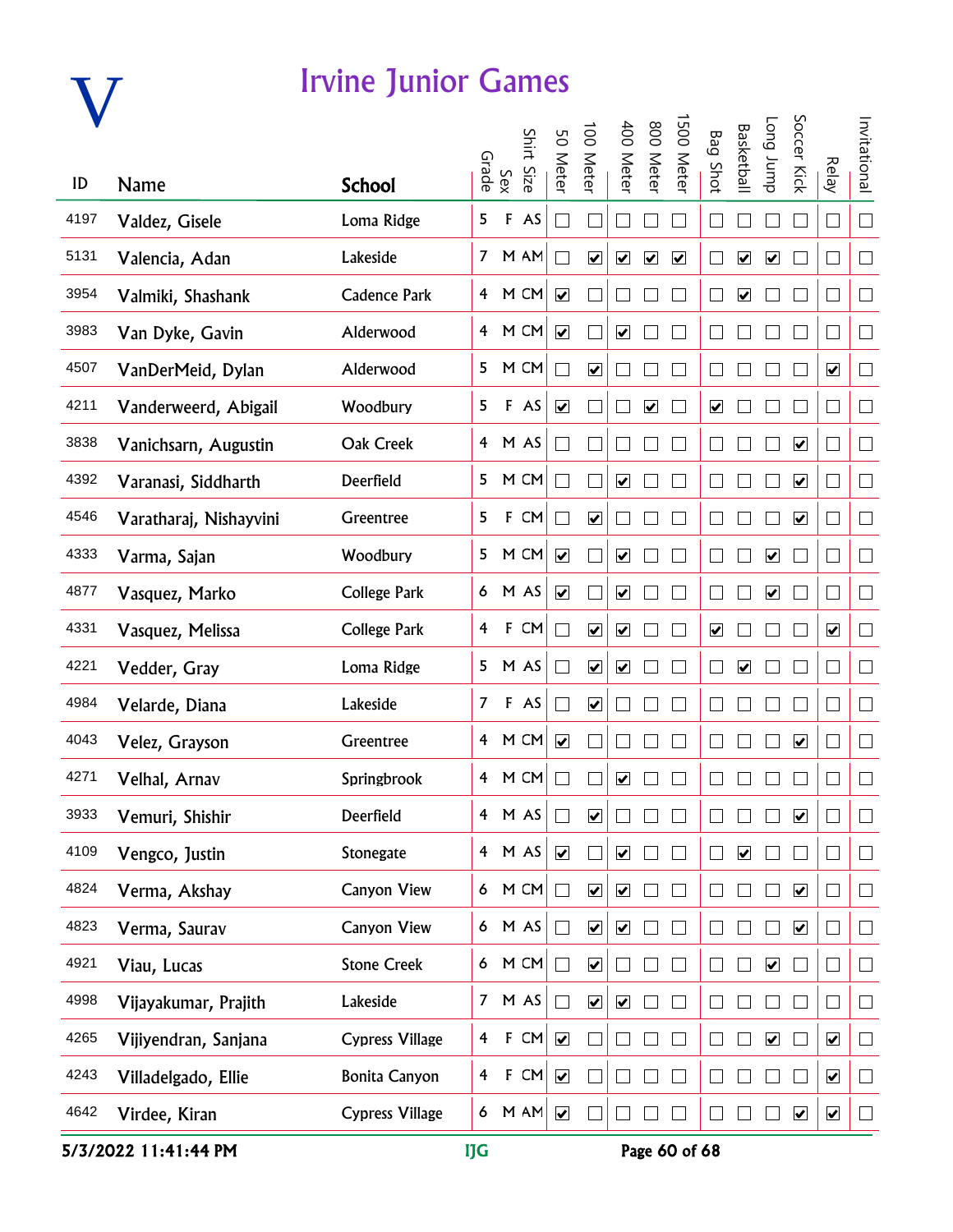# V

## Irvine Junior Games

| ID | Name | School | Grade | Sex | Shirt Size | 50 Meter | 100 Meter | 400 Meter | 800 Meter | 1500 Meter | Bag Shot | Basketball | Long Jump | Soccer Kick | Relay | Invitational |
|---|---|---|---|---|---|---|---|---|---|---|---|---|---|---|---|---|
| 4197 | Valdez, Gisele | Loma Ridge | 5 | F | AS | ☐ | ☐ | ☐ | ☐ | ☐ | ☐ | ☐ | ☐ | ☐ | ☐ | ☐ |
| 5131 | Valencia, Adan | Lakeside | 7 | M | AM | ☐ | ☑ | ☑ | ☑ | ☑ | ☐ | ☑ | ☑ | ☐ | ☐ | ☐ |
| 3954 | Valmiki, Shashank | Cadence Park | 4 | M | CM | ☑ | ☐ | ☐ | ☐ | ☐ | ☐ | ☑ | ☐ | ☐ | ☐ | ☐ |
| 3983 | Van Dyke, Gavin | Alderwood | 4 | M | CM | ☑ | ☐ | ☑ | ☐ | ☐ | ☐ | ☐ | ☐ | ☐ | ☐ | ☐ |
| 4507 | VanDerMeid, Dylan | Alderwood | 5 | M | CM | ☐ | ☑ | ☐ | ☐ | ☐ | ☐ | ☐ | ☐ | ☐ | ☑ | ☐ |
| 4211 | Vanderweerd, Abigail | Woodbury | 5 | F | AS | ☑ | ☐ | ☐ | ☑ | ☐ | ☑ | ☐ | ☐ | ☐ | ☐ | ☐ |
| 3838 | Vanichsarn, Augustin | Oak Creek | 4 | M | AS | ☐ | ☐ | ☐ | ☐ | ☐ | ☐ | ☐ | ☐ | ☑ | ☐ | ☐ |
| 4392 | Varanasi, Siddharth | Deerfield | 5 | M | CM | ☐ | ☐ | ☑ | ☐ | ☐ | ☐ | ☐ | ☐ | ☑ | ☐ | ☐ |
| 4546 | Varatharaj, Nishayvini | Greentree | 5 | F | CM | ☐ | ☑ | ☐ | ☐ | ☐ | ☐ | ☐ | ☐ | ☑ | ☐ | ☐ |
| 4333 | Varma, Sajan | Woodbury | 5 | M | CM | ☑ | ☐ | ☑ | ☐ | ☐ | ☐ | ☐ | ☑ | ☐ | ☐ | ☐ |
| 4877 | Vasquez, Marko | College Park | 6 | M | AS | ☑ | ☐ | ☑ | ☐ | ☐ | ☐ | ☐ | ☑ | ☐ | ☐ | ☐ |
| 4331 | Vasquez, Melissa | College Park | 4 | F | CM | ☐ | ☑ | ☑ | ☐ | ☐ | ☑ | ☐ | ☐ | ☐ | ☑ | ☐ |
| 4221 | Vedder, Gray | Loma Ridge | 5 | M | AS | ☐ | ☑ | ☑ | ☐ | ☐ | ☐ | ☑ | ☐ | ☐ | ☐ | ☐ |
| 4984 | Velarde, Diana | Lakeside | 7 | F | AS | ☐ | ☑ | ☐ | ☐ | ☐ | ☐ | ☐ | ☐ | ☐ | ☐ | ☐ |
| 4043 | Velez, Grayson | Greentree | 4 | M | CM | ☑ | ☐ | ☐ | ☐ | ☐ | ☐ | ☐ | ☐ | ☑ | ☐ | ☐ |
| 4271 | Velhal, Arnav | Springbrook | 4 | M | CM | ☐ | ☐ | ☑ | ☐ | ☐ | ☐ | ☐ | ☐ | ☐ | ☐ | ☐ |
| 3933 | Vemuri, Shishir | Deerfield | 4 | M | AS | ☐ | ☑ | ☐ | ☐ | ☐ | ☐ | ☐ | ☐ | ☑ | ☐ | ☐ |
| 4109 | Vengco, Justin | Stonegate | 4 | M | AS | ☑ | ☐ | ☑ | ☐ | ☐ | ☐ | ☑ | ☐ | ☐ | ☐ | ☐ |
| 4824 | Verma, Akshay | Canyon View | 6 | M | CM | ☐ | ☑ | ☑ | ☐ | ☐ | ☐ | ☐ | ☐ | ☑ | ☐ | ☐ |
| 4823 | Verma, Saurav | Canyon View | 6 | M | AS | ☐ | ☑ | ☑ | ☐ | ☐ | ☐ | ☐ | ☐ | ☑ | ☐ | ☐ |
| 4921 | Viau, Lucas | Stone Creek | 6 | M | CM | ☐ | ☑ | ☐ | ☐ | ☐ | ☐ | ☐ | ☑ | ☐ | ☐ | ☐ |
| 4998 | Vijayakumar, Prajith | Lakeside | 7 | M | AS | ☐ | ☑ | ☑ | ☐ | ☐ | ☐ | ☐ | ☐ | ☐ | ☐ | ☐ |
| 4265 | Vijiyendran, Sanjana | Cypress Village | 4 | F | CM | ☑ | ☐ | ☐ | ☐ | ☐ | ☐ | ☐ | ☑ | ☐ | ☑ | ☐ |
| 4243 | Villadelgado, Ellie | Bonita Canyon | 4 | F | CM | ☑ | ☐ | ☐ | ☐ | ☐ | ☐ | ☐ | ☐ | ☐ | ☑ | ☐ |
| 4642 | Virdee, Kiran | Cypress Village | 6 | M | AM | ☑ | ☐ | ☐ | ☐ | ☐ | ☐ | ☐ | ☐ | ☑ | ☑ | ☐ |

5/3/2022 11:41:44 PM IJG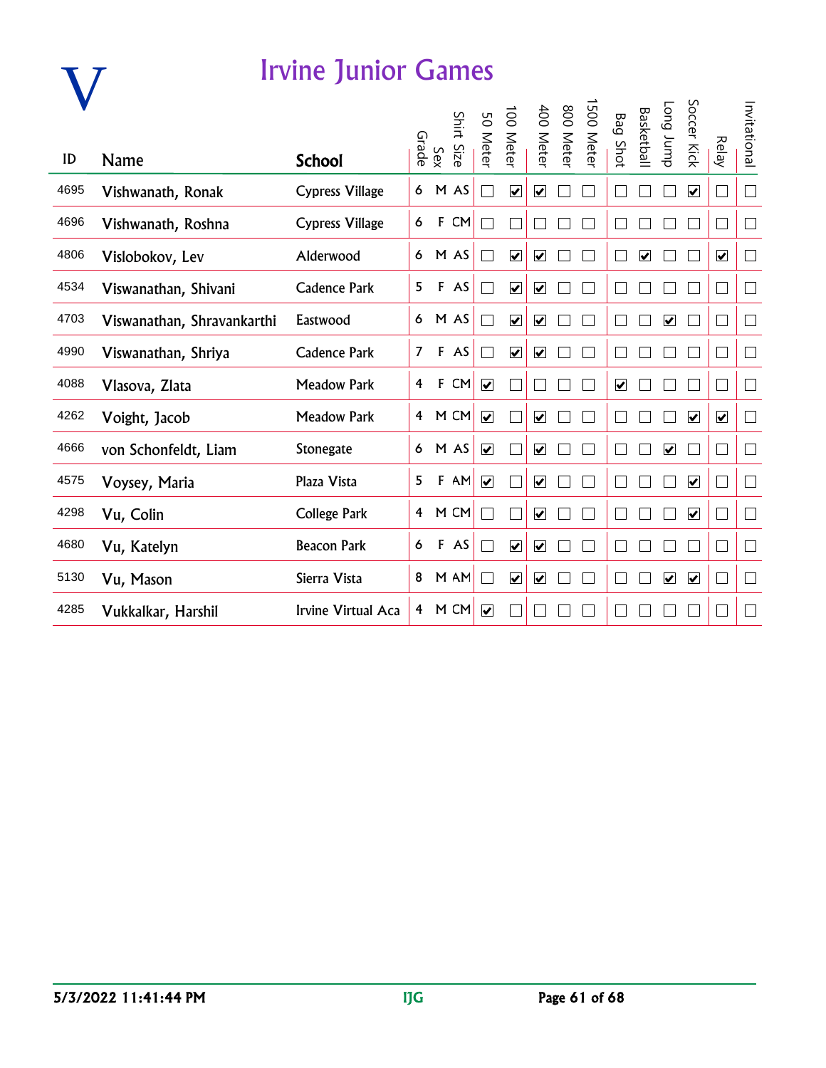# V

## Irvine Junior Games

| ID | Name | School | Grade | Sex | Shirt Size | 50 Meter | 100 Meter | 400 Meter | 800 Meter | 1500 Meter | Bag Shot | Basketball | Long Jump | Soccer Kick | Relay | Invitational |
|---|---|---|---|---|---|---|---|---|---|---|---|---|---|---|---|---|
| 4695 | Vishwanath, Ronak | Cypress Village | 6 | M | AS | ☐ | ☑ | ☑ | ☐ | ☐ | ☐ | ☐ | ☐ | ☑ | ☐ | ☐ |
| 4696 | Vishwanath, Roshna | Cypress Village | 6 | F | CM | ☐ | ☐ | ☐ | ☐ | ☐ | ☐ | ☐ | ☐ | ☐ | ☐ | ☐ |
| 4806 | Vislobokov, Lev | Alderwood | 6 | M | AS | ☐ | ☑ | ☑ | ☐ | ☐ | ☐ | ☑ | ☐ | ☐ | ☑ | ☐ |
| 4534 | Viswanathan, Shivani | Cadence Park | 5 | F | AS | ☐ | ☑ | ☑ | ☐ | ☐ | ☐ | ☐ | ☐ | ☐ | ☐ | ☐ |
| 4703 | Viswanathan, Shravankarthi | Eastwood | 6 | M | AS | ☐ | ☑ | ☑ | ☐ | ☐ | ☐ | ☐ | ☑ | ☐ | ☐ | ☐ |
| 4990 | Viswanathan, Shriya | Cadence Park | 7 | F | AS | ☐ | ☑ | ☑ | ☐ | ☐ | ☐ | ☐ | ☐ | ☐ | ☐ | ☐ |
| 4088 | Vlasova, Zlata | Meadow Park | 4 | F | CM | ☑ | ☐ | ☐ | ☐ | ☐ | ☑ | ☐ | ☐ | ☐ | ☐ | ☐ |
| 4262 | Voight, Jacob | Meadow Park | 4 | M | CM | ☑ | ☐ | ☑ | ☐ | ☐ | ☐ | ☐ | ☐ | ☑ | ☑ | ☐ |
| 4666 | von Schonfeldt, Liam | Stonegate | 6 | M | AS | ☑ | ☐ | ☑ | ☐ | ☐ | ☐ | ☐ | ☑ | ☐ | ☐ | ☐ |
| 4575 | Voysey, Maria | Plaza Vista | 5 | F | AM | ☑ | ☐ | ☑ | ☐ | ☐ | ☐ | ☐ | ☐ | ☑ | ☐ | ☐ |
| 4298 | Vu, Colin | College Park | 4 | M | CM | ☐ | ☐ | ☑ | ☐ | ☐ | ☐ | ☐ | ☐ | ☑ | ☐ | ☐ |
| 4680 | Vu, Katelyn | Beacon Park | 6 | F | AS | ☐ | ☑ | ☑ | ☐ | ☐ | ☐ | ☐ | ☐ | ☐ | ☐ | ☐ |
| 5130 | Vu, Mason | Sierra Vista | 8 | M | AM | ☐ | ☑ | ☑ | ☐ | ☐ | ☐ | ☐ | ☑ | ☑ | ☐ | ☐ |
| 4285 | Vukkalkar, Harshil | Irvine Virtual Aca | 4 | M | CM | ☑ | ☐ | ☐ | ☐ | ☐ | ☐ | ☐ | ☐ | ☐ | ☐ | ☐ |

5/3/2022 11:41:44 PM IJG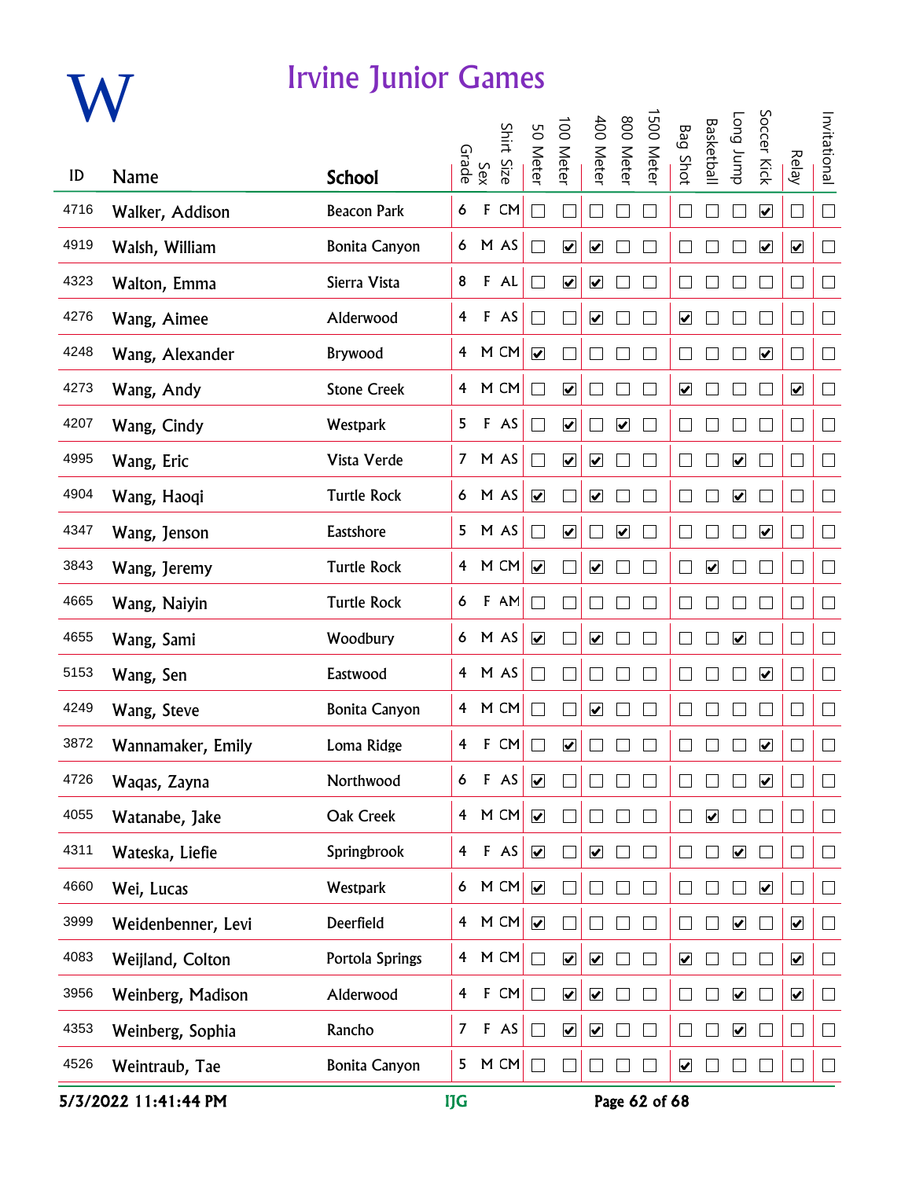# W

## Irvine Junior Games

| ID | Name | School | Grade | Sex | Shirt Size | 50 Meter | 100 Meter | 400 Meter | 800 Meter | 1500 Meter | Bag Shot | Basketball | Long Jump | Soccer Kick | Relay | Invitational |
|---|---|---|---|---|---|---|---|---|---|---|---|---|---|---|---|---|
| 4716 | Walker, Addison | Beacon Park | 6 | F | CM | ☐ | ☐ | ☐ | ☐ | ☐ | ☐ | ☐ | ☐ | ☑ | ☐ | ☐ |
| 4919 | Walsh, William | Bonita Canyon | 6 | M | AS | ☐ | ☑ | ☑ | ☐ | ☐ | ☐ | ☐ | ☐ | ☑ | ☑ | ☐ |
| 4323 | Walton, Emma | Sierra Vista | 8 | F | AL | ☐ | ☑ | ☑ | ☐ | ☐ | ☐ | ☐ | ☐ | ☐ | ☐ | ☐ |
| 4276 | Wang, Aimee | Alderwood | 4 | F | AS | ☐ | ☐ | ☑ | ☐ | ☐ | ☑ | ☐ | ☐ | ☐ | ☐ | ☐ |
| 4248 | Wang, Alexander | Brywood | 4 | M | CM | ☑ | ☐ | ☐ | ☐ | ☐ | ☐ | ☐ | ☐ | ☑ | ☐ | ☐ |
| 4273 | Wang, Andy | Stone Creek | 4 | M | CM | ☐ | ☑ | ☐ | ☐ | ☐ | ☑ | ☐ | ☐ | ☐ | ☑ | ☐ |
| 4207 | Wang, Cindy | Westpark | 5 | F | AS | ☐ | ☑ | ☐ | ☑ | ☐ | ☐ | ☐ | ☐ | ☐ | ☐ | ☐ |
| 4995 | Wang, Eric | Vista Verde | 7 | M | AS | ☐ | ☑ | ☑ | ☐ | ☐ | ☐ | ☐ | ☑ | ☐ | ☐ | ☐ |
| 4904 | Wang, Haoqi | Turtle Rock | 6 | M | AS | ☑ | ☐ | ☑ | ☐ | ☐ | ☐ | ☐ | ☑ | ☐ | ☐ | ☐ |
| 4347 | Wang, Jenson | Eastshore | 5 | M | AS | ☐ | ☑ | ☐ | ☑ | ☐ | ☐ | ☐ | ☐ | ☑ | ☐ | ☐ |
| 3843 | Wang, Jeremy | Turtle Rock | 4 | M | CM | ☑ | ☐ | ☑ | ☐ | ☐ | ☐ | ☑ | ☐ | ☐ | ☐ | ☐ |
| 4665 | Wang, Naiyin | Turtle Rock | 6 | F | AM | ☐ | ☐ | ☐ | ☐ | ☐ | ☐ | ☐ | ☐ | ☐ | ☐ | ☐ |
| 4655 | Wang, Sami | Woodbury | 6 | M | AS | ☑ | ☐ | ☑ | ☐ | ☐ | ☐ | ☐ | ☑ | ☐ | ☐ | ☐ |
| 5153 | Wang, Sen | Eastwood | 4 | M | AS | ☐ | ☐ | ☐ | ☐ | ☐ | ☐ | ☐ | ☐ | ☑ | ☐ | ☐ |
| 4249 | Wang, Steve | Bonita Canyon | 4 | M | CM | ☐ | ☐ | ☑ | ☐ | ☐ | ☐ | ☐ | ☐ | ☐ | ☐ | ☐ |
| 3872 | Wannamaker, Emily | Loma Ridge | 4 | F | CM | ☐ | ☑ | ☐ | ☐ | ☐ | ☐ | ☐ | ☐ | ☑ | ☐ | ☐ |
| 4726 | Waqas, Zayna | Northwood | 6 | F | AS | ☑ | ☐ | ☐ | ☐ | ☐ | ☐ | ☐ | ☐ | ☑ | ☐ | ☐ |
| 4055 | Watanabe, Jake | Oak Creek | 4 | M | CM | ☑ | ☐ | ☐ | ☐ | ☐ | ☐ | ☑ | ☐ | ☐ | ☐ | ☐ |
| 4311 | Wateska, Liefie | Springbrook | 4 | F | AS | ☑ | ☐ | ☑ | ☐ | ☐ | ☐ | ☐ | ☑ | ☐ | ☐ | ☐ |
| 4660 | Wei, Lucas | Westpark | 6 | M | CM | ☑ | ☐ | ☐ | ☐ | ☐ | ☐ | ☐ | ☐ | ☑ | ☐ | ☐ |
| 3999 | Weidenbenner, Levi | Deerfield | 4 | M | CM | ☑ | ☐ | ☐ | ☐ | ☐ | ☐ | ☐ | ☑ | ☐ | ☑ | ☐ |
| 4083 | Weijland, Colton | Portola Springs | 4 | M | CM | ☐ | ☑ | ☑ | ☐ | ☐ | ☑ | ☐ | ☐ | ☐ | ☑ | ☐ |
| 3956 | Weinberg, Madison | Alderwood | 4 | F | CM | ☐ | ☑ | ☑ | ☐ | ☐ | ☐ | ☐ | ☑ | ☐ | ☑ | ☐ |
| 4353 | Weinberg, Sophia | Rancho | 7 | F | AS | ☐ | ☑ | ☑ | ☐ | ☐ | ☐ | ☐ | ☑ | ☐ | ☐ | ☐ |
| 4526 | Weintraub, Tae | Bonita Canyon | 5 | M | CM | ☐ | ☐ | ☐ | ☐ | ☐ | ☑ | ☐ | ☐ | ☐ | ☐ | ☐ |

5/3/2022 11:41:44 PM IJG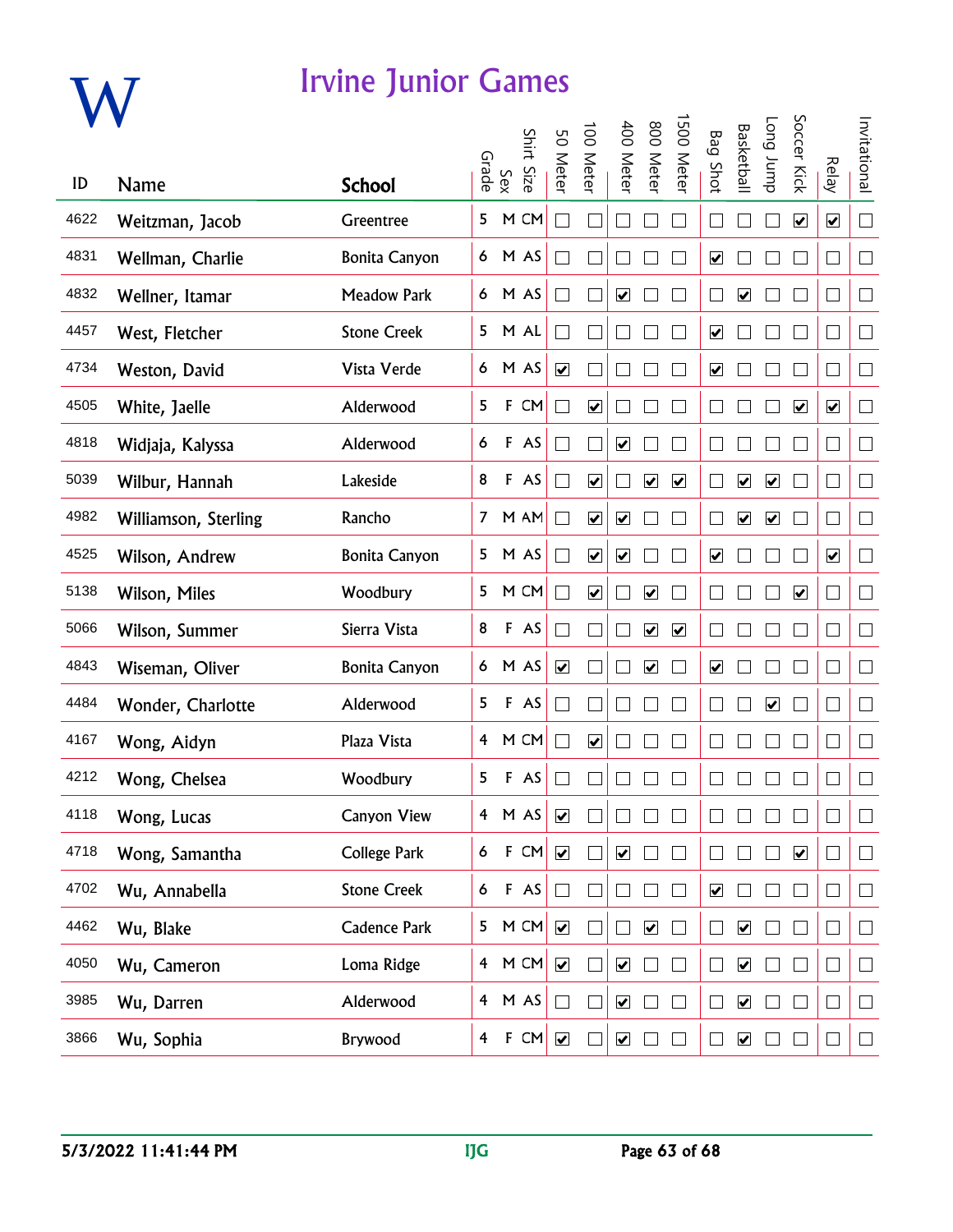# W

# Irvine Junior Games

| ID | Name | School | Grade | Sex | Shirt Size | 50 Meter | 100 Meter | 400 Meter | 800 Meter | 1500 Meter | Bag Shot | Basketball | Long Jump | Soccer Kick | Relay | Invitational |
|---|---|---|---|---|---|---|---|---|---|---|---|---|---|---|---|---|
| 4622 | Weitzman, Jacob | Greentree | 5 | M | CM | ☐ | ☐ | ☐ | ☐ | ☐ | ☐ | ☐ | ☐ | ☑ | ☑ | ☐ |
| 4831 | Wellman, Charlie | Bonita Canyon | 6 | M | AS | ☐ | ☐ | ☐ | ☐ | ☐ | ☑ | ☐ | ☐ | ☐ | ☐ | ☐ |
| 4832 | Wellner, Itamar | Meadow Park | 6 | M | AS | ☐ | ☐ | ☑ | ☐ | ☐ | ☐ | ☑ | ☐ | ☐ | ☐ | ☐ |
| 4457 | West, Fletcher | Stone Creek | 5 | M | AL | ☐ | ☐ | ☐ | ☐ | ☐ | ☑ | ☐ | ☐ | ☐ | ☐ | ☐ |
| 4734 | Weston, David | Vista Verde | 6 | M | AS | ☑ | ☐ | ☐ | ☐ | ☐ | ☑ | ☐ | ☐ | ☐ | ☐ | ☐ |
| 4505 | White, Jaelle | Alderwood | 5 | F | CM | ☐ | ☑ | ☐ | ☐ | ☐ | ☐ | ☐ | ☐ | ☑ | ☑ | ☐ |
| 4818 | Widjaja, Kalyssa | Alderwood | 6 | F | AS | ☐ | ☐ | ☑ | ☐ | ☐ | ☐ | ☐ | ☐ | ☐ | ☐ | ☐ |
| 5039 | Wilbur, Hannah | Lakeside | 8 | F | AS | ☐ | ☑ | ☐ | ☑ | ☑ | ☐ | ☑ | ☑ | ☐ | ☐ | ☐ |
| 4982 | Williamson, Sterling | Rancho | 7 | M | AM | ☐ | ☑ | ☑ | ☐ | ☐ | ☐ | ☑ | ☑ | ☐ | ☐ | ☐ |
| 4525 | Wilson, Andrew | Bonita Canyon | 5 | M | AS | ☐ | ☑ | ☑ | ☐ | ☐ | ☑ | ☐ | ☐ | ☐ | ☑ | ☐ |
| 5138 | Wilson, Miles | Woodbury | 5 | M | CM | ☐ | ☑ | ☐ | ☑ | ☐ | ☐ | ☐ | ☐ | ☑ | ☐ | ☐ |
| 5066 | Wilson, Summer | Sierra Vista | 8 | F | AS | ☐ | ☐ | ☐ | ☑ | ☑ | ☐ | ☐ | ☐ | ☐ | ☐ | ☐ |
| 4843 | Wiseman, Oliver | Bonita Canyon | 6 | M | AS | ☑ | ☐ | ☐ | ☑ | ☐ | ☑ | ☐ | ☐ | ☐ | ☐ | ☐ |
| 4484 | Wonder, Charlotte | Alderwood | 5 | F | AS | ☐ | ☐ | ☐ | ☐ | ☐ | ☐ | ☐ | ☑ | ☐ | ☐ | ☐ |
| 4167 | Wong, Aidyn | Plaza Vista | 4 | M | CM | ☐ | ☑ | ☐ | ☐ | ☐ | ☐ | ☐ | ☐ | ☐ | ☐ | ☐ |
| 4212 | Wong, Chelsea | Woodbury | 5 | F | AS | ☐ | ☐ | ☐ | ☐ | ☐ | ☐ | ☐ | ☐ | ☐ | ☐ | ☐ |
| 4118 | Wong, Lucas | Canyon View | 4 | M | AS | ☑ | ☐ | ☐ | ☐ | ☐ | ☐ | ☐ | ☐ | ☐ | ☐ | ☐ |
| 4718 | Wong, Samantha | College Park | 6 | F | CM | ☑ | ☐ | ☑ | ☐ | ☐ | ☐ | ☐ | ☐ | ☑ | ☐ | ☐ |
| 4702 | Wu, Annabella | Stone Creek | 6 | F | AS | ☐ | ☐ | ☐ | ☐ | ☐ | ☑ | ☐ | ☐ | ☐ | ☐ | ☐ |
| 4462 | Wu, Blake | Cadence Park | 5 | M | CM | ☑ | ☐ | ☐ | ☑ | ☐ | ☐ | ☑ | ☐ | ☐ | ☐ | ☐ |
| 4050 | Wu, Cameron | Loma Ridge | 4 | M | CM | ☑ | ☐ | ☑ | ☐ | ☐ | ☐ | ☑ | ☐ | ☐ | ☐ | ☐ |
| 3985 | Wu, Darren | Alderwood | 4 | M | AS | ☐ | ☐ | ☑ | ☐ | ☐ | ☐ | ☑ | ☐ | ☐ | ☐ | ☐ |
| 3866 | Wu, Sophia | Brywood | 4 | F | CM | ☑ | ☐ | ☑ | ☐ | ☐ | ☐ | ☑ | ☐ | ☐ | ☐ | ☐ |

5/3/2022 11:41:44 PM IJG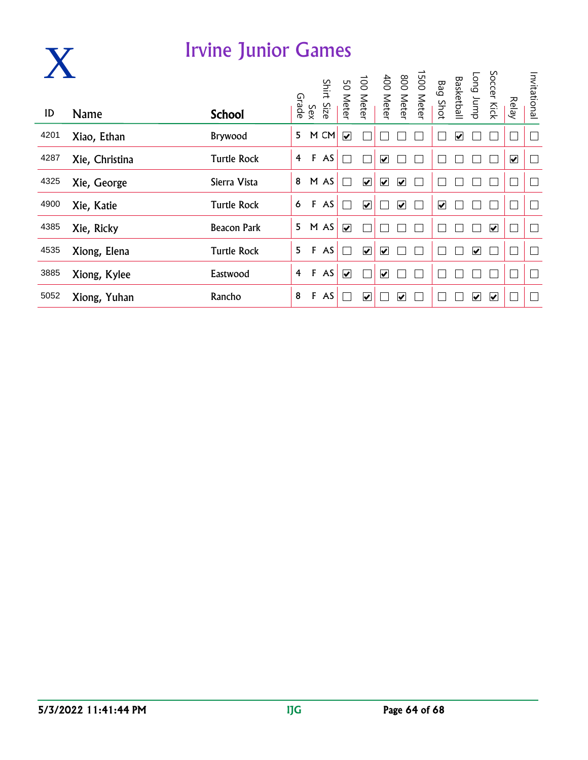# X

## Irvine Junior Games

| ID | Name | School | Grade | Sex | Shirt Size | 50 Meter | 100 Meter | 400 Meter | 800 Meter | 1500 Meter | Bag Shot | Basketball | Long Jump | Soccer Kick | Relay | Invitational |
|---|---|---|---|---|---|---|---|---|---|---|---|---|---|---|---|---|
| 4201 | Xiao, Ethan | Brywood | 5 | M | CM | ☑ | ☐ | ☐ | ☐ | ☐ | ☐ | ☑ | ☐ | ☐ | ☐ | ☐ |
| 4287 | Xie, Christina | Turtle Rock | 4 | F | AS | ☐ | ☐ | ☑ | ☐ | ☐ | ☐ | ☐ | ☐ | ☐ | ☑ | ☐ |
| 4325 | Xie, George | Sierra Vista | 8 | M | AS | ☐ | ☑ | ☑ | ☑ | ☐ | ☐ | ☐ | ☐ | ☐ | ☐ | ☐ |
| 4900 | Xie, Katie | Turtle Rock | 6 | F | AS | ☐ | ☑ | ☐ | ☑ | ☐ | ☑ | ☐ | ☐ | ☐ | ☐ | ☐ |
| 4385 | Xie, Ricky | Beacon Park | 5 | M | AS | ☑ | ☐ | ☐ | ☐ | ☐ | ☐ | ☐ | ☐ | ☑ | ☐ | ☐ |
| 4535 | Xiong, Elena | Turtle Rock | 5 | F | AS | ☐ | ☑ | ☑ | ☐ | ☐ | ☐ | ☐ | ☑ | ☐ | ☐ | ☐ |
| 3885 | Xiong, Kylee | Eastwood | 4 | F | AS | ☑ | ☐ | ☑ | ☐ | ☐ | ☐ | ☐ | ☐ | ☐ | ☐ | ☐ |
| 5052 | Xiong, Yuhan | Rancho | 8 | F | AS | ☐ | ☑ | ☐ | ☑ | ☐ | ☐ | ☐ | ☑ | ☑ | ☐ | ☐ |

5/3/2022 11:41:44 PM — IJG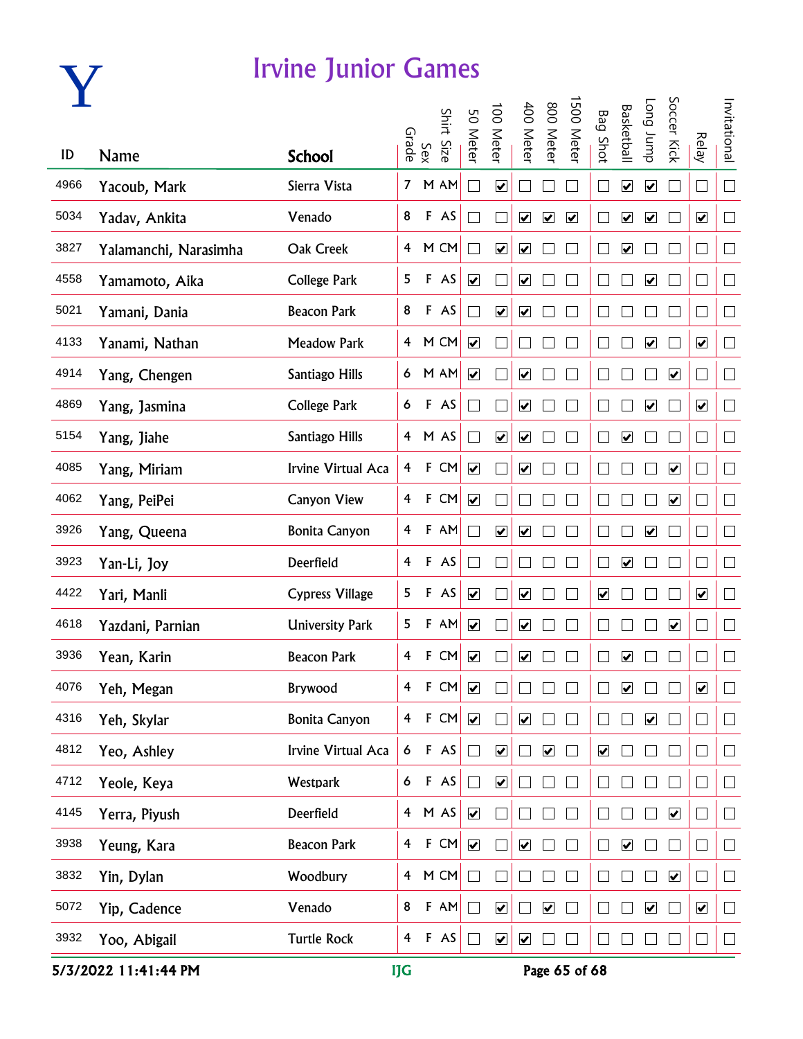# Y

## Irvine Junior Games

| ID | Name | School | Grade | Sex | Shirt Size | 50 Meter | 100 Meter | 400 Meter | 800 Meter | 1500 Meter | Bag Shot | Basketball | Long Jump | Soccer Kick | Relay | Invitational |
|---|---|---|---|---|---|---|---|---|---|---|---|---|---|---|---|---|
| 4966 | Yacoub, Mark | Sierra Vista | 7 | M | AM | ☐ | ☑ | ☐ | ☐ | ☐ | ☐ | ☑ | ☑ | ☐ | ☐ | ☐ |
| 5034 | Yadav, Ankita | Venado | 8 | F | AS | ☐ | ☐ | ☑ | ☑ | ☑ | ☐ | ☑ | ☑ | ☐ | ☑ | ☐ |
| 3827 | Yalamanchi, Narasimha | Oak Creek | 4 | M | CM | ☐ | ☑ | ☑ | ☐ | ☐ | ☐ | ☑ | ☐ | ☐ | ☐ | ☐ |
| 4558 | Yamamoto, Aika | College Park | 5 | F | AS | ☑ | ☐ | ☑ | ☐ | ☐ | ☐ | ☐ | ☑ | ☐ | ☐ | ☐ |
| 5021 | Yamani, Dania | Beacon Park | 8 | F | AS | ☐ | ☑ | ☑ | ☐ | ☐ | ☐ | ☐ | ☐ | ☐ | ☐ | ☐ |
| 4133 | Yanami, Nathan | Meadow Park | 4 | M | CM | ☑ | ☐ | ☐ | ☐ | ☐ | ☐ | ☐ | ☑ | ☐ | ☑ | ☐ |
| 4914 | Yang, Chengen | Santiago Hills | 6 | M | AM | ☑ | ☐ | ☑ | ☐ | ☐ | ☐ | ☐ | ☐ | ☑ | ☐ | ☐ |
| 4869 | Yang, Jasmina | College Park | 6 | F | AS | ☐ | ☐ | ☑ | ☐ | ☐ | ☐ | ☐ | ☑ | ☐ | ☑ | ☐ |
| 5154 | Yang, Jiahe | Santiago Hills | 4 | M | AS | ☐ | ☑ | ☑ | ☐ | ☐ | ☐ | ☑ | ☐ | ☐ | ☐ | ☐ |
| 4085 | Yang, Miriam | Irvine Virtual Aca | 4 | F | CM | ☑ | ☐ | ☑ | ☐ | ☐ | ☐ | ☐ | ☐ | ☑ | ☐ | ☐ |
| 4062 | Yang, PeiPei | Canyon View | 4 | F | CM | ☑ | ☐ | ☐ | ☐ | ☐ | ☐ | ☐ | ☐ | ☑ | ☐ | ☐ |
| 3926 | Yang, Queena | Bonita Canyon | 4 | F | AM | ☐ | ☑ | ☑ | ☐ | ☐ | ☐ | ☐ | ☑ | ☐ | ☐ | ☐ |
| 3923 | Yan-Li, Joy | Deerfield | 4 | F | AS | ☐ | ☐ | ☐ | ☐ | ☐ | ☐ | ☑ | ☐ | ☐ | ☐ | ☐ |
| 4422 | Yari, Manli | Cypress Village | 5 | F | AS | ☑ | ☐ | ☑ | ☐ | ☐ | ☑ | ☐ | ☐ | ☐ | ☑ | ☐ |
| 4618 | Yazdani, Parnian | University Park | 5 | F | AM | ☑ | ☐ | ☑ | ☐ | ☐ | ☐ | ☐ | ☐ | ☑ | ☐ | ☐ |
| 3936 | Yean, Karin | Beacon Park | 4 | F | CM | ☑ | ☐ | ☑ | ☐ | ☐ | ☐ | ☑ | ☐ | ☐ | ☐ | ☐ |
| 4076 | Yeh, Megan | Brywood | 4 | F | CM | ☑ | ☐ | ☐ | ☐ | ☐ | ☐ | ☑ | ☐ | ☐ | ☑ | ☐ |
| 4316 | Yeh, Skylar | Bonita Canyon | 4 | F | CM | ☑ | ☐ | ☑ | ☐ | ☐ | ☐ | ☐ | ☑ | ☐ | ☐ | ☐ |
| 4812 | Yeo, Ashley | Irvine Virtual Aca | 6 | F | AS | ☐ | ☑ | ☐ | ☑ | ☐ | ☑ | ☐ | ☐ | ☐ | ☐ | ☐ |
| 4712 | Yeole, Keya | Westpark | 6 | F | AS | ☐ | ☑ | ☐ | ☐ | ☐ | ☐ | ☐ | ☐ | ☐ | ☐ | ☐ |
| 4145 | Yerra, Piyush | Deerfield | 4 | M | AS | ☑ | ☐ | ☐ | ☐ | ☐ | ☐ | ☐ | ☐ | ☑ | ☐ | ☐ |
| 3938 | Yeung, Kara | Beacon Park | 4 | F | CM | ☑ | ☐ | ☑ | ☐ | ☐ | ☐ | ☑ | ☐ | ☐ | ☐ | ☐ |
| 3832 | Yin, Dylan | Woodbury | 4 | M | CM | ☐ | ☐ | ☐ | ☐ | ☐ | ☐ | ☐ | ☐ | ☑ | ☐ | ☐ |
| 5072 | Yip, Cadence | Venado | 8 | F | AM | ☐ | ☑ | ☐ | ☑ | ☐ | ☐ | ☐ | ☑ | ☐ | ☑ | ☐ |
| 3932 | Yoo, Abigail | Turtle Rock | 4 | F | AS | ☐ | ☑ | ☑ | ☐ | ☐ | ☐ | ☐ | ☐ | ☐ | ☐ | ☐ |

5/3/2022 11:41:44 PM IJG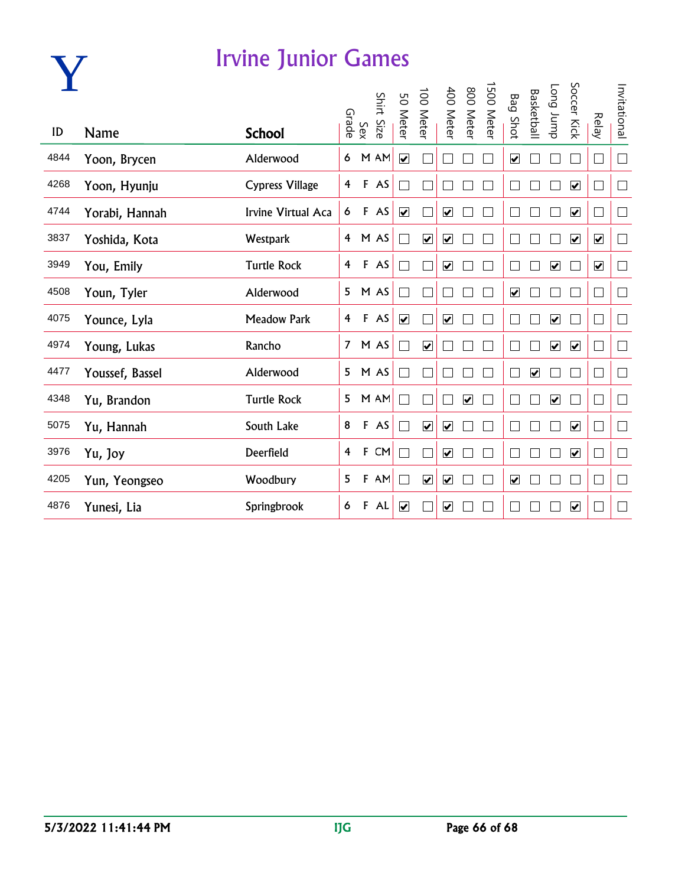# Y

## Irvine Junior Games

| ID | Name | School | Grade | Sex | Shirt Size | 50 Meter | 100 Meter | 400 Meter | 800 Meter | 1500 Meter | Bag Shot | Basketball | Long Jump | Soccer Kick | Relay | Invitational |
|---|---|---|---|---|---|---|---|---|---|---|---|---|---|---|---|---|
| 4844 | Yoon, Brycen | Alderwood | 6 | M | AM | ☑ | ☐ | ☐ | ☐ | ☐ | ☑ | ☐ | ☐ | ☐ | ☐ | ☐ |
| 4268 | Yoon, Hyunju | Cypress Village | 4 | F | AS | ☐ | ☐ | ☐ | ☐ | ☐ | ☐ | ☐ | ☐ | ☑ | ☐ | ☐ |
| 4744 | Yorabi, Hannah | Irvine Virtual Aca | 6 | F | AS | ☑ | ☐ | ☑ | ☐ | ☐ | ☐ | ☐ | ☐ | ☑ | ☐ | ☐ |
| 3837 | Yoshida, Kota | Westpark | 4 | M | AS | ☐ | ☑ | ☑ | ☐ | ☐ | ☐ | ☐ | ☐ | ☑ | ☑ | ☐ |
| 3949 | You, Emily | Turtle Rock | 4 | F | AS | ☐ | ☐ | ☑ | ☐ | ☐ | ☐ | ☐ | ☑ | ☐ | ☑ | ☐ |
| 4508 | Youn, Tyler | Alderwood | 5 | M | AS | ☐ | ☐ | ☐ | ☐ | ☐ | ☑ | ☐ | ☐ | ☐ | ☐ | ☐ |
| 4075 | Younce, Lyla | Meadow Park | 4 | F | AS | ☑ | ☐ | ☑ | ☐ | ☐ | ☐ | ☐ | ☑ | ☐ | ☐ | ☐ |
| 4974 | Young, Lukas | Rancho | 7 | M | AS | ☐ | ☑ | ☐ | ☐ | ☐ | ☐ | ☐ | ☑ | ☑ | ☐ | ☐ |
| 4477 | Youssef, Bassel | Alderwood | 5 | M | AS | ☐ | ☐ | ☐ | ☐ | ☐ | ☐ | ☑ | ☐ | ☐ | ☐ | ☐ |
| 4348 | Yu, Brandon | Turtle Rock | 5 | M | AM | ☐ | ☐ | ☐ | ☑ | ☐ | ☐ | ☐ | ☑ | ☐ | ☐ | ☐ |
| 5075 | Yu, Hannah | South Lake | 8 | F | AS | ☐ | ☑ | ☑ | ☐ | ☐ | ☐ | ☐ | ☐ | ☑ | ☐ | ☐ |
| 3976 | Yu, Joy | Deerfield | 4 | F | CM | ☐ | ☐ | ☑ | ☐ | ☐ | ☐ | ☐ | ☐ | ☑ | ☐ | ☐ |
| 4205 | Yun, Yeongseo | Woodbury | 5 | F | AM | ☐ | ☑ | ☑ | ☐ | ☐ | ☑ | ☐ | ☐ | ☐ | ☐ | ☐ |
| 4876 | Yunesi, Lia | Springbrook | 6 | F | AL | ☑ | ☐ | ☑ | ☐ | ☐ | ☐ | ☐ | ☐ | ☑ | ☐ | ☐ |

5/3/2022 11:41:44 PM | IJG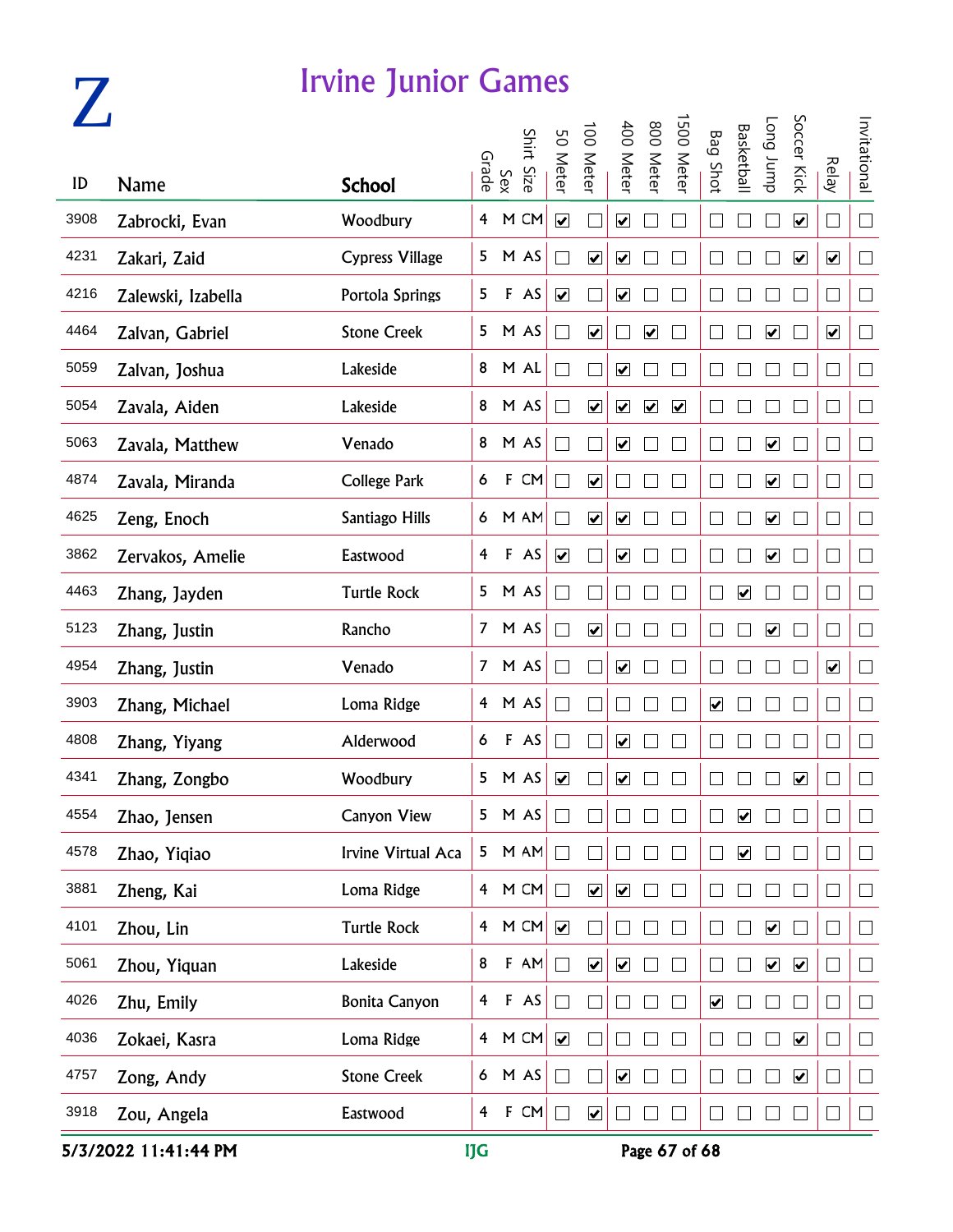# Z

## Irvine Junior Games

| ID | Name | School | Grade | Sex | Shirt Size | 50 Meter | 100 Meter | 400 Meter | 800 Meter | 1500 Meter | Bag Shot | Basketball | Long Jump | Soccer Kick | Relay | Invitational |
|---|---|---|---|---|---|---|---|---|---|---|---|---|---|---|---|---|
| 3908 | Zabrocki, Evan | Woodbury | 4 | M | CM | ☑ | ☐ | ☑ | ☐ | ☐ | ☐ | ☐ | ☐ | ☑ | ☐ | ☐ |
| 4231 | Zakari, Zaid | Cypress Village | 5 | M | AS | ☐ | ☑ | ☑ | ☐ | ☐ | ☐ | ☐ | ☐ | ☑ | ☑ | ☐ |
| 4216 | Zalewski, Izabella | Portola Springs | 5 | F | AS | ☑ | ☐ | ☑ | ☐ | ☐ | ☐ | ☐ | ☐ | ☐ | ☐ | ☐ |
| 4464 | Zalvan, Gabriel | Stone Creek | 5 | M | AS | ☐ | ☑ | ☐ | ☑ | ☐ | ☐ | ☐ | ☑ | ☐ | ☑ | ☐ |
| 5059 | Zalvan, Joshua | Lakeside | 8 | M | AL | ☐ | ☐ | ☑ | ☐ | ☐ | ☐ | ☐ | ☐ | ☐ | ☐ | ☐ |
| 5054 | Zavala, Aiden | Lakeside | 8 | M | AS | ☐ | ☑ | ☑ | ☑ | ☑ | ☐ | ☐ | ☐ | ☐ | ☐ | ☐ |
| 5063 | Zavala, Matthew | Venado | 8 | M | AS | ☐ | ☐ | ☑ | ☐ | ☐ | ☐ | ☐ | ☑ | ☐ | ☐ | ☐ |
| 4874 | Zavala, Miranda | College Park | 6 | F | CM | ☐ | ☑ | ☐ | ☐ | ☐ | ☐ | ☐ | ☑ | ☐ | ☐ | ☐ |
| 4625 | Zeng, Enoch | Santiago Hills | 6 | M | AM | ☐ | ☑ | ☑ | ☐ | ☐ | ☐ | ☐ | ☑ | ☐ | ☐ | ☐ |
| 3862 | Zervakos, Amelie | Eastwood | 4 | F | AS | ☑ | ☐ | ☑ | ☐ | ☐ | ☐ | ☐ | ☑ | ☐ | ☐ | ☐ |
| 4463 | Zhang, Jayden | Turtle Rock | 5 | M | AS | ☐ | ☐ | ☐ | ☐ | ☐ | ☐ | ☑ | ☐ | ☐ | ☐ | ☐ |
| 5123 | Zhang, Justin | Rancho | 7 | M | AS | ☐ | ☑ | ☐ | ☐ | ☐ | ☐ | ☐ | ☑ | ☐ | ☐ | ☐ |
| 4954 | Zhang, Justin | Venado | 7 | M | AS | ☐ | ☐ | ☑ | ☐ | ☐ | ☐ | ☐ | ☐ | ☐ | ☑ | ☐ |
| 3903 | Zhang, Michael | Loma Ridge | 4 | M | AS | ☐ | ☐ | ☐ | ☐ | ☐ | ☑ | ☐ | ☐ | ☐ | ☐ | ☐ |
| 4808 | Zhang, Yiyang | Alderwood | 6 | F | AS | ☐ | ☐ | ☑ | ☐ | ☐ | ☐ | ☐ | ☐ | ☐ | ☐ | ☐ |
| 4341 | Zhang, Zongbo | Woodbury | 5 | M | AS | ☑ | ☐ | ☑ | ☐ | ☐ | ☐ | ☐ | ☐ | ☑ | ☐ | ☐ |
| 4554 | Zhao, Jensen | Canyon View | 5 | M | AS | ☐ | ☐ | ☐ | ☐ | ☐ | ☐ | ☑ | ☐ | ☐ | ☐ | ☐ |
| 4578 | Zhao, Yiqiao | Irvine Virtual Aca | 5 | M | AM | ☐ | ☐ | ☐ | ☐ | ☐ | ☐ | ☑ | ☐ | ☐ | ☐ | ☐ |
| 3881 | Zheng, Kai | Loma Ridge | 4 | M | CM | ☐ | ☑ | ☑ | ☐ | ☐ | ☐ | ☐ | ☐ | ☐ | ☐ | ☐ |
| 4101 | Zhou, Lin | Turtle Rock | 4 | M | CM | ☑ | ☐ | ☐ | ☐ | ☐ | ☐ | ☐ | ☑ | ☐ | ☐ | ☐ |
| 5061 | Zhou, Yiquan | Lakeside | 8 | F | AM | ☐ | ☑ | ☑ | ☐ | ☐ | ☐ | ☐ | ☑ | ☑ | ☐ | ☐ |
| 4026 | Zhu, Emily | Bonita Canyon | 4 | F | AS | ☐ | ☐ | ☐ | ☐ | ☐ | ☑ | ☐ | ☐ | ☐ | ☐ | ☐ |
| 4036 | Zokaei, Kasra | Loma Ridge | 4 | M | CM | ☑ | ☐ | ☐ | ☐ | ☐ | ☐ | ☐ | ☐ | ☑ | ☐ | ☐ |
| 4757 | Zong, Andy | Stone Creek | 6 | M | AS | ☐ | ☐ | ☑ | ☐ | ☐ | ☐ | ☐ | ☐ | ☑ | ☐ | ☐ |
| 3918 | Zou, Angela | Eastwood | 4 | F | CM | ☐ | ☑ | ☐ | ☐ | ☐ | ☐ | ☐ | ☐ | ☐ | ☐ | ☐ |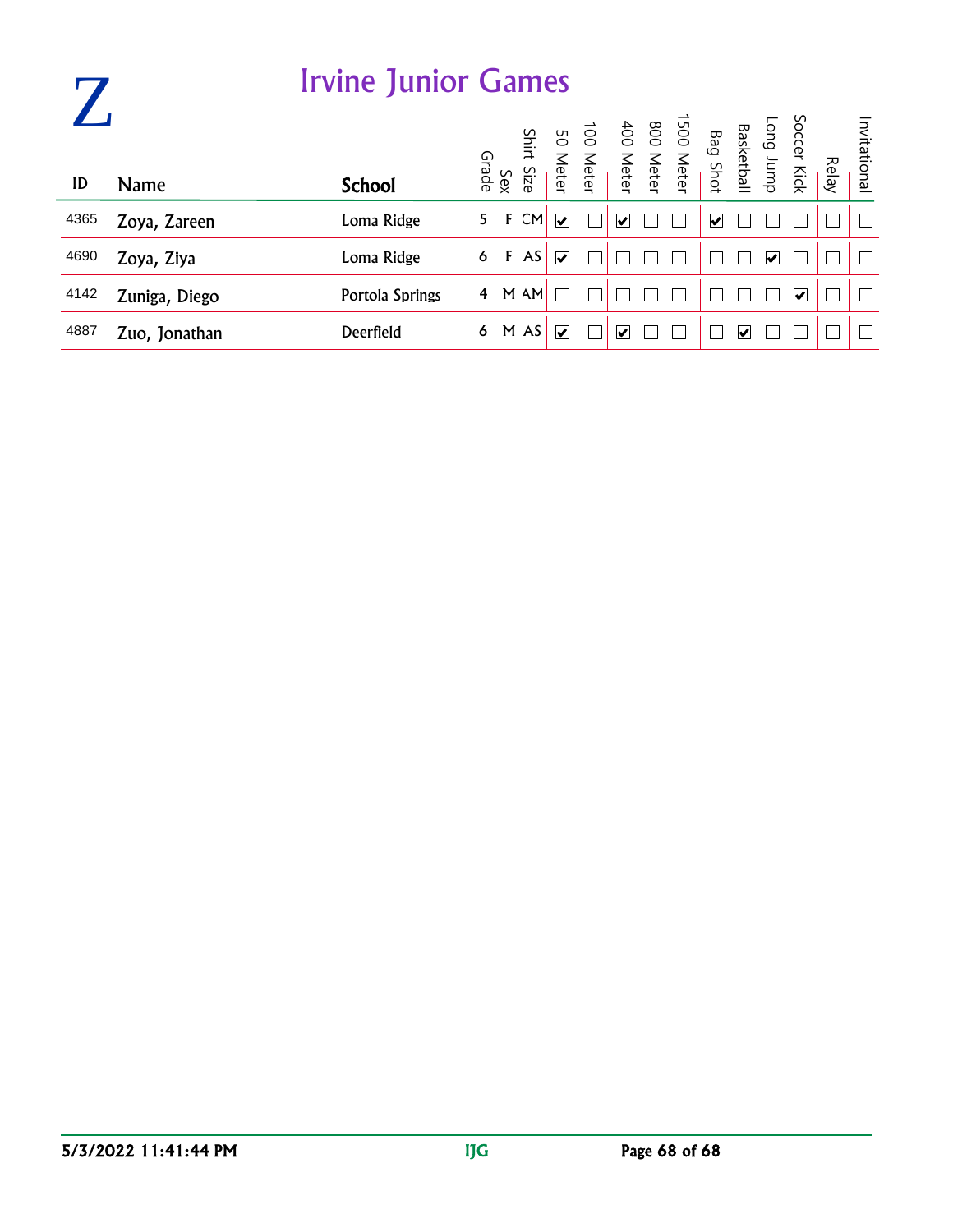# Z

## Irvine Junior Games

| ID | Name | School | Grade | Sex | Shirt Size | 50 Meter | 100 Meter | 400 Meter | 800 Meter | 1500 Meter | Bag Shot | Basketball | Long Jump | Soccer Kick | Relay | Invitational |
|---|---|---|---|---|---|---|---|---|---|---|---|---|---|---|---|---|
| 4365 | Zoya, Zareen | Loma Ridge | 5 | F | CM | ☑ | ☐ | ☑ | ☐ | ☐ | ☑ | ☐ | ☐ | ☐ | ☐ | ☐ |
| 4690 | Zoya, Ziya | Loma Ridge | 6 | F | AS | ☑ | ☐ | ☐ | ☐ | ☐ | ☐ | ☐ | ☑ | ☐ | ☐ | ☐ |
| 4142 | Zuniga, Diego | Portola Springs | 4 | M | AM | ☐ | ☐ | ☐ | ☐ | ☐ | ☐ | ☐ | ☐ | ☑ | ☐ | ☐ |
| 4887 | Zuo, Jonathan | Deerfield | 6 | M | AS | ☑ | ☐ | ☑ | ☐ | ☐ | ☐ | ☑ | ☐ | ☐ | ☐ | ☐ |

5/3/2022 11:41:44 PM IJG